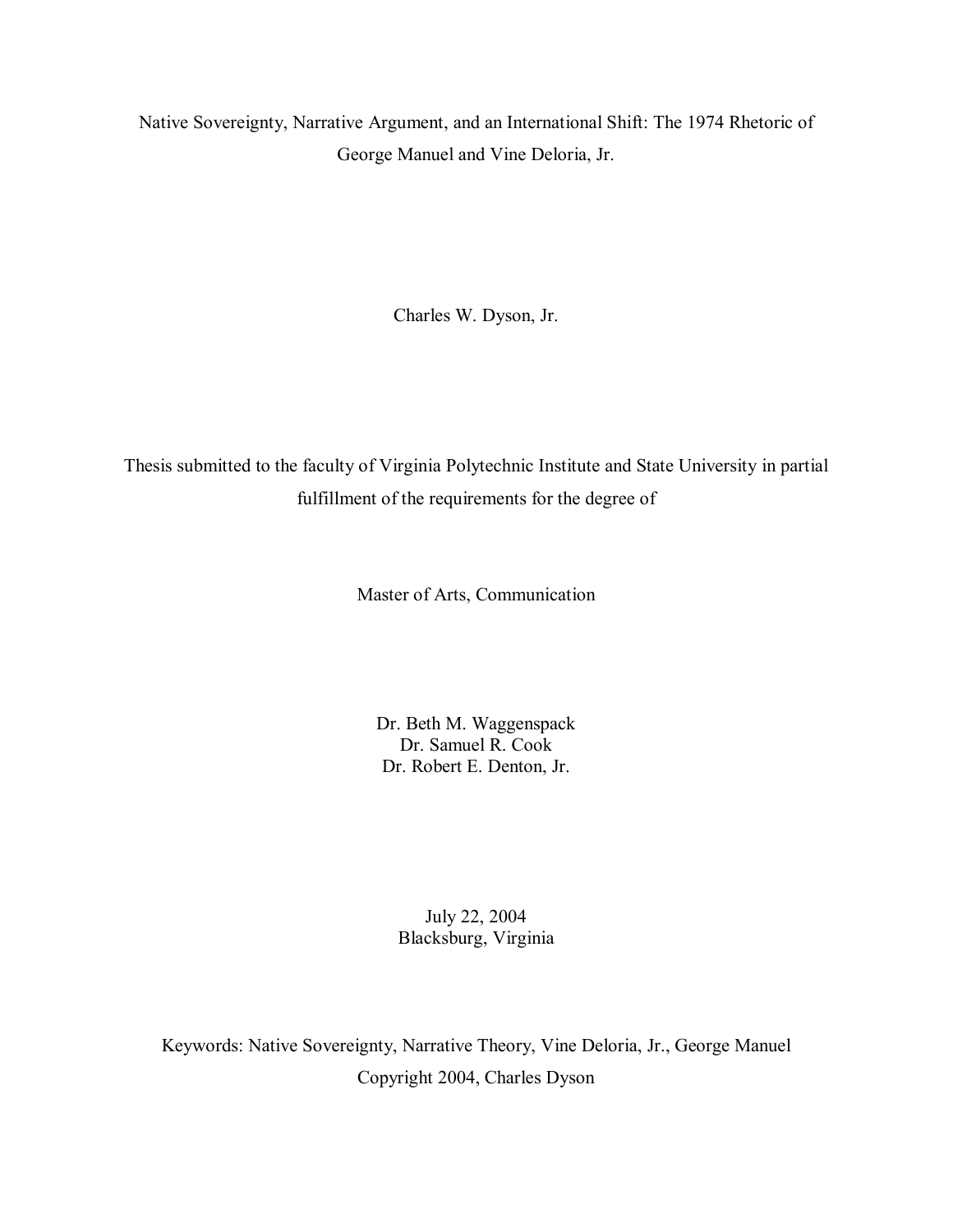# Native Sovereignty, Narrative Argument, and an International Shift: The 1974 Rhetoric of George Manuel and Vine Deloria, Jr.

Charles W. Dyson, Jr.

Thesis submitted to the faculty of Virginia Polytechnic Institute and State University in partial fulfillment of the requirements for the degree of

Master of Arts, Communication

Dr. Beth M. Waggenspack
Dr. Samuel R. Cook
Dr. Robert E. Denton, Jr.

July 22, 2004
Blacksburg, Virginia

Keywords: Native Sovereignty, Narrative Theory, Vine Deloria, Jr., George Manuel
Copyright 2004, Charles Dyson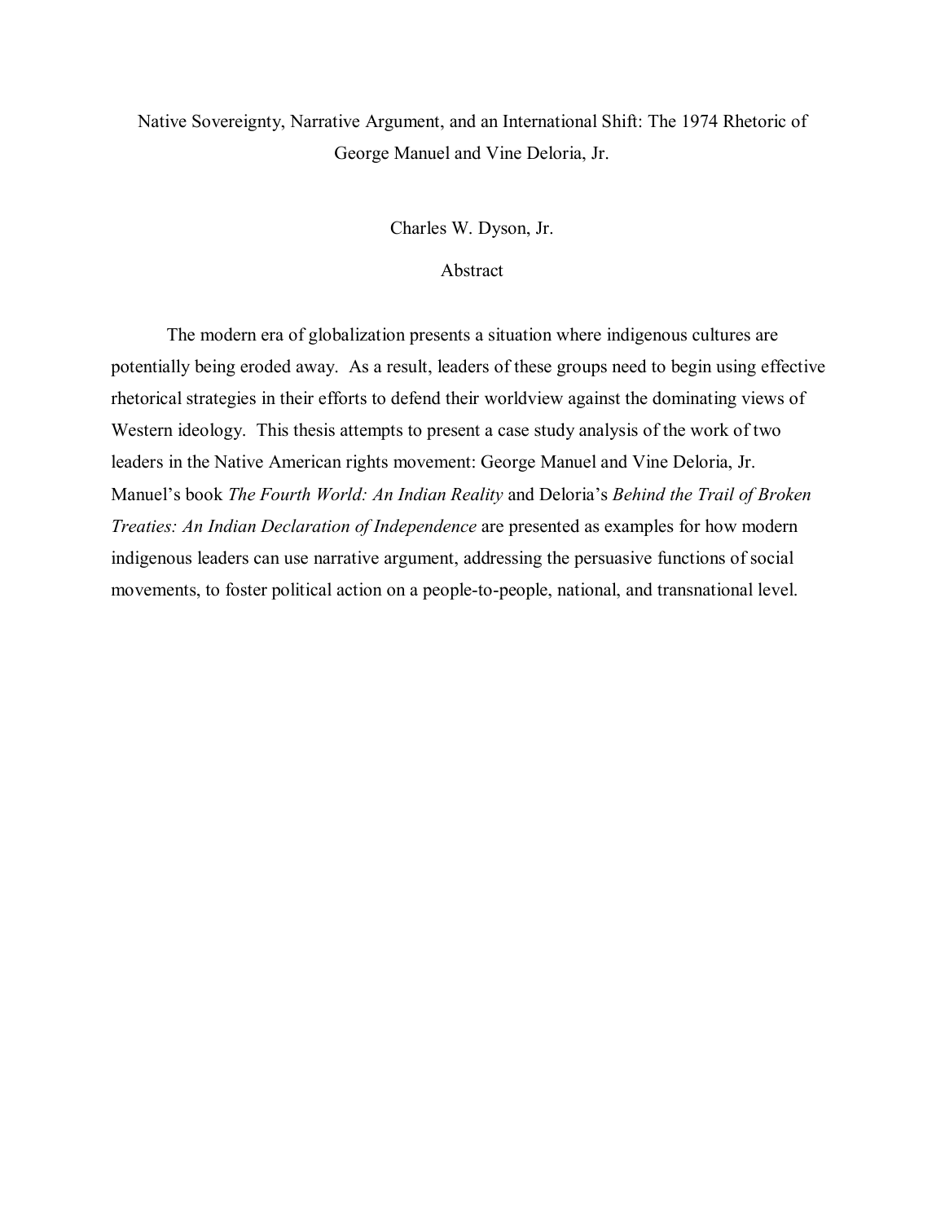# Native Sovereignty, Narrative Argument, and an International Shift: The 1974 Rhetoric of George Manuel and Vine Deloria, Jr.

Charles W. Dyson, Jr.

## Abstract

The modern era of globalization presents a situation where indigenous cultures are potentially being eroded away. As a result, leaders of these groups need to begin using effective rhetorical strategies in their efforts to defend their worldview against the dominating views of Western ideology. This thesis attempts to present a case study analysis of the work of two leaders in the Native American rights movement: George Manuel and Vine Deloria, Jr. Manuel's book *The Fourth World: An Indian Reality* and Deloria's *Behind the Trail of Broken Treaties: An Indian Declaration of Independence* are presented as examples for how modern indigenous leaders can use narrative argument, addressing the persuasive functions of social movements, to foster political action on a people-to-people, national, and transnational level.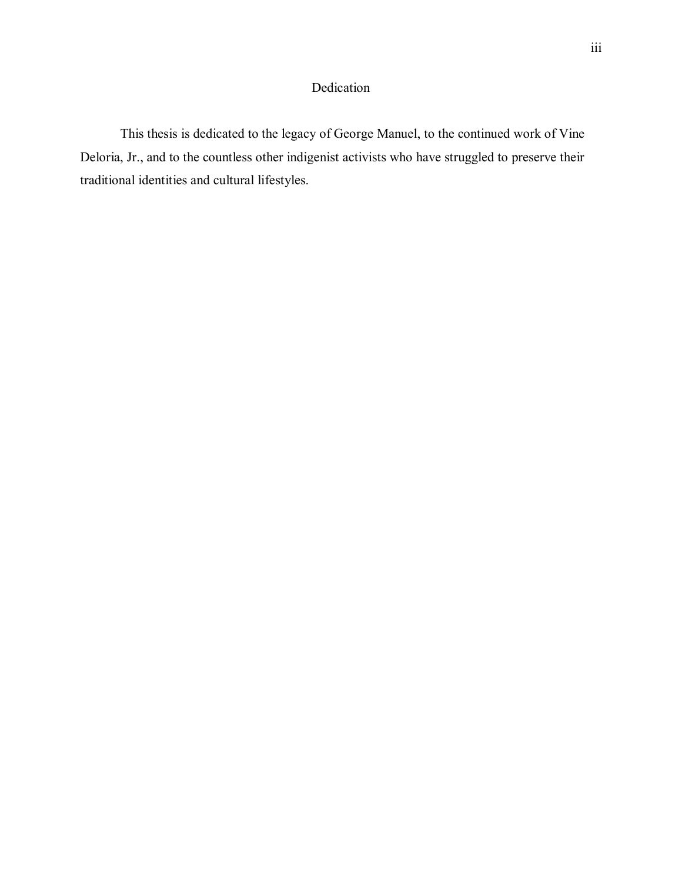# Dedication

This thesis is dedicated to the legacy of George Manuel, to the continued work of Vine Deloria, Jr., and to the countless other indigenist activists who have struggled to preserve their traditional identities and cultural lifestyles.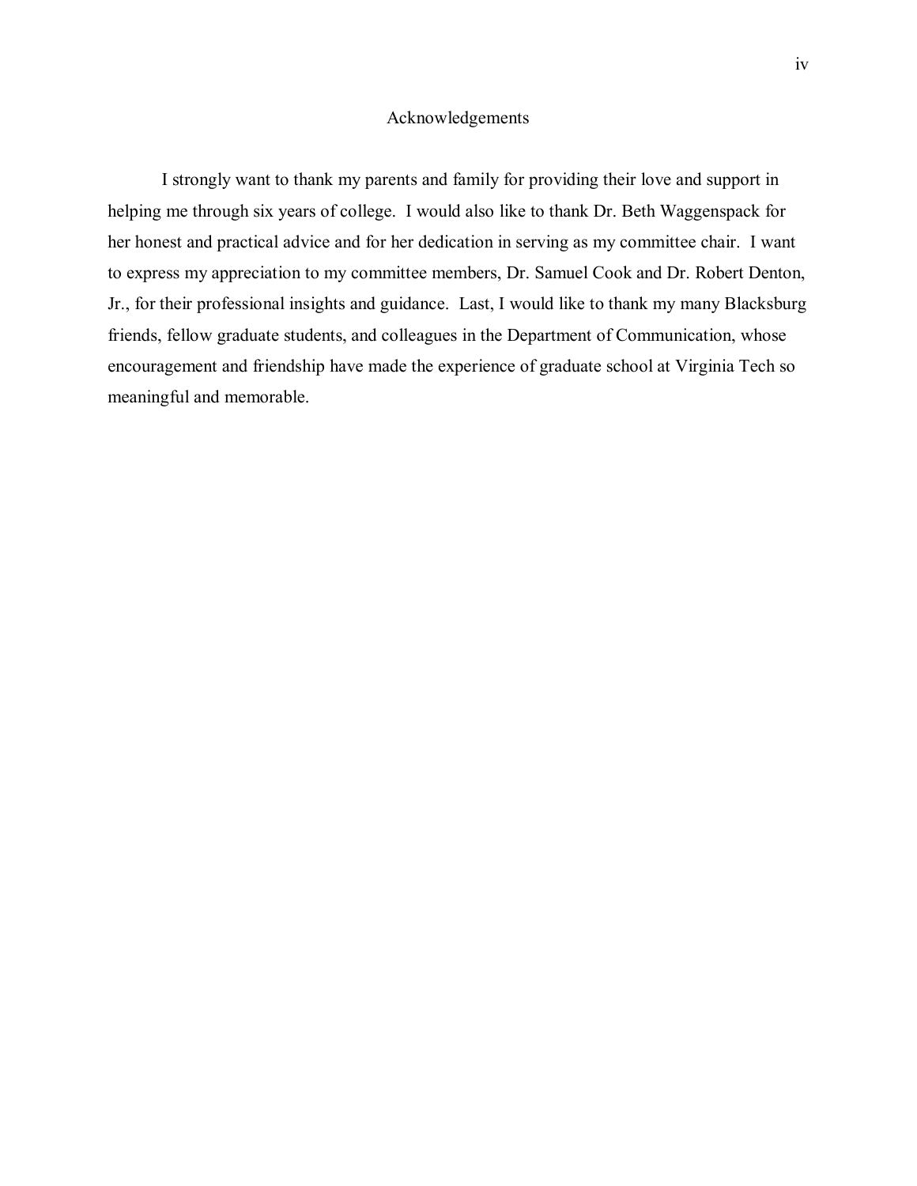# Acknowledgements

I strongly want to thank my parents and family for providing their love and support in helping me through six years of college. I would also like to thank Dr. Beth Waggenspack for her honest and practical advice and for her dedication in serving as my committee chair. I want to express my appreciation to my committee members, Dr. Samuel Cook and Dr. Robert Denton, Jr., for their professional insights and guidance. Last, I would like to thank my many Blacksburg friends, fellow graduate students, and colleagues in the Department of Communication, whose encouragement and friendship have made the experience of graduate school at Virginia Tech so meaningful and memorable.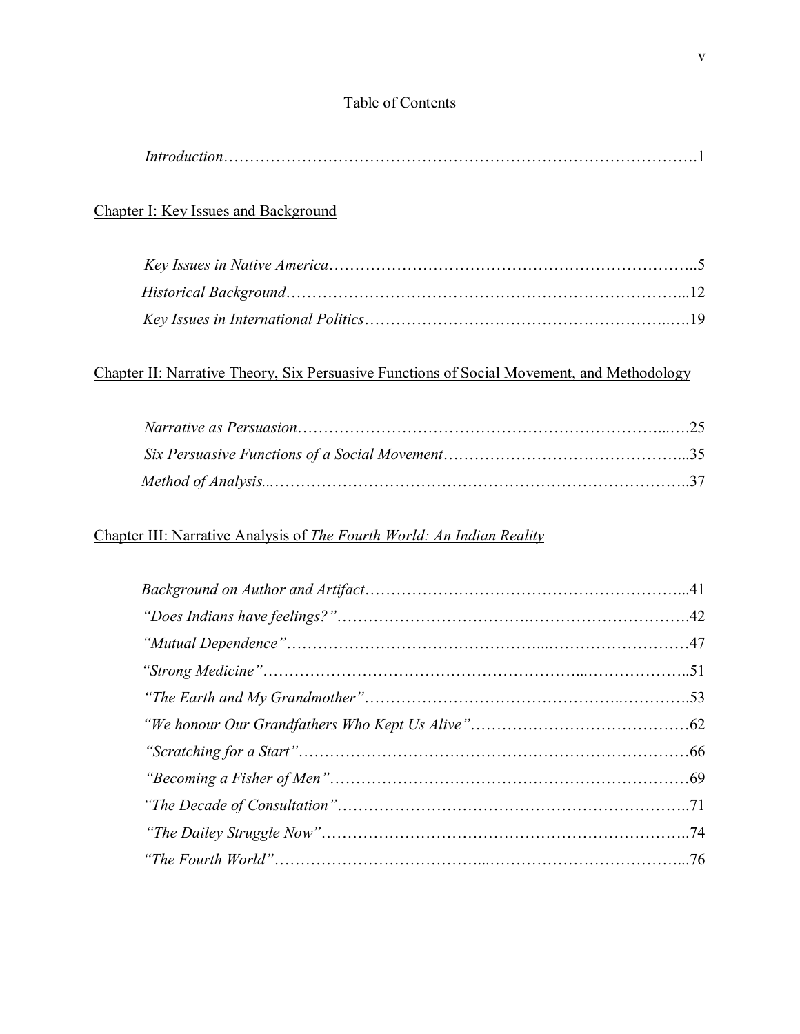# Table of Contents

*Introduction*……………………………………………………………………………….1

## Chapter I: Key Issues and Background

*Key Issues in Native America*……………………………………………………………..5

*Historical Background*…………………………………………………………………...12

*Key Issues in International Politics*……………………………………………….…….19

## Chapter II: Narrative Theory, Six Persuasive Functions of Social Movement, and Methodology

*Narrative as Persuasion*……………………………………………………………...….25

*Six Persuasive Functions of a Social Movement*……………………………………...35

*Method of Analysis..*……………………………………………………………………..37

## Chapter III: Narrative Analysis of *The Fourth World: An Indian Reality*

*Background on Author and Artifact*……………………………………………………...41

*"Does Indians have feelings?"*…………………………………………………………….42

*"Mutual Dependence"*……………………………………………………………………47

*"Strong Medicine"*……………………………………………………………………..51

*"The Earth and My Grandmother"*……………………………………………………….53

*"We honour Our Grandfathers Who Kept Us Alive"*……………………………………62

*"Scratching for a Start"*…………………………………………………………………66

*"Becoming a Fisher of Men"*……………………………………………………………69

*"The Decade of Consultation"*…………………………………………………………..71

*"The Dailey Struggle Now"*……………………………………………………………..74

*"The Fourth World"*……………………………………………………………………...76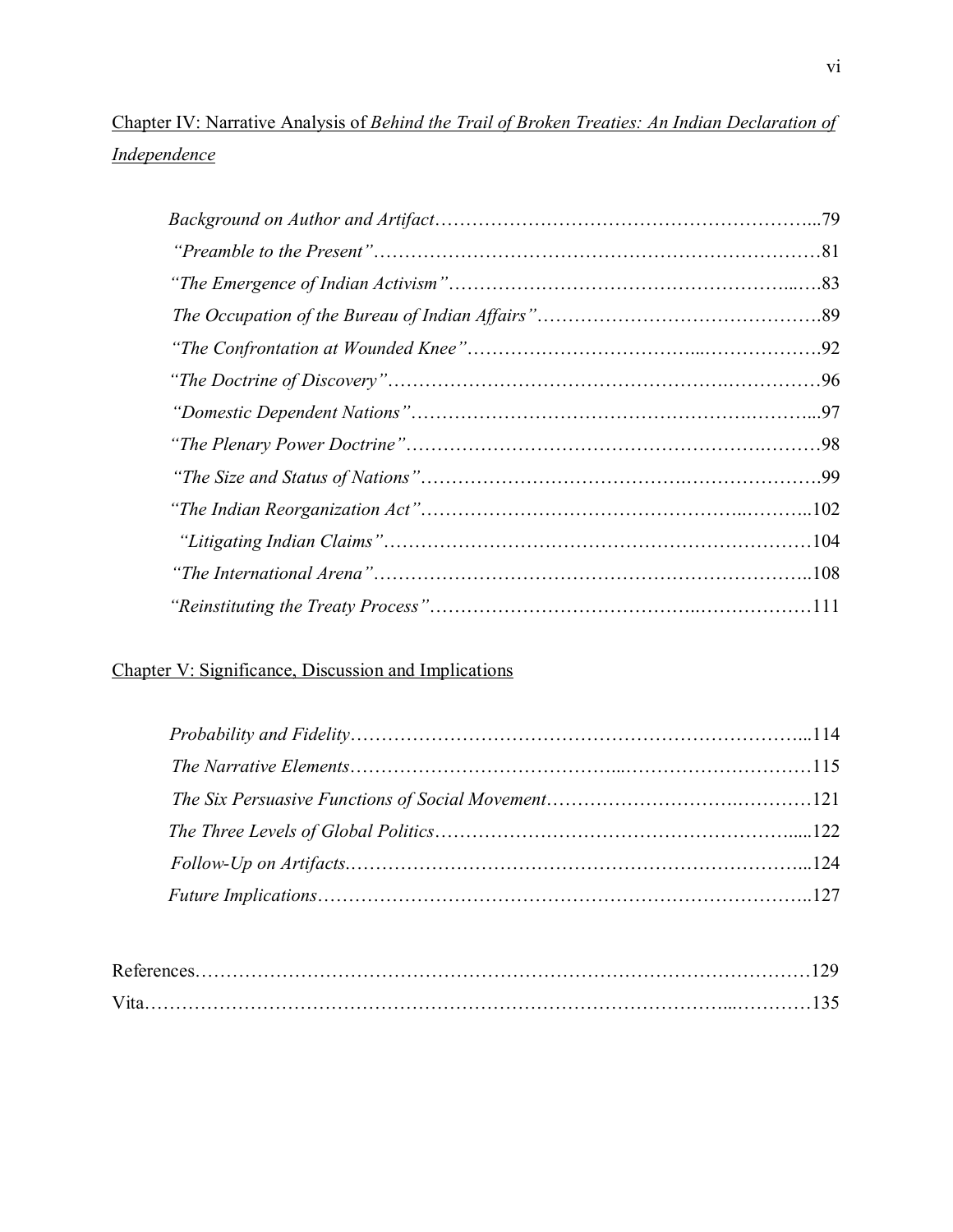Chapter IV: Narrative Analysis of *Behind the Trail of Broken Treaties: An Indian Declaration of Independence*

*Background on Author and Artifact*……………………………………………………...79

*"Preamble to the Present"*………………………………………………………………81

*"The Emergence of Indian Activism"*…………………………………………...….83

*The Occupation of the Bureau of Indian Affairs"*……………………………………….89

*"The Confrontation at Wounded Knee"*……………………………...……………….92

*"The Doctrine of Discovery"*……………………………………………….……………96

*"Domestic Dependent Nations"*…………………………………………….………...97

*"The Plenary Power Doctrine"*……………………………………………….………98

*"The Size and Status of Nations"*……………………………….…………………….99

*"The Indian Reorganization Act"*…………………………………………..………..102

*"Litigating Indian Claims"*……………………………………………………………104

*"The International Arena"*…………………………………………………………..108

*"Reinstituting the Treaty Process"*………………………………….………………111

Chapter V: Significance, Discussion and Implications

*Probability and Fidelity*………………………………………………………………...114

*The Narrative Elements*…………………………………...…………………………115

*The Six Persuasive Functions of Social Movement*……………………….…………121

*The Three Levels of Global Politics*…………………………………………………....122

*Follow-Up on Artifacts*.……………………………………………………………...124

*Future Implications*……………………………………………………………………..127

References……………………………………………………………………………………129

Vita……………………………………………………………………………...…………135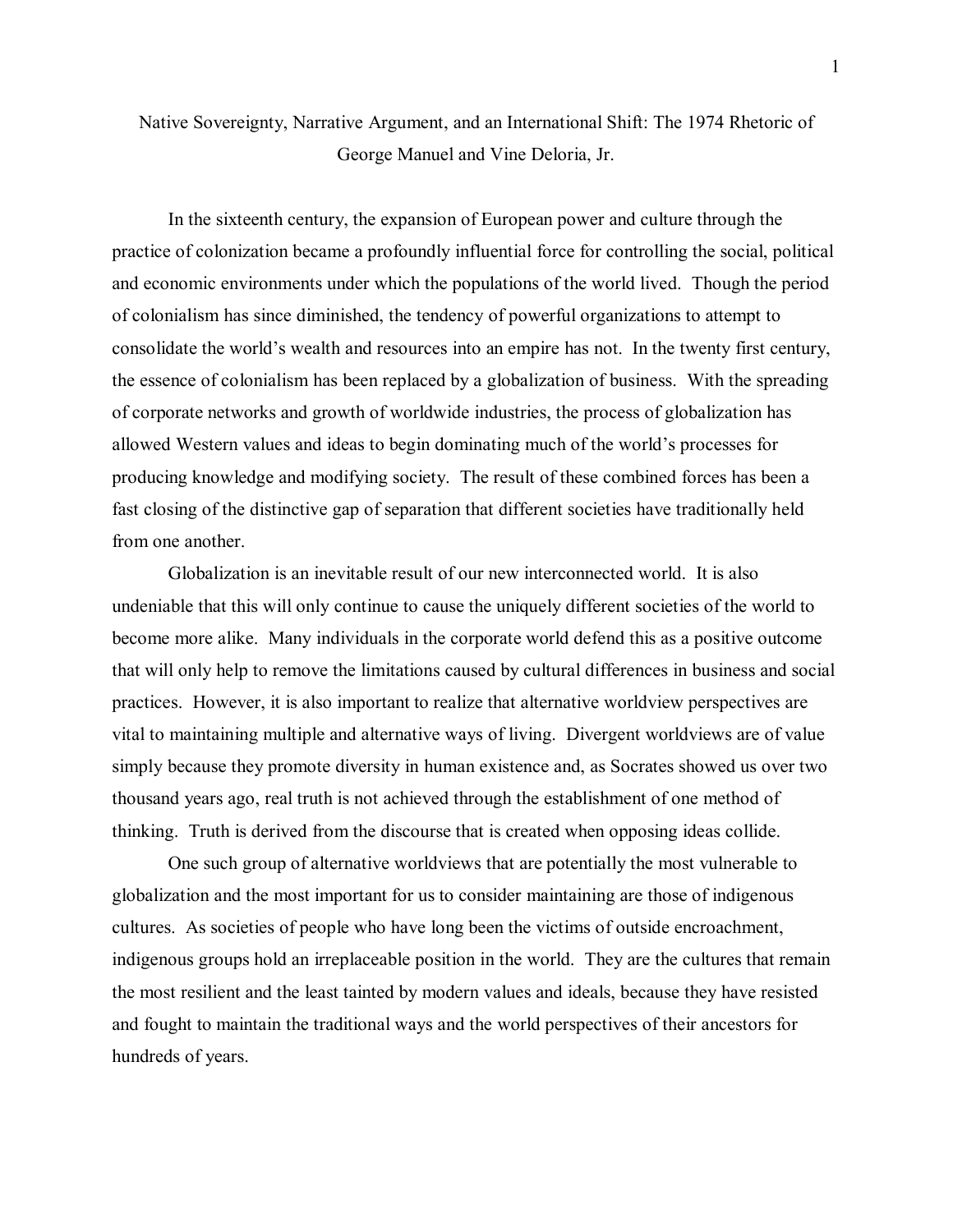# Native Sovereignty, Narrative Argument, and an International Shift: The 1974 Rhetoric of George Manuel and Vine Deloria, Jr.

In the sixteenth century, the expansion of European power and culture through the practice of colonization became a profoundly influential force for controlling the social, political and economic environments under which the populations of the world lived. Though the period of colonialism has since diminished, the tendency of powerful organizations to attempt to consolidate the world's wealth and resources into an empire has not. In the twenty first century, the essence of colonialism has been replaced by a globalization of business. With the spreading of corporate networks and growth of worldwide industries, the process of globalization has allowed Western values and ideas to begin dominating much of the world's processes for producing knowledge and modifying society. The result of these combined forces has been a fast closing of the distinctive gap of separation that different societies have traditionally held from one another.

Globalization is an inevitable result of our new interconnected world. It is also undeniable that this will only continue to cause the uniquely different societies of the world to become more alike. Many individuals in the corporate world defend this as a positive outcome that will only help to remove the limitations caused by cultural differences in business and social practices. However, it is also important to realize that alternative worldview perspectives are vital to maintaining multiple and alternative ways of living. Divergent worldviews are of value simply because they promote diversity in human existence and, as Socrates showed us over two thousand years ago, real truth is not achieved through the establishment of one method of thinking. Truth is derived from the discourse that is created when opposing ideas collide.

One such group of alternative worldviews that are potentially the most vulnerable to globalization and the most important for us to consider maintaining are those of indigenous cultures. As societies of people who have long been the victims of outside encroachment, indigenous groups hold an irreplaceable position in the world. They are the cultures that remain the most resilient and the least tainted by modern values and ideals, because they have resisted and fought to maintain the traditional ways and the world perspectives of their ancestors for hundreds of years.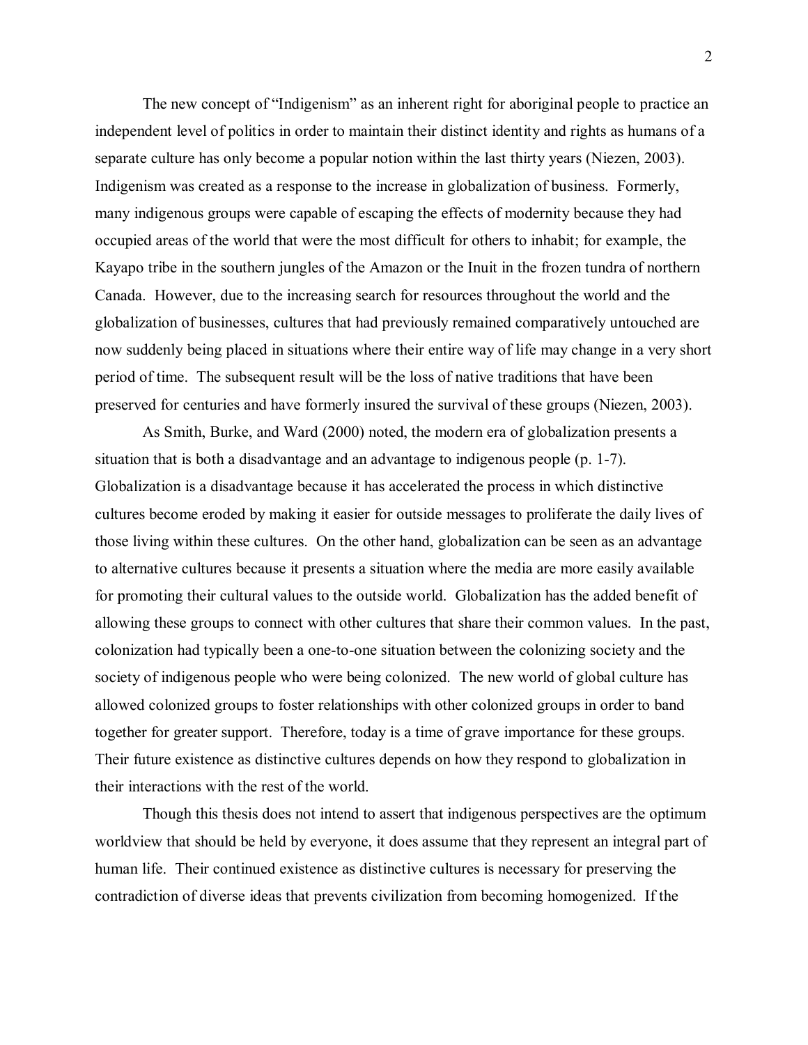The new concept of "Indigenism" as an inherent right for aboriginal people to practice an independent level of politics in order to maintain their distinct identity and rights as humans of a separate culture has only become a popular notion within the last thirty years (Niezen, 2003). Indigenism was created as a response to the increase in globalization of business. Formerly, many indigenous groups were capable of escaping the effects of modernity because they had occupied areas of the world that were the most difficult for others to inhabit; for example, the Kayapo tribe in the southern jungles of the Amazon or the Inuit in the frozen tundra of northern Canada. However, due to the increasing search for resources throughout the world and the globalization of businesses, cultures that had previously remained comparatively untouched are now suddenly being placed in situations where their entire way of life may change in a very short period of time. The subsequent result will be the loss of native traditions that have been preserved for centuries and have formerly insured the survival of these groups (Niezen, 2003).

As Smith, Burke, and Ward (2000) noted, the modern era of globalization presents a situation that is both a disadvantage and an advantage to indigenous people (p. 1-7). Globalization is a disadvantage because it has accelerated the process in which distinctive cultures become eroded by making it easier for outside messages to proliferate the daily lives of those living within these cultures. On the other hand, globalization can be seen as an advantage to alternative cultures because it presents a situation where the media are more easily available for promoting their cultural values to the outside world. Globalization has the added benefit of allowing these groups to connect with other cultures that share their common values. In the past, colonization had typically been a one-to-one situation between the colonizing society and the society of indigenous people who were being colonized. The new world of global culture has allowed colonized groups to foster relationships with other colonized groups in order to band together for greater support. Therefore, today is a time of grave importance for these groups. Their future existence as distinctive cultures depends on how they respond to globalization in their interactions with the rest of the world.

Though this thesis does not intend to assert that indigenous perspectives are the optimum worldview that should be held by everyone, it does assume that they represent an integral part of human life. Their continued existence as distinctive cultures is necessary for preserving the contradiction of diverse ideas that prevents civilization from becoming homogenized. If the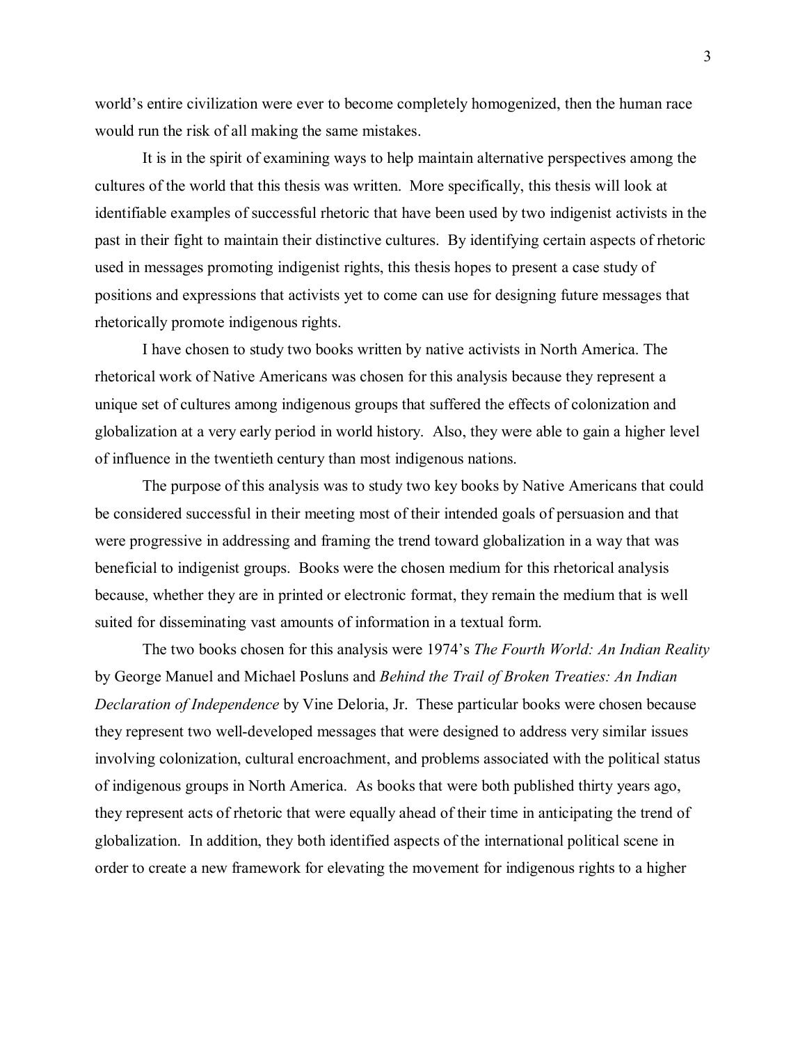world's entire civilization were ever to become completely homogenized, then the human race would run the risk of all making the same mistakes.

It is in the spirit of examining ways to help maintain alternative perspectives among the cultures of the world that this thesis was written. More specifically, this thesis will look at identifiable examples of successful rhetoric that have been used by two indigenist activists in the past in their fight to maintain their distinctive cultures. By identifying certain aspects of rhetoric used in messages promoting indigenist rights, this thesis hopes to present a case study of positions and expressions that activists yet to come can use for designing future messages that rhetorically promote indigenous rights.

I have chosen to study two books written by native activists in North America. The rhetorical work of Native Americans was chosen for this analysis because they represent a unique set of cultures among indigenous groups that suffered the effects of colonization and globalization at a very early period in world history. Also, they were able to gain a higher level of influence in the twentieth century than most indigenous nations.

The purpose of this analysis was to study two key books by Native Americans that could be considered successful in their meeting most of their intended goals of persuasion and that were progressive in addressing and framing the trend toward globalization in a way that was beneficial to indigenist groups. Books were the chosen medium for this rhetorical analysis because, whether they are in printed or electronic format, they remain the medium that is well suited for disseminating vast amounts of information in a textual form.

The two books chosen for this analysis were 1974's *The Fourth World: An Indian Reality* by George Manuel and Michael Posluns and *Behind the Trail of Broken Treaties: An Indian Declaration of Independence* by Vine Deloria, Jr. These particular books were chosen because they represent two well-developed messages that were designed to address very similar issues involving colonization, cultural encroachment, and problems associated with the political status of indigenous groups in North America. As books that were both published thirty years ago, they represent acts of rhetoric that were equally ahead of their time in anticipating the trend of globalization. In addition, they both identified aspects of the international political scene in order to create a new framework for elevating the movement for indigenous rights to a higher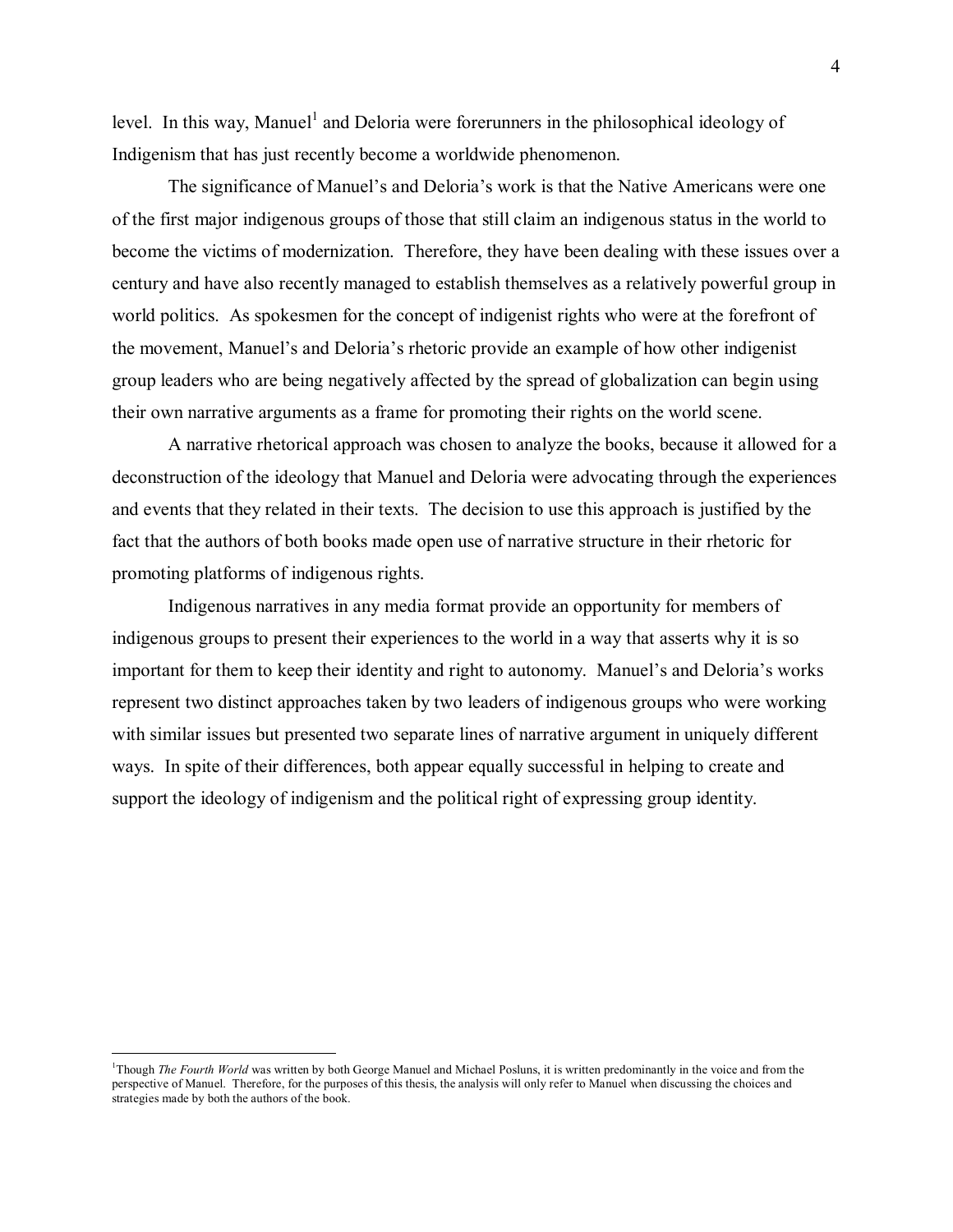level. In this way, Manuel[1] and Deloria were forerunners in the philosophical ideology of Indigenism that has just recently become a worldwide phenomenon.

The significance of Manuel's and Deloria's work is that the Native Americans were one of the first major indigenous groups of those that still claim an indigenous status in the world to become the victims of modernization. Therefore, they have been dealing with these issues over a century and have also recently managed to establish themselves as a relatively powerful group in world politics. As spokesmen for the concept of indigenist rights who were at the forefront of the movement, Manuel's and Deloria's rhetoric provide an example of how other indigenist group leaders who are being negatively affected by the spread of globalization can begin using their own narrative arguments as a frame for promoting their rights on the world scene.

A narrative rhetorical approach was chosen to analyze the books, because it allowed for a deconstruction of the ideology that Manuel and Deloria were advocating through the experiences and events that they related in their texts. The decision to use this approach is justified by the fact that the authors of both books made open use of narrative structure in their rhetoric for promoting platforms of indigenous rights.

Indigenous narratives in any media format provide an opportunity for members of indigenous groups to present their experiences to the world in a way that asserts why it is so important for them to keep their identity and right to autonomy. Manuel's and Deloria's works represent two distinct approaches taken by two leaders of indigenous groups who were working with similar issues but presented two separate lines of narrative argument in uniquely different ways. In spite of their differences, both appear equally successful in helping to create and support the ideology of indigenism and the political right of expressing group identity.

---

[1] Though *The Fourth World* was written by both George Manuel and Michael Posluns, it is written predominantly in the voice and from the perspective of Manuel. Therefore, for the purposes of this thesis, the analysis will only refer to Manuel when discussing the choices and strategies made by both the authors of the book.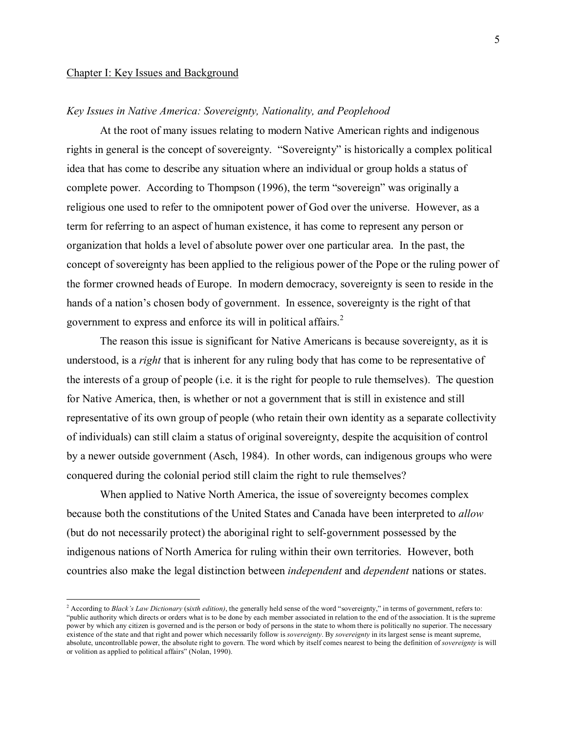## Chapter I: Key Issues and Background

### *Key Issues in Native America: Sovereignty, Nationality, and Peoplehood*

At the root of many issues relating to modern Native American rights and indigenous rights in general is the concept of sovereignty. "Sovereignty" is historically a complex political idea that has come to describe any situation where an individual or group holds a status of complete power. According to Thompson (1996), the term "sovereign" was originally a religious one used to refer to the omnipotent power of God over the universe. However, as a term for referring to an aspect of human existence, it has come to represent any person or organization that holds a level of absolute power over one particular area. In the past, the concept of sovereignty has been applied to the religious power of the Pope or the ruling power of the former crowned heads of Europe. In modern democracy, sovereignty is seen to reside in the hands of a nation's chosen body of government. In essence, sovereignty is the right of that government to express and enforce its will in political affairs.[2]

The reason this issue is significant for Native Americans is because sovereignty, as it is understood, is a *right* that is inherent for any ruling body that has come to be representative of the interests of a group of people (i.e. it is the right for people to rule themselves). The question for Native America, then, is whether or not a government that is still in existence and still representative of its own group of people (who retain their own identity as a separate collectivity of individuals) can still claim a status of original sovereignty, despite the acquisition of control by a newer outside government (Asch, 1984). In other words, can indigenous groups who were conquered during the colonial period still claim the right to rule themselves?

When applied to Native North America, the issue of sovereignty becomes complex because both the constitutions of the United States and Canada have been interpreted to *allow* (but do not necessarily protect) the aboriginal right to self-government possessed by the indigenous nations of North America for ruling within their own territories. However, both countries also make the legal distinction between *independent* and *dependent* nations or states.

---

[2] According to *Black's Law Dictionary* (*sixth edition)*, the generally held sense of the word "sovereignty," in terms of government, refers to: "public authority which directs or orders what is to be done by each member associated in relation to the end of the association. It is the supreme power by which any citizen is governed and is the person or body of persons in the state to whom there is politically no superior. The necessary existence of the state and that right and power which necessarily follow is *sovereignty*. By *sovereignty* in its largest sense is meant supreme, absolute, uncontrollable power, the absolute right to govern. The word which by itself comes nearest to being the definition of *sovereignty* is will or volition as applied to political affairs" (Nolan, 1990).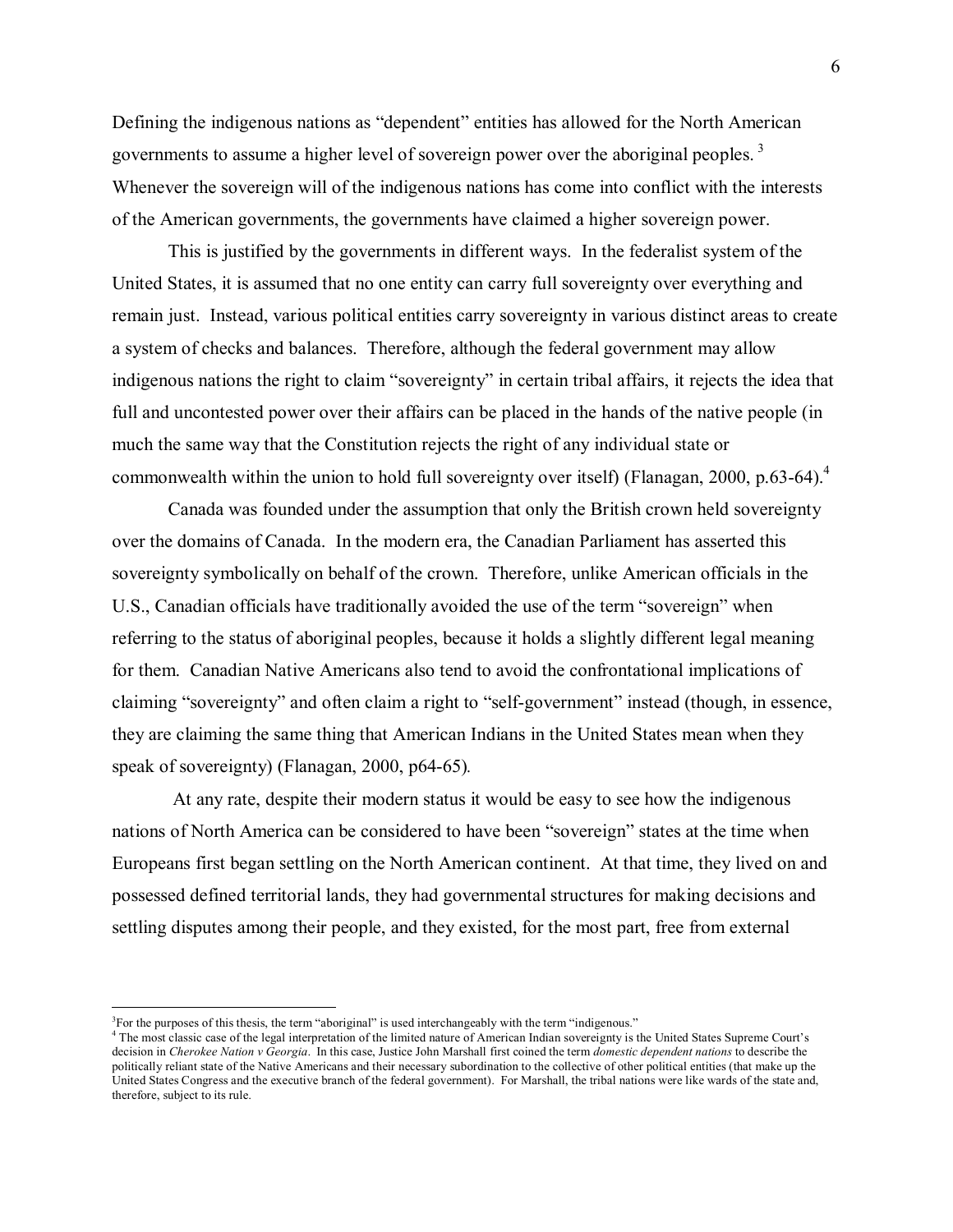Defining the indigenous nations as "dependent" entities has allowed for the North American governments to assume a higher level of sovereign power over the aboriginal peoples. [3] Whenever the sovereign will of the indigenous nations has come into conflict with the interests of the American governments, the governments have claimed a higher sovereign power.

This is justified by the governments in different ways. In the federalist system of the United States, it is assumed that no one entity can carry full sovereignty over everything and remain just. Instead, various political entities carry sovereignty in various distinct areas to create a system of checks and balances. Therefore, although the federal government may allow indigenous nations the right to claim "sovereignty" in certain tribal affairs, it rejects the idea that full and uncontested power over their affairs can be placed in the hands of the native people (in much the same way that the Constitution rejects the right of any individual state or commonwealth within the union to hold full sovereignty over itself) (Flanagan, 2000, p.63-64).[4]

Canada was founded under the assumption that only the British crown held sovereignty over the domains of Canada. In the modern era, the Canadian Parliament has asserted this sovereignty symbolically on behalf of the crown. Therefore, unlike American officials in the U.S., Canadian officials have traditionally avoided the use of the term "sovereign" when referring to the status of aboriginal peoples, because it holds a slightly different legal meaning for them. Canadian Native Americans also tend to avoid the confrontational implications of claiming "sovereignty" and often claim a right to "self-government" instead (though, in essence, they are claiming the same thing that American Indians in the United States mean when they speak of sovereignty) (Flanagan, 2000, p64-65).

At any rate, despite their modern status it would be easy to see how the indigenous nations of North America can be considered to have been "sovereign" states at the time when Europeans first began settling on the North American continent. At that time, they lived on and possessed defined territorial lands, they had governmental structures for making decisions and settling disputes among their people, and they existed, for the most part, free from external

---

[3] For the purposes of this thesis, the term "aboriginal" is used interchangeably with the term "indigenous."

[4] The most classic case of the legal interpretation of the limited nature of American Indian sovereignty is the United States Supreme Court's decision in *Cherokee Nation v Georgia*. In this case, Justice John Marshall first coined the term *domestic dependent nations* to describe the politically reliant state of the Native Americans and their necessary subordination to the collective of other political entities (that make up the United States Congress and the executive branch of the federal government). For Marshall, the tribal nations were like wards of the state and, therefore, subject to its rule.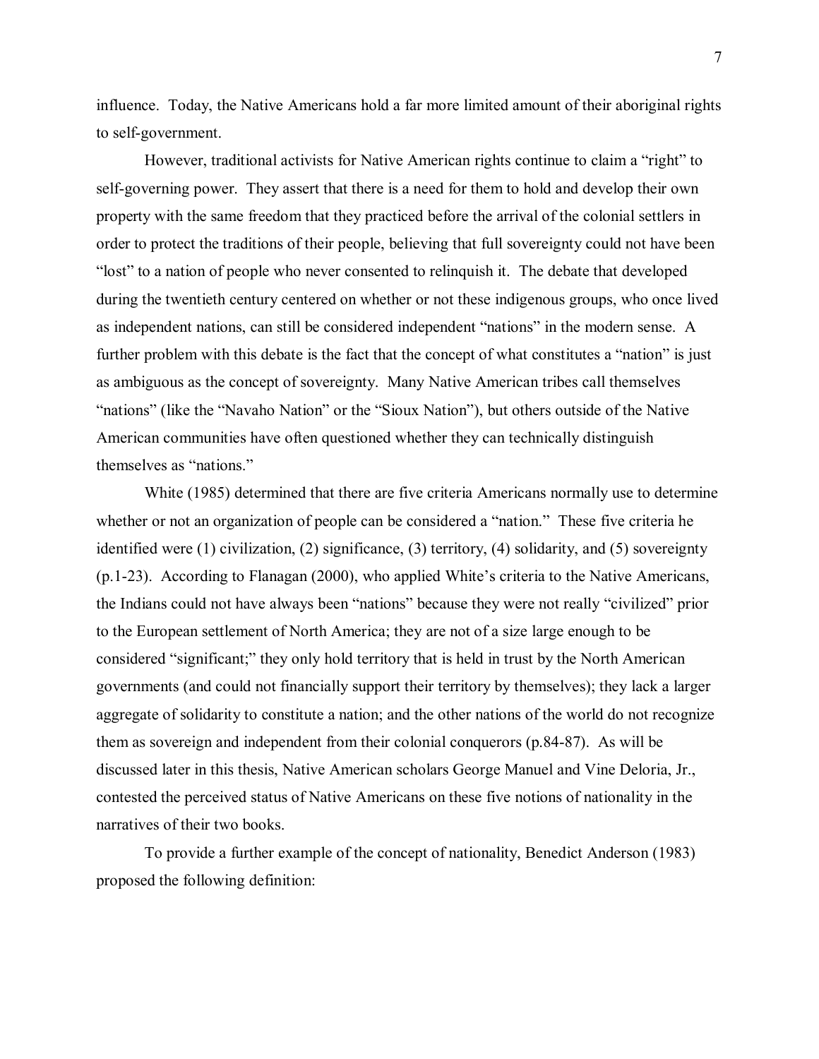influence. Today, the Native Americans hold a far more limited amount of their aboriginal rights to self-government.

However, traditional activists for Native American rights continue to claim a "right" to self-governing power. They assert that there is a need for them to hold and develop their own property with the same freedom that they practiced before the arrival of the colonial settlers in order to protect the traditions of their people, believing that full sovereignty could not have been "lost" to a nation of people who never consented to relinquish it. The debate that developed during the twentieth century centered on whether or not these indigenous groups, who once lived as independent nations, can still be considered independent "nations" in the modern sense. A further problem with this debate is the fact that the concept of what constitutes a "nation" is just as ambiguous as the concept of sovereignty. Many Native American tribes call themselves "nations" (like the "Navaho Nation" or the "Sioux Nation"), but others outside of the Native American communities have often questioned whether they can technically distinguish themselves as "nations."

White (1985) determined that there are five criteria Americans normally use to determine whether or not an organization of people can be considered a "nation." These five criteria he identified were (1) civilization, (2) significance, (3) territory, (4) solidarity, and (5) sovereignty (p.1-23). According to Flanagan (2000), who applied White's criteria to the Native Americans, the Indians could not have always been "nations" because they were not really "civilized" prior to the European settlement of North America; they are not of a size large enough to be considered "significant;" they only hold territory that is held in trust by the North American governments (and could not financially support their territory by themselves); they lack a larger aggregate of solidarity to constitute a nation; and the other nations of the world do not recognize them as sovereign and independent from their colonial conquerors (p.84-87). As will be discussed later in this thesis, Native American scholars George Manuel and Vine Deloria, Jr., contested the perceived status of Native Americans on these five notions of nationality in the narratives of their two books.

To provide a further example of the concept of nationality, Benedict Anderson (1983) proposed the following definition: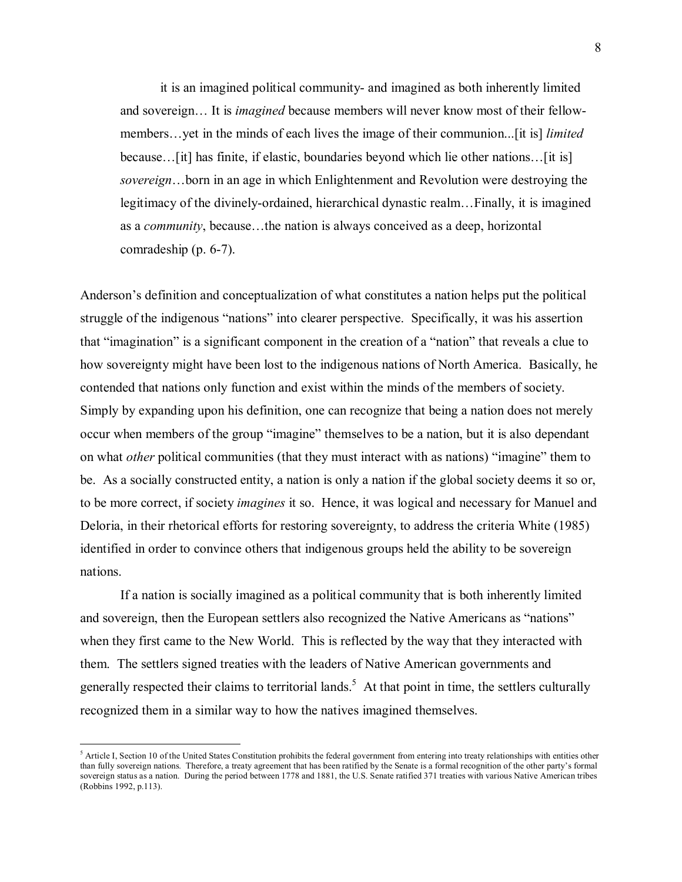> it is an imagined political community- and imagined as both inherently limited and sovereign… It is *imagined* because members will never know most of their fellow-members…yet in the minds of each lives the image of their communion...[it is] *limited* because…[it] has finite, if elastic, boundaries beyond which lie other nations…[it is] *sovereign*…born in an age in which Enlightenment and Revolution were destroying the legitimacy of the divinely-ordained, hierarchical dynastic realm…Finally, it is imagined as a *community*, because…the nation is always conceived as a deep, horizontal comradeship (p. 6-7).

Anderson's definition and conceptualization of what constitutes a nation helps put the political struggle of the indigenous "nations" into clearer perspective. Specifically, it was his assertion that "imagination" is a significant component in the creation of a "nation" that reveals a clue to how sovereignty might have been lost to the indigenous nations of North America. Basically, he contended that nations only function and exist within the minds of the members of society. Simply by expanding upon his definition, one can recognize that being a nation does not merely occur when members of the group "imagine" themselves to be a nation, but it is also dependant on what *other* political communities (that they must interact with as nations) "imagine" them to be. As a socially constructed entity, a nation is only a nation if the global society deems it so or, to be more correct, if society *imagines* it so. Hence, it was logical and necessary for Manuel and Deloria, in their rhetorical efforts for restoring sovereignty, to address the criteria White (1985) identified in order to convince others that indigenous groups held the ability to be sovereign nations.

If a nation is socially imagined as a political community that is both inherently limited and sovereign, then the European settlers also recognized the Native Americans as "nations" when they first came to the New World. This is reflected by the way that they interacted with them. The settlers signed treaties with the leaders of Native American governments and generally respected their claims to territorial lands.[5] At that point in time, the settlers culturally recognized them in a similar way to how the natives imagined themselves.

[5] Article I, Section 10 of the United States Constitution prohibits the federal government from entering into treaty relationships with entities other than fully sovereign nations. Therefore, a treaty agreement that has been ratified by the Senate is a formal recognition of the other party's formal sovereign status as a nation. During the period between 1778 and 1881, the U.S. Senate ratified 371 treaties with various Native American tribes (Robbins 1992, p.113).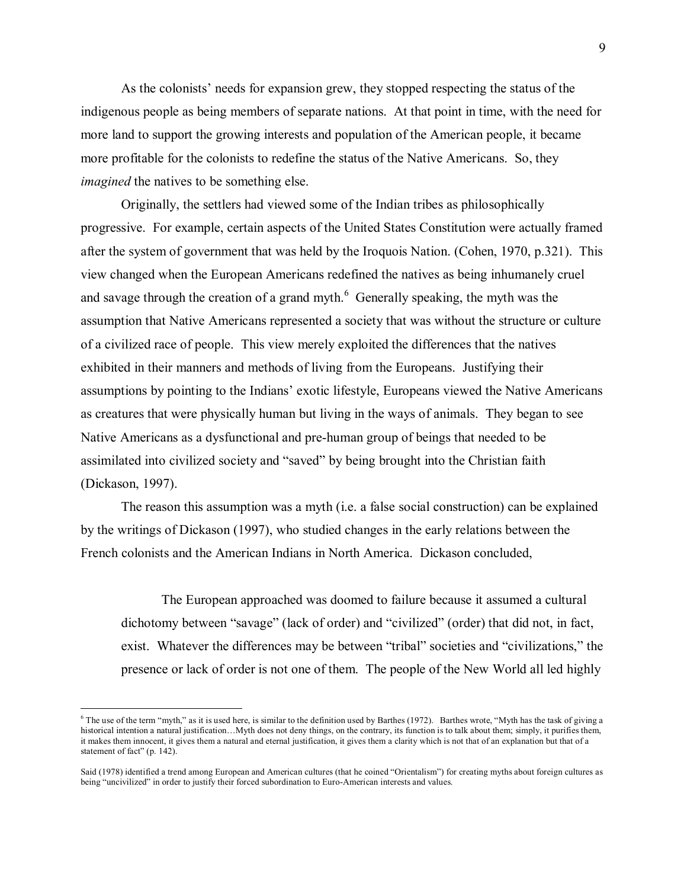As the colonists' needs for expansion grew, they stopped respecting the status of the indigenous people as being members of separate nations. At that point in time, with the need for more land to support the growing interests and population of the American people, it became more profitable for the colonists to redefine the status of the Native Americans. So, they *imagined* the natives to be something else.

Originally, the settlers had viewed some of the Indian tribes as philosophically progressive. For example, certain aspects of the United States Constitution were actually framed after the system of government that was held by the Iroquois Nation. (Cohen, 1970, p.321). This view changed when the European Americans redefined the natives as being inhumanely cruel and savage through the creation of a grand myth.[6] Generally speaking, the myth was the assumption that Native Americans represented a society that was without the structure or culture of a civilized race of people. This view merely exploited the differences that the natives exhibited in their manners and methods of living from the Europeans. Justifying their assumptions by pointing to the Indians' exotic lifestyle, Europeans viewed the Native Americans as creatures that were physically human but living in the ways of animals. They began to see Native Americans as a dysfunctional and pre-human group of beings that needed to be assimilated into civilized society and "saved" by being brought into the Christian faith (Dickason, 1997).

The reason this assumption was a myth (i.e. a false social construction) can be explained by the writings of Dickason (1997), who studied changes in the early relations between the French colonists and the American Indians in North America. Dickason concluded,

> The European approached was doomed to failure because it assumed a cultural dichotomy between "savage" (lack of order) and "civilized" (order) that did not, in fact, exist. Whatever the differences may be between "tribal" societies and "civilizations," the presence or lack of order is not one of them. The people of the New World all led highly

---

[6] The use of the term "myth," as it is used here, is similar to the definition used by Barthes (1972). Barthes wrote, "Myth has the task of giving a historical intention a natural justification…Myth does not deny things, on the contrary, its function is to talk about them; simply, it purifies them, it makes them innocent, it gives them a natural and eternal justification, it gives them a clarity which is not that of an explanation but that of a statement of fact" (p. 142).

Said (1978) identified a trend among European and American cultures (that he coined "Orientalism") for creating myths about foreign cultures as being "uncivilized" in order to justify their forced subordination to Euro-American interests and values.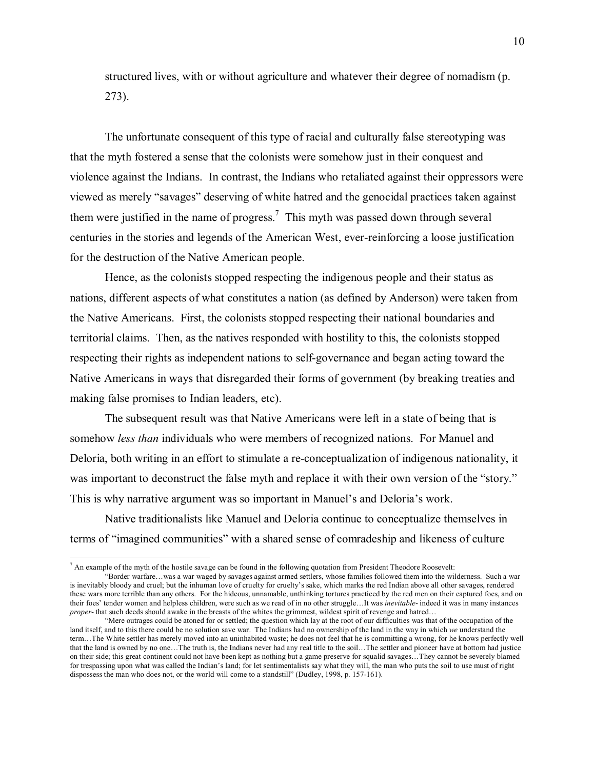structured lives, with or without agriculture and whatever their degree of nomadism (p. 273).

The unfortunate consequent of this type of racial and culturally false stereotyping was that the myth fostered a sense that the colonists were somehow just in their conquest and violence against the Indians. In contrast, the Indians who retaliated against their oppressors were viewed as merely "savages" deserving of white hatred and the genocidal practices taken against them were justified in the name of progress.[7] This myth was passed down through several centuries in the stories and legends of the American West, ever-reinforcing a loose justification for the destruction of the Native American people.

Hence, as the colonists stopped respecting the indigenous people and their status as nations, different aspects of what constitutes a nation (as defined by Anderson) were taken from the Native Americans. First, the colonists stopped respecting their national boundaries and territorial claims. Then, as the natives responded with hostility to this, the colonists stopped respecting their rights as independent nations to self-governance and began acting toward the Native Americans in ways that disregarded their forms of government (by breaking treaties and making false promises to Indian leaders, etc).

The subsequent result was that Native Americans were left in a state of being that is somehow *less than* individuals who were members of recognized nations. For Manuel and Deloria, both writing in an effort to stimulate a re-conceptualization of indigenous nationality, it was important to deconstruct the false myth and replace it with their own version of the "story." This is why narrative argument was so important in Manuel's and Deloria's work.

Native traditionalists like Manuel and Deloria continue to conceptualize themselves in terms of "imagined communities" with a shared sense of comradeship and likeness of culture

---

[7] An example of the myth of the hostile savage can be found in the following quotation from President Theodore Roosevelt:

"Border warfare…was a war waged by savages against armed settlers, whose families followed them into the wilderness. Such a war is inevitably bloody and cruel; but the inhuman love of cruelty for cruelty's sake, which marks the red Indian above all other savages, rendered these wars more terrible than any others. For the hideous, unnamable, unthinking tortures practiced by the red men on their captured foes, and on their foes' tender women and helpless children, were such as we read of in no other struggle…It was *inevitable*- indeed it was in many instances *proper*- that such deeds should awake in the breasts of the whites the grimmest, wildest spirit of revenge and hatred…

"Mere outrages could be atoned for or settled; the question which lay at the root of our difficulties was that of the occupation of the land itself, and to this there could be no solution save war. The Indians had no ownership of the land in the way in which *we* understand the term…The White settler has merely moved into an uninhabited waste; he does not feel that he is committing a wrong, for he knows perfectly well that the land is owned by no one…The truth is, the Indians never had any real title to the soil…The settler and pioneer have at bottom had justice on their side; this great continent could not have been kept as nothing but a game preserve for squalid savages…They cannot be severely blamed for trespassing upon what was called the Indian's land; for let sentimentalists say what they will, the man who puts the soil to use must of right dispossess the man who does not, or the world will come to a standstill" (Dudley, 1998, p. 157-161).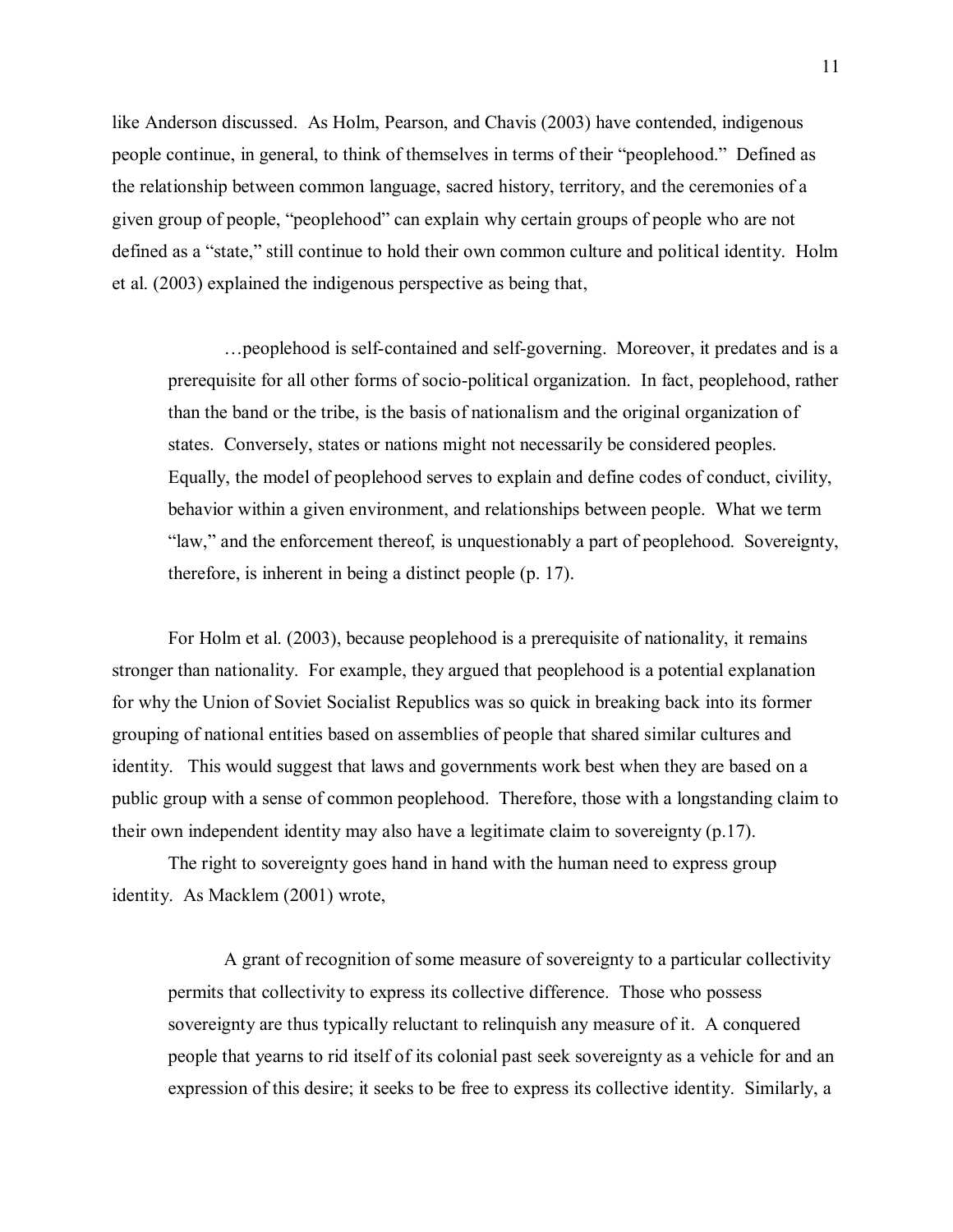like Anderson discussed. As Holm, Pearson, and Chavis (2003) have contended, indigenous people continue, in general, to think of themselves in terms of their "peoplehood." Defined as the relationship between common language, sacred history, territory, and the ceremonies of a given group of people, "peoplehood" can explain why certain groups of people who are not defined as a "state," still continue to hold their own common culture and political identity. Holm et al. (2003) explained the indigenous perspective as being that,

> …peoplehood is self-contained and self-governing. Moreover, it predates and is a prerequisite for all other forms of socio-political organization. In fact, peoplehood, rather than the band or the tribe, is the basis of nationalism and the original organization of states. Conversely, states or nations might not necessarily be considered peoples. Equally, the model of peoplehood serves to explain and define codes of conduct, civility, behavior within a given environment, and relationships between people. What we term "law," and the enforcement thereof, is unquestionably a part of peoplehood. Sovereignty, therefore, is inherent in being a distinct people (p. 17).

For Holm et al. (2003), because peoplehood is a prerequisite of nationality, it remains stronger than nationality. For example, they argued that peoplehood is a potential explanation for why the Union of Soviet Socialist Republics was so quick in breaking back into its former grouping of national entities based on assemblies of people that shared similar cultures and identity. This would suggest that laws and governments work best when they are based on a public group with a sense of common peoplehood. Therefore, those with a longstanding claim to their own independent identity may also have a legitimate claim to sovereignty (p.17).

The right to sovereignty goes hand in hand with the human need to express group identity. As Macklem (2001) wrote,

> A grant of recognition of some measure of sovereignty to a particular collectivity permits that collectivity to express its collective difference. Those who possess sovereignty are thus typically reluctant to relinquish any measure of it. A conquered people that yearns to rid itself of its colonial past seek sovereignty as a vehicle for and an expression of this desire; it seeks to be free to express its collective identity. Similarly, a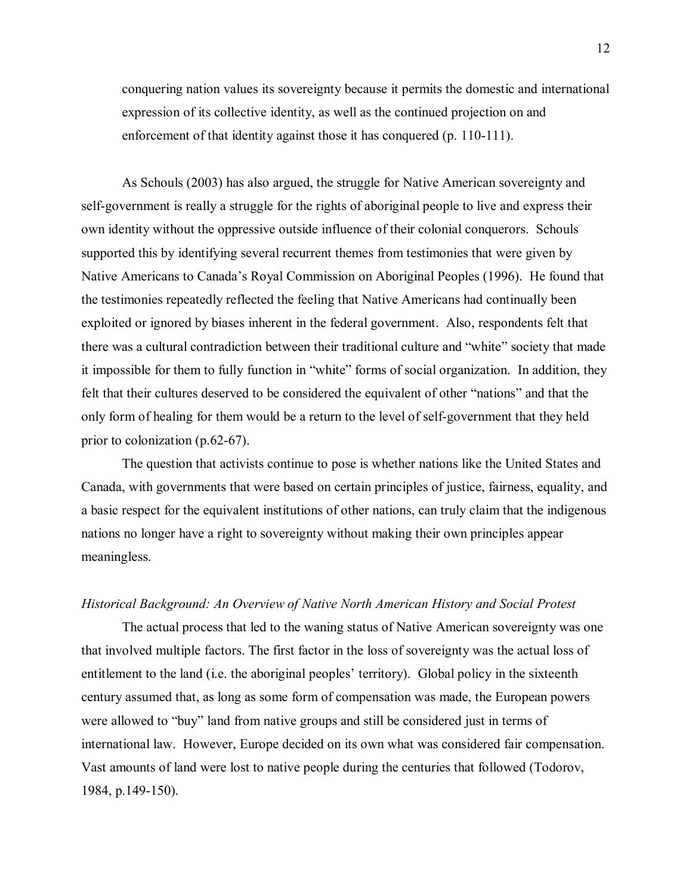> conquering nation values its sovereignty because it permits the domestic and international expression of its collective identity, as well as the continued projection on and enforcement of that identity against those it has conquered (p. 110-111).

As Schouls (2003) has also argued, the struggle for Native American sovereignty and self-government is really a struggle for the rights of aboriginal people to live and express their own identity without the oppressive outside influence of their colonial conquerors. Schouls supported this by identifying several recurrent themes from testimonies that were given by Native Americans to Canada's Royal Commission on Aboriginal Peoples (1996). He found that the testimonies repeatedly reflected the feeling that Native Americans had continually been exploited or ignored by biases inherent in the federal government. Also, respondents felt that there was a cultural contradiction between their traditional culture and "white" society that made it impossible for them to fully function in "white" forms of social organization. In addition, they felt that their cultures deserved to be considered the equivalent of other "nations" and that the only form of healing for them would be a return to the level of self-government that they held prior to colonization (p.62-67).

The question that activists continue to pose is whether nations like the United States and Canada, with governments that were based on certain principles of justice, fairness, equality, and a basic respect for the equivalent institutions of other nations, can truly claim that the indigenous nations no longer have a right to sovereignty without making their own principles appear meaningless.

*Historical Background: An Overview of Native North American History and Social Protest*

The actual process that led to the waning status of Native American sovereignty was one that involved multiple factors. The first factor in the loss of sovereignty was the actual loss of entitlement to the land (i.e. the aboriginal peoples' territory). Global policy in the sixteenth century assumed that, as long as some form of compensation was made, the European powers were allowed to "buy" land from native groups and still be considered just in terms of international law. However, Europe decided on its own what was considered fair compensation. Vast amounts of land were lost to native people during the centuries that followed (Todorov, 1984, p.149-150).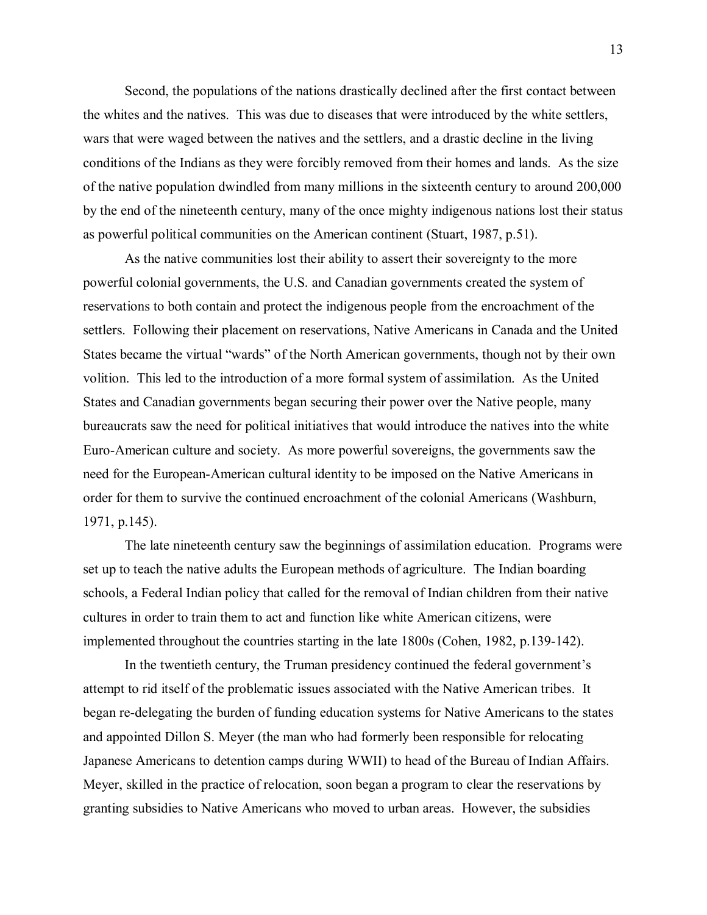Second, the populations of the nations drastically declined after the first contact between the whites and the natives. This was due to diseases that were introduced by the white settlers, wars that were waged between the natives and the settlers, and a drastic decline in the living conditions of the Indians as they were forcibly removed from their homes and lands. As the size of the native population dwindled from many millions in the sixteenth century to around 200,000 by the end of the nineteenth century, many of the once mighty indigenous nations lost their status as powerful political communities on the American continent (Stuart, 1987, p.51).

As the native communities lost their ability to assert their sovereignty to the more powerful colonial governments, the U.S. and Canadian governments created the system of reservations to both contain and protect the indigenous people from the encroachment of the settlers. Following their placement on reservations, Native Americans in Canada and the United States became the virtual "wards" of the North American governments, though not by their own volition. This led to the introduction of a more formal system of assimilation. As the United States and Canadian governments began securing their power over the Native people, many bureaucrats saw the need for political initiatives that would introduce the natives into the white Euro-American culture and society. As more powerful sovereigns, the governments saw the need for the European-American cultural identity to be imposed on the Native Americans in order for them to survive the continued encroachment of the colonial Americans (Washburn, 1971, p.145).

The late nineteenth century saw the beginnings of assimilation education. Programs were set up to teach the native adults the European methods of agriculture. The Indian boarding schools, a Federal Indian policy that called for the removal of Indian children from their native cultures in order to train them to act and function like white American citizens, were implemented throughout the countries starting in the late 1800s (Cohen, 1982, p.139-142).

In the twentieth century, the Truman presidency continued the federal government's attempt to rid itself of the problematic issues associated with the Native American tribes. It began re-delegating the burden of funding education systems for Native Americans to the states and appointed Dillon S. Meyer (the man who had formerly been responsible for relocating Japanese Americans to detention camps during WWII) to head of the Bureau of Indian Affairs. Meyer, skilled in the practice of relocation, soon began a program to clear the reservations by granting subsidies to Native Americans who moved to urban areas. However, the subsidies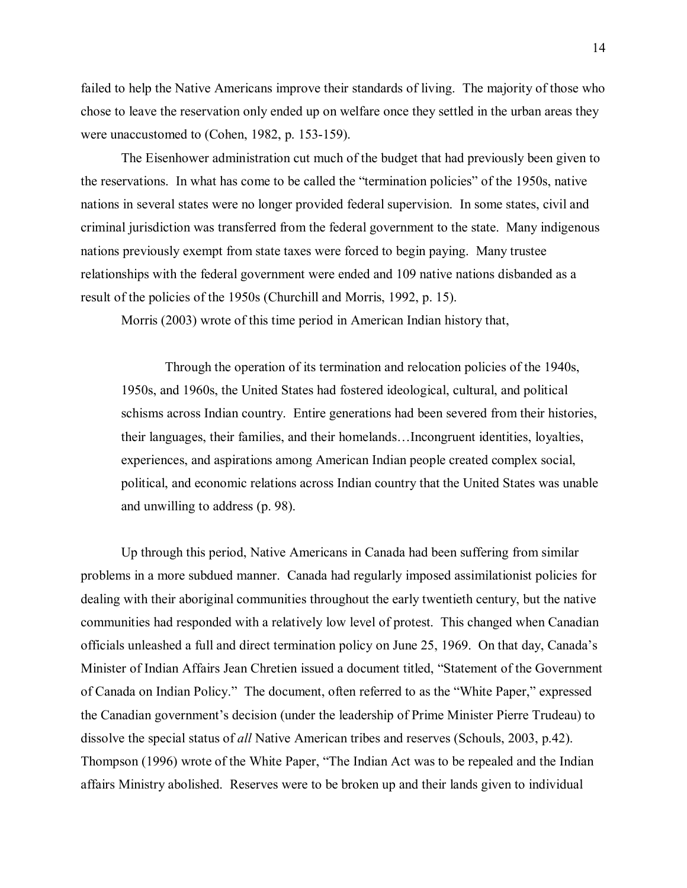failed to help the Native Americans improve their standards of living. The majority of those who chose to leave the reservation only ended up on welfare once they settled in the urban areas they were unaccustomed to (Cohen, 1982, p. 153-159).

The Eisenhower administration cut much of the budget that had previously been given to the reservations. In what has come to be called the "termination policies" of the 1950s, native nations in several states were no longer provided federal supervision. In some states, civil and criminal jurisdiction was transferred from the federal government to the state. Many indigenous nations previously exempt from state taxes were forced to begin paying. Many trustee relationships with the federal government were ended and 109 native nations disbanded as a result of the policies of the 1950s (Churchill and Morris, 1992, p. 15).

Morris (2003) wrote of this time period in American Indian history that,

> Through the operation of its termination and relocation policies of the 1940s, 1950s, and 1960s, the United States had fostered ideological, cultural, and political schisms across Indian country. Entire generations had been severed from their histories, their languages, their families, and their homelands…Incongruent identities, loyalties, experiences, and aspirations among American Indian people created complex social, political, and economic relations across Indian country that the United States was unable and unwilling to address (p. 98).

Up through this period, Native Americans in Canada had been suffering from similar problems in a more subdued manner. Canada had regularly imposed assimilationist policies for dealing with their aboriginal communities throughout the early twentieth century, but the native communities had responded with a relatively low level of protest. This changed when Canadian officials unleashed a full and direct termination policy on June 25, 1969. On that day, Canada's Minister of Indian Affairs Jean Chretien issued a document titled, "Statement of the Government of Canada on Indian Policy." The document, often referred to as the "White Paper," expressed the Canadian government's decision (under the leadership of Prime Minister Pierre Trudeau) to dissolve the special status of *all* Native American tribes and reserves (Schouls, 2003, p.42). Thompson (1996) wrote of the White Paper, "The Indian Act was to be repealed and the Indian affairs Ministry abolished. Reserves were to be broken up and their lands given to individual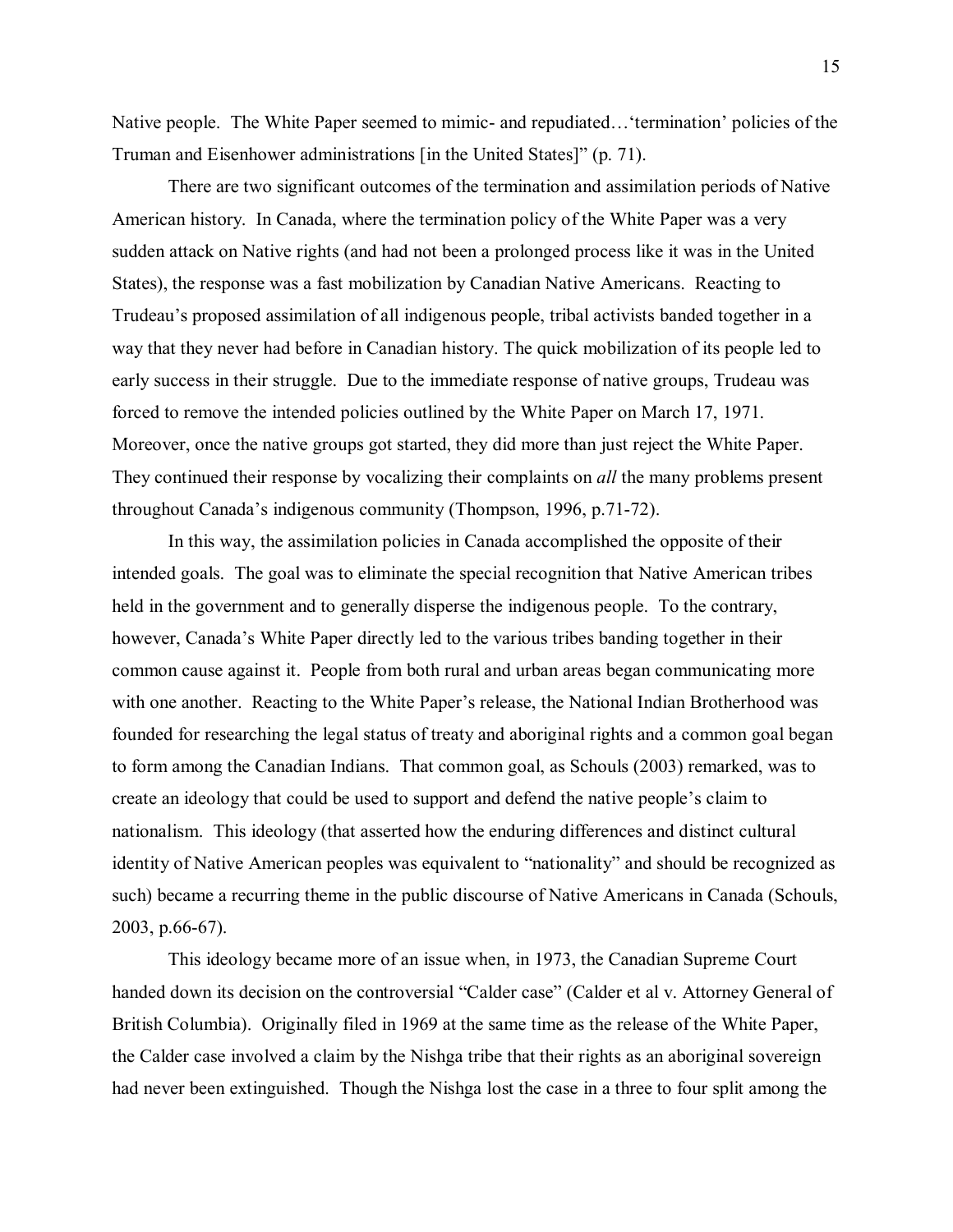Native people. The White Paper seemed to mimic- and repudiated…'termination' policies of the Truman and Eisenhower administrations [in the United States]" (p. 71).

There are two significant outcomes of the termination and assimilation periods of Native American history. In Canada, where the termination policy of the White Paper was a very sudden attack on Native rights (and had not been a prolonged process like it was in the United States), the response was a fast mobilization by Canadian Native Americans. Reacting to Trudeau's proposed assimilation of all indigenous people, tribal activists banded together in a way that they never had before in Canadian history. The quick mobilization of its people led to early success in their struggle. Due to the immediate response of native groups, Trudeau was forced to remove the intended policies outlined by the White Paper on March 17, 1971. Moreover, once the native groups got started, they did more than just reject the White Paper. They continued their response by vocalizing their complaints on *all* the many problems present throughout Canada's indigenous community (Thompson, 1996, p.71-72).

In this way, the assimilation policies in Canada accomplished the opposite of their intended goals. The goal was to eliminate the special recognition that Native American tribes held in the government and to generally disperse the indigenous people. To the contrary, however, Canada's White Paper directly led to the various tribes banding together in their common cause against it. People from both rural and urban areas began communicating more with one another. Reacting to the White Paper's release, the National Indian Brotherhood was founded for researching the legal status of treaty and aboriginal rights and a common goal began to form among the Canadian Indians. That common goal, as Schouls (2003) remarked, was to create an ideology that could be used to support and defend the native people's claim to nationalism. This ideology (that asserted how the enduring differences and distinct cultural identity of Native American peoples was equivalent to "nationality" and should be recognized as such) became a recurring theme in the public discourse of Native Americans in Canada (Schouls, 2003, p.66-67).

This ideology became more of an issue when, in 1973, the Canadian Supreme Court handed down its decision on the controversial "Calder case" (Calder et al v. Attorney General of British Columbia). Originally filed in 1969 at the same time as the release of the White Paper, the Calder case involved a claim by the Nishga tribe that their rights as an aboriginal sovereign had never been extinguished. Though the Nishga lost the case in a three to four split among the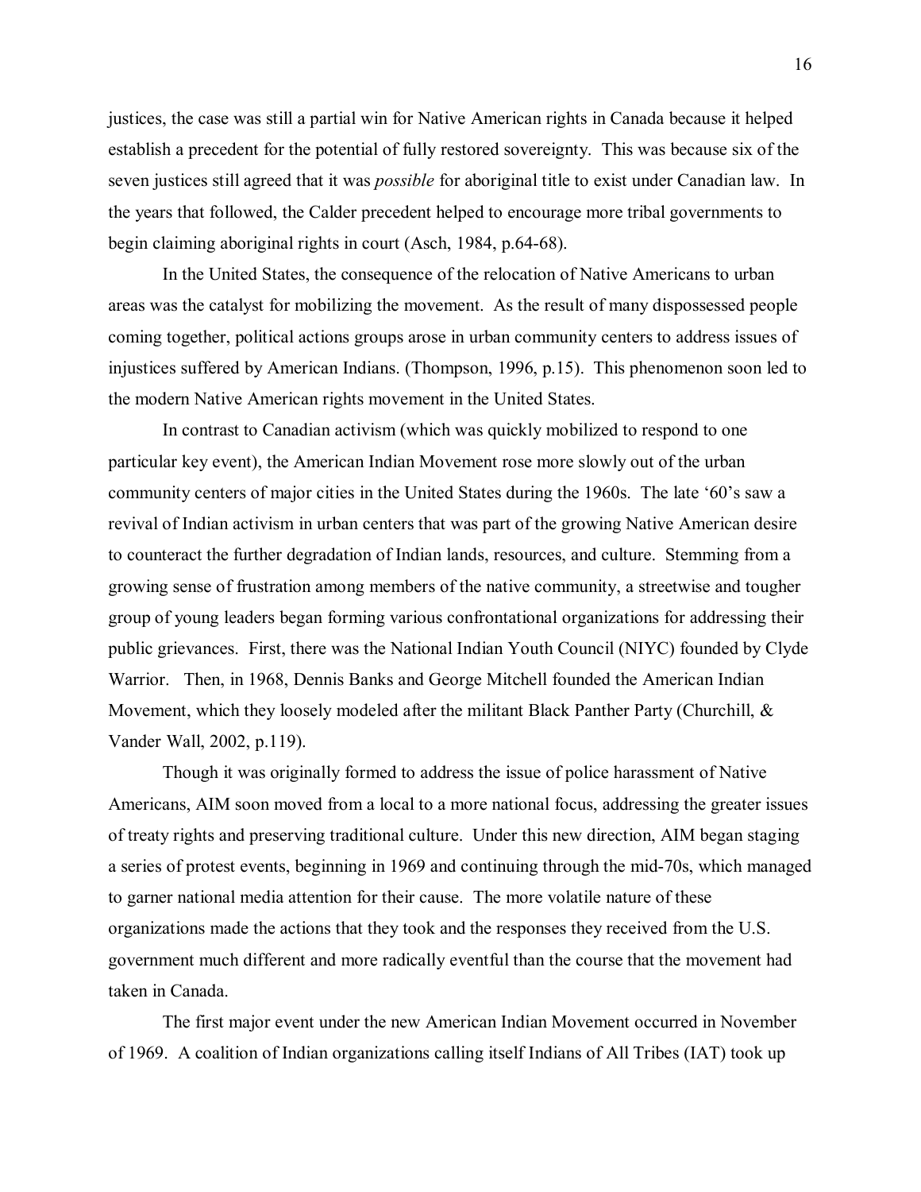justices, the case was still a partial win for Native American rights in Canada because it helped establish a precedent for the potential of fully restored sovereignty. This was because six of the seven justices still agreed that it was *possible* for aboriginal title to exist under Canadian law. In the years that followed, the Calder precedent helped to encourage more tribal governments to begin claiming aboriginal rights in court (Asch, 1984, p.64-68).

In the United States, the consequence of the relocation of Native Americans to urban areas was the catalyst for mobilizing the movement. As the result of many dispossessed people coming together, political actions groups arose in urban community centers to address issues of injustices suffered by American Indians. (Thompson, 1996, p.15). This phenomenon soon led to the modern Native American rights movement in the United States.

In contrast to Canadian activism (which was quickly mobilized to respond to one particular key event), the American Indian Movement rose more slowly out of the urban community centers of major cities in the United States during the 1960s. The late '60's saw a revival of Indian activism in urban centers that was part of the growing Native American desire to counteract the further degradation of Indian lands, resources, and culture. Stemming from a growing sense of frustration among members of the native community, a streetwise and tougher group of young leaders began forming various confrontational organizations for addressing their public grievances. First, there was the National Indian Youth Council (NIYC) founded by Clyde Warrior. Then, in 1968, Dennis Banks and George Mitchell founded the American Indian Movement, which they loosely modeled after the militant Black Panther Party (Churchill, & Vander Wall, 2002, p.119).

Though it was originally formed to address the issue of police harassment of Native Americans, AIM soon moved from a local to a more national focus, addressing the greater issues of treaty rights and preserving traditional culture. Under this new direction, AIM began staging a series of protest events, beginning in 1969 and continuing through the mid-70s, which managed to garner national media attention for their cause. The more volatile nature of these organizations made the actions that they took and the responses they received from the U.S. government much different and more radically eventful than the course that the movement had taken in Canada.

The first major event under the new American Indian Movement occurred in November of 1969. A coalition of Indian organizations calling itself Indians of All Tribes (IAT) took up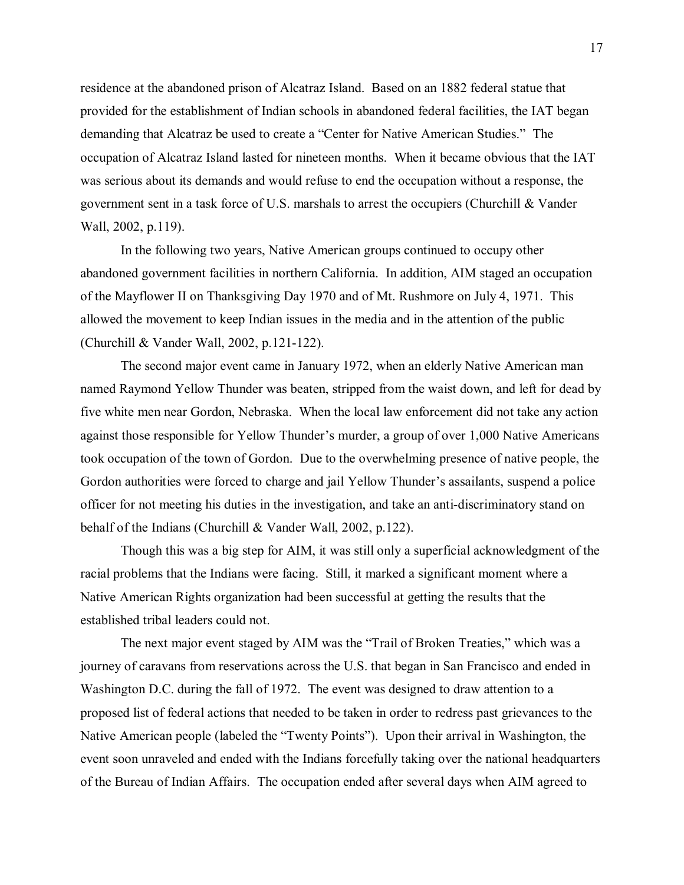residence at the abandoned prison of Alcatraz Island. Based on an 1882 federal statue that provided for the establishment of Indian schools in abandoned federal facilities, the IAT began demanding that Alcatraz be used to create a "Center for Native American Studies." The occupation of Alcatraz Island lasted for nineteen months. When it became obvious that the IAT was serious about its demands and would refuse to end the occupation without a response, the government sent in a task force of U.S. marshals to arrest the occupiers (Churchill & Vander Wall, 2002, p.119).

In the following two years, Native American groups continued to occupy other abandoned government facilities in northern California. In addition, AIM staged an occupation of the Mayflower II on Thanksgiving Day 1970 and of Mt. Rushmore on July 4, 1971. This allowed the movement to keep Indian issues in the media and in the attention of the public (Churchill & Vander Wall, 2002, p.121-122).

The second major event came in January 1972, when an elderly Native American man named Raymond Yellow Thunder was beaten, stripped from the waist down, and left for dead by five white men near Gordon, Nebraska. When the local law enforcement did not take any action against those responsible for Yellow Thunder's murder, a group of over 1,000 Native Americans took occupation of the town of Gordon. Due to the overwhelming presence of native people, the Gordon authorities were forced to charge and jail Yellow Thunder's assailants, suspend a police officer for not meeting his duties in the investigation, and take an anti-discriminatory stand on behalf of the Indians (Churchill & Vander Wall, 2002, p.122).

Though this was a big step for AIM, it was still only a superficial acknowledgment of the racial problems that the Indians were facing. Still, it marked a significant moment where a Native American Rights organization had been successful at getting the results that the established tribal leaders could not.

The next major event staged by AIM was the "Trail of Broken Treaties," which was a journey of caravans from reservations across the U.S. that began in San Francisco and ended in Washington D.C. during the fall of 1972. The event was designed to draw attention to a proposed list of federal actions that needed to be taken in order to redress past grievances to the Native American people (labeled the "Twenty Points"). Upon their arrival in Washington, the event soon unraveled and ended with the Indians forcefully taking over the national headquarters of the Bureau of Indian Affairs. The occupation ended after several days when AIM agreed to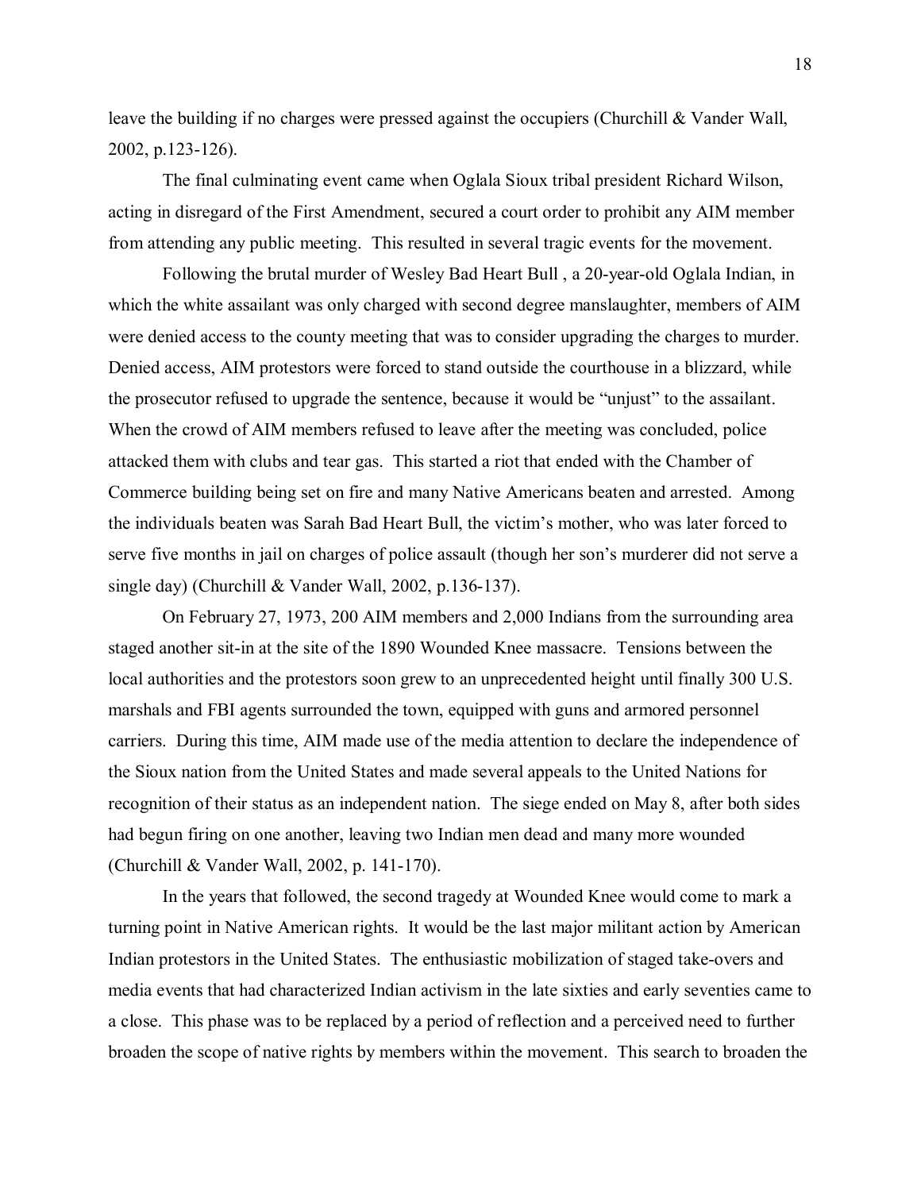leave the building if no charges were pressed against the occupiers (Churchill & Vander Wall, 2002, p.123-126).

The final culminating event came when Oglala Sioux tribal president Richard Wilson, acting in disregard of the First Amendment, secured a court order to prohibit any AIM member from attending any public meeting. This resulted in several tragic events for the movement.

Following the brutal murder of Wesley Bad Heart Bull , a 20-year-old Oglala Indian, in which the white assailant was only charged with second degree manslaughter, members of AIM were denied access to the county meeting that was to consider upgrading the charges to murder. Denied access, AIM protestors were forced to stand outside the courthouse in a blizzard, while the prosecutor refused to upgrade the sentence, because it would be "unjust" to the assailant. When the crowd of AIM members refused to leave after the meeting was concluded, police attacked them with clubs and tear gas. This started a riot that ended with the Chamber of Commerce building being set on fire and many Native Americans beaten and arrested. Among the individuals beaten was Sarah Bad Heart Bull, the victim's mother, who was later forced to serve five months in jail on charges of police assault (though her son's murderer did not serve a single day) (Churchill & Vander Wall, 2002, p.136-137).

On February 27, 1973, 200 AIM members and 2,000 Indians from the surrounding area staged another sit-in at the site of the 1890 Wounded Knee massacre. Tensions between the local authorities and the protestors soon grew to an unprecedented height until finally 300 U.S. marshals and FBI agents surrounded the town, equipped with guns and armored personnel carriers. During this time, AIM made use of the media attention to declare the independence of the Sioux nation from the United States and made several appeals to the United Nations for recognition of their status as an independent nation. The siege ended on May 8, after both sides had begun firing on one another, leaving two Indian men dead and many more wounded (Churchill & Vander Wall, 2002, p. 141-170).

In the years that followed, the second tragedy at Wounded Knee would come to mark a turning point in Native American rights. It would be the last major militant action by American Indian protestors in the United States. The enthusiastic mobilization of staged take-overs and media events that had characterized Indian activism in the late sixties and early seventies came to a close. This phase was to be replaced by a period of reflection and a perceived need to further broaden the scope of native rights by members within the movement. This search to broaden the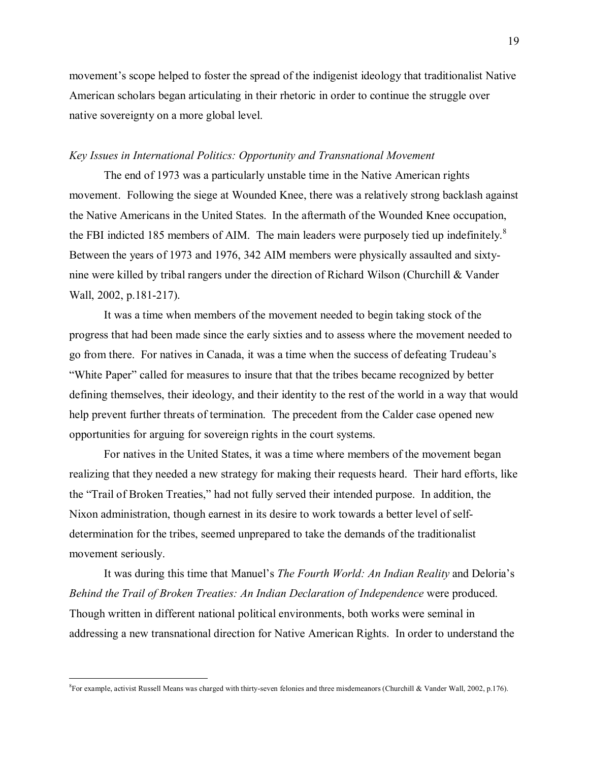movement's scope helped to foster the spread of the indigenist ideology that traditionalist Native American scholars began articulating in their rhetoric in order to continue the struggle over native sovereignty on a more global level.

*Key Issues in International Politics: Opportunity and Transnational Movement*

The end of 1973 was a particularly unstable time in the Native American rights movement. Following the siege at Wounded Knee, there was a relatively strong backlash against the Native Americans in the United States. In the aftermath of the Wounded Knee occupation, the FBI indicted 185 members of AIM. The main leaders were purposely tied up indefinitely.[8] Between the years of 1973 and 1976, 342 AIM members were physically assaulted and sixty-nine were killed by tribal rangers under the direction of Richard Wilson (Churchill & Vander Wall, 2002, p.181-217).

It was a time when members of the movement needed to begin taking stock of the progress that had been made since the early sixties and to assess where the movement needed to go from there. For natives in Canada, it was a time when the success of defeating Trudeau's "White Paper" called for measures to insure that that the tribes became recognized by better defining themselves, their ideology, and their identity to the rest of the world in a way that would help prevent further threats of termination. The precedent from the Calder case opened new opportunities for arguing for sovereign rights in the court systems.

For natives in the United States, it was a time where members of the movement began realizing that they needed a new strategy for making their requests heard. Their hard efforts, like the "Trail of Broken Treaties," had not fully served their intended purpose. In addition, the Nixon administration, though earnest in its desire to work towards a better level of self-determination for the tribes, seemed unprepared to take the demands of the traditionalist movement seriously.

It was during this time that Manuel's *The Fourth World: An Indian Reality* and Deloria's *Behind the Trail of Broken Treaties: An Indian Declaration of Independence* were produced. Though written in different national political environments, both works were seminal in addressing a new transnational direction for Native American Rights. In order to understand the

---

[8] For example, activist Russell Means was charged with thirty-seven felonies and three misdemeanors (Churchill & Vander Wall, 2002, p.176).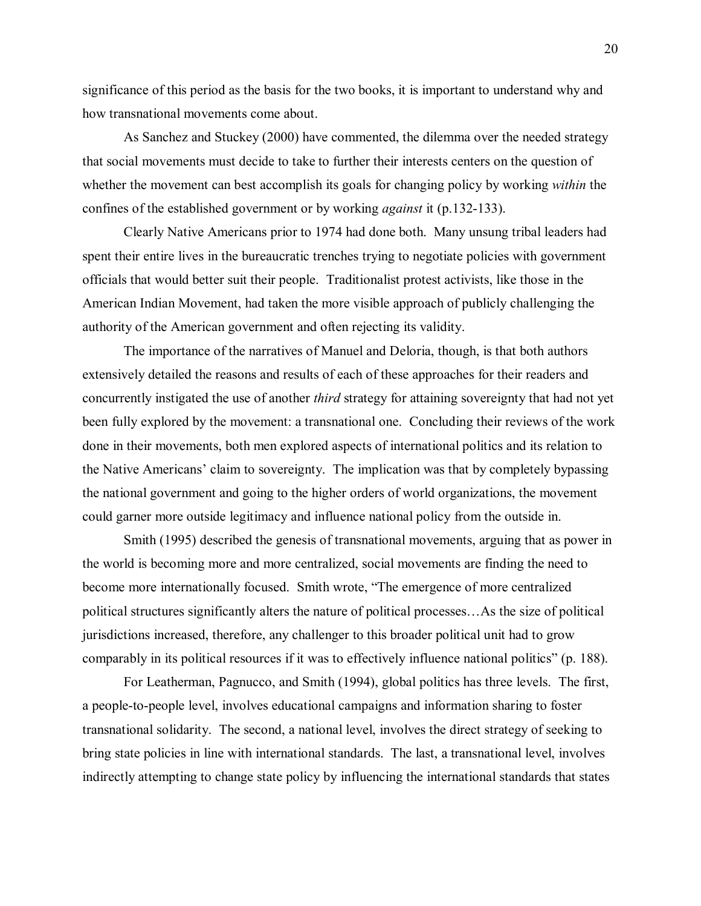significance of this period as the basis for the two books, it is important to understand why and how transnational movements come about.

As Sanchez and Stuckey (2000) have commented, the dilemma over the needed strategy that social movements must decide to take to further their interests centers on the question of whether the movement can best accomplish its goals for changing policy by working *within* the confines of the established government or by working *against* it (p.132-133).

Clearly Native Americans prior to 1974 had done both. Many unsung tribal leaders had spent their entire lives in the bureaucratic trenches trying to negotiate policies with government officials that would better suit their people. Traditionalist protest activists, like those in the American Indian Movement, had taken the more visible approach of publicly challenging the authority of the American government and often rejecting its validity.

The importance of the narratives of Manuel and Deloria, though, is that both authors extensively detailed the reasons and results of each of these approaches for their readers and concurrently instigated the use of another *third* strategy for attaining sovereignty that had not yet been fully explored by the movement: a transnational one. Concluding their reviews of the work done in their movements, both men explored aspects of international politics and its relation to the Native Americans' claim to sovereignty. The implication was that by completely bypassing the national government and going to the higher orders of world organizations, the movement could garner more outside legitimacy and influence national policy from the outside in.

Smith (1995) described the genesis of transnational movements, arguing that as power in the world is becoming more and more centralized, social movements are finding the need to become more internationally focused. Smith wrote, "The emergence of more centralized political structures significantly alters the nature of political processes…As the size of political jurisdictions increased, therefore, any challenger to this broader political unit had to grow comparably in its political resources if it was to effectively influence national politics" (p. 188).

For Leatherman, Pagnucco, and Smith (1994), global politics has three levels. The first, a people-to-people level, involves educational campaigns and information sharing to foster transnational solidarity. The second, a national level, involves the direct strategy of seeking to bring state policies in line with international standards. The last, a transnational level, involves indirectly attempting to change state policy by influencing the international standards that states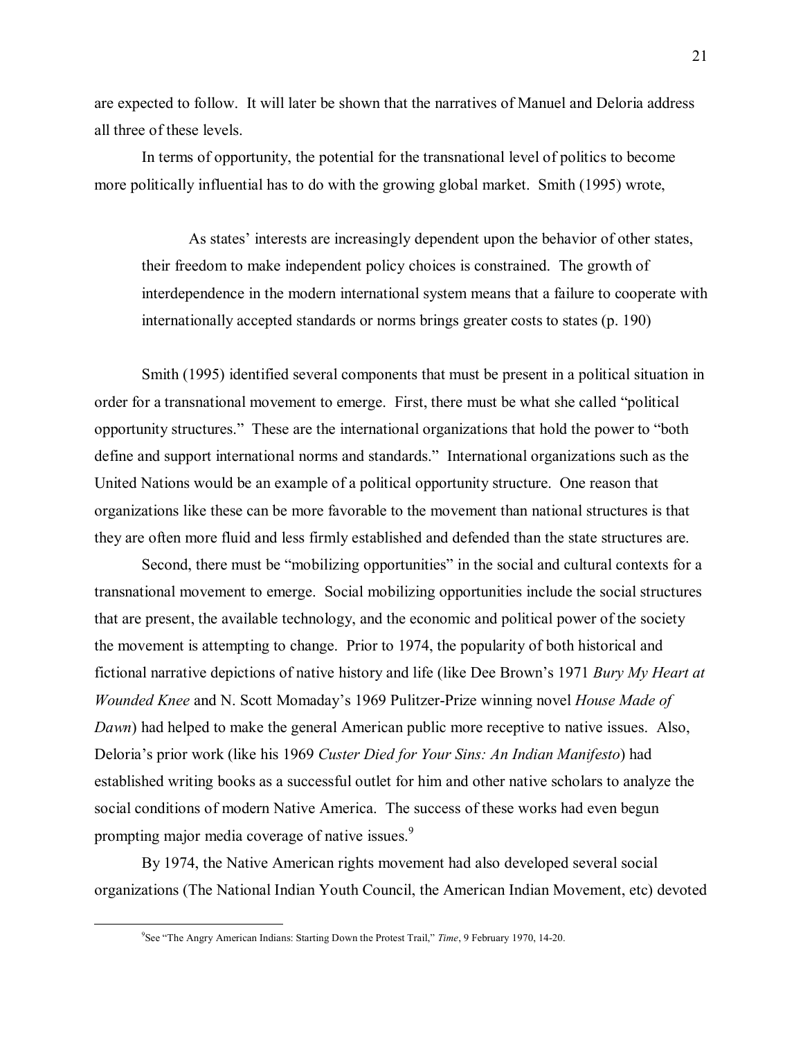are expected to follow. It will later be shown that the narratives of Manuel and Deloria address all three of these levels.

In terms of opportunity, the potential for the transnational level of politics to become more politically influential has to do with the growing global market. Smith (1995) wrote,

> As states' interests are increasingly dependent upon the behavior of other states, their freedom to make independent policy choices is constrained. The growth of interdependence in the modern international system means that a failure to cooperate with internationally accepted standards or norms brings greater costs to states (p. 190)

Smith (1995) identified several components that must be present in a political situation in order for a transnational movement to emerge. First, there must be what she called "political opportunity structures." These are the international organizations that hold the power to "both define and support international norms and standards." International organizations such as the United Nations would be an example of a political opportunity structure. One reason that organizations like these can be more favorable to the movement than national structures is that they are often more fluid and less firmly established and defended than the state structures are.

Second, there must be "mobilizing opportunities" in the social and cultural contexts for a transnational movement to emerge. Social mobilizing opportunities include the social structures that are present, the available technology, and the economic and political power of the society the movement is attempting to change. Prior to 1974, the popularity of both historical and fictional narrative depictions of native history and life (like Dee Brown's 1971 *Bury My Heart at Wounded Knee* and N. Scott Momaday's 1969 Pulitzer-Prize winning novel *House Made of Dawn*) had helped to make the general American public more receptive to native issues. Also, Deloria's prior work (like his 1969 *Custer Died for Your Sins: An Indian Manifesto*) had established writing books as a successful outlet for him and other native scholars to analyze the social conditions of modern Native America. The success of these works had even begun prompting major media coverage of native issues.[9]

By 1974, the Native American rights movement had also developed several social organizations (The National Indian Youth Council, the American Indian Movement, etc) devoted

[9]See "The Angry American Indians: Starting Down the Protest Trail," *Time*, 9 February 1970, 14-20.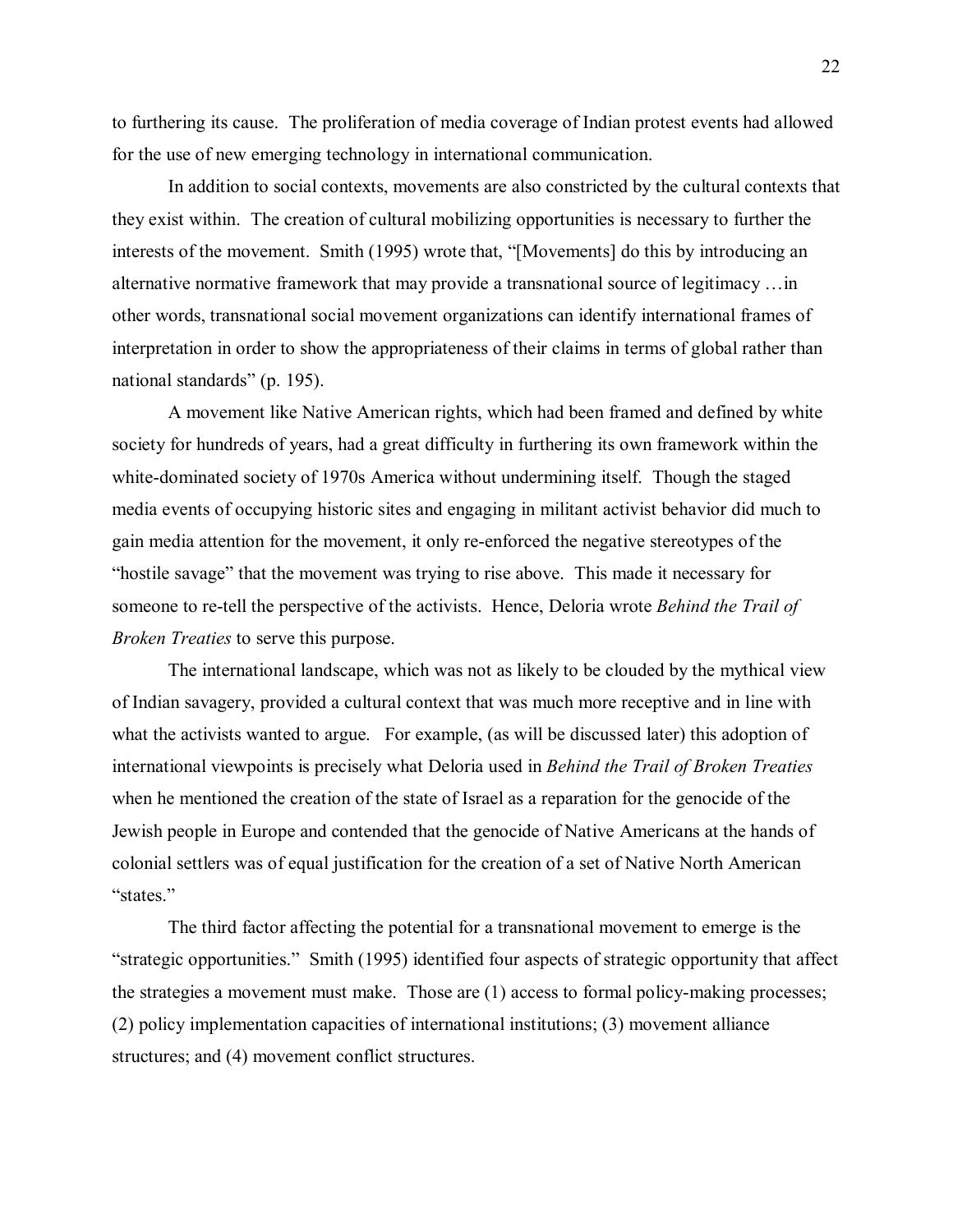to furthering its cause. The proliferation of media coverage of Indian protest events had allowed for the use of new emerging technology in international communication.

In addition to social contexts, movements are also constricted by the cultural contexts that they exist within. The creation of cultural mobilizing opportunities is necessary to further the interests of the movement. Smith (1995) wrote that, "[Movements] do this by introducing an alternative normative framework that may provide a transnational source of legitimacy …in other words, transnational social movement organizations can identify international frames of interpretation in order to show the appropriateness of their claims in terms of global rather than national standards" (p. 195).

A movement like Native American rights, which had been framed and defined by white society for hundreds of years, had a great difficulty in furthering its own framework within the white-dominated society of 1970s America without undermining itself. Though the staged media events of occupying historic sites and engaging in militant activist behavior did much to gain media attention for the movement, it only re-enforced the negative stereotypes of the "hostile savage" that the movement was trying to rise above. This made it necessary for someone to re-tell the perspective of the activists. Hence, Deloria wrote *Behind the Trail of Broken Treaties* to serve this purpose.

The international landscape, which was not as likely to be clouded by the mythical view of Indian savagery, provided a cultural context that was much more receptive and in line with what the activists wanted to argue. For example, (as will be discussed later) this adoption of international viewpoints is precisely what Deloria used in *Behind the Trail of Broken Treaties* when he mentioned the creation of the state of Israel as a reparation for the genocide of the Jewish people in Europe and contended that the genocide of Native Americans at the hands of colonial settlers was of equal justification for the creation of a set of Native North American "states."

The third factor affecting the potential for a transnational movement to emerge is the "strategic opportunities." Smith (1995) identified four aspects of strategic opportunity that affect the strategies a movement must make. Those are (1) access to formal policy-making processes; (2) policy implementation capacities of international institutions; (3) movement alliance structures; and (4) movement conflict structures.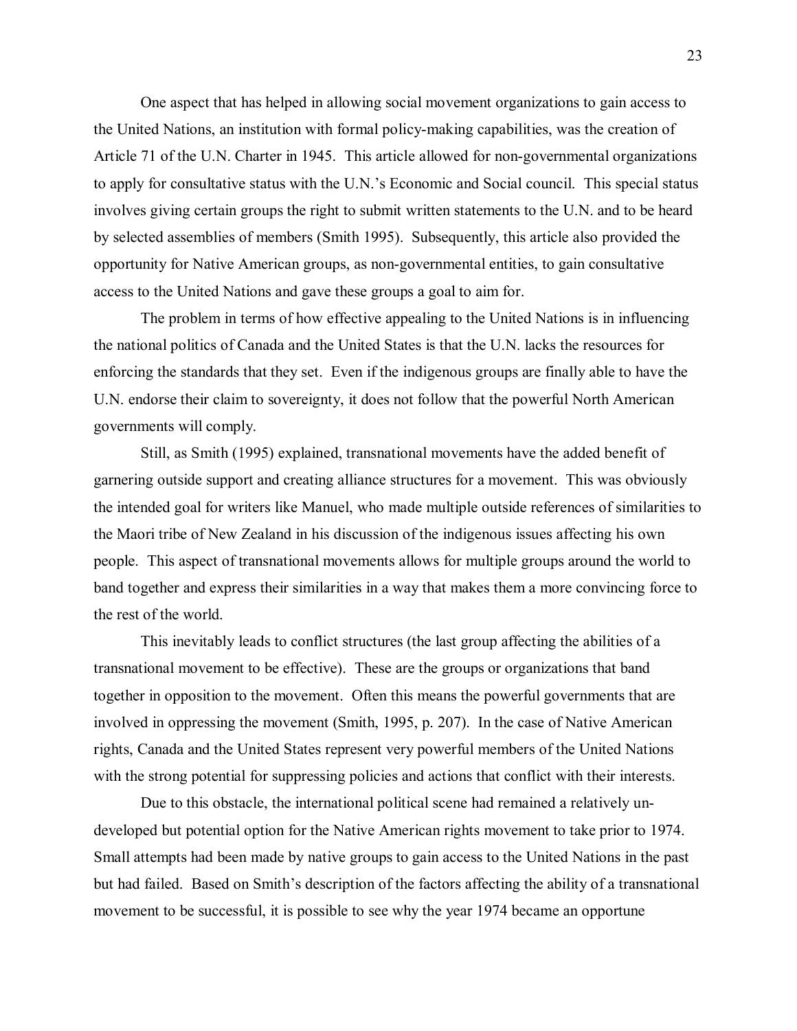One aspect that has helped in allowing social movement organizations to gain access to the United Nations, an institution with formal policy-making capabilities, was the creation of Article 71 of the U.N. Charter in 1945. This article allowed for non-governmental organizations to apply for consultative status with the U.N.'s Economic and Social council. This special status involves giving certain groups the right to submit written statements to the U.N. and to be heard by selected assemblies of members (Smith 1995). Subsequently, this article also provided the opportunity for Native American groups, as non-governmental entities, to gain consultative access to the United Nations and gave these groups a goal to aim for.

The problem in terms of how effective appealing to the United Nations is in influencing the national politics of Canada and the United States is that the U.N. lacks the resources for enforcing the standards that they set. Even if the indigenous groups are finally able to have the U.N. endorse their claim to sovereignty, it does not follow that the powerful North American governments will comply.

Still, as Smith (1995) explained, transnational movements have the added benefit of garnering outside support and creating alliance structures for a movement. This was obviously the intended goal for writers like Manuel, who made multiple outside references of similarities to the Maori tribe of New Zealand in his discussion of the indigenous issues affecting his own people. This aspect of transnational movements allows for multiple groups around the world to band together and express their similarities in a way that makes them a more convincing force to the rest of the world.

This inevitably leads to conflict structures (the last group affecting the abilities of a transnational movement to be effective). These are the groups or organizations that band together in opposition to the movement. Often this means the powerful governments that are involved in oppressing the movement (Smith, 1995, p. 207). In the case of Native American rights, Canada and the United States represent very powerful members of the United Nations with the strong potential for suppressing policies and actions that conflict with their interests.

Due to this obstacle, the international political scene had remained a relatively un-developed but potential option for the Native American rights movement to take prior to 1974. Small attempts had been made by native groups to gain access to the United Nations in the past but had failed. Based on Smith's description of the factors affecting the ability of a transnational movement to be successful, it is possible to see why the year 1974 became an opportune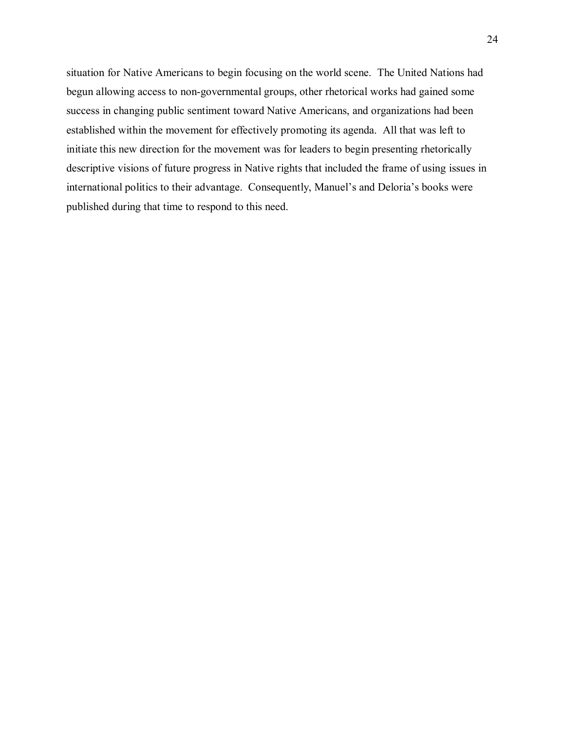situation for Native Americans to begin focusing on the world scene. The United Nations had begun allowing access to non-governmental groups, other rhetorical works had gained some success in changing public sentiment toward Native Americans, and organizations had been established within the movement for effectively promoting its agenda. All that was left to initiate this new direction for the movement was for leaders to begin presenting rhetorically descriptive visions of future progress in Native rights that included the frame of using issues in international politics to their advantage. Consequently, Manuel's and Deloria's books were published during that time to respond to this need.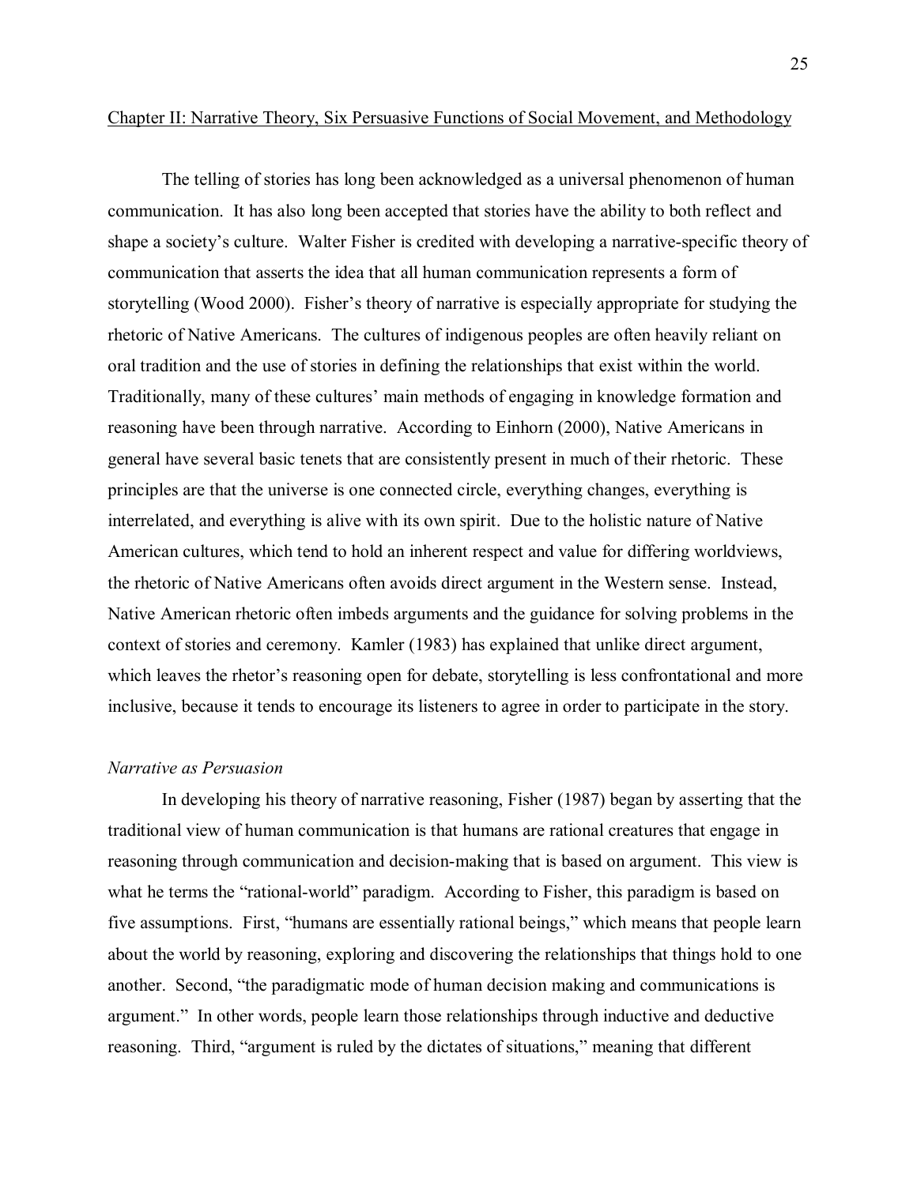## Chapter II: Narrative Theory, Six Persuasive Functions of Social Movement, and Methodology

The telling of stories has long been acknowledged as a universal phenomenon of human communication. It has also long been accepted that stories have the ability to both reflect and shape a society's culture. Walter Fisher is credited with developing a narrative-specific theory of communication that asserts the idea that all human communication represents a form of storytelling (Wood 2000). Fisher's theory of narrative is especially appropriate for studying the rhetoric of Native Americans. The cultures of indigenous peoples are often heavily reliant on oral tradition and the use of stories in defining the relationships that exist within the world. Traditionally, many of these cultures' main methods of engaging in knowledge formation and reasoning have been through narrative. According to Einhorn (2000), Native Americans in general have several basic tenets that are consistently present in much of their rhetoric. These principles are that the universe is one connected circle, everything changes, everything is interrelated, and everything is alive with its own spirit. Due to the holistic nature of Native American cultures, which tend to hold an inherent respect and value for differing worldviews, the rhetoric of Native Americans often avoids direct argument in the Western sense. Instead, Native American rhetoric often imbeds arguments and the guidance for solving problems in the context of stories and ceremony. Kamler (1983) has explained that unlike direct argument, which leaves the rhetor's reasoning open for debate, storytelling is less confrontational and more inclusive, because it tends to encourage its listeners to agree in order to participate in the story.

### *Narrative as Persuasion*

In developing his theory of narrative reasoning, Fisher (1987) began by asserting that the traditional view of human communication is that humans are rational creatures that engage in reasoning through communication and decision-making that is based on argument. This view is what he terms the "rational-world" paradigm. According to Fisher, this paradigm is based on five assumptions. First, "humans are essentially rational beings," which means that people learn about the world by reasoning, exploring and discovering the relationships that things hold to one another. Second, "the paradigmatic mode of human decision making and communications is argument." In other words, people learn those relationships through inductive and deductive reasoning. Third, "argument is ruled by the dictates of situations," meaning that different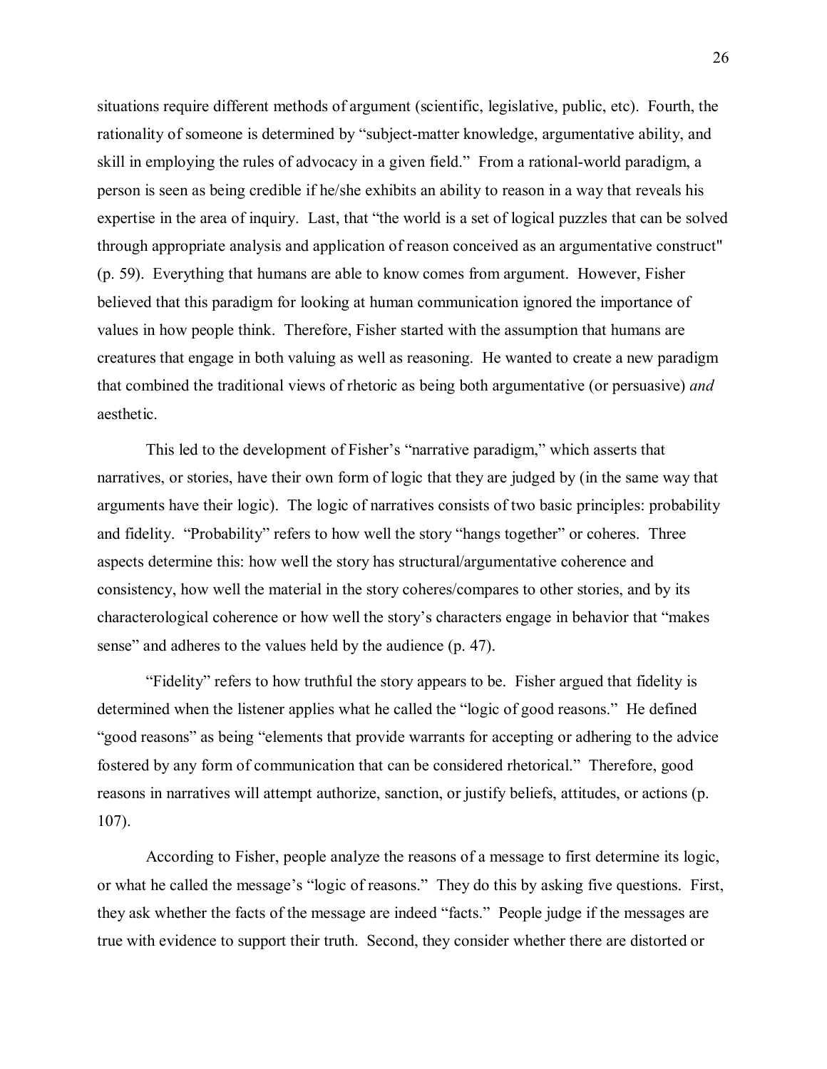situations require different methods of argument (scientific, legislative, public, etc). Fourth, the rationality of someone is determined by "subject-matter knowledge, argumentative ability, and skill in employing the rules of advocacy in a given field." From a rational-world paradigm, a person is seen as being credible if he/she exhibits an ability to reason in a way that reveals his expertise in the area of inquiry. Last, that "the world is a set of logical puzzles that can be solved through appropriate analysis and application of reason conceived as an argumentative construct" (p. 59). Everything that humans are able to know comes from argument. However, Fisher believed that this paradigm for looking at human communication ignored the importance of values in how people think. Therefore, Fisher started with the assumption that humans are creatures that engage in both valuing as well as reasoning. He wanted to create a new paradigm that combined the traditional views of rhetoric as being both argumentative (or persuasive) *and* aesthetic.

This led to the development of Fisher's "narrative paradigm," which asserts that narratives, or stories, have their own form of logic that they are judged by (in the same way that arguments have their logic). The logic of narratives consists of two basic principles: probability and fidelity. "Probability" refers to how well the story "hangs together" or coheres. Three aspects determine this: how well the story has structural/argumentative coherence and consistency, how well the material in the story coheres/compares to other stories, and by its characterological coherence or how well the story's characters engage in behavior that "makes sense" and adheres to the values held by the audience (p. 47).

"Fidelity" refers to how truthful the story appears to be. Fisher argued that fidelity is determined when the listener applies what he called the "logic of good reasons." He defined "good reasons" as being "elements that provide warrants for accepting or adhering to the advice fostered by any form of communication that can be considered rhetorical." Therefore, good reasons in narratives will attempt authorize, sanction, or justify beliefs, attitudes, or actions (p. 107).

According to Fisher, people analyze the reasons of a message to first determine its logic, or what he called the message's "logic of reasons." They do this by asking five questions. First, they ask whether the facts of the message are indeed "facts." People judge if the messages are true with evidence to support their truth. Second, they consider whether there are distorted or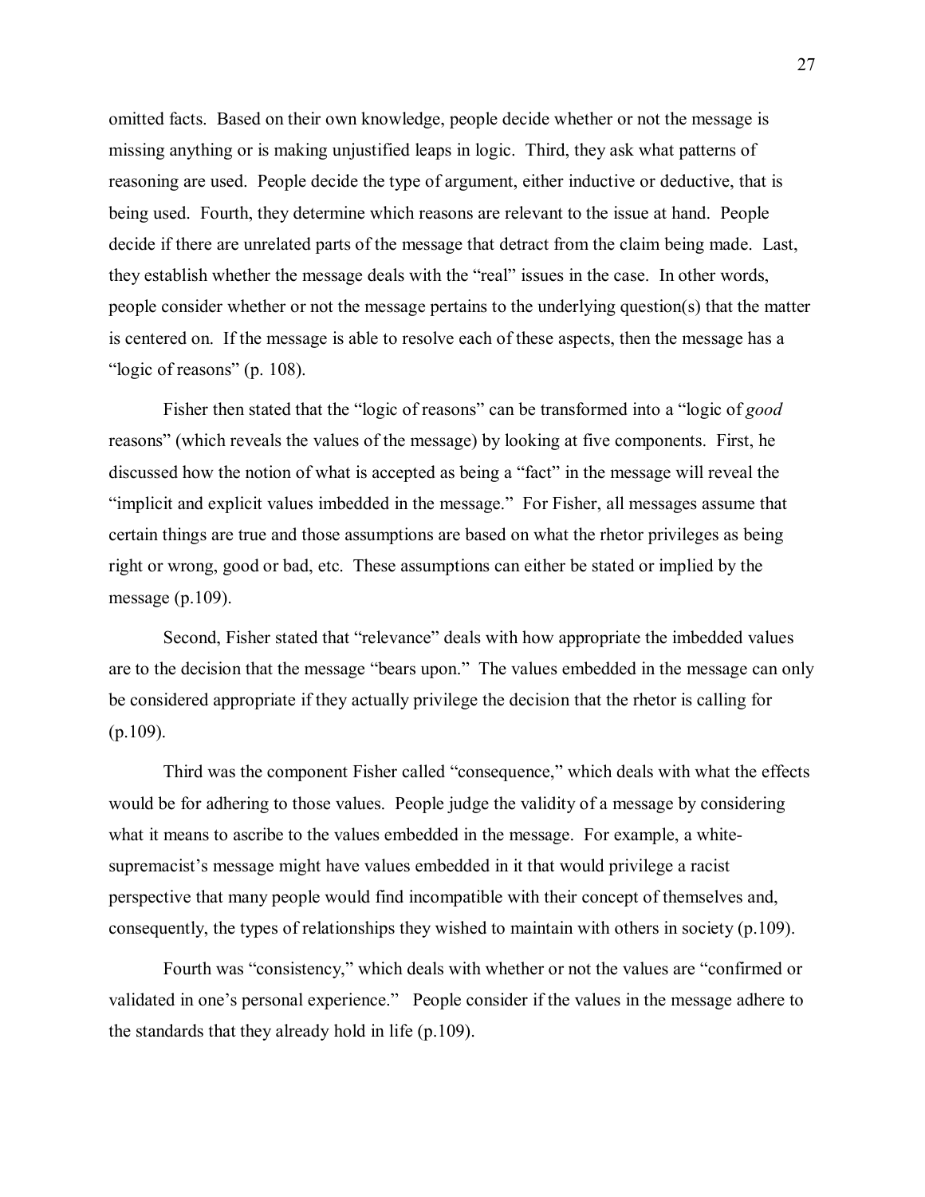omitted facts. Based on their own knowledge, people decide whether or not the message is missing anything or is making unjustified leaps in logic. Third, they ask what patterns of reasoning are used. People decide the type of argument, either inductive or deductive, that is being used. Fourth, they determine which reasons are relevant to the issue at hand. People decide if there are unrelated parts of the message that detract from the claim being made. Last, they establish whether the message deals with the "real" issues in the case. In other words, people consider whether or not the message pertains to the underlying question(s) that the matter is centered on. If the message is able to resolve each of these aspects, then the message has a "logic of reasons" (p. 108).

Fisher then stated that the "logic of reasons" can be transformed into a "logic of *good* reasons" (which reveals the values of the message) by looking at five components. First, he discussed how the notion of what is accepted as being a "fact" in the message will reveal the "implicit and explicit values imbedded in the message." For Fisher, all messages assume that certain things are true and those assumptions are based on what the rhetor privileges as being right or wrong, good or bad, etc. These assumptions can either be stated or implied by the message (p.109).

Second, Fisher stated that "relevance" deals with how appropriate the imbedded values are to the decision that the message "bears upon." The values embedded in the message can only be considered appropriate if they actually privilege the decision that the rhetor is calling for (p.109).

Third was the component Fisher called "consequence," which deals with what the effects would be for adhering to those values. People judge the validity of a message by considering what it means to ascribe to the values embedded in the message. For example, a white-supremacist's message might have values embedded in it that would privilege a racist perspective that many people would find incompatible with their concept of themselves and, consequently, the types of relationships they wished to maintain with others in society (p.109).

Fourth was "consistency," which deals with whether or not the values are "confirmed or validated in one's personal experience." People consider if the values in the message adhere to the standards that they already hold in life (p.109).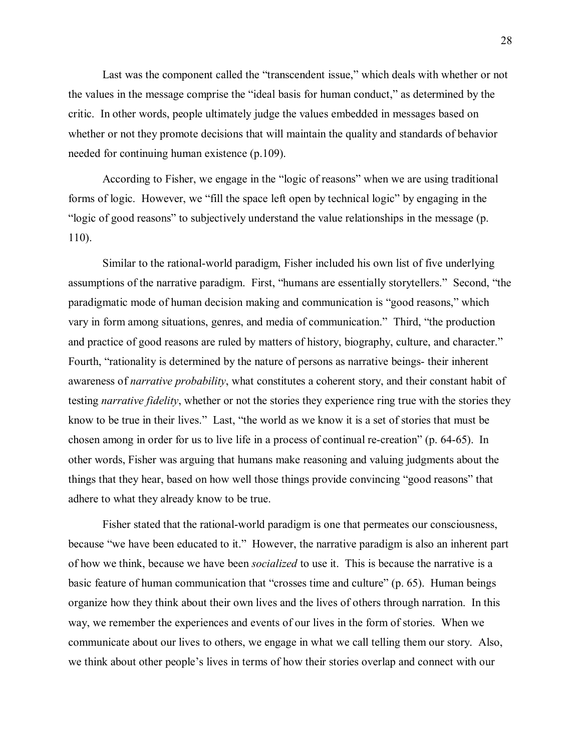Last was the component called the "transcendent issue," which deals with whether or not the values in the message comprise the "ideal basis for human conduct," as determined by the critic. In other words, people ultimately judge the values embedded in messages based on whether or not they promote decisions that will maintain the quality and standards of behavior needed for continuing human existence (p.109).

According to Fisher, we engage in the "logic of reasons" when we are using traditional forms of logic. However, we "fill the space left open by technical logic" by engaging in the "logic of good reasons" to subjectively understand the value relationships in the message (p. 110).

Similar to the rational-world paradigm, Fisher included his own list of five underlying assumptions of the narrative paradigm. First, "humans are essentially storytellers." Second, "the paradigmatic mode of human decision making and communication is "good reasons," which vary in form among situations, genres, and media of communication." Third, "the production and practice of good reasons are ruled by matters of history, biography, culture, and character." Fourth, "rationality is determined by the nature of persons as narrative beings- their inherent awareness of *narrative probability*, what constitutes a coherent story, and their constant habit of testing *narrative fidelity*, whether or not the stories they experience ring true with the stories they know to be true in their lives." Last, "the world as we know it is a set of stories that must be chosen among in order for us to live life in a process of continual re-creation" (p. 64-65). In other words, Fisher was arguing that humans make reasoning and valuing judgments about the things that they hear, based on how well those things provide convincing "good reasons" that adhere to what they already know to be true.

Fisher stated that the rational-world paradigm is one that permeates our consciousness, because "we have been educated to it." However, the narrative paradigm is also an inherent part of how we think, because we have been *socialized* to use it. This is because the narrative is a basic feature of human communication that "crosses time and culture" (p. 65). Human beings organize how they think about their own lives and the lives of others through narration. In this way, we remember the experiences and events of our lives in the form of stories. When we communicate about our lives to others, we engage in what we call telling them our story. Also, we think about other people's lives in terms of how their stories overlap and connect with our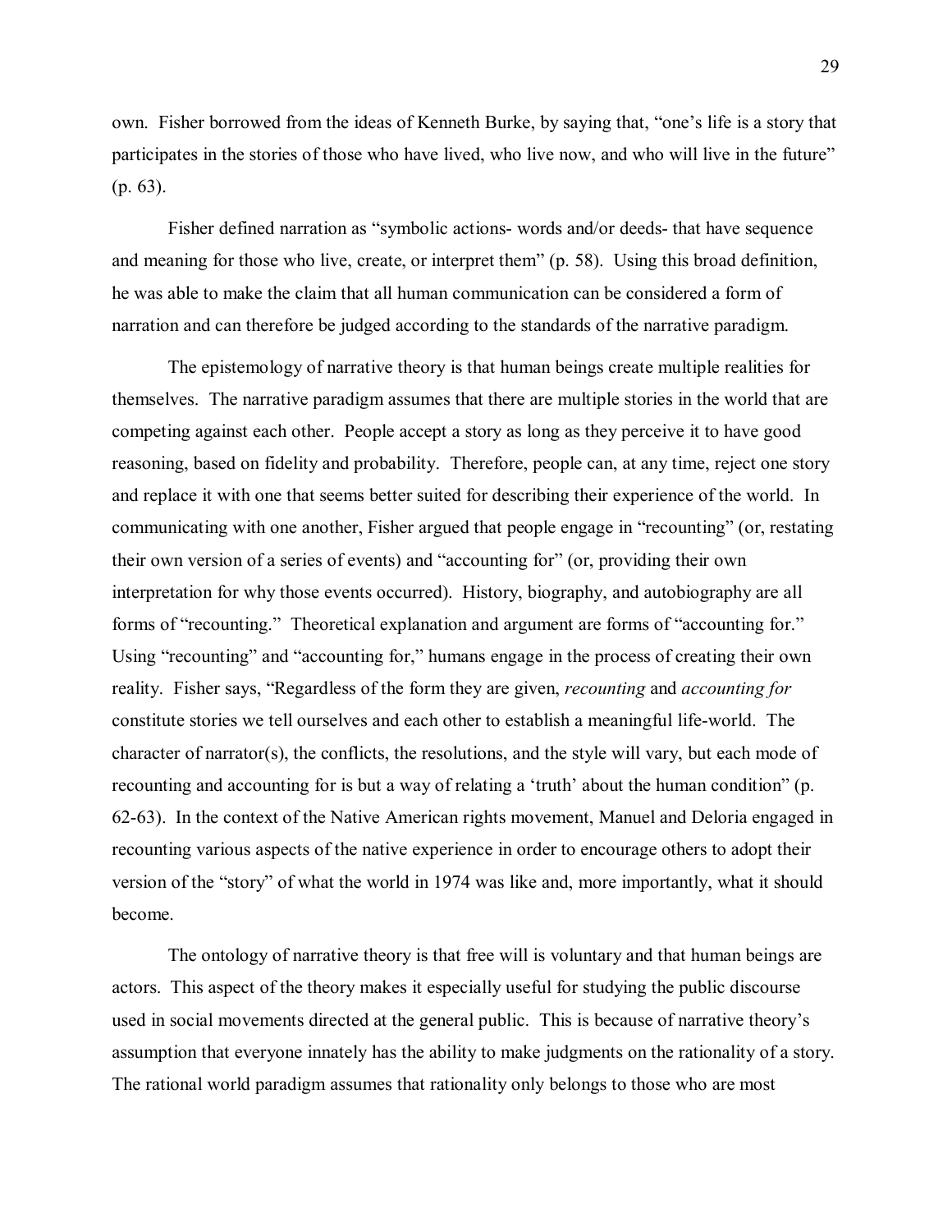own. Fisher borrowed from the ideas of Kenneth Burke, by saying that, "one's life is a story that participates in the stories of those who have lived, who live now, and who will live in the future" (p. 63).

Fisher defined narration as "symbolic actions- words and/or deeds- that have sequence and meaning for those who live, create, or interpret them" (p. 58). Using this broad definition, he was able to make the claim that all human communication can be considered a form of narration and can therefore be judged according to the standards of the narrative paradigm.

The epistemology of narrative theory is that human beings create multiple realities for themselves. The narrative paradigm assumes that there are multiple stories in the world that are competing against each other. People accept a story as long as they perceive it to have good reasoning, based on fidelity and probability. Therefore, people can, at any time, reject one story and replace it with one that seems better suited for describing their experience of the world. In communicating with one another, Fisher argued that people engage in "recounting" (or, restating their own version of a series of events) and "accounting for" (or, providing their own interpretation for why those events occurred). History, biography, and autobiography are all forms of "recounting." Theoretical explanation and argument are forms of "accounting for." Using "recounting" and "accounting for," humans engage in the process of creating their own reality. Fisher says, "Regardless of the form they are given, *recounting* and *accounting for* constitute stories we tell ourselves and each other to establish a meaningful life-world. The character of narrator(s), the conflicts, the resolutions, and the style will vary, but each mode of recounting and accounting for is but a way of relating a 'truth' about the human condition" (p. 62-63). In the context of the Native American rights movement, Manuel and Deloria engaged in recounting various aspects of the native experience in order to encourage others to adopt their version of the "story" of what the world in 1974 was like and, more importantly, what it should become.

The ontology of narrative theory is that free will is voluntary and that human beings are actors. This aspect of the theory makes it especially useful for studying the public discourse used in social movements directed at the general public. This is because of narrative theory's assumption that everyone innately has the ability to make judgments on the rationality of a story. The rational world paradigm assumes that rationality only belongs to those who are most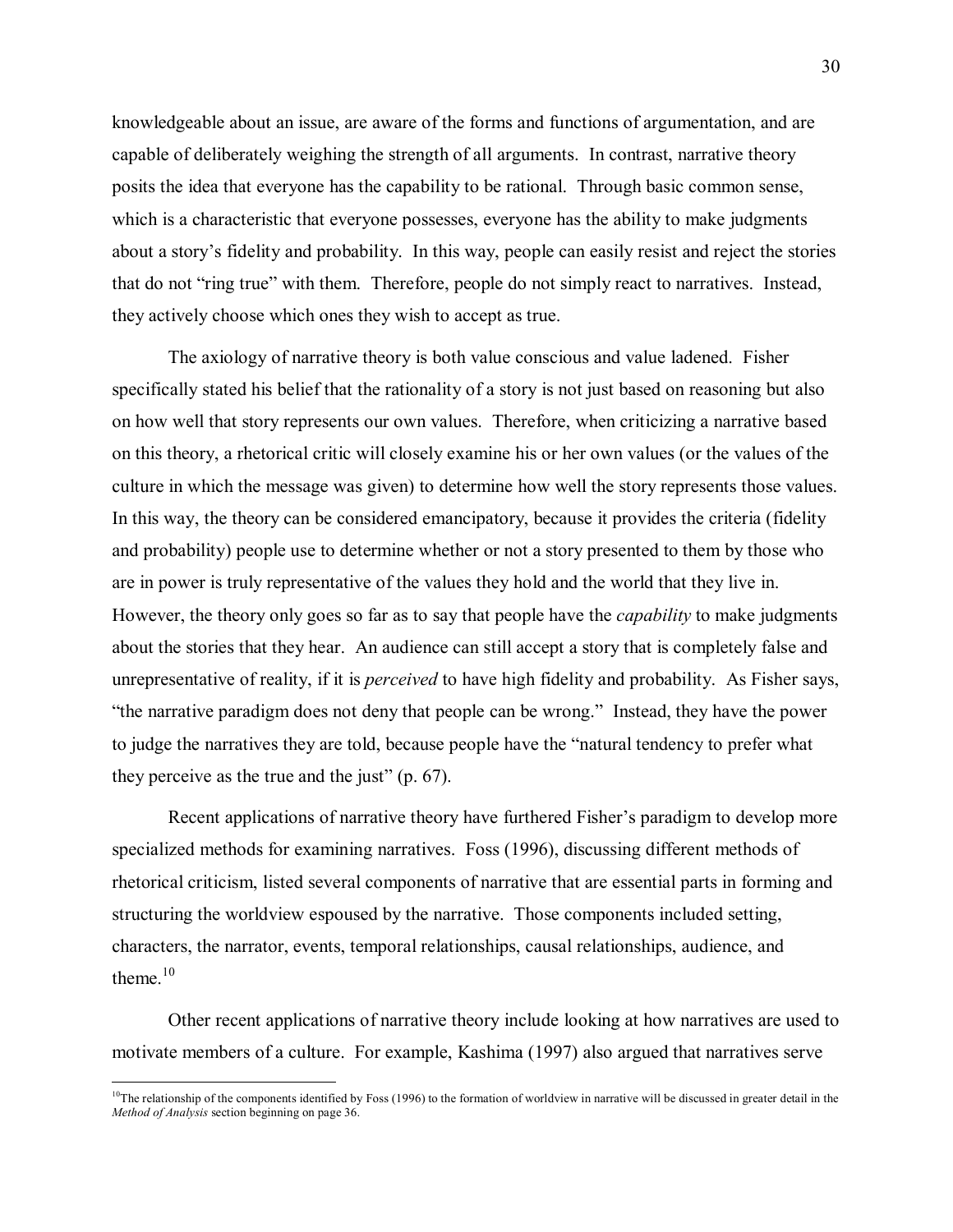knowledgeable about an issue, are aware of the forms and functions of argumentation, and are capable of deliberately weighing the strength of all arguments. In contrast, narrative theory posits the idea that everyone has the capability to be rational. Through basic common sense, which is a characteristic that everyone possesses, everyone has the ability to make judgments about a story's fidelity and probability. In this way, people can easily resist and reject the stories that do not "ring true" with them. Therefore, people do not simply react to narratives. Instead, they actively choose which ones they wish to accept as true.

The axiology of narrative theory is both value conscious and value ladened. Fisher specifically stated his belief that the rationality of a story is not just based on reasoning but also on how well that story represents our own values. Therefore, when criticizing a narrative based on this theory, a rhetorical critic will closely examine his or her own values (or the values of the culture in which the message was given) to determine how well the story represents those values. In this way, the theory can be considered emancipatory, because it provides the criteria (fidelity and probability) people use to determine whether or not a story presented to them by those who are in power is truly representative of the values they hold and the world that they live in. However, the theory only goes so far as to say that people have the *capability* to make judgments about the stories that they hear. An audience can still accept a story that is completely false and unrepresentative of reality, if it is *perceived* to have high fidelity and probability. As Fisher says, "the narrative paradigm does not deny that people can be wrong." Instead, they have the power to judge the narratives they are told, because people have the "natural tendency to prefer what they perceive as the true and the just" (p. 67).

Recent applications of narrative theory have furthered Fisher's paradigm to develop more specialized methods for examining narratives. Foss (1996), discussing different methods of rhetorical criticism, listed several components of narrative that are essential parts in forming and structuring the worldview espoused by the narrative. Those components included setting, characters, the narrator, events, temporal relationships, causal relationships, audience, and theme.[10]

Other recent applications of narrative theory include looking at how narratives are used to motivate members of a culture. For example, Kashima (1997) also argued that narratives serve

[10]The relationship of the components identified by Foss (1996) to the formation of worldview in narrative will be discussed in greater detail in the *Method of Analysis* section beginning on page 36.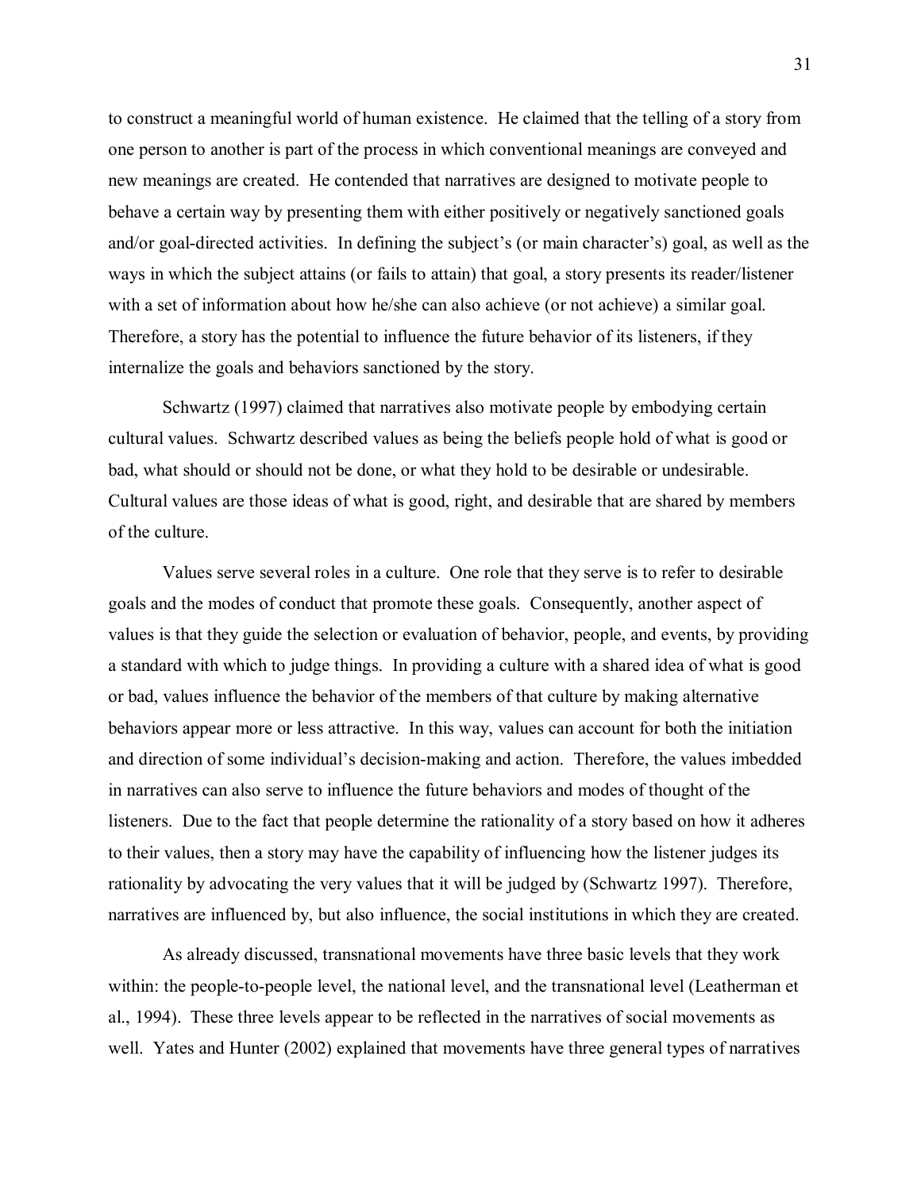to construct a meaningful world of human existence. He claimed that the telling of a story from one person to another is part of the process in which conventional meanings are conveyed and new meanings are created. He contended that narratives are designed to motivate people to behave a certain way by presenting them with either positively or negatively sanctioned goals and/or goal-directed activities. In defining the subject's (or main character's) goal, as well as the ways in which the subject attains (or fails to attain) that goal, a story presents its reader/listener with a set of information about how he/she can also achieve (or not achieve) a similar goal. Therefore, a story has the potential to influence the future behavior of its listeners, if they internalize the goals and behaviors sanctioned by the story.

Schwartz (1997) claimed that narratives also motivate people by embodying certain cultural values. Schwartz described values as being the beliefs people hold of what is good or bad, what should or should not be done, or what they hold to be desirable or undesirable. Cultural values are those ideas of what is good, right, and desirable that are shared by members of the culture.

Values serve several roles in a culture. One role that they serve is to refer to desirable goals and the modes of conduct that promote these goals. Consequently, another aspect of values is that they guide the selection or evaluation of behavior, people, and events, by providing a standard with which to judge things. In providing a culture with a shared idea of what is good or bad, values influence the behavior of the members of that culture by making alternative behaviors appear more or less attractive. In this way, values can account for both the initiation and direction of some individual's decision-making and action. Therefore, the values imbedded in narratives can also serve to influence the future behaviors and modes of thought of the listeners. Due to the fact that people determine the rationality of a story based on how it adheres to their values, then a story may have the capability of influencing how the listener judges its rationality by advocating the very values that it will be judged by (Schwartz 1997). Therefore, narratives are influenced by, but also influence, the social institutions in which they are created.

As already discussed, transnational movements have three basic levels that they work within: the people-to-people level, the national level, and the transnational level (Leatherman et al., 1994). These three levels appear to be reflected in the narratives of social movements as well. Yates and Hunter (2002) explained that movements have three general types of narratives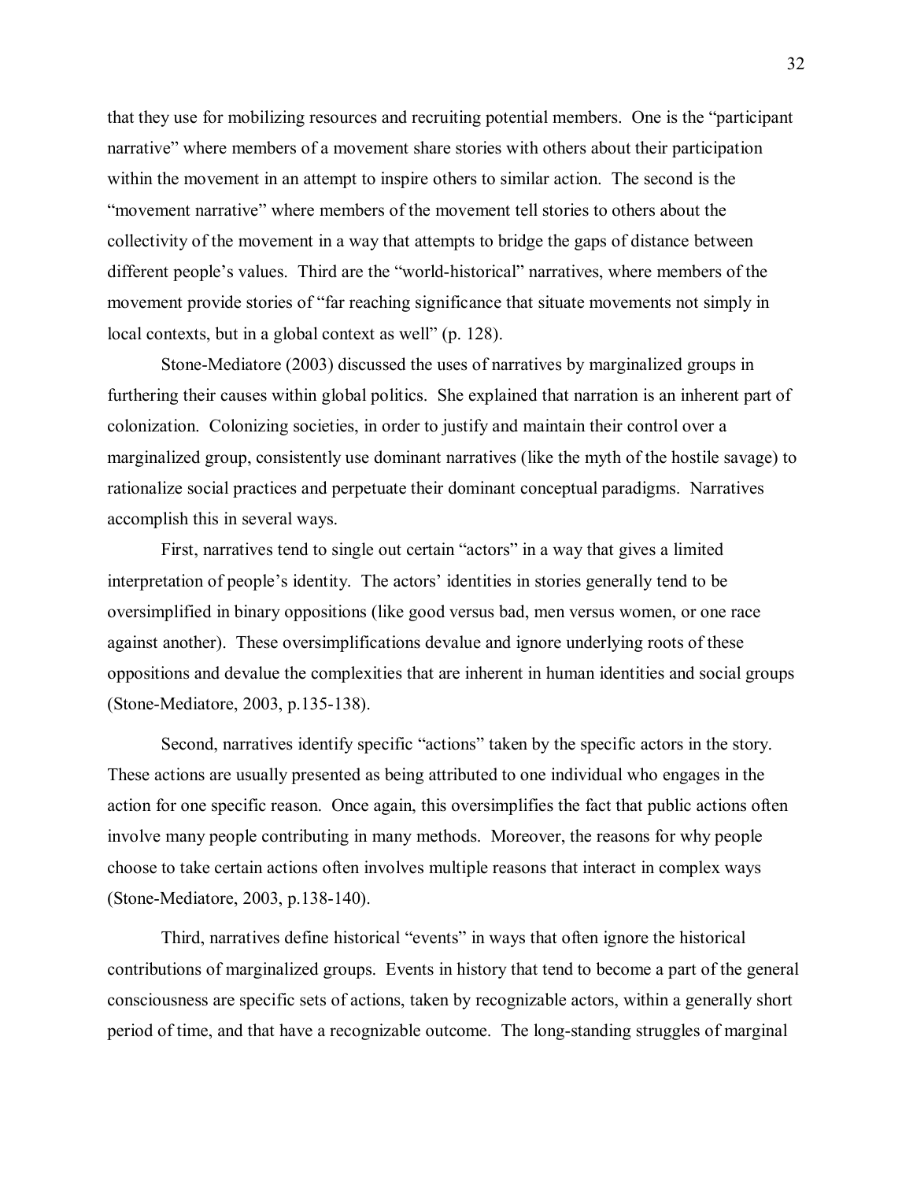that they use for mobilizing resources and recruiting potential members. One is the "participant narrative" where members of a movement share stories with others about their participation within the movement in an attempt to inspire others to similar action. The second is the "movement narrative" where members of the movement tell stories to others about the collectivity of the movement in a way that attempts to bridge the gaps of distance between different people's values. Third are the "world-historical" narratives, where members of the movement provide stories of "far reaching significance that situate movements not simply in local contexts, but in a global context as well" (p. 128).

Stone-Mediatore (2003) discussed the uses of narratives by marginalized groups in furthering their causes within global politics. She explained that narration is an inherent part of colonization. Colonizing societies, in order to justify and maintain their control over a marginalized group, consistently use dominant narratives (like the myth of the hostile savage) to rationalize social practices and perpetuate their dominant conceptual paradigms. Narratives accomplish this in several ways.

First, narratives tend to single out certain "actors" in a way that gives a limited interpretation of people's identity. The actors' identities in stories generally tend to be oversimplified in binary oppositions (like good versus bad, men versus women, or one race against another). These oversimplifications devalue and ignore underlying roots of these oppositions and devalue the complexities that are inherent in human identities and social groups (Stone-Mediatore, 2003, p.135-138).

Second, narratives identify specific "actions" taken by the specific actors in the story. These actions are usually presented as being attributed to one individual who engages in the action for one specific reason. Once again, this oversimplifies the fact that public actions often involve many people contributing in many methods. Moreover, the reasons for why people choose to take certain actions often involves multiple reasons that interact in complex ways (Stone-Mediatore, 2003, p.138-140).

Third, narratives define historical "events" in ways that often ignore the historical contributions of marginalized groups. Events in history that tend to become a part of the general consciousness are specific sets of actions, taken by recognizable actors, within a generally short period of time, and that have a recognizable outcome. The long-standing struggles of marginal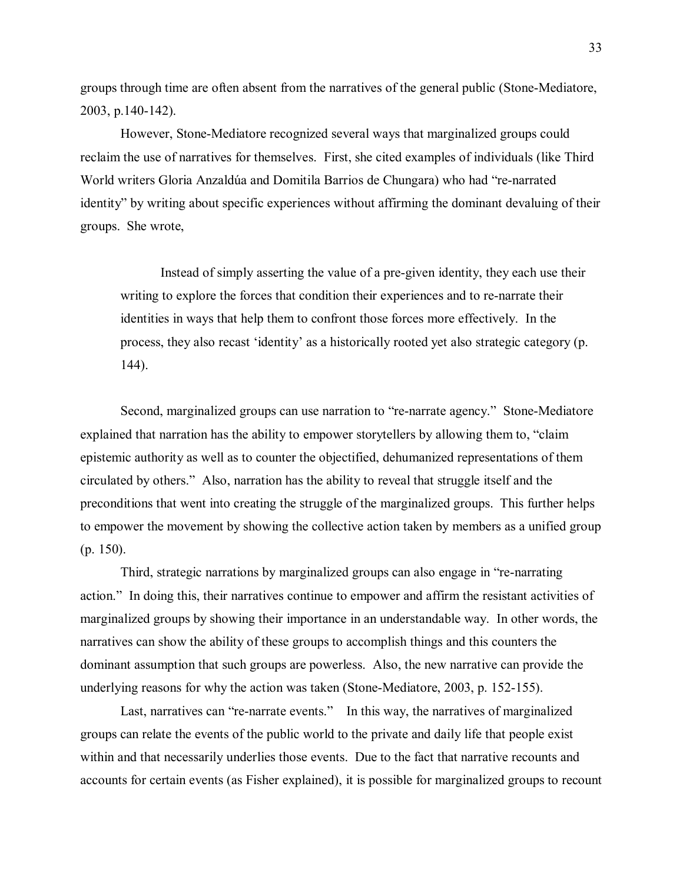groups through time are often absent from the narratives of the general public (Stone-Mediatore, 2003, p.140-142).

However, Stone-Mediatore recognized several ways that marginalized groups could reclaim the use of narratives for themselves. First, she cited examples of individuals (like Third World writers Gloria Anzaldúa and Domitila Barrios de Chungara) who had "re-narrated identity" by writing about specific experiences without affirming the dominant devaluing of their groups. She wrote,

> Instead of simply asserting the value of a pre-given identity, they each use their writing to explore the forces that condition their experiences and to re-narrate their identities in ways that help them to confront those forces more effectively. In the process, they also recast 'identity' as a historically rooted yet also strategic category (p. 144).

Second, marginalized groups can use narration to "re-narrate agency." Stone-Mediatore explained that narration has the ability to empower storytellers by allowing them to, "claim epistemic authority as well as to counter the objectified, dehumanized representations of them circulated by others." Also, narration has the ability to reveal that struggle itself and the preconditions that went into creating the struggle of the marginalized groups. This further helps to empower the movement by showing the collective action taken by members as a unified group (p. 150).

Third, strategic narrations by marginalized groups can also engage in "re-narrating action." In doing this, their narratives continue to empower and affirm the resistant activities of marginalized groups by showing their importance in an understandable way. In other words, the narratives can show the ability of these groups to accomplish things and this counters the dominant assumption that such groups are powerless. Also, the new narrative can provide the underlying reasons for why the action was taken (Stone-Mediatore, 2003, p. 152-155).

Last, narratives can "re-narrate events." In this way, the narratives of marginalized groups can relate the events of the public world to the private and daily life that people exist within and that necessarily underlies those events. Due to the fact that narrative recounts and accounts for certain events (as Fisher explained), it is possible for marginalized groups to recount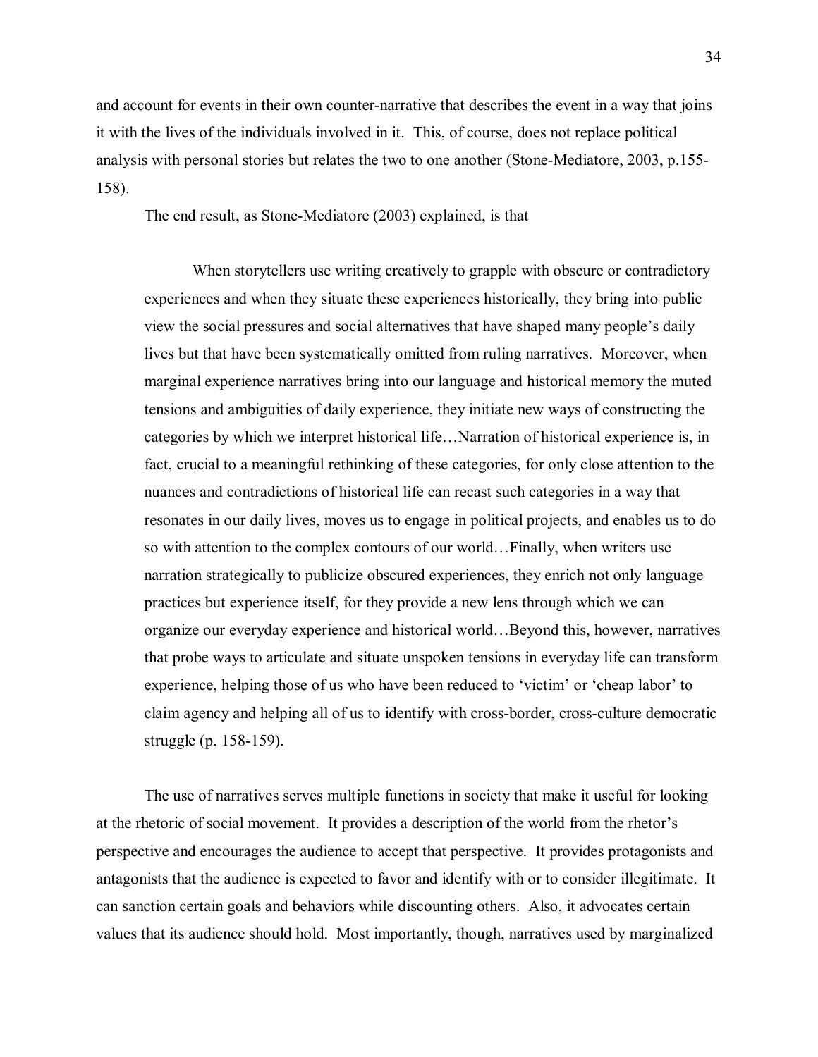and account for events in their own counter-narrative that describes the event in a way that joins it with the lives of the individuals involved in it. This, of course, does not replace political analysis with personal stories but relates the two to one another (Stone-Mediatore, 2003, p.155-158).

The end result, as Stone-Mediatore (2003) explained, is that

> When storytellers use writing creatively to grapple with obscure or contradictory experiences and when they situate these experiences historically, they bring into public view the social pressures and social alternatives that have shaped many people's daily lives but that have been systematically omitted from ruling narratives. Moreover, when marginal experience narratives bring into our language and historical memory the muted tensions and ambiguities of daily experience, they initiate new ways of constructing the categories by which we interpret historical life…Narration of historical experience is, in fact, crucial to a meaningful rethinking of these categories, for only close attention to the nuances and contradictions of historical life can recast such categories in a way that resonates in our daily lives, moves us to engage in political projects, and enables us to do so with attention to the complex contours of our world…Finally, when writers use narration strategically to publicize obscured experiences, they enrich not only language practices but experience itself, for they provide a new lens through which we can organize our everyday experience and historical world…Beyond this, however, narratives that probe ways to articulate and situate unspoken tensions in everyday life can transform experience, helping those of us who have been reduced to 'victim' or 'cheap labor' to claim agency and helping all of us to identify with cross-border, cross-culture democratic struggle (p. 158-159).

The use of narratives serves multiple functions in society that make it useful for looking at the rhetoric of social movement. It provides a description of the world from the rhetor's perspective and encourages the audience to accept that perspective. It provides protagonists and antagonists that the audience is expected to favor and identify with or to consider illegitimate. It can sanction certain goals and behaviors while discounting others. Also, it advocates certain values that its audience should hold. Most importantly, though, narratives used by marginalized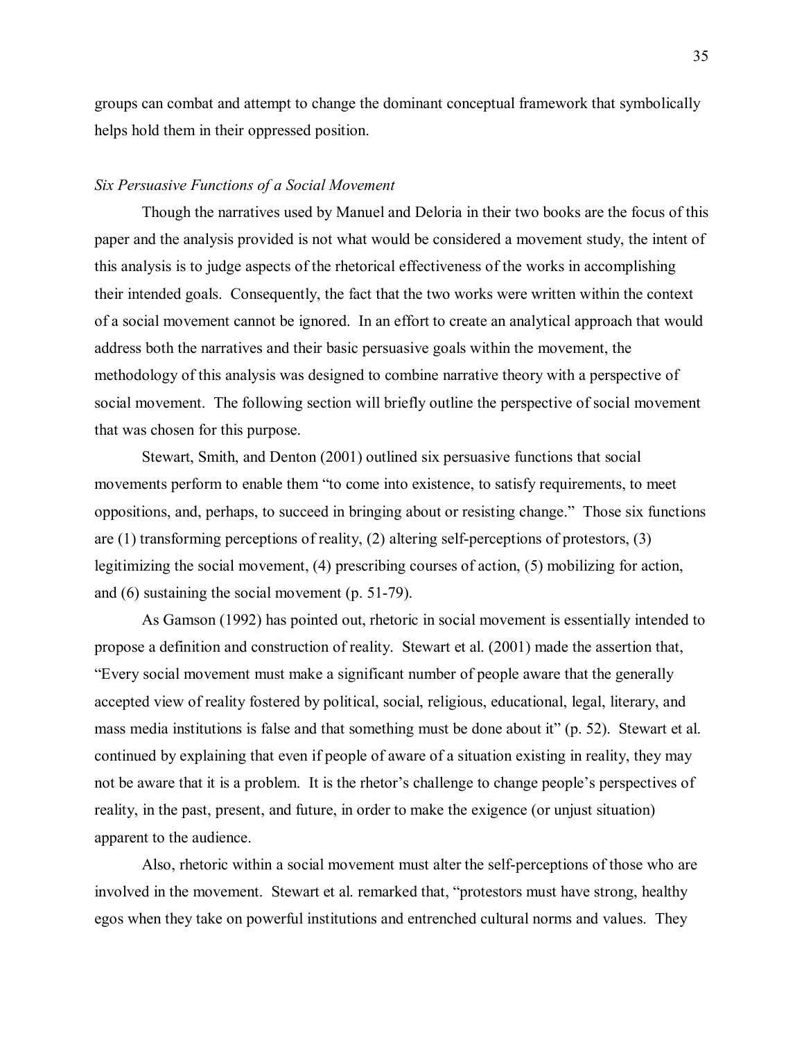groups can combat and attempt to change the dominant conceptual framework that symbolically helps hold them in their oppressed position.

### *Six Persuasive Functions of a Social Movement*

Though the narratives used by Manuel and Deloria in their two books are the focus of this paper and the analysis provided is not what would be considered a movement study, the intent of this analysis is to judge aspects of the rhetorical effectiveness of the works in accomplishing their intended goals. Consequently, the fact that the two works were written within the context of a social movement cannot be ignored. In an effort to create an analytical approach that would address both the narratives and their basic persuasive goals within the movement, the methodology of this analysis was designed to combine narrative theory with a perspective of social movement. The following section will briefly outline the perspective of social movement that was chosen for this purpose.

Stewart, Smith, and Denton (2001) outlined six persuasive functions that social movements perform to enable them "to come into existence, to satisfy requirements, to meet oppositions, and, perhaps, to succeed in bringing about or resisting change." Those six functions are (1) transforming perceptions of reality, (2) altering self-perceptions of protestors, (3) legitimizing the social movement, (4) prescribing courses of action, (5) mobilizing for action, and (6) sustaining the social movement (p. 51-79).

As Gamson (1992) has pointed out, rhetoric in social movement is essentially intended to propose a definition and construction of reality. Stewart et al. (2001) made the assertion that, "Every social movement must make a significant number of people aware that the generally accepted view of reality fostered by political, social, religious, educational, legal, literary, and mass media institutions is false and that something must be done about it" (p. 52). Stewart et al. continued by explaining that even if people of aware of a situation existing in reality, they may not be aware that it is a problem. It is the rhetor's challenge to change people's perspectives of reality, in the past, present, and future, in order to make the exigence (or unjust situation) apparent to the audience.

Also, rhetoric within a social movement must alter the self-perceptions of those who are involved in the movement. Stewart et al. remarked that, "protestors must have strong, healthy egos when they take on powerful institutions and entrenched cultural norms and values. They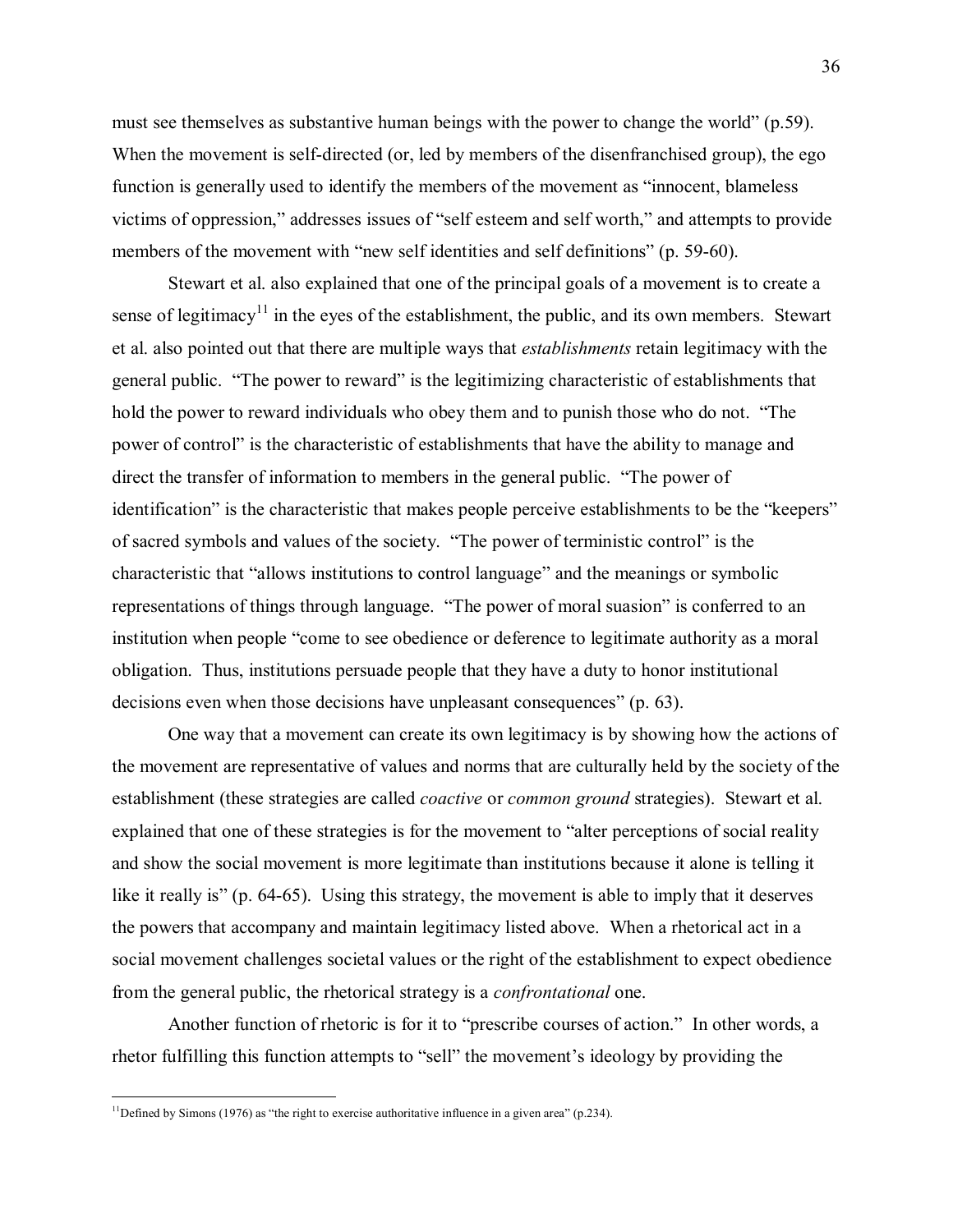must see themselves as substantive human beings with the power to change the world" (p.59). When the movement is self-directed (or, led by members of the disenfranchised group), the ego function is generally used to identify the members of the movement as "innocent, blameless victims of oppression," addresses issues of "self esteem and self worth," and attempts to provide members of the movement with "new self identities and self definitions" (p. 59-60).

Stewart et al. also explained that one of the principal goals of a movement is to create a sense of legitimacy[11] in the eyes of the establishment, the public, and its own members. Stewart et al. also pointed out that there are multiple ways that *establishments* retain legitimacy with the general public. "The power to reward" is the legitimizing characteristic of establishments that hold the power to reward individuals who obey them and to punish those who do not. "The power of control" is the characteristic of establishments that have the ability to manage and direct the transfer of information to members in the general public. "The power of identification" is the characteristic that makes people perceive establishments to be the "keepers" of sacred symbols and values of the society. "The power of terministic control" is the characteristic that "allows institutions to control language" and the meanings or symbolic representations of things through language. "The power of moral suasion" is conferred to an institution when people "come to see obedience or deference to legitimate authority as a moral obligation. Thus, institutions persuade people that they have a duty to honor institutional decisions even when those decisions have unpleasant consequences" (p. 63).

One way that a movement can create its own legitimacy is by showing how the actions of the movement are representative of values and norms that are culturally held by the society of the establishment (these strategies are called *coactive* or *common ground* strategies). Stewart et al. explained that one of these strategies is for the movement to "alter perceptions of social reality and show the social movement is more legitimate than institutions because it alone is telling it like it really is" (p. 64-65). Using this strategy, the movement is able to imply that it deserves the powers that accompany and maintain legitimacy listed above. When a rhetorical act in a social movement challenges societal values or the right of the establishment to expect obedience from the general public, the rhetorical strategy is a *confrontational* one.

Another function of rhetoric is for it to "prescribe courses of action." In other words, a rhetor fulfilling this function attempts to "sell" the movement's ideology by providing the

[11] Defined by Simons (1976) as "the right to exercise authoritative influence in a given area" (p.234).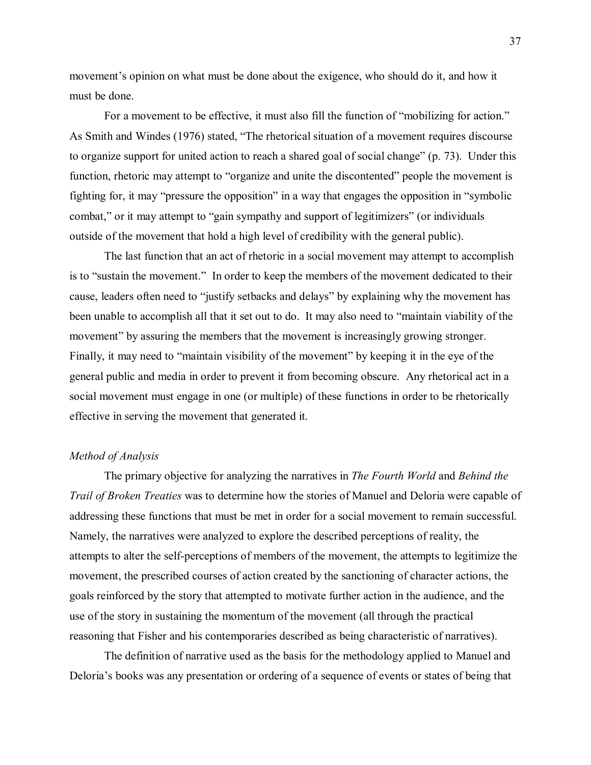movement's opinion on what must be done about the exigence, who should do it, and how it must be done.

For a movement to be effective, it must also fill the function of "mobilizing for action." As Smith and Windes (1976) stated, "The rhetorical situation of a movement requires discourse to organize support for united action to reach a shared goal of social change" (p. 73). Under this function, rhetoric may attempt to "organize and unite the discontented" people the movement is fighting for, it may "pressure the opposition" in a way that engages the opposition in "symbolic combat," or it may attempt to "gain sympathy and support of legitimizers" (or individuals outside of the movement that hold a high level of credibility with the general public).

The last function that an act of rhetoric in a social movement may attempt to accomplish is to "sustain the movement." In order to keep the members of the movement dedicated to their cause, leaders often need to "justify setbacks and delays" by explaining why the movement has been unable to accomplish all that it set out to do. It may also need to "maintain viability of the movement" by assuring the members that the movement is increasingly growing stronger. Finally, it may need to "maintain visibility of the movement" by keeping it in the eye of the general public and media in order to prevent it from becoming obscure. Any rhetorical act in a social movement must engage in one (or multiple) of these functions in order to be rhetorically effective in serving the movement that generated it.

*Method of Analysis*

The primary objective for analyzing the narratives in *The Fourth World* and *Behind the Trail of Broken Treaties* was to determine how the stories of Manuel and Deloria were capable of addressing these functions that must be met in order for a social movement to remain successful. Namely, the narratives were analyzed to explore the described perceptions of reality, the attempts to alter the self-perceptions of members of the movement, the attempts to legitimize the movement, the prescribed courses of action created by the sanctioning of character actions, the goals reinforced by the story that attempted to motivate further action in the audience, and the use of the story in sustaining the momentum of the movement (all through the practical reasoning that Fisher and his contemporaries described as being characteristic of narratives).

The definition of narrative used as the basis for the methodology applied to Manuel and Deloria's books was any presentation or ordering of a sequence of events or states of being that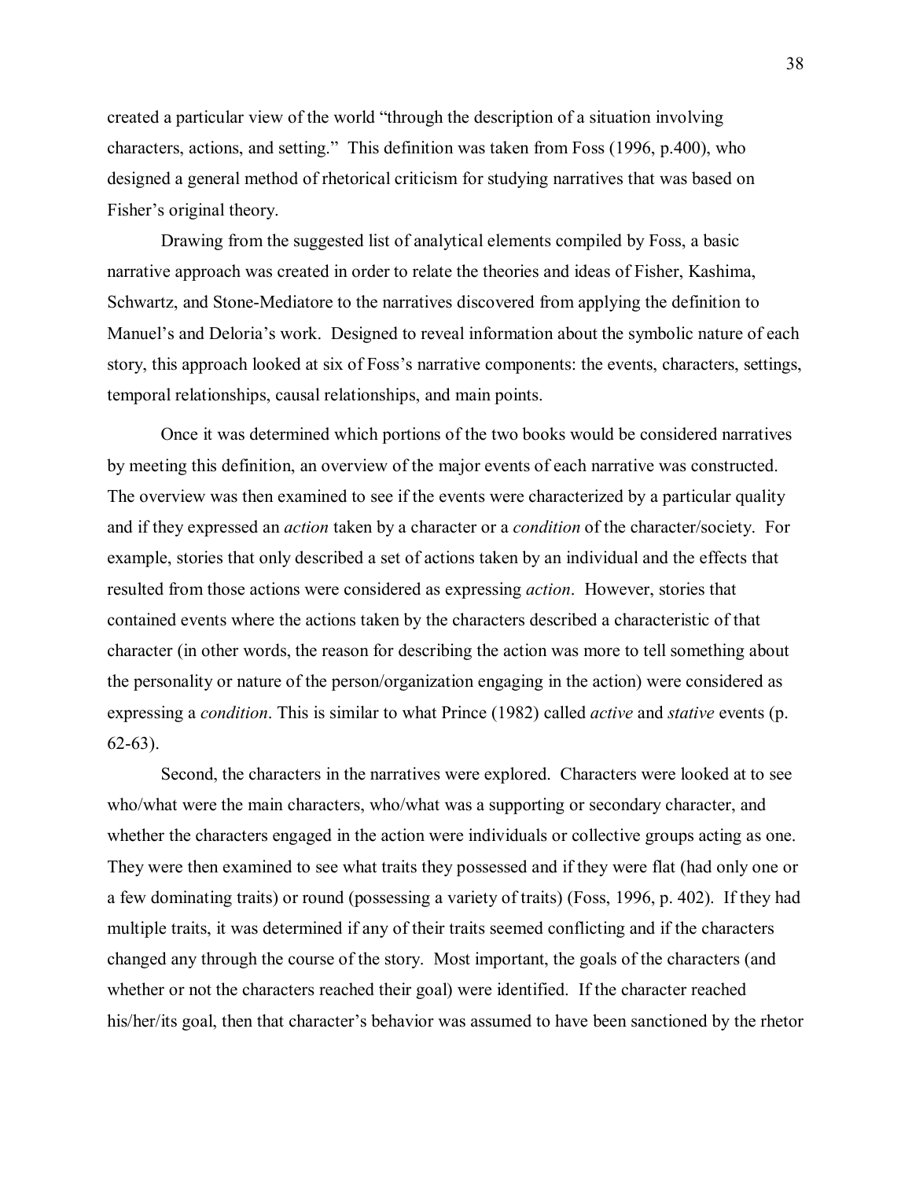created a particular view of the world "through the description of a situation involving characters, actions, and setting." This definition was taken from Foss (1996, p.400), who designed a general method of rhetorical criticism for studying narratives that was based on Fisher's original theory.

Drawing from the suggested list of analytical elements compiled by Foss, a basic narrative approach was created in order to relate the theories and ideas of Fisher, Kashima, Schwartz, and Stone-Mediatore to the narratives discovered from applying the definition to Manuel's and Deloria's work. Designed to reveal information about the symbolic nature of each story, this approach looked at six of Foss's narrative components: the events, characters, settings, temporal relationships, causal relationships, and main points.

Once it was determined which portions of the two books would be considered narratives by meeting this definition, an overview of the major events of each narrative was constructed. The overview was then examined to see if the events were characterized by a particular quality and if they expressed an *action* taken by a character or a *condition* of the character/society. For example, stories that only described a set of actions taken by an individual and the effects that resulted from those actions were considered as expressing *action*. However, stories that contained events where the actions taken by the characters described a characteristic of that character (in other words, the reason for describing the action was more to tell something about the personality or nature of the person/organization engaging in the action) were considered as expressing a *condition*. This is similar to what Prince (1982) called *active* and *stative* events (p. 62-63).

Second, the characters in the narratives were explored. Characters were looked at to see who/what were the main characters, who/what was a supporting or secondary character, and whether the characters engaged in the action were individuals or collective groups acting as one. They were then examined to see what traits they possessed and if they were flat (had only one or a few dominating traits) or round (possessing a variety of traits) (Foss, 1996, p. 402). If they had multiple traits, it was determined if any of their traits seemed conflicting and if the characters changed any through the course of the story. Most important, the goals of the characters (and whether or not the characters reached their goal) were identified. If the character reached his/her/its goal, then that character's behavior was assumed to have been sanctioned by the rhetor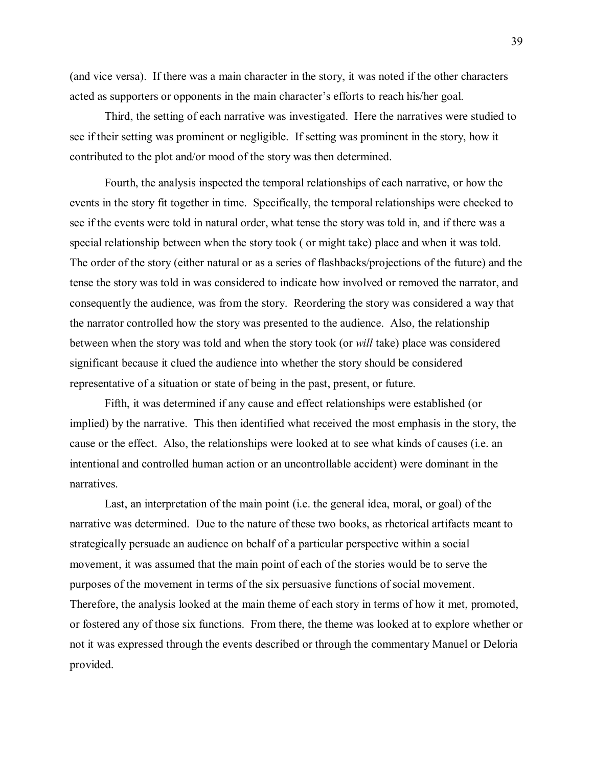(and vice versa). If there was a main character in the story, it was noted if the other characters acted as supporters or opponents in the main character's efforts to reach his/her goal.

Third, the setting of each narrative was investigated. Here the narratives were studied to see if their setting was prominent or negligible. If setting was prominent in the story, how it contributed to the plot and/or mood of the story was then determined.

Fourth, the analysis inspected the temporal relationships of each narrative, or how the events in the story fit together in time. Specifically, the temporal relationships were checked to see if the events were told in natural order, what tense the story was told in, and if there was a special relationship between when the story took ( or might take) place and when it was told. The order of the story (either natural or as a series of flashbacks/projections of the future) and the tense the story was told in was considered to indicate how involved or removed the narrator, and consequently the audience, was from the story. Reordering the story was considered a way that the narrator controlled how the story was presented to the audience. Also, the relationship between when the story was told and when the story took (or *will* take) place was considered significant because it clued the audience into whether the story should be considered representative of a situation or state of being in the past, present, or future.

Fifth, it was determined if any cause and effect relationships were established (or implied) by the narrative. This then identified what received the most emphasis in the story, the cause or the effect. Also, the relationships were looked at to see what kinds of causes (i.e. an intentional and controlled human action or an uncontrollable accident) were dominant in the narratives.

Last, an interpretation of the main point (i.e. the general idea, moral, or goal) of the narrative was determined. Due to the nature of these two books, as rhetorical artifacts meant to strategically persuade an audience on behalf of a particular perspective within a social movement, it was assumed that the main point of each of the stories would be to serve the purposes of the movement in terms of the six persuasive functions of social movement. Therefore, the analysis looked at the main theme of each story in terms of how it met, promoted, or fostered any of those six functions. From there, the theme was looked at to explore whether or not it was expressed through the events described or through the commentary Manuel or Deloria provided.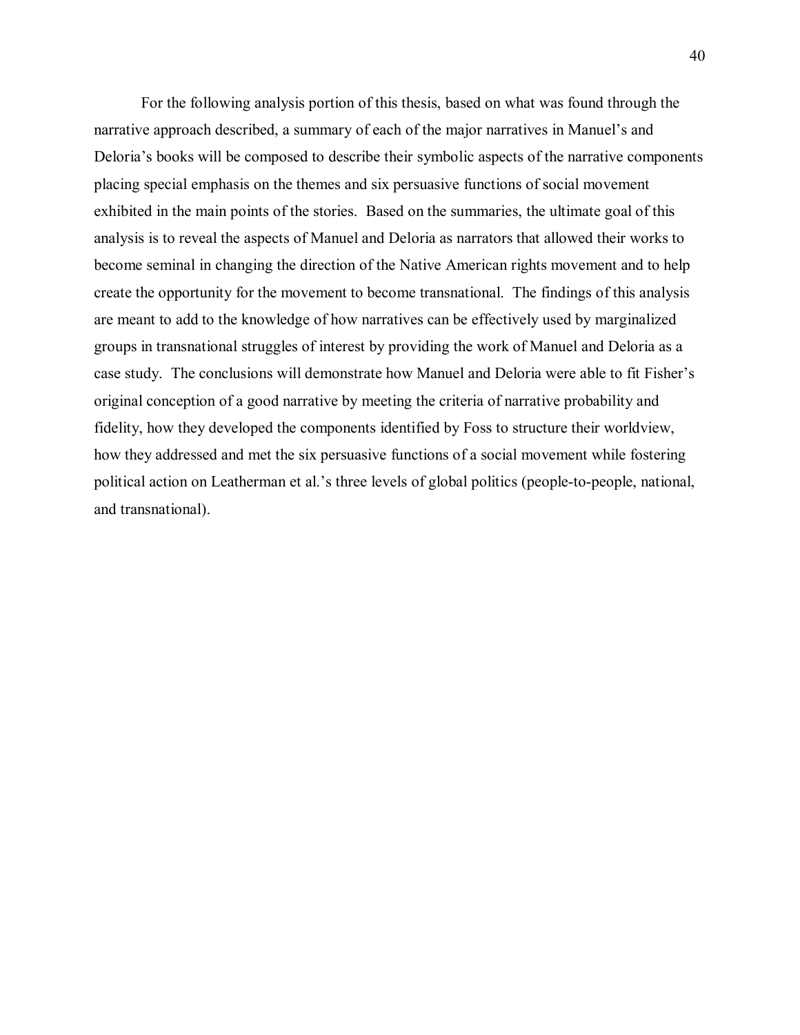For the following analysis portion of this thesis, based on what was found through the narrative approach described, a summary of each of the major narratives in Manuel's and Deloria's books will be composed to describe their symbolic aspects of the narrative components placing special emphasis on the themes and six persuasive functions of social movement exhibited in the main points of the stories. Based on the summaries, the ultimate goal of this analysis is to reveal the aspects of Manuel and Deloria as narrators that allowed their works to become seminal in changing the direction of the Native American rights movement and to help create the opportunity for the movement to become transnational. The findings of this analysis are meant to add to the knowledge of how narratives can be effectively used by marginalized groups in transnational struggles of interest by providing the work of Manuel and Deloria as a case study. The conclusions will demonstrate how Manuel and Deloria were able to fit Fisher's original conception of a good narrative by meeting the criteria of narrative probability and fidelity, how they developed the components identified by Foss to structure their worldview, how they addressed and met the six persuasive functions of a social movement while fostering political action on Leatherman et al.'s three levels of global politics (people-to-people, national, and transnational).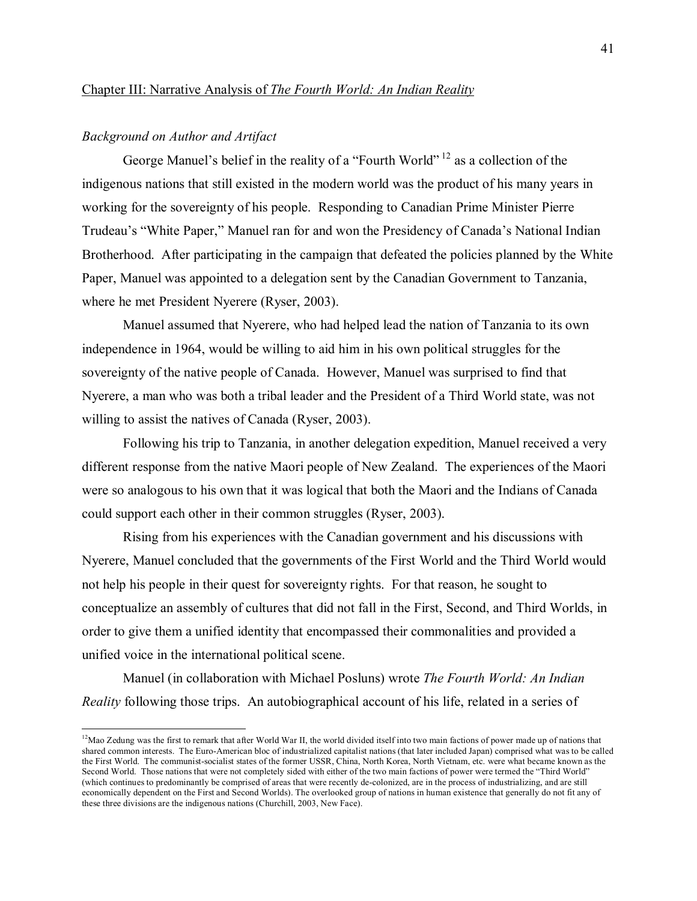Chapter III: Narrative Analysis of *The Fourth World: An Indian Reality*

*Background on Author and Artifact*

George Manuel's belief in the reality of a "Fourth World" [12] as a collection of the indigenous nations that still existed in the modern world was the product of his many years in working for the sovereignty of his people. Responding to Canadian Prime Minister Pierre Trudeau's "White Paper," Manuel ran for and won the Presidency of Canada's National Indian Brotherhood. After participating in the campaign that defeated the policies planned by the White Paper, Manuel was appointed to a delegation sent by the Canadian Government to Tanzania, where he met President Nyerere (Ryser, 2003).

Manuel assumed that Nyerere, who had helped lead the nation of Tanzania to its own independence in 1964, would be willing to aid him in his own political struggles for the sovereignty of the native people of Canada. However, Manuel was surprised to find that Nyerere, a man who was both a tribal leader and the President of a Third World state, was not willing to assist the natives of Canada (Ryser, 2003).

Following his trip to Tanzania, in another delegation expedition, Manuel received a very different response from the native Maori people of New Zealand. The experiences of the Maori were so analogous to his own that it was logical that both the Maori and the Indians of Canada could support each other in their common struggles (Ryser, 2003).

Rising from his experiences with the Canadian government and his discussions with Nyerere, Manuel concluded that the governments of the First World and the Third World would not help his people in their quest for sovereignty rights. For that reason, he sought to conceptualize an assembly of cultures that did not fall in the First, Second, and Third Worlds, in order to give them a unified identity that encompassed their commonalities and provided a unified voice in the international political scene.

Manuel (in collaboration with Michael Posluns) wrote *The Fourth World: An Indian Reality* following those trips. An autobiographical account of his life, related in a series of

---

[12] Mao Zedung was the first to remark that after World War II, the world divided itself into two main factions of power made up of nations that shared common interests. The Euro-American bloc of industrialized capitalist nations (that later included Japan) comprised what was to be called the First World. The communist-socialist states of the former USSR, China, North Korea, North Vietnam, etc. were what became known as the Second World. Those nations that were not completely sided with either of the two main factions of power were termed the "Third World" (which continues to predominantly be comprised of areas that were recently de-colonized, are in the process of industrializing, and are still economically dependent on the First and Second Worlds). The overlooked group of nations in human existence that generally do not fit any of these three divisions are the indigenous nations (Churchill, 2003, New Face).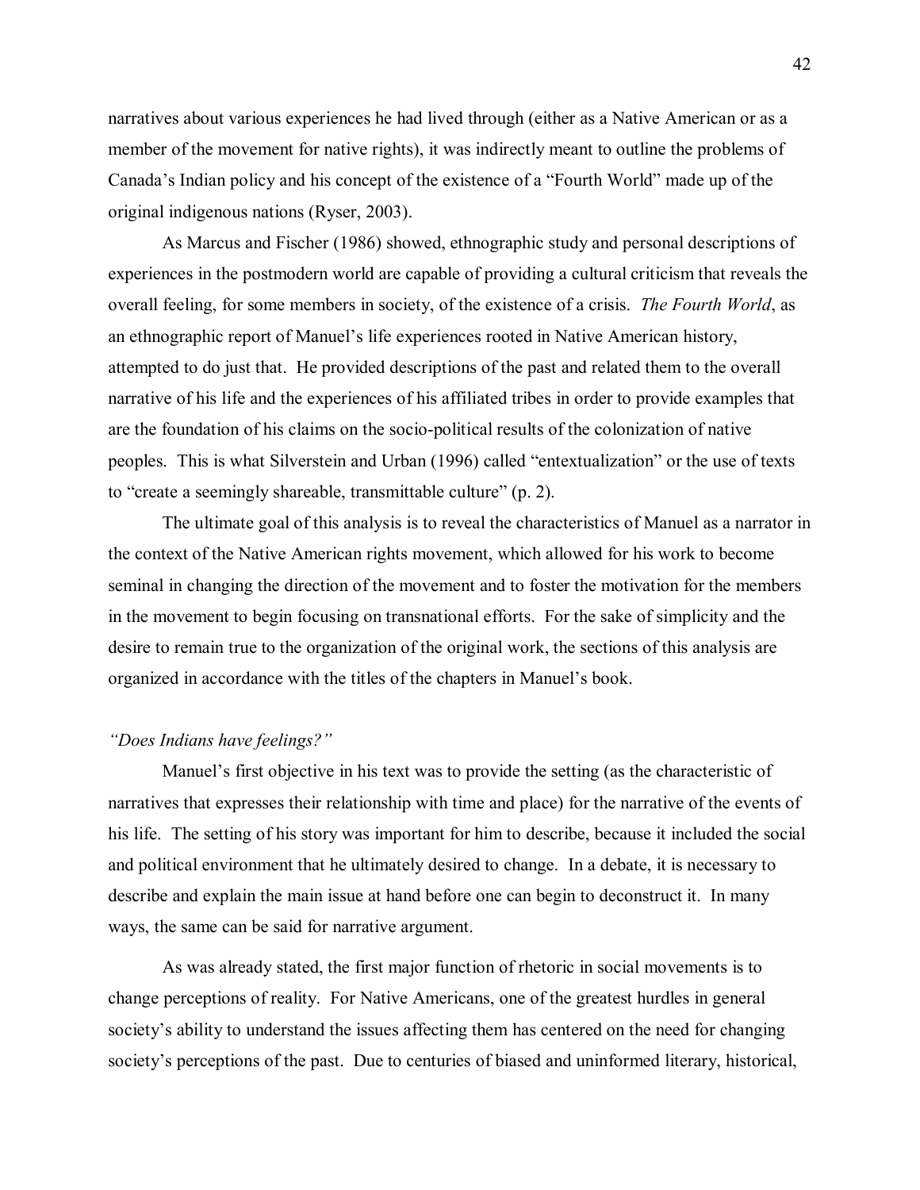narratives about various experiences he had lived through (either as a Native American or as a member of the movement for native rights), it was indirectly meant to outline the problems of Canada's Indian policy and his concept of the existence of a "Fourth World" made up of the original indigenous nations (Ryser, 2003).

As Marcus and Fischer (1986) showed, ethnographic study and personal descriptions of experiences in the postmodern world are capable of providing a cultural criticism that reveals the overall feeling, for some members in society, of the existence of a crisis. *The Fourth World*, as an ethnographic report of Manuel's life experiences rooted in Native American history, attempted to do just that. He provided descriptions of the past and related them to the overall narrative of his life and the experiences of his affiliated tribes in order to provide examples that are the foundation of his claims on the socio-political results of the colonization of native peoples. This is what Silverstein and Urban (1996) called "entextualization" or the use of texts to "create a seemingly shareable, transmittable culture" (p. 2).

The ultimate goal of this analysis is to reveal the characteristics of Manuel as a narrator in the context of the Native American rights movement, which allowed for his work to become seminal in changing the direction of the movement and to foster the motivation for the members in the movement to begin focusing on transnational efforts. For the sake of simplicity and the desire to remain true to the organization of the original work, the sections of this analysis are organized in accordance with the titles of the chapters in Manuel's book.

*"Does Indians have feelings?"*

Manuel's first objective in his text was to provide the setting (as the characteristic of narratives that expresses their relationship with time and place) for the narrative of the events of his life. The setting of his story was important for him to describe, because it included the social and political environment that he ultimately desired to change. In a debate, it is necessary to describe and explain the main issue at hand before one can begin to deconstruct it. In many ways, the same can be said for narrative argument.

As was already stated, the first major function of rhetoric in social movements is to change perceptions of reality. For Native Americans, one of the greatest hurdles in general society's ability to understand the issues affecting them has centered on the need for changing society's perceptions of the past. Due to centuries of biased and uninformed literary, historical,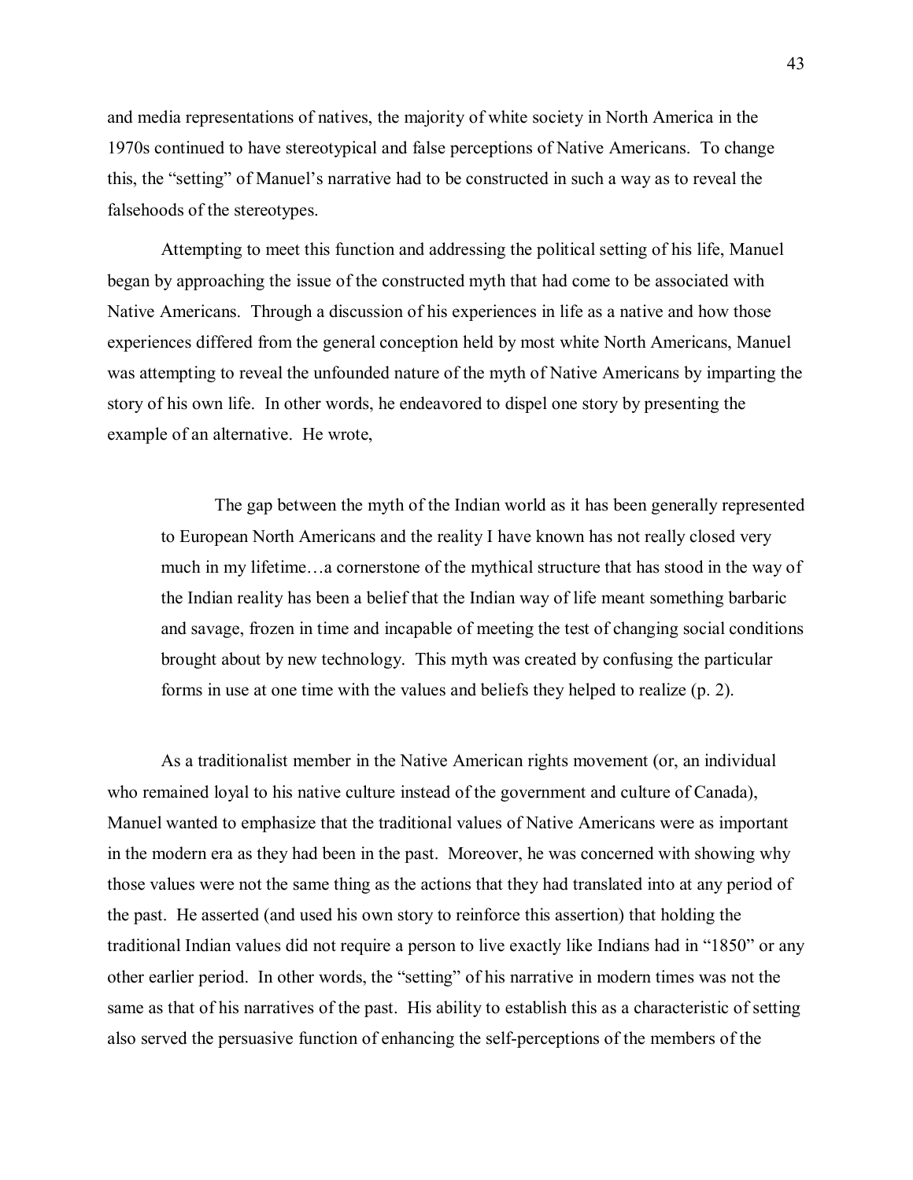and media representations of natives, the majority of white society in North America in the 1970s continued to have stereotypical and false perceptions of Native Americans. To change this, the "setting" of Manuel's narrative had to be constructed in such a way as to reveal the falsehoods of the stereotypes.

Attempting to meet this function and addressing the political setting of his life, Manuel began by approaching the issue of the constructed myth that had come to be associated with Native Americans. Through a discussion of his experiences in life as a native and how those experiences differed from the general conception held by most white North Americans, Manuel was attempting to reveal the unfounded nature of the myth of Native Americans by imparting the story of his own life. In other words, he endeavored to dispel one story by presenting the example of an alternative. He wrote,

> The gap between the myth of the Indian world as it has been generally represented to European North Americans and the reality I have known has not really closed very much in my lifetime…a cornerstone of the mythical structure that has stood in the way of the Indian reality has been a belief that the Indian way of life meant something barbaric and savage, frozen in time and incapable of meeting the test of changing social conditions brought about by new technology. This myth was created by confusing the particular forms in use at one time with the values and beliefs they helped to realize (p. 2).

As a traditionalist member in the Native American rights movement (or, an individual who remained loyal to his native culture instead of the government and culture of Canada), Manuel wanted to emphasize that the traditional values of Native Americans were as important in the modern era as they had been in the past. Moreover, he was concerned with showing why those values were not the same thing as the actions that they had translated into at any period of the past. He asserted (and used his own story to reinforce this assertion) that holding the traditional Indian values did not require a person to live exactly like Indians had in "1850" or any other earlier period. In other words, the "setting" of his narrative in modern times was not the same as that of his narratives of the past. His ability to establish this as a characteristic of setting also served the persuasive function of enhancing the self-perceptions of the members of the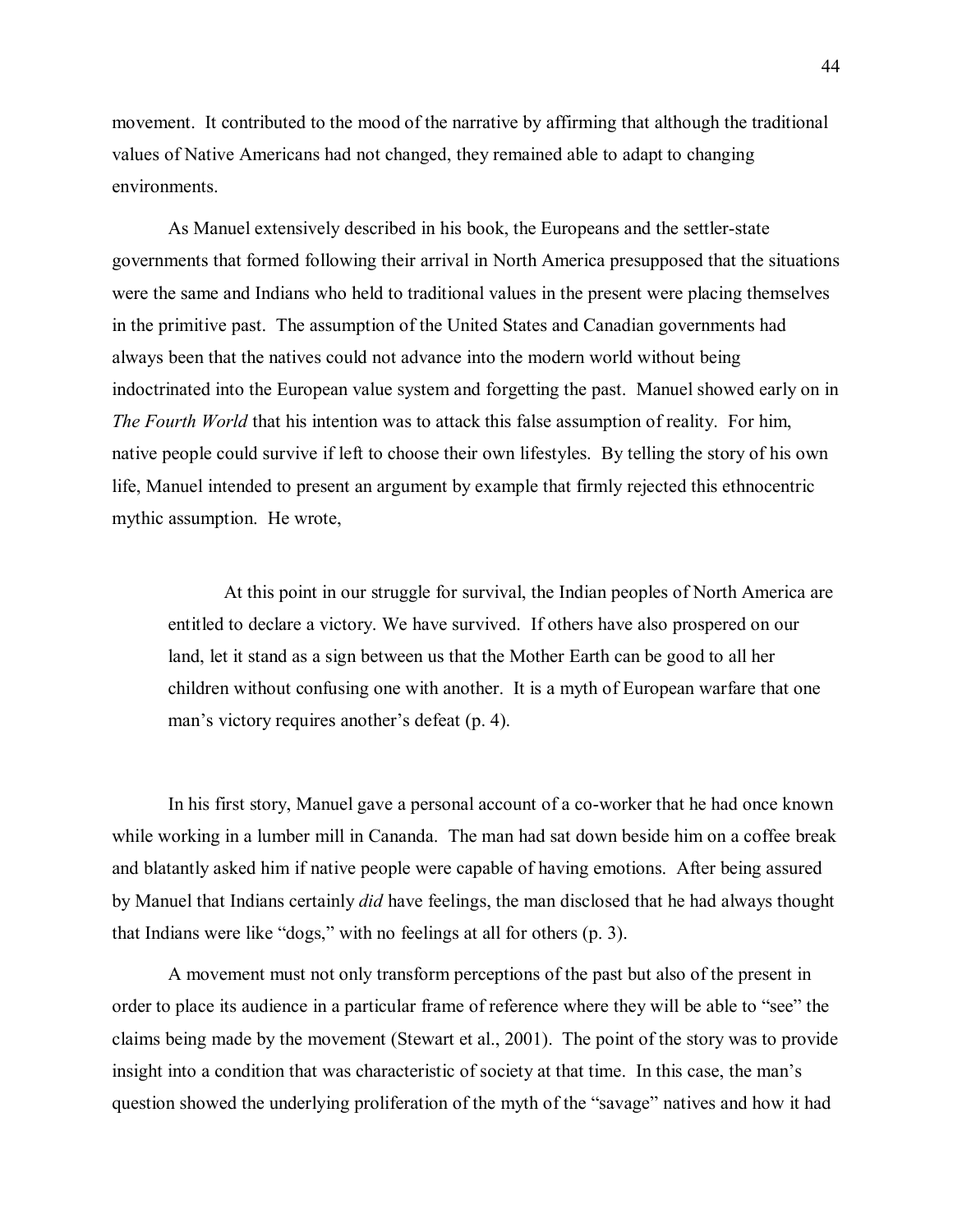movement. It contributed to the mood of the narrative by affirming that although the traditional values of Native Americans had not changed, they remained able to adapt to changing environments.

As Manuel extensively described in his book, the Europeans and the settler-state governments that formed following their arrival in North America presupposed that the situations were the same and Indians who held to traditional values in the present were placing themselves in the primitive past. The assumption of the United States and Canadian governments had always been that the natives could not advance into the modern world without being indoctrinated into the European value system and forgetting the past. Manuel showed early on in *The Fourth World* that his intention was to attack this false assumption of reality. For him, native people could survive if left to choose their own lifestyles. By telling the story of his own life, Manuel intended to present an argument by example that firmly rejected this ethnocentric mythic assumption. He wrote,

> At this point in our struggle for survival, the Indian peoples of North America are entitled to declare a victory. We have survived. If others have also prospered on our land, let it stand as a sign between us that the Mother Earth can be good to all her children without confusing one with another. It is a myth of European warfare that one man's victory requires another's defeat (p. 4).

In his first story, Manuel gave a personal account of a co-worker that he had once known while working in a lumber mill in Cananda. The man had sat down beside him on a coffee break and blatantly asked him if native people were capable of having emotions. After being assured by Manuel that Indians certainly *did* have feelings, the man disclosed that he had always thought that Indians were like "dogs," with no feelings at all for others (p. 3).

A movement must not only transform perceptions of the past but also of the present in order to place its audience in a particular frame of reference where they will be able to "see" the claims being made by the movement (Stewart et al., 2001). The point of the story was to provide insight into a condition that was characteristic of society at that time. In this case, the man's question showed the underlying proliferation of the myth of the "savage" natives and how it had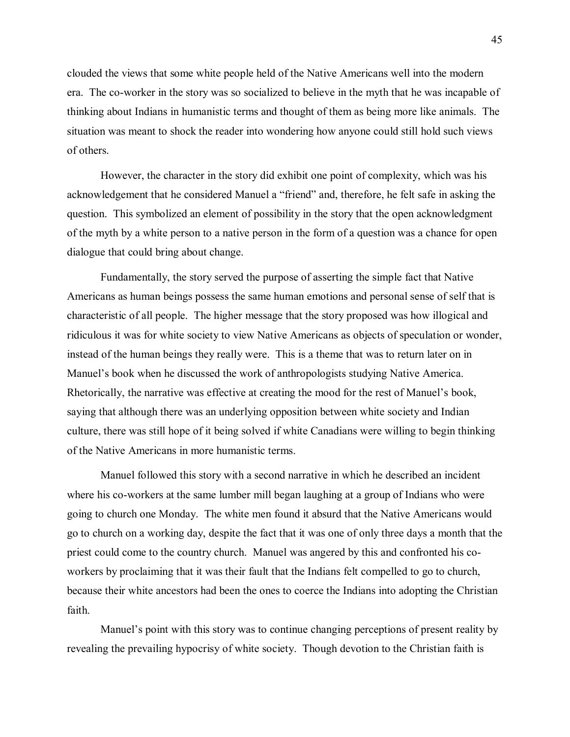clouded the views that some white people held of the Native Americans well into the modern era. The co-worker in the story was so socialized to believe in the myth that he was incapable of thinking about Indians in humanistic terms and thought of them as being more like animals. The situation was meant to shock the reader into wondering how anyone could still hold such views of others.

However, the character in the story did exhibit one point of complexity, which was his acknowledgement that he considered Manuel a "friend" and, therefore, he felt safe in asking the question. This symbolized an element of possibility in the story that the open acknowledgment of the myth by a white person to a native person in the form of a question was a chance for open dialogue that could bring about change.

Fundamentally, the story served the purpose of asserting the simple fact that Native Americans as human beings possess the same human emotions and personal sense of self that is characteristic of all people. The higher message that the story proposed was how illogical and ridiculous it was for white society to view Native Americans as objects of speculation or wonder, instead of the human beings they really were. This is a theme that was to return later on in Manuel's book when he discussed the work of anthropologists studying Native America. Rhetorically, the narrative was effective at creating the mood for the rest of Manuel's book, saying that although there was an underlying opposition between white society and Indian culture, there was still hope of it being solved if white Canadians were willing to begin thinking of the Native Americans in more humanistic terms.

Manuel followed this story with a second narrative in which he described an incident where his co-workers at the same lumber mill began laughing at a group of Indians who were going to church one Monday. The white men found it absurd that the Native Americans would go to church on a working day, despite the fact that it was one of only three days a month that the priest could come to the country church. Manuel was angered by this and confronted his co-workers by proclaiming that it was their fault that the Indians felt compelled to go to church, because their white ancestors had been the ones to coerce the Indians into adopting the Christian faith.

Manuel's point with this story was to continue changing perceptions of present reality by revealing the prevailing hypocrisy of white society. Though devotion to the Christian faith is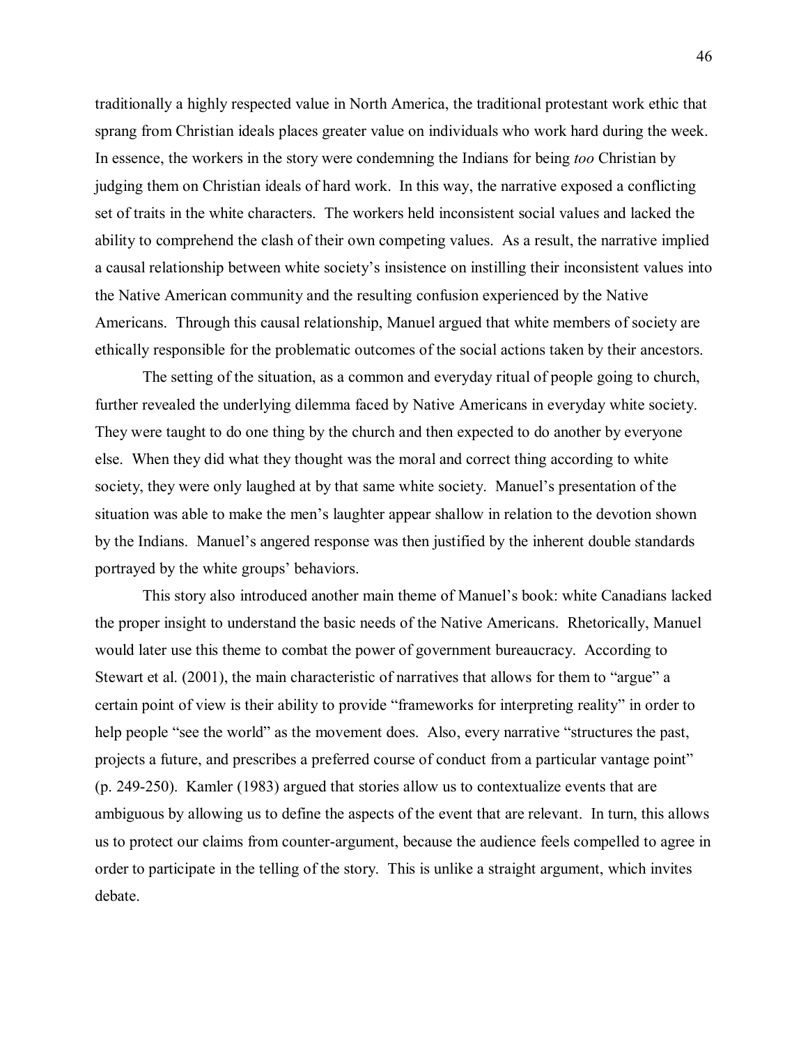traditionally a highly respected value in North America, the traditional protestant work ethic that sprang from Christian ideals places greater value on individuals who work hard during the week. In essence, the workers in the story were condemning the Indians for being *too* Christian by judging them on Christian ideals of hard work. In this way, the narrative exposed a conflicting set of traits in the white characters. The workers held inconsistent social values and lacked the ability to comprehend the clash of their own competing values. As a result, the narrative implied a causal relationship between white society's insistence on instilling their inconsistent values into the Native American community and the resulting confusion experienced by the Native Americans. Through this causal relationship, Manuel argued that white members of society are ethically responsible for the problematic outcomes of the social actions taken by their ancestors.

The setting of the situation, as a common and everyday ritual of people going to church, further revealed the underlying dilemma faced by Native Americans in everyday white society. They were taught to do one thing by the church and then expected to do another by everyone else. When they did what they thought was the moral and correct thing according to white society, they were only laughed at by that same white society. Manuel's presentation of the situation was able to make the men's laughter appear shallow in relation to the devotion shown by the Indians. Manuel's angered response was then justified by the inherent double standards portrayed by the white groups' behaviors.

This story also introduced another main theme of Manuel's book: white Canadians lacked the proper insight to understand the basic needs of the Native Americans. Rhetorically, Manuel would later use this theme to combat the power of government bureaucracy. According to Stewart et al. (2001), the main characteristic of narratives that allows for them to "argue" a certain point of view is their ability to provide "frameworks for interpreting reality" in order to help people "see the world" as the movement does. Also, every narrative "structures the past, projects a future, and prescribes a preferred course of conduct from a particular vantage point" (p. 249-250). Kamler (1983) argued that stories allow us to contextualize events that are ambiguous by allowing us to define the aspects of the event that are relevant. In turn, this allows us to protect our claims from counter-argument, because the audience feels compelled to agree in order to participate in the telling of the story. This is unlike a straight argument, which invites debate.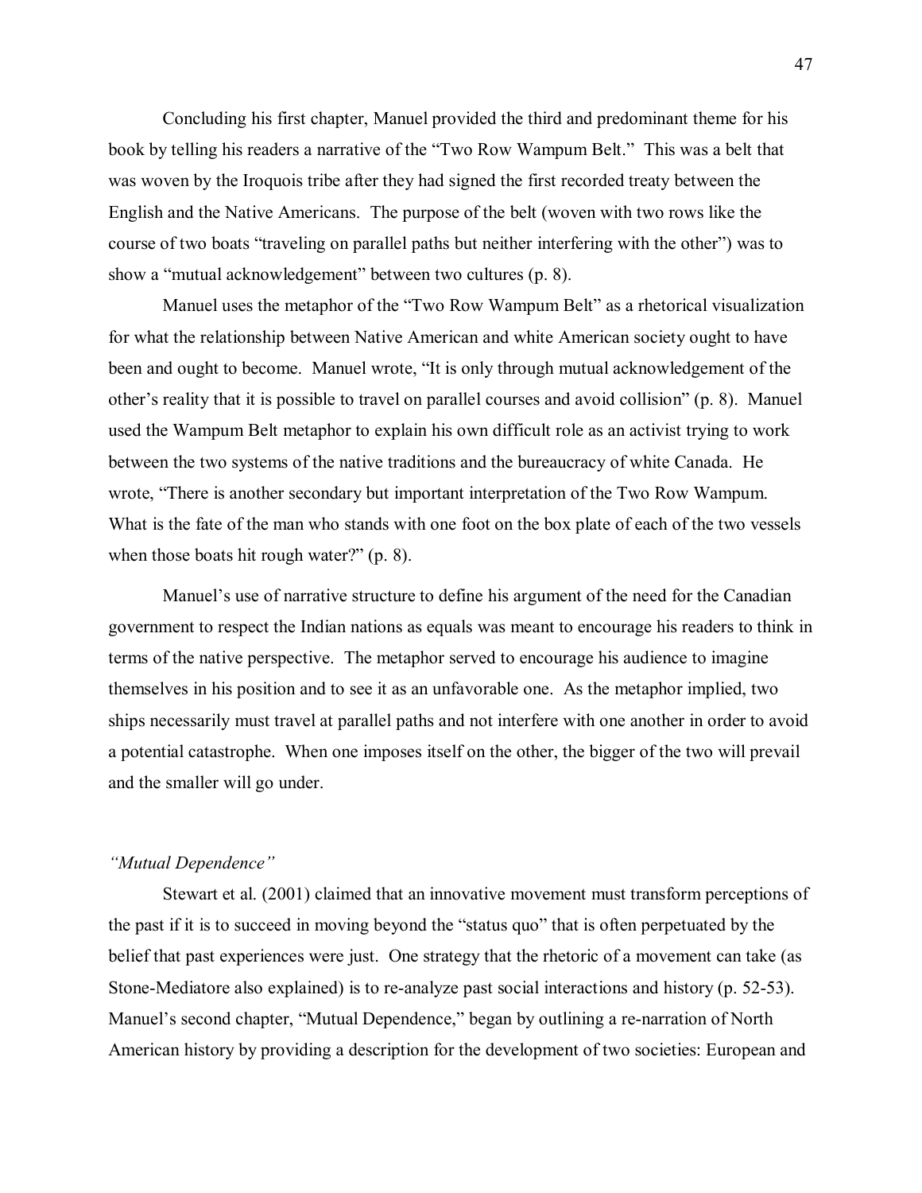Concluding his first chapter, Manuel provided the third and predominant theme for his book by telling his readers a narrative of the "Two Row Wampum Belt." This was a belt that was woven by the Iroquois tribe after they had signed the first recorded treaty between the English and the Native Americans. The purpose of the belt (woven with two rows like the course of two boats "traveling on parallel paths but neither interfering with the other") was to show a "mutual acknowledgement" between two cultures (p. 8).

Manuel uses the metaphor of the "Two Row Wampum Belt" as a rhetorical visualization for what the relationship between Native American and white American society ought to have been and ought to become. Manuel wrote, "It is only through mutual acknowledgement of the other's reality that it is possible to travel on parallel courses and avoid collision" (p. 8). Manuel used the Wampum Belt metaphor to explain his own difficult role as an activist trying to work between the two systems of the native traditions and the bureaucracy of white Canada. He wrote, "There is another secondary but important interpretation of the Two Row Wampum. What is the fate of the man who stands with one foot on the box plate of each of the two vessels when those boats hit rough water?" (p. 8).

Manuel's use of narrative structure to define his argument of the need for the Canadian government to respect the Indian nations as equals was meant to encourage his readers to think in terms of the native perspective. The metaphor served to encourage his audience to imagine themselves in his position and to see it as an unfavorable one. As the metaphor implied, two ships necessarily must travel at parallel paths and not interfere with one another in order to avoid a potential catastrophe. When one imposes itself on the other, the bigger of the two will prevail and the smaller will go under.

*"Mutual Dependence"*

Stewart et al. (2001) claimed that an innovative movement must transform perceptions of the past if it is to succeed in moving beyond the "status quo" that is often perpetuated by the belief that past experiences were just. One strategy that the rhetoric of a movement can take (as Stone-Mediatore also explained) is to re-analyze past social interactions and history (p. 52-53). Manuel's second chapter, "Mutual Dependence," began by outlining a re-narration of North American history by providing a description for the development of two societies: European and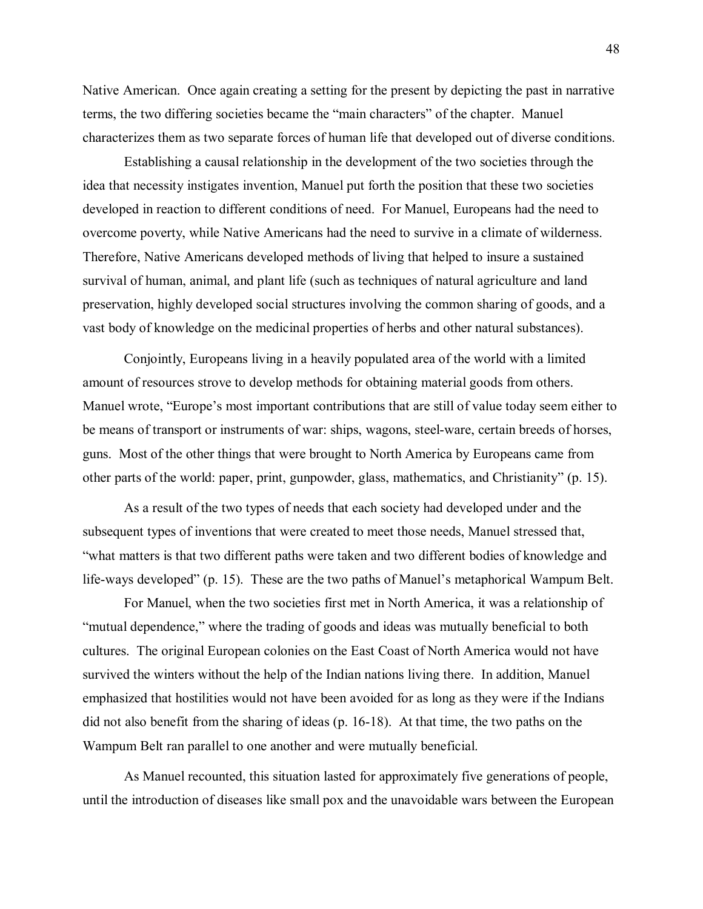Native American. Once again creating a setting for the present by depicting the past in narrative terms, the two differing societies became the "main characters" of the chapter. Manuel characterizes them as two separate forces of human life that developed out of diverse conditions.

Establishing a causal relationship in the development of the two societies through the idea that necessity instigates invention, Manuel put forth the position that these two societies developed in reaction to different conditions of need. For Manuel, Europeans had the need to overcome poverty, while Native Americans had the need to survive in a climate of wilderness. Therefore, Native Americans developed methods of living that helped to insure a sustained survival of human, animal, and plant life (such as techniques of natural agriculture and land preservation, highly developed social structures involving the common sharing of goods, and a vast body of knowledge on the medicinal properties of herbs and other natural substances).

Conjointly, Europeans living in a heavily populated area of the world with a limited amount of resources strove to develop methods for obtaining material goods from others. Manuel wrote, "Europe's most important contributions that are still of value today seem either to be means of transport or instruments of war: ships, wagons, steel-ware, certain breeds of horses, guns. Most of the other things that were brought to North America by Europeans came from other parts of the world: paper, print, gunpowder, glass, mathematics, and Christianity" (p. 15).

As a result of the two types of needs that each society had developed under and the subsequent types of inventions that were created to meet those needs, Manuel stressed that, "what matters is that two different paths were taken and two different bodies of knowledge and life-ways developed" (p. 15). These are the two paths of Manuel's metaphorical Wampum Belt.

For Manuel, when the two societies first met in North America, it was a relationship of "mutual dependence," where the trading of goods and ideas was mutually beneficial to both cultures. The original European colonies on the East Coast of North America would not have survived the winters without the help of the Indian nations living there. In addition, Manuel emphasized that hostilities would not have been avoided for as long as they were if the Indians did not also benefit from the sharing of ideas (p. 16-18). At that time, the two paths on the Wampum Belt ran parallel to one another and were mutually beneficial.

As Manuel recounted, this situation lasted for approximately five generations of people, until the introduction of diseases like small pox and the unavoidable wars between the European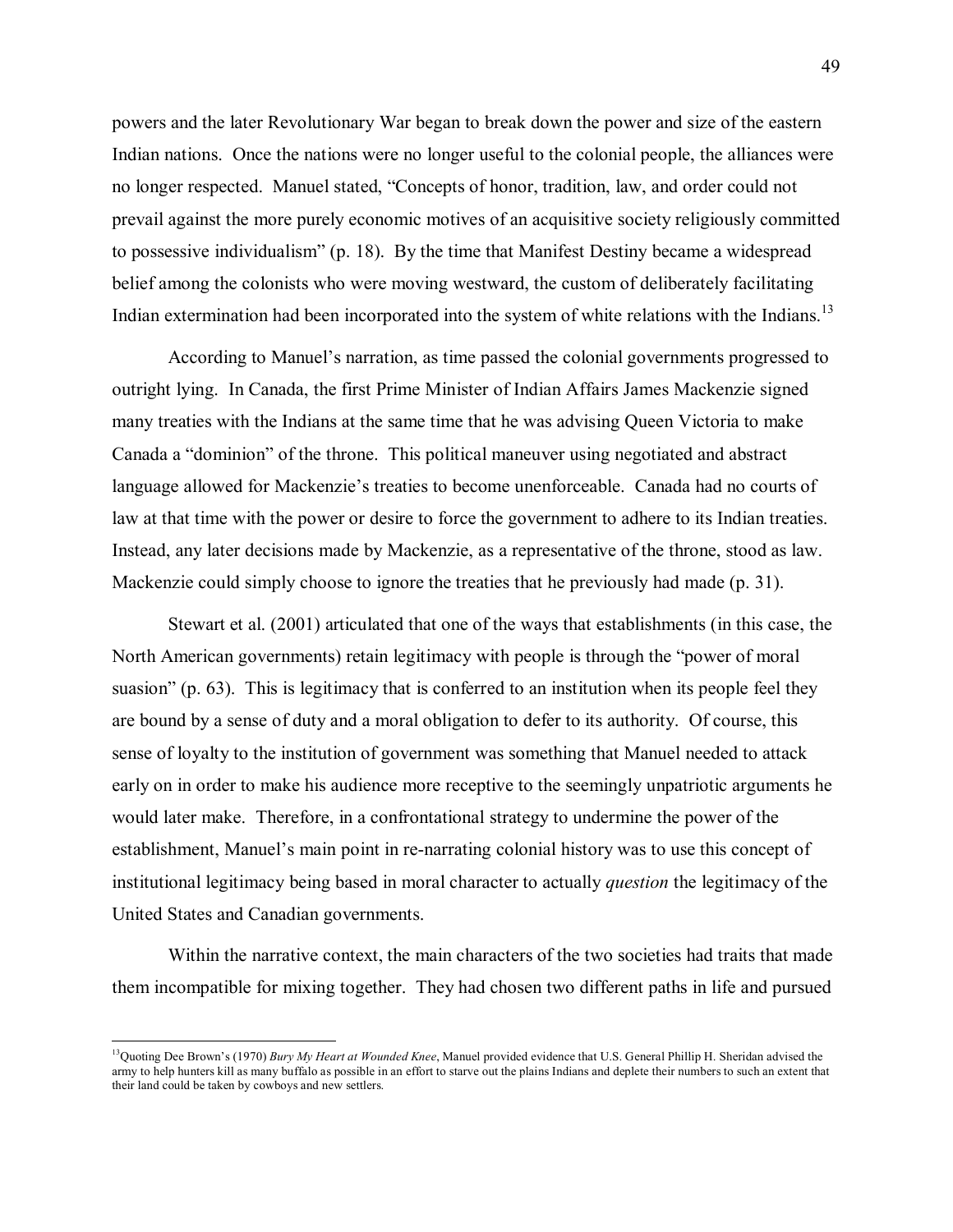powers and the later Revolutionary War began to break down the power and size of the eastern Indian nations. Once the nations were no longer useful to the colonial people, the alliances were no longer respected. Manuel stated, "Concepts of honor, tradition, law, and order could not prevail against the more purely economic motives of an acquisitive society religiously committed to possessive individualism" (p. 18). By the time that Manifest Destiny became a widespread belief among the colonists who were moving westward, the custom of deliberately facilitating Indian extermination had been incorporated into the system of white relations with the Indians.[13]

According to Manuel's narration, as time passed the colonial governments progressed to outright lying. In Canada, the first Prime Minister of Indian Affairs James Mackenzie signed many treaties with the Indians at the same time that he was advising Queen Victoria to make Canada a "dominion" of the throne. This political maneuver using negotiated and abstract language allowed for Mackenzie's treaties to become unenforceable. Canada had no courts of law at that time with the power or desire to force the government to adhere to its Indian treaties. Instead, any later decisions made by Mackenzie, as a representative of the throne, stood as law. Mackenzie could simply choose to ignore the treaties that he previously had made (p. 31).

Stewart et al. (2001) articulated that one of the ways that establishments (in this case, the North American governments) retain legitimacy with people is through the "power of moral suasion" (p. 63). This is legitimacy that is conferred to an institution when its people feel they are bound by a sense of duty and a moral obligation to defer to its authority. Of course, this sense of loyalty to the institution of government was something that Manuel needed to attack early on in order to make his audience more receptive to the seemingly unpatriotic arguments he would later make. Therefore, in a confrontational strategy to undermine the power of the establishment, Manuel's main point in re-narrating colonial history was to use this concept of institutional legitimacy being based in moral character to actually *question* the legitimacy of the United States and Canadian governments.

Within the narrative context, the main characters of the two societies had traits that made them incompatible for mixing together. They had chosen two different paths in life and pursued

---

[13] Quoting Dee Brown's (1970) *Bury My Heart at Wounded Knee*, Manuel provided evidence that U.S. General Phillip H. Sheridan advised the army to help hunters kill as many buffalo as possible in an effort to starve out the plains Indians and deplete their numbers to such an extent that their land could be taken by cowboys and new settlers.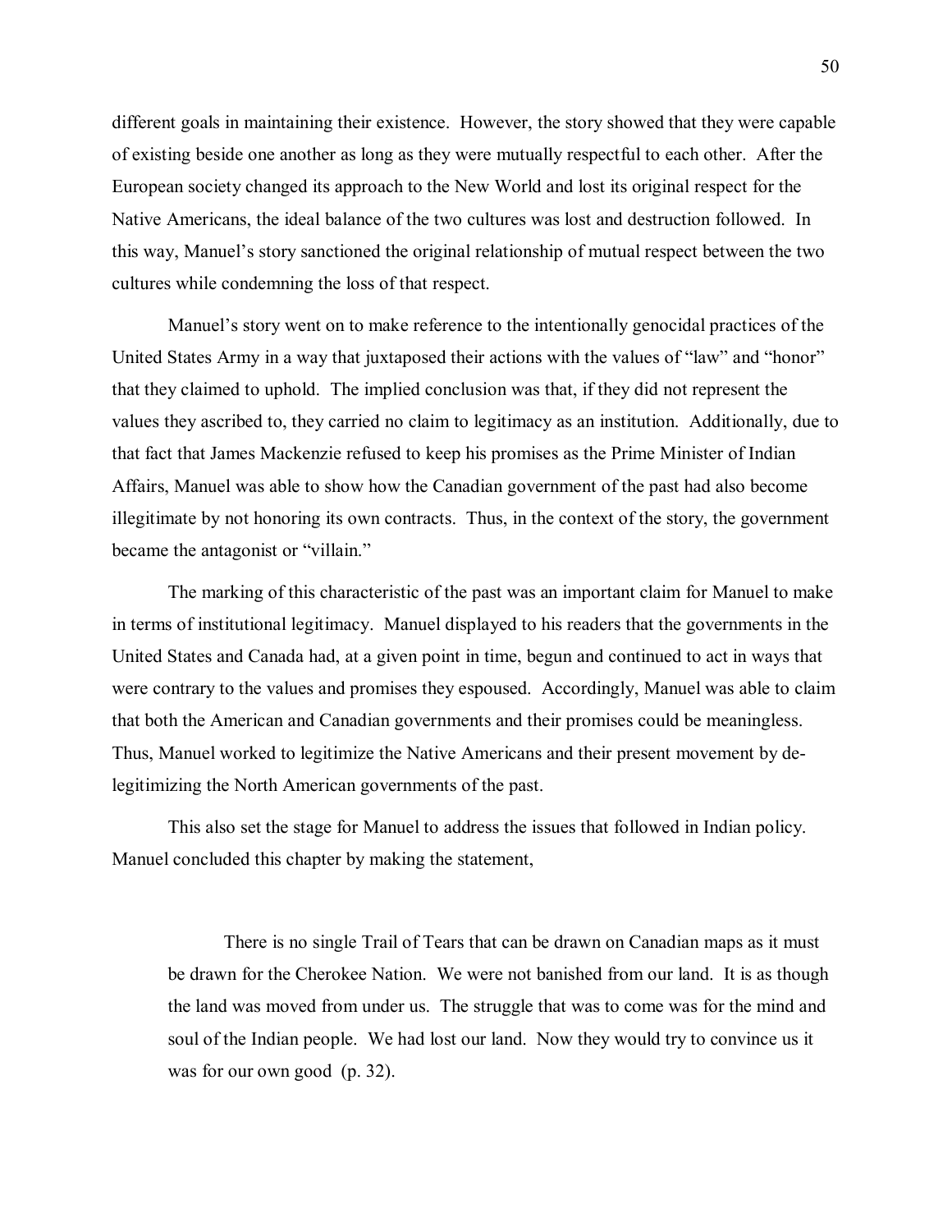different goals in maintaining their existence. However, the story showed that they were capable of existing beside one another as long as they were mutually respectful to each other. After the European society changed its approach to the New World and lost its original respect for the Native Americans, the ideal balance of the two cultures was lost and destruction followed. In this way, Manuel's story sanctioned the original relationship of mutual respect between the two cultures while condemning the loss of that respect.

Manuel's story went on to make reference to the intentionally genocidal practices of the United States Army in a way that juxtaposed their actions with the values of "law" and "honor" that they claimed to uphold. The implied conclusion was that, if they did not represent the values they ascribed to, they carried no claim to legitimacy as an institution. Additionally, due to that fact that James Mackenzie refused to keep his promises as the Prime Minister of Indian Affairs, Manuel was able to show how the Canadian government of the past had also become illegitimate by not honoring its own contracts. Thus, in the context of the story, the government became the antagonist or "villain."

The marking of this characteristic of the past was an important claim for Manuel to make in terms of institutional legitimacy. Manuel displayed to his readers that the governments in the United States and Canada had, at a given point in time, begun and continued to act in ways that were contrary to the values and promises they espoused. Accordingly, Manuel was able to claim that both the American and Canadian governments and their promises could be meaningless. Thus, Manuel worked to legitimize the Native Americans and their present movement by de-legitimizing the North American governments of the past.

This also set the stage for Manuel to address the issues that followed in Indian policy. Manuel concluded this chapter by making the statement,

> There is no single Trail of Tears that can be drawn on Canadian maps as it must be drawn for the Cherokee Nation. We were not banished from our land. It is as though the land was moved from under us. The struggle that was to come was for the mind and soul of the Indian people. We had lost our land. Now they would try to convince us it was for our own good (p. 32).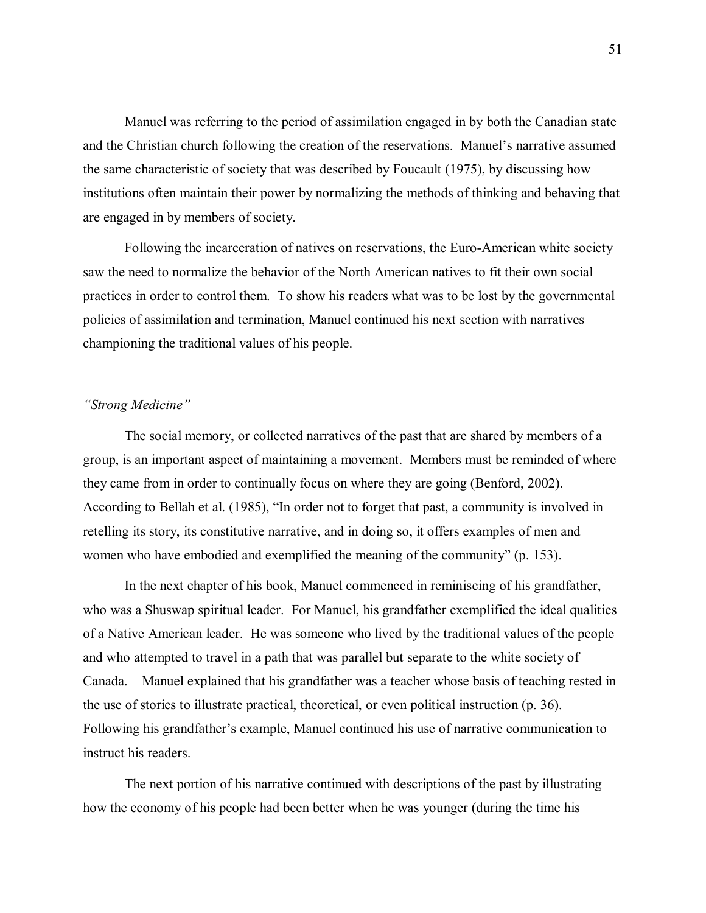Manuel was referring to the period of assimilation engaged in by both the Canadian state and the Christian church following the creation of the reservations. Manuel's narrative assumed the same characteristic of society that was described by Foucault (1975), by discussing how institutions often maintain their power by normalizing the methods of thinking and behaving that are engaged in by members of society.

Following the incarceration of natives on reservations, the Euro-American white society saw the need to normalize the behavior of the North American natives to fit their own social practices in order to control them. To show his readers what was to be lost by the governmental policies of assimilation and termination, Manuel continued his next section with narratives championing the traditional values of his people.

### *"Strong Medicine"*

The social memory, or collected narratives of the past that are shared by members of a group, is an important aspect of maintaining a movement. Members must be reminded of where they came from in order to continually focus on where they are going (Benford, 2002). According to Bellah et al. (1985), "In order not to forget that past, a community is involved in retelling its story, its constitutive narrative, and in doing so, it offers examples of men and women who have embodied and exemplified the meaning of the community" (p. 153).

In the next chapter of his book, Manuel commenced in reminiscing of his grandfather, who was a Shuswap spiritual leader. For Manuel, his grandfather exemplified the ideal qualities of a Native American leader. He was someone who lived by the traditional values of the people and who attempted to travel in a path that was parallel but separate to the white society of Canada. Manuel explained that his grandfather was a teacher whose basis of teaching rested in the use of stories to illustrate practical, theoretical, or even political instruction (p. 36). Following his grandfather's example, Manuel continued his use of narrative communication to instruct his readers.

The next portion of his narrative continued with descriptions of the past by illustrating how the economy of his people had been better when he was younger (during the time his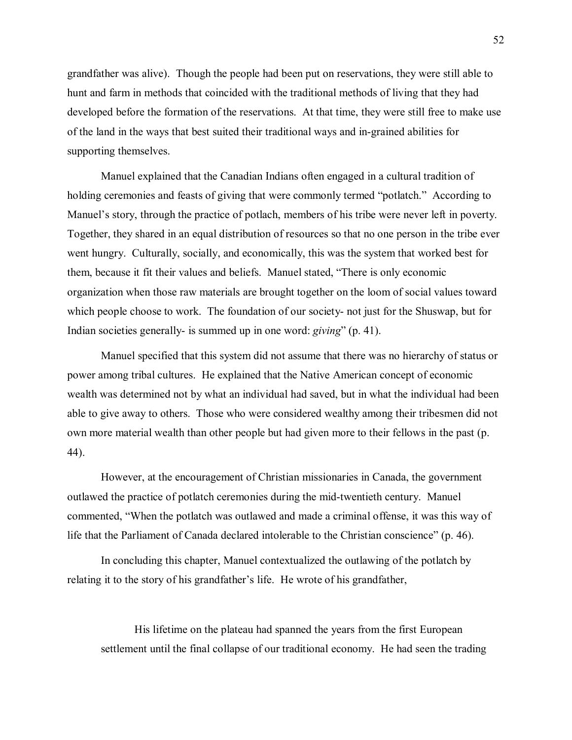grandfather was alive). Though the people had been put on reservations, they were still able to hunt and farm in methods that coincided with the traditional methods of living that they had developed before the formation of the reservations. At that time, they were still free to make use of the land in the ways that best suited their traditional ways and in-grained abilities for supporting themselves.

Manuel explained that the Canadian Indians often engaged in a cultural tradition of holding ceremonies and feasts of giving that were commonly termed "potlatch." According to Manuel's story, through the practice of potlach, members of his tribe were never left in poverty. Together, they shared in an equal distribution of resources so that no one person in the tribe ever went hungry. Culturally, socially, and economically, this was the system that worked best for them, because it fit their values and beliefs. Manuel stated, "There is only economic organization when those raw materials are brought together on the loom of social values toward which people choose to work. The foundation of our society- not just for the Shuswap, but for Indian societies generally- is summed up in one word: *giving*" (p. 41).

Manuel specified that this system did not assume that there was no hierarchy of status or power among tribal cultures. He explained that the Native American concept of economic wealth was determined not by what an individual had saved, but in what the individual had been able to give away to others. Those who were considered wealthy among their tribesmen did not own more material wealth than other people but had given more to their fellows in the past (p. 44).

However, at the encouragement of Christian missionaries in Canada, the government outlawed the practice of potlatch ceremonies during the mid-twentieth century. Manuel commented, "When the potlatch was outlawed and made a criminal offense, it was this way of life that the Parliament of Canada declared intolerable to the Christian conscience" (p. 46).

In concluding this chapter, Manuel contextualized the outlawing of the potlatch by relating it to the story of his grandfather's life. He wrote of his grandfather,

> His lifetime on the plateau had spanned the years from the first European settlement until the final collapse of our traditional economy. He had seen the trading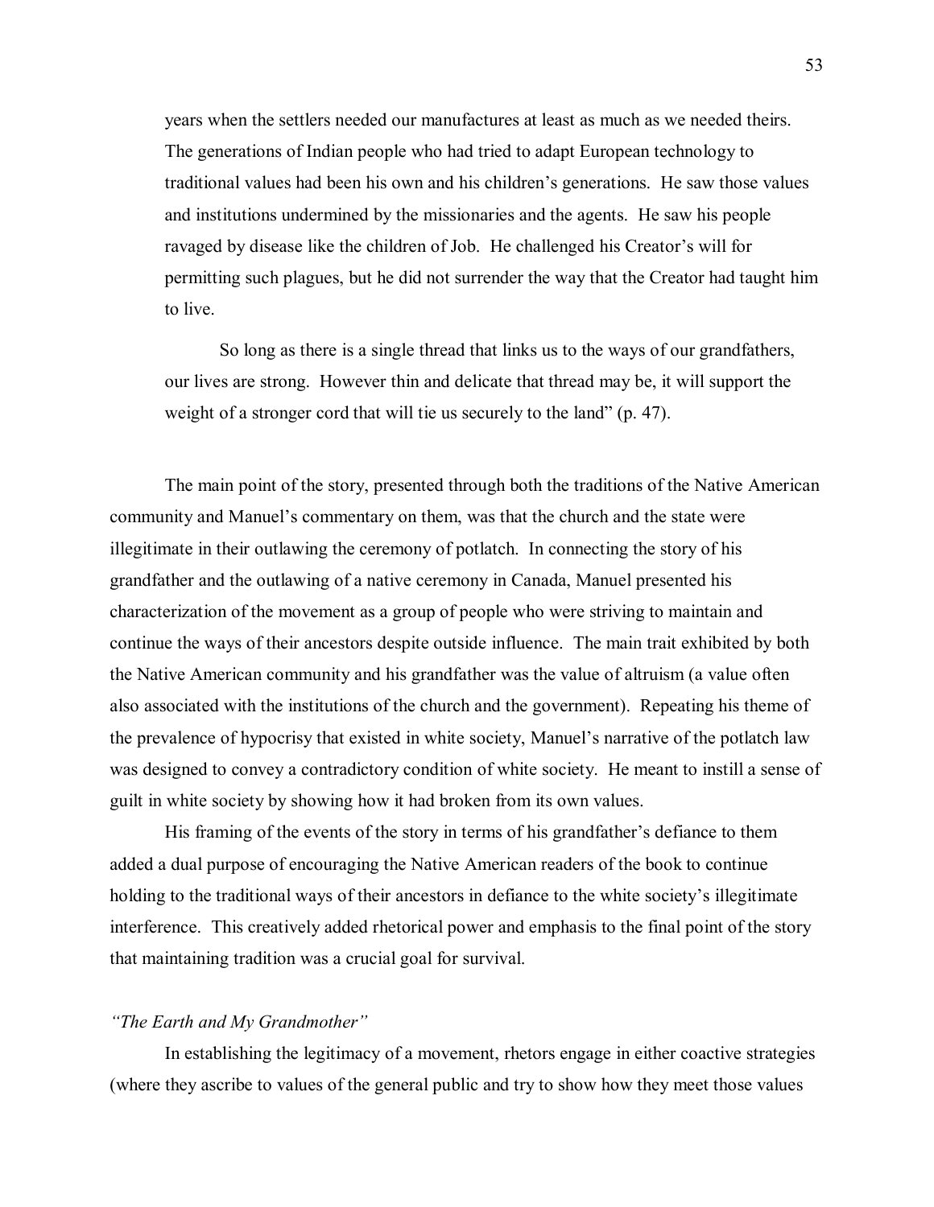> years when the settlers needed our manufactures at least as much as we needed theirs. The generations of Indian people who had tried to adapt European technology to traditional values had been his own and his children's generations. He saw those values and institutions undermined by the missionaries and the agents. He saw his people ravaged by disease like the children of Job. He challenged his Creator's will for permitting such plagues, but he did not surrender the way that the Creator had taught him to live.
>
> So long as there is a single thread that links us to the ways of our grandfathers, our lives are strong. However thin and delicate that thread may be, it will support the weight of a stronger cord that will tie us securely to the land" (p. 47).

The main point of the story, presented through both the traditions of the Native American community and Manuel's commentary on them, was that the church and the state were illegitimate in their outlawing the ceremony of potlatch. In connecting the story of his grandfather and the outlawing of a native ceremony in Canada, Manuel presented his characterization of the movement as a group of people who were striving to maintain and continue the ways of their ancestors despite outside influence. The main trait exhibited by both the Native American community and his grandfather was the value of altruism (a value often also associated with the institutions of the church and the government). Repeating his theme of the prevalence of hypocrisy that existed in white society, Manuel's narrative of the potlatch law was designed to convey a contradictory condition of white society. He meant to instill a sense of guilt in white society by showing how it had broken from its own values.

His framing of the events of the story in terms of his grandfather's defiance to them added a dual purpose of encouraging the Native American readers of the book to continue holding to the traditional ways of their ancestors in defiance to the white society's illegitimate interference. This creatively added rhetorical power and emphasis to the final point of the story that maintaining tradition was a crucial goal for survival.

*"The Earth and My Grandmother"*

In establishing the legitimacy of a movement, rhetors engage in either coactive strategies (where they ascribe to values of the general public and try to show how they meet those values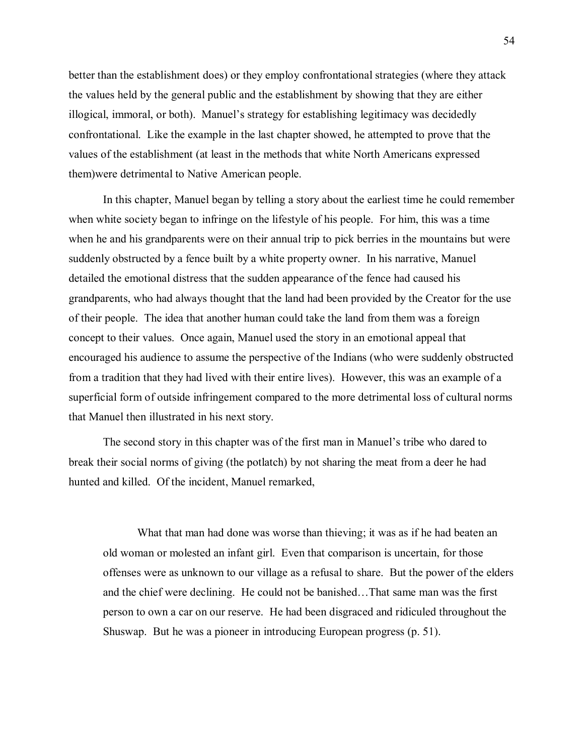better than the establishment does) or they employ confrontational strategies (where they attack the values held by the general public and the establishment by showing that they are either illogical, immoral, or both). Manuel's strategy for establishing legitimacy was decidedly confrontational. Like the example in the last chapter showed, he attempted to prove that the values of the establishment (at least in the methods that white North Americans expressed them)were detrimental to Native American people.

In this chapter, Manuel began by telling a story about the earliest time he could remember when white society began to infringe on the lifestyle of his people. For him, this was a time when he and his grandparents were on their annual trip to pick berries in the mountains but were suddenly obstructed by a fence built by a white property owner. In his narrative, Manuel detailed the emotional distress that the sudden appearance of the fence had caused his grandparents, who had always thought that the land had been provided by the Creator for the use of their people. The idea that another human could take the land from them was a foreign concept to their values. Once again, Manuel used the story in an emotional appeal that encouraged his audience to assume the perspective of the Indians (who were suddenly obstructed from a tradition that they had lived with their entire lives). However, this was an example of a superficial form of outside infringement compared to the more detrimental loss of cultural norms that Manuel then illustrated in his next story.

The second story in this chapter was of the first man in Manuel's tribe who dared to break their social norms of giving (the potlatch) by not sharing the meat from a deer he had hunted and killed. Of the incident, Manuel remarked,

> What that man had done was worse than thieving; it was as if he had beaten an old woman or molested an infant girl. Even that comparison is uncertain, for those offenses were as unknown to our village as a refusal to share. But the power of the elders and the chief were declining. He could not be banished…That same man was the first person to own a car on our reserve. He had been disgraced and ridiculed throughout the Shuswap. But he was a pioneer in introducing European progress (p. 51).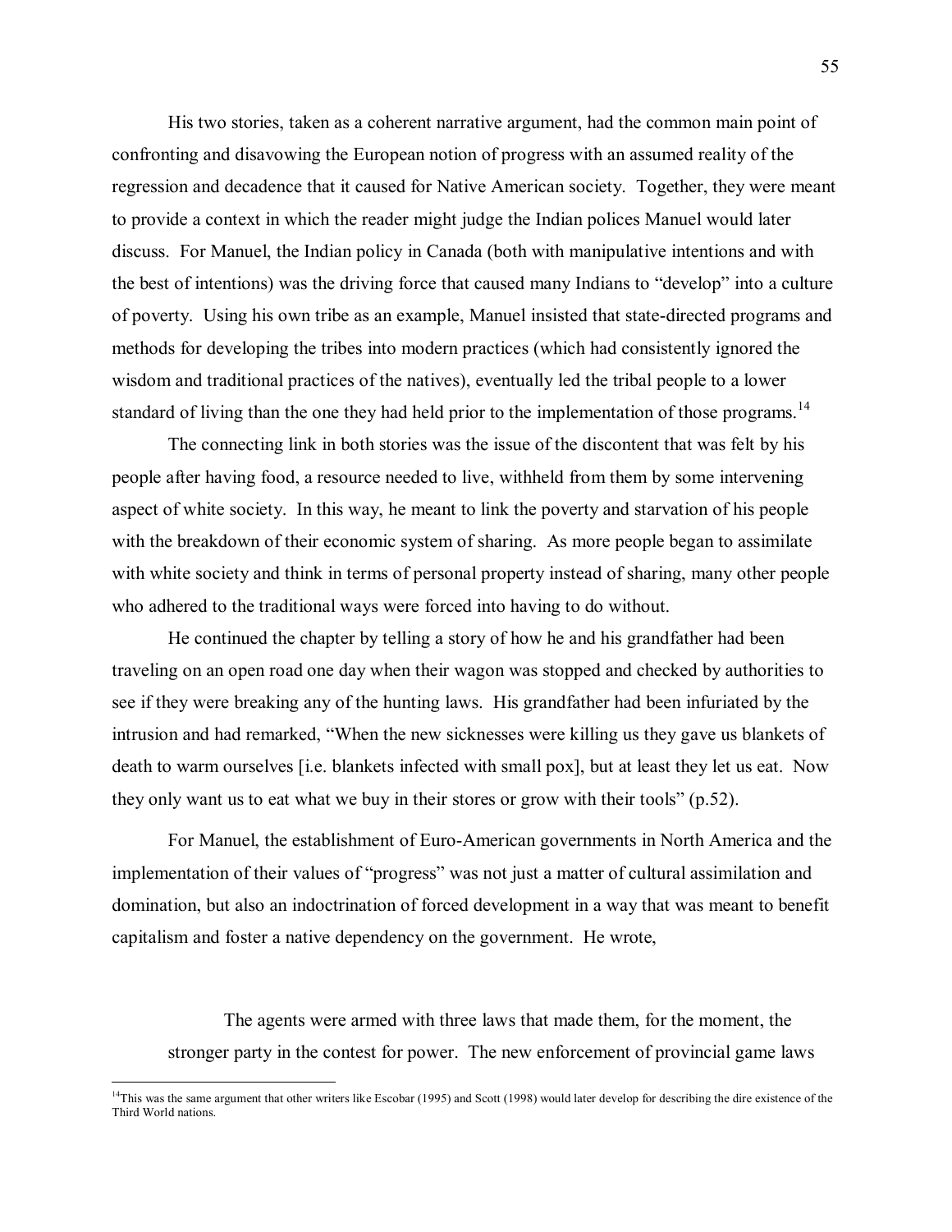His two stories, taken as a coherent narrative argument, had the common main point of confronting and disavowing the European notion of progress with an assumed reality of the regression and decadence that it caused for Native American society. Together, they were meant to provide a context in which the reader might judge the Indian polices Manuel would later discuss. For Manuel, the Indian policy in Canada (both with manipulative intentions and with the best of intentions) was the driving force that caused many Indians to "develop" into a culture of poverty. Using his own tribe as an example, Manuel insisted that state-directed programs and methods for developing the tribes into modern practices (which had consistently ignored the wisdom and traditional practices of the natives), eventually led the tribal people to a lower standard of living than the one they had held prior to the implementation of those programs.[14]

The connecting link in both stories was the issue of the discontent that was felt by his people after having food, a resource needed to live, withheld from them by some intervening aspect of white society. In this way, he meant to link the poverty and starvation of his people with the breakdown of their economic system of sharing. As more people began to assimilate with white society and think in terms of personal property instead of sharing, many other people who adhered to the traditional ways were forced into having to do without.

He continued the chapter by telling a story of how he and his grandfather had been traveling on an open road one day when their wagon was stopped and checked by authorities to see if they were breaking any of the hunting laws. His grandfather had been infuriated by the intrusion and had remarked, "When the new sicknesses were killing us they gave us blankets of death to warm ourselves [i.e. blankets infected with small pox], but at least they let us eat. Now they only want us to eat what we buy in their stores or grow with their tools" (p.52).

For Manuel, the establishment of Euro-American governments in North America and the implementation of their values of "progress" was not just a matter of cultural assimilation and domination, but also an indoctrination of forced development in a way that was meant to benefit capitalism and foster a native dependency on the government. He wrote,

> The agents were armed with three laws that made them, for the moment, the stronger party in the contest for power. The new enforcement of provincial game laws

[14]This was the same argument that other writers like Escobar (1995) and Scott (1998) would later develop for describing the dire existence of the Third World nations.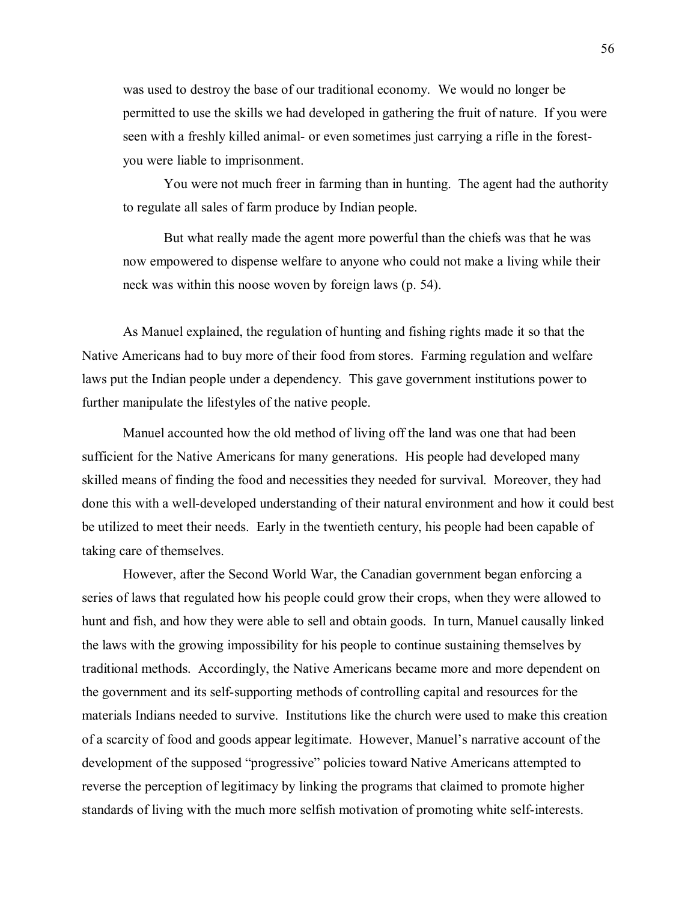> was used to destroy the base of our traditional economy. We would no longer be permitted to use the skills we had developed in gathering the fruit of nature. If you were seen with a freshly killed animal- or even sometimes just carrying a rifle in the forest- you were liable to imprisonment.
>
> You were not much freer in farming than in hunting. The agent had the authority to regulate all sales of farm produce by Indian people.
>
> But what really made the agent more powerful than the chiefs was that he was now empowered to dispense welfare to anyone who could not make a living while their neck was within this noose woven by foreign laws (p. 54).

As Manuel explained, the regulation of hunting and fishing rights made it so that the Native Americans had to buy more of their food from stores. Farming regulation and welfare laws put the Indian people under a dependency. This gave government institutions power to further manipulate the lifestyles of the native people.

Manuel accounted how the old method of living off the land was one that had been sufficient for the Native Americans for many generations. His people had developed many skilled means of finding the food and necessities they needed for survival. Moreover, they had done this with a well-developed understanding of their natural environment and how it could best be utilized to meet their needs. Early in the twentieth century, his people had been capable of taking care of themselves.

However, after the Second World War, the Canadian government began enforcing a series of laws that regulated how his people could grow their crops, when they were allowed to hunt and fish, and how they were able to sell and obtain goods. In turn, Manuel causally linked the laws with the growing impossibility for his people to continue sustaining themselves by traditional methods. Accordingly, the Native Americans became more and more dependent on the government and its self-supporting methods of controlling capital and resources for the materials Indians needed to survive. Institutions like the church were used to make this creation of a scarcity of food and goods appear legitimate. However, Manuel's narrative account of the development of the supposed "progressive" policies toward Native Americans attempted to reverse the perception of legitimacy by linking the programs that claimed to promote higher standards of living with the much more selfish motivation of promoting white self-interests.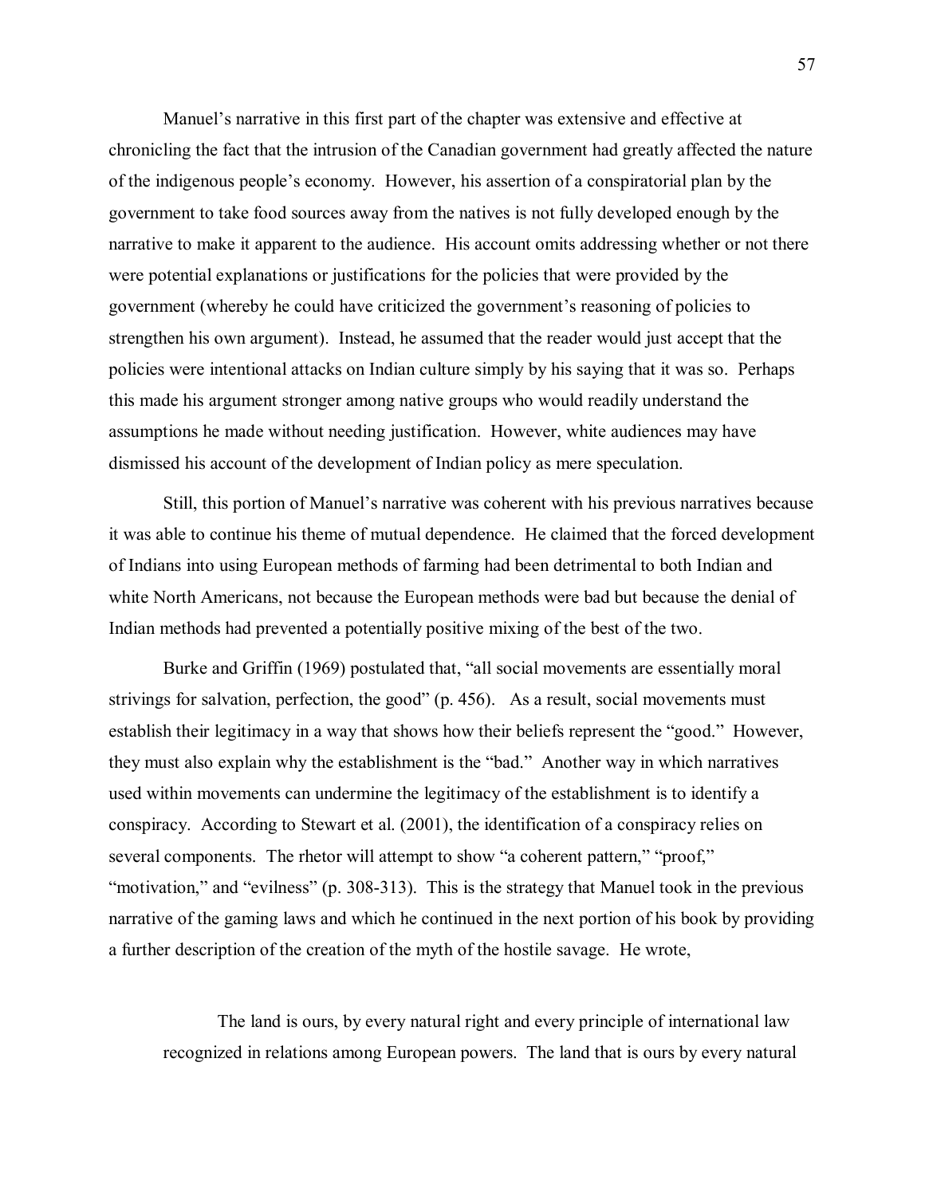Manuel's narrative in this first part of the chapter was extensive and effective at chronicling the fact that the intrusion of the Canadian government had greatly affected the nature of the indigenous people's economy. However, his assertion of a conspiratorial plan by the government to take food sources away from the natives is not fully developed enough by the narrative to make it apparent to the audience. His account omits addressing whether or not there were potential explanations or justifications for the policies that were provided by the government (whereby he could have criticized the government's reasoning of policies to strengthen his own argument). Instead, he assumed that the reader would just accept that the policies were intentional attacks on Indian culture simply by his saying that it was so. Perhaps this made his argument stronger among native groups who would readily understand the assumptions he made without needing justification. However, white audiences may have dismissed his account of the development of Indian policy as mere speculation.

Still, this portion of Manuel's narrative was coherent with his previous narratives because it was able to continue his theme of mutual dependence. He claimed that the forced development of Indians into using European methods of farming had been detrimental to both Indian and white North Americans, not because the European methods were bad but because the denial of Indian methods had prevented a potentially positive mixing of the best of the two.

Burke and Griffin (1969) postulated that, "all social movements are essentially moral strivings for salvation, perfection, the good" (p. 456). As a result, social movements must establish their legitimacy in a way that shows how their beliefs represent the "good." However, they must also explain why the establishment is the "bad." Another way in which narratives used within movements can undermine the legitimacy of the establishment is to identify a conspiracy. According to Stewart et al. (2001), the identification of a conspiracy relies on several components. The rhetor will attempt to show "a coherent pattern," "proof," "motivation," and "evilness" (p. 308-313). This is the strategy that Manuel took in the previous narrative of the gaming laws and which he continued in the next portion of his book by providing a further description of the creation of the myth of the hostile savage. He wrote,

> The land is ours, by every natural right and every principle of international law recognized in relations among European powers. The land that is ours by every natural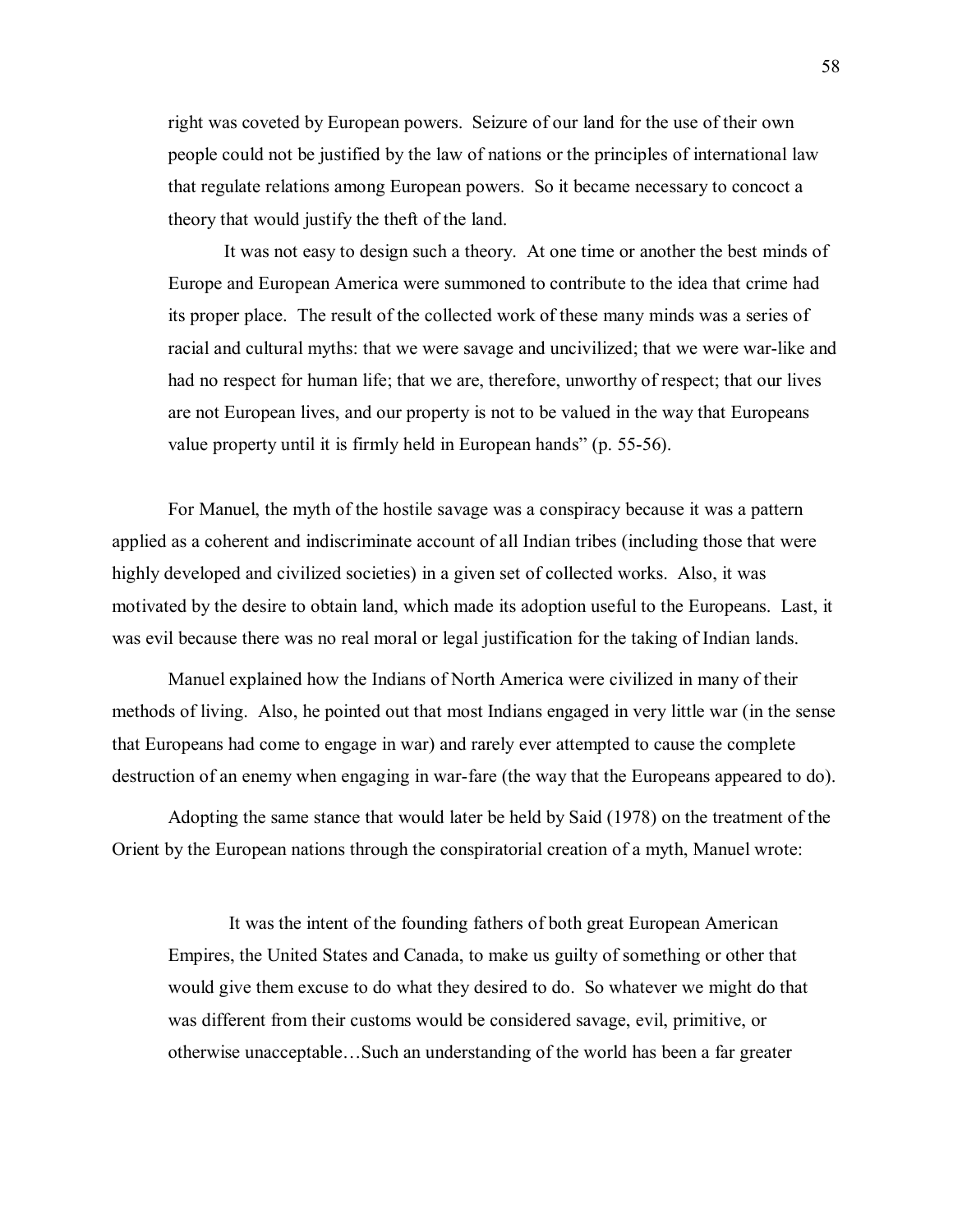> right was coveted by European powers. Seizure of our land for the use of their own people could not be justified by the law of nations or the principles of international law that regulate relations among European powers. So it became necessary to concoct a theory that would justify the theft of the land.
>
> It was not easy to design such a theory. At one time or another the best minds of Europe and European America were summoned to contribute to the idea that crime had its proper place. The result of the collected work of these many minds was a series of racial and cultural myths: that we were savage and uncivilized; that we were war-like and had no respect for human life; that we are, therefore, unworthy of respect; that our lives are not European lives, and our property is not to be valued in the way that Europeans value property until it is firmly held in European hands" (p. 55-56).

For Manuel, the myth of the hostile savage was a conspiracy because it was a pattern applied as a coherent and indiscriminate account of all Indian tribes (including those that were highly developed and civilized societies) in a given set of collected works. Also, it was motivated by the desire to obtain land, which made its adoption useful to the Europeans. Last, it was evil because there was no real moral or legal justification for the taking of Indian lands.

Manuel explained how the Indians of North America were civilized in many of their methods of living. Also, he pointed out that most Indians engaged in very little war (in the sense that Europeans had come to engage in war) and rarely ever attempted to cause the complete destruction of an enemy when engaging in war-fare (the way that the Europeans appeared to do).

Adopting the same stance that would later be held by Said (1978) on the treatment of the Orient by the European nations through the conspiratorial creation of a myth, Manuel wrote:

> It was the intent of the founding fathers of both great European American Empires, the United States and Canada, to make us guilty of something or other that would give them excuse to do what they desired to do. So whatever we might do that was different from their customs would be considered savage, evil, primitive, or otherwise unacceptable…Such an understanding of the world has been a far greater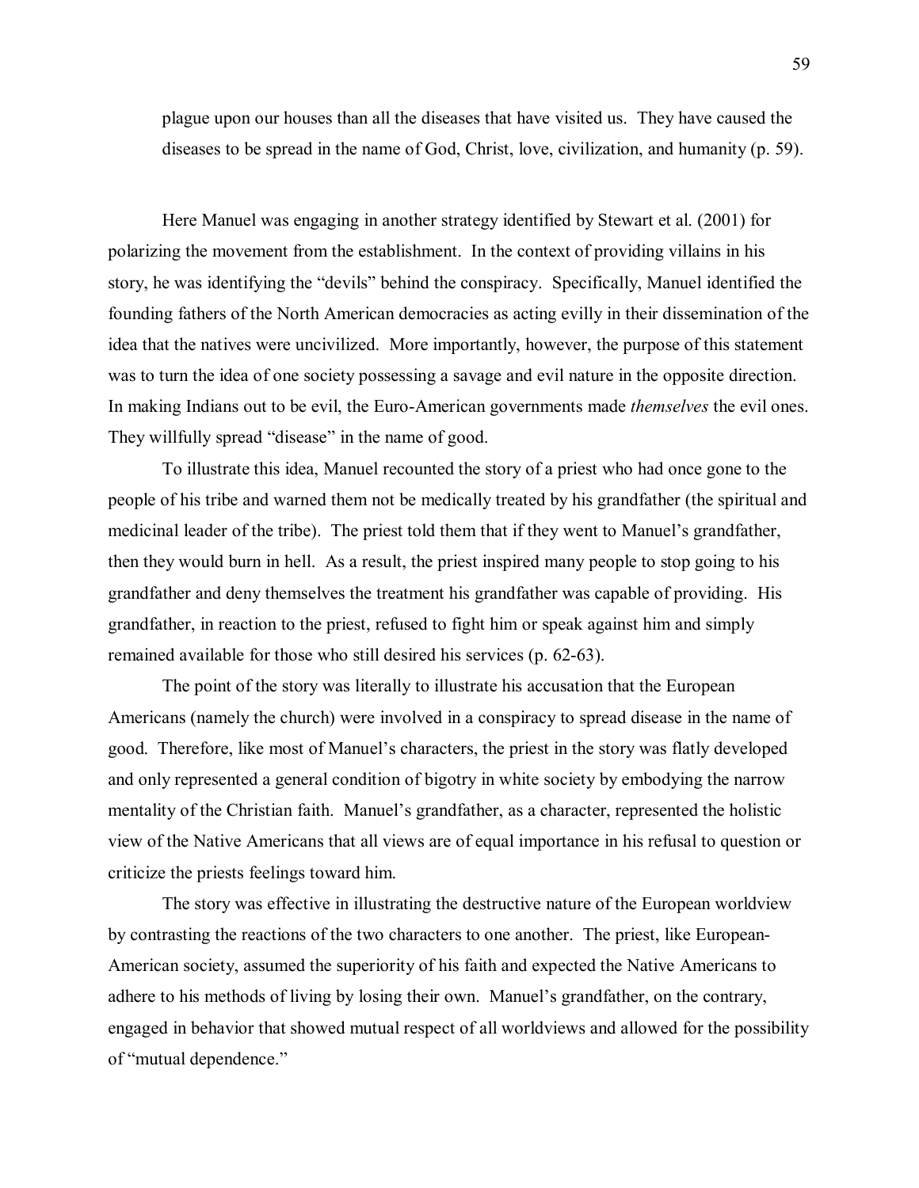> plague upon our houses than all the diseases that have visited us. They have caused the diseases to be spread in the name of God, Christ, love, civilization, and humanity (p. 59).

Here Manuel was engaging in another strategy identified by Stewart et al. (2001) for polarizing the movement from the establishment. In the context of providing villains in his story, he was identifying the "devils" behind the conspiracy. Specifically, Manuel identified the founding fathers of the North American democracies as acting evilly in their dissemination of the idea that the natives were uncivilized. More importantly, however, the purpose of this statement was to turn the idea of one society possessing a savage and evil nature in the opposite direction. In making Indians out to be evil, the Euro-American governments made *themselves* the evil ones. They willfully spread "disease" in the name of good.

To illustrate this idea, Manuel recounted the story of a priest who had once gone to the people of his tribe and warned them not be medically treated by his grandfather (the spiritual and medicinal leader of the tribe). The priest told them that if they went to Manuel's grandfather, then they would burn in hell. As a result, the priest inspired many people to stop going to his grandfather and deny themselves the treatment his grandfather was capable of providing. His grandfather, in reaction to the priest, refused to fight him or speak against him and simply remained available for those who still desired his services (p. 62-63).

The point of the story was literally to illustrate his accusation that the European Americans (namely the church) were involved in a conspiracy to spread disease in the name of good. Therefore, like most of Manuel's characters, the priest in the story was flatly developed and only represented a general condition of bigotry in white society by embodying the narrow mentality of the Christian faith. Manuel's grandfather, as a character, represented the holistic view of the Native Americans that all views are of equal importance in his refusal to question or criticize the priests feelings toward him.

The story was effective in illustrating the destructive nature of the European worldview by contrasting the reactions of the two characters to one another. The priest, like European-American society, assumed the superiority of his faith and expected the Native Americans to adhere to his methods of living by losing their own. Manuel's grandfather, on the contrary, engaged in behavior that showed mutual respect of all worldviews and allowed for the possibility of "mutual dependence."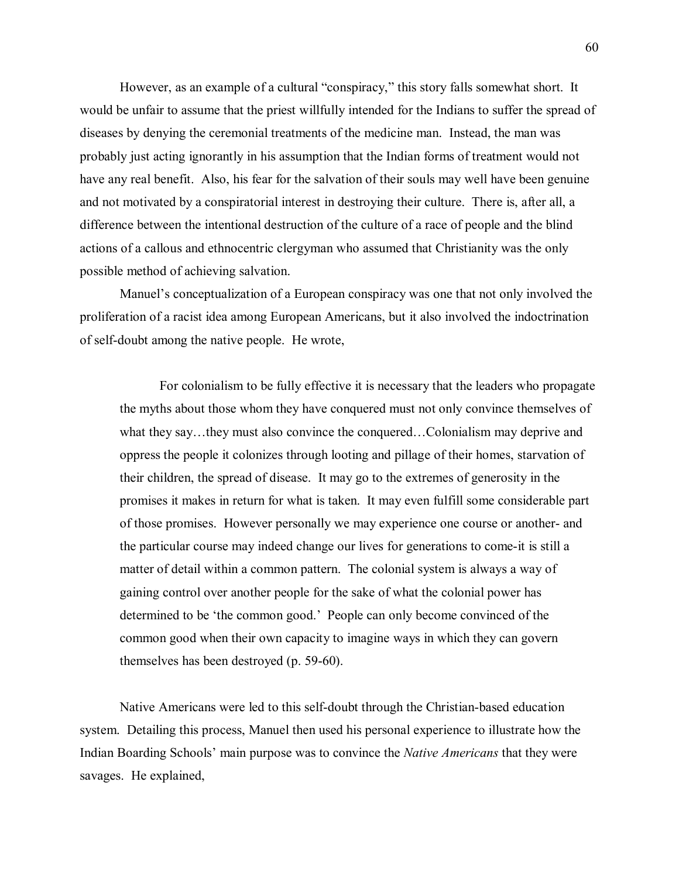However, as an example of a cultural "conspiracy," this story falls somewhat short. It would be unfair to assume that the priest willfully intended for the Indians to suffer the spread of diseases by denying the ceremonial treatments of the medicine man. Instead, the man was probably just acting ignorantly in his assumption that the Indian forms of treatment would not have any real benefit. Also, his fear for the salvation of their souls may well have been genuine and not motivated by a conspiratorial interest in destroying their culture. There is, after all, a difference between the intentional destruction of the culture of a race of people and the blind actions of a callous and ethnocentric clergyman who assumed that Christianity was the only possible method of achieving salvation.

Manuel's conceptualization of a European conspiracy was one that not only involved the proliferation of a racist idea among European Americans, but it also involved the indoctrination of self-doubt among the native people. He wrote,

> For colonialism to be fully effective it is necessary that the leaders who propagate the myths about those whom they have conquered must not only convince themselves of what they say…they must also convince the conquered…Colonialism may deprive and oppress the people it colonizes through looting and pillage of their homes, starvation of their children, the spread of disease. It may go to the extremes of generosity in the promises it makes in return for what is taken. It may even fulfill some considerable part of those promises. However personally we may experience one course or another- and the particular course may indeed change our lives for generations to come-it is still a matter of detail within a common pattern. The colonial system is always a way of gaining control over another people for the sake of what the colonial power has determined to be 'the common good.' People can only become convinced of the common good when their own capacity to imagine ways in which they can govern themselves has been destroyed (p. 59-60).

Native Americans were led to this self-doubt through the Christian-based education system. Detailing this process, Manuel then used his personal experience to illustrate how the Indian Boarding Schools' main purpose was to convince the *Native Americans* that they were savages. He explained,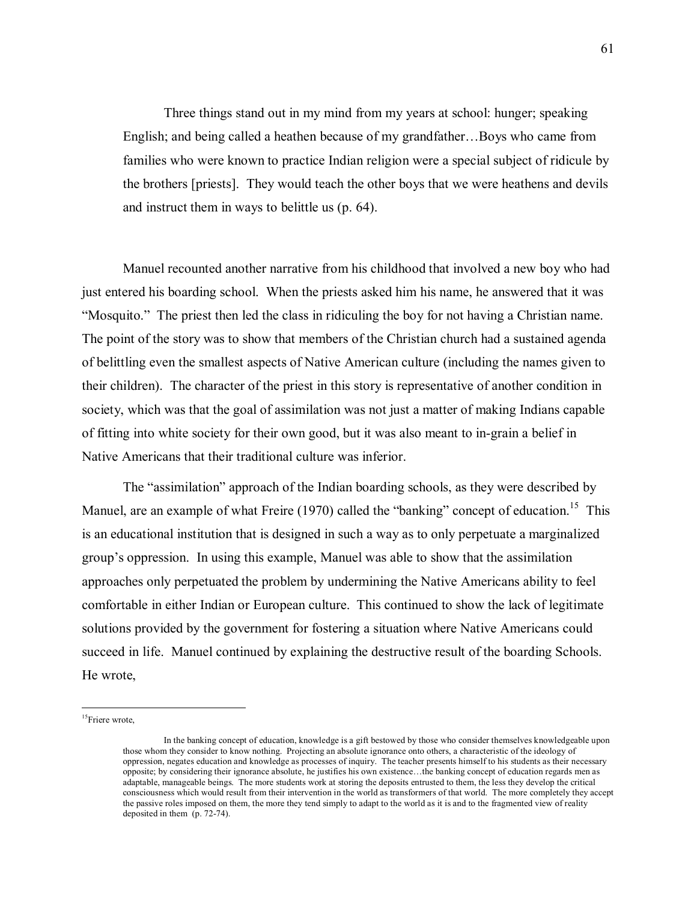> Three things stand out in my mind from my years at school: hunger; speaking English; and being called a heathen because of my grandfather…Boys who came from families who were known to practice Indian religion were a special subject of ridicule by the brothers [priests]. They would teach the other boys that we were heathens and devils and instruct them in ways to belittle us (p. 64).

Manuel recounted another narrative from his childhood that involved a new boy who had just entered his boarding school. When the priests asked him his name, he answered that it was "Mosquito." The priest then led the class in ridiculing the boy for not having a Christian name. The point of the story was to show that members of the Christian church had a sustained agenda of belittling even the smallest aspects of Native American culture (including the names given to their children). The character of the priest in this story is representative of another condition in society, which was that the goal of assimilation was not just a matter of making Indians capable of fitting into white society for their own good, but it was also meant to in-grain a belief in Native Americans that their traditional culture was inferior.

The "assimilation" approach of the Indian boarding schools, as they were described by Manuel, are an example of what Freire (1970) called the "banking" concept of education.[15] This is an educational institution that is designed in such a way as to only perpetuate a marginalized group's oppression. In using this example, Manuel was able to show that the assimilation approaches only perpetuated the problem by undermining the Native Americans ability to feel comfortable in either Indian or European culture. This continued to show the lack of legitimate solutions provided by the government for fostering a situation where Native Americans could succeed in life. Manuel continued by explaining the destructive result of the boarding Schools. He wrote,

---

[15]Friere wrote,

> In the banking concept of education, knowledge is a gift bestowed by those who consider themselves knowledgeable upon those whom they consider to know nothing. Projecting an absolute ignorance onto others, a characteristic of the ideology of oppression, negates education and knowledge as processes of inquiry. The teacher presents himself to his students as their necessary opposite; by considering their ignorance absolute, he justifies his own existence…the banking concept of education regards men as adaptable, manageable beings. The more students work at storing the deposits entrusted to them, the less they develop the critical consciousness which would result from their intervention in the world as transformers of that world. The more completely they accept the passive roles imposed on them, the more they tend simply to adapt to the world as it is and to the fragmented view of reality deposited in them (p. 72-74).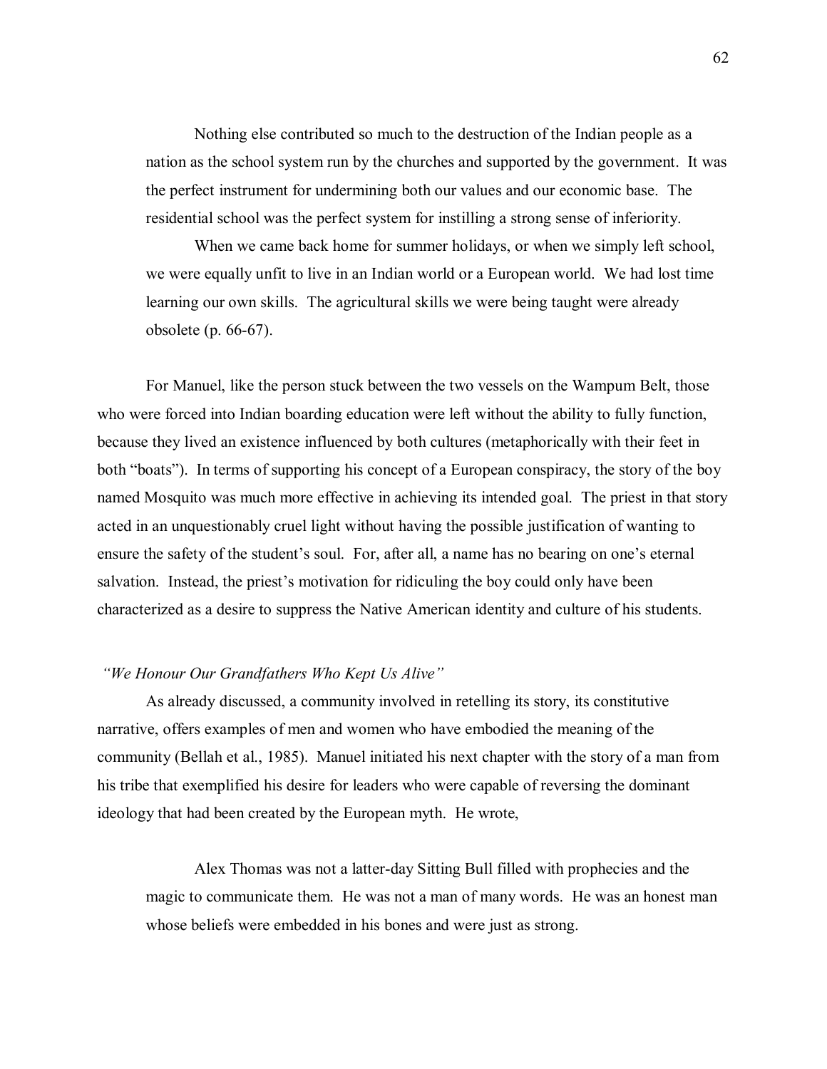> Nothing else contributed so much to the destruction of the Indian people as a nation as the school system run by the churches and supported by the government. It was the perfect instrument for undermining both our values and our economic base. The residential school was the perfect system for instilling a strong sense of inferiority.
>
> When we came back home for summer holidays, or when we simply left school, we were equally unfit to live in an Indian world or a European world. We had lost time learning our own skills. The agricultural skills we were being taught were already obsolete (p. 66-67).

For Manuel, like the person stuck between the two vessels on the Wampum Belt, those who were forced into Indian boarding education were left without the ability to fully function, because they lived an existence influenced by both cultures (metaphorically with their feet in both "boats"). In terms of supporting his concept of a European conspiracy, the story of the boy named Mosquito was much more effective in achieving its intended goal. The priest in that story acted in an unquestionably cruel light without having the possible justification of wanting to ensure the safety of the student's soul. For, after all, a name has no bearing on one's eternal salvation. Instead, the priest's motivation for ridiculing the boy could only have been characterized as a desire to suppress the Native American identity and culture of his students.

*"We Honour Our Grandfathers Who Kept Us Alive"*

As already discussed, a community involved in retelling its story, its constitutive narrative, offers examples of men and women who have embodied the meaning of the community (Bellah et al., 1985). Manuel initiated his next chapter with the story of a man from his tribe that exemplified his desire for leaders who were capable of reversing the dominant ideology that had been created by the European myth. He wrote,

> Alex Thomas was not a latter-day Sitting Bull filled with prophecies and the magic to communicate them. He was not a man of many words. He was an honest man whose beliefs were embedded in his bones and were just as strong.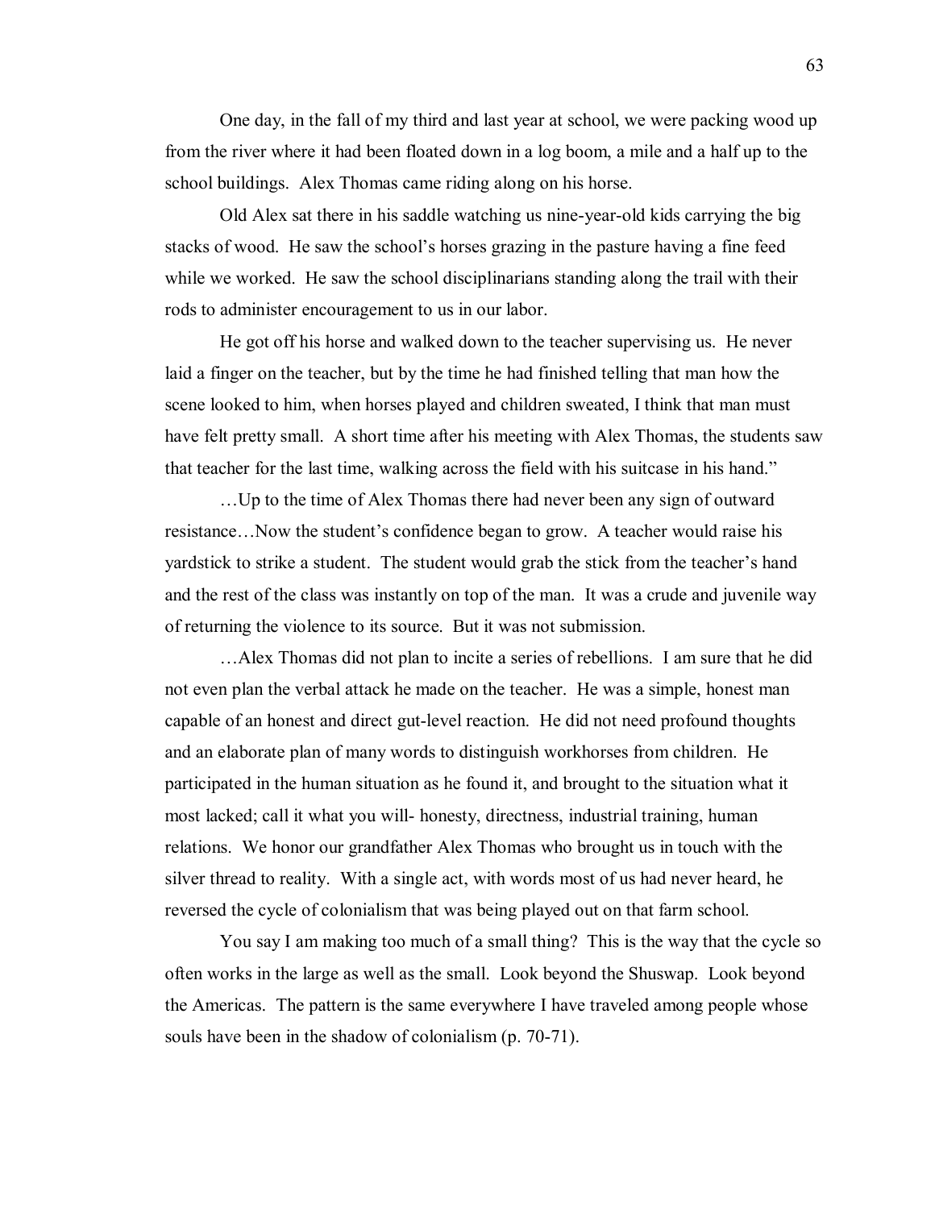One day, in the fall of my third and last year at school, we were packing wood up from the river where it had been floated down in a log boom, a mile and a half up to the school buildings. Alex Thomas came riding along on his horse.

Old Alex sat there in his saddle watching us nine-year-old kids carrying the big stacks of wood. He saw the school's horses grazing in the pasture having a fine feed while we worked. He saw the school disciplinarians standing along the trail with their rods to administer encouragement to us in our labor.

He got off his horse and walked down to the teacher supervising us. He never laid a finger on the teacher, but by the time he had finished telling that man how the scene looked to him, when horses played and children sweated, I think that man must have felt pretty small. A short time after his meeting with Alex Thomas, the students saw that teacher for the last time, walking across the field with his suitcase in his hand."

…Up to the time of Alex Thomas there had never been any sign of outward resistance…Now the student's confidence began to grow. A teacher would raise his yardstick to strike a student. The student would grab the stick from the teacher's hand and the rest of the class was instantly on top of the man. It was a crude and juvenile way of returning the violence to its source. But it was not submission.

…Alex Thomas did not plan to incite a series of rebellions. I am sure that he did not even plan the verbal attack he made on the teacher. He was a simple, honest man capable of an honest and direct gut-level reaction. He did not need profound thoughts and an elaborate plan of many words to distinguish workhorses from children. He participated in the human situation as he found it, and brought to the situation what it most lacked; call it what you will- honesty, directness, industrial training, human relations. We honor our grandfather Alex Thomas who brought us in touch with the silver thread to reality. With a single act, with words most of us had never heard, he reversed the cycle of colonialism that was being played out on that farm school.

You say I am making too much of a small thing? This is the way that the cycle so often works in the large as well as the small. Look beyond the Shuswap. Look beyond the Americas. The pattern is the same everywhere I have traveled among people whose souls have been in the shadow of colonialism (p. 70-71).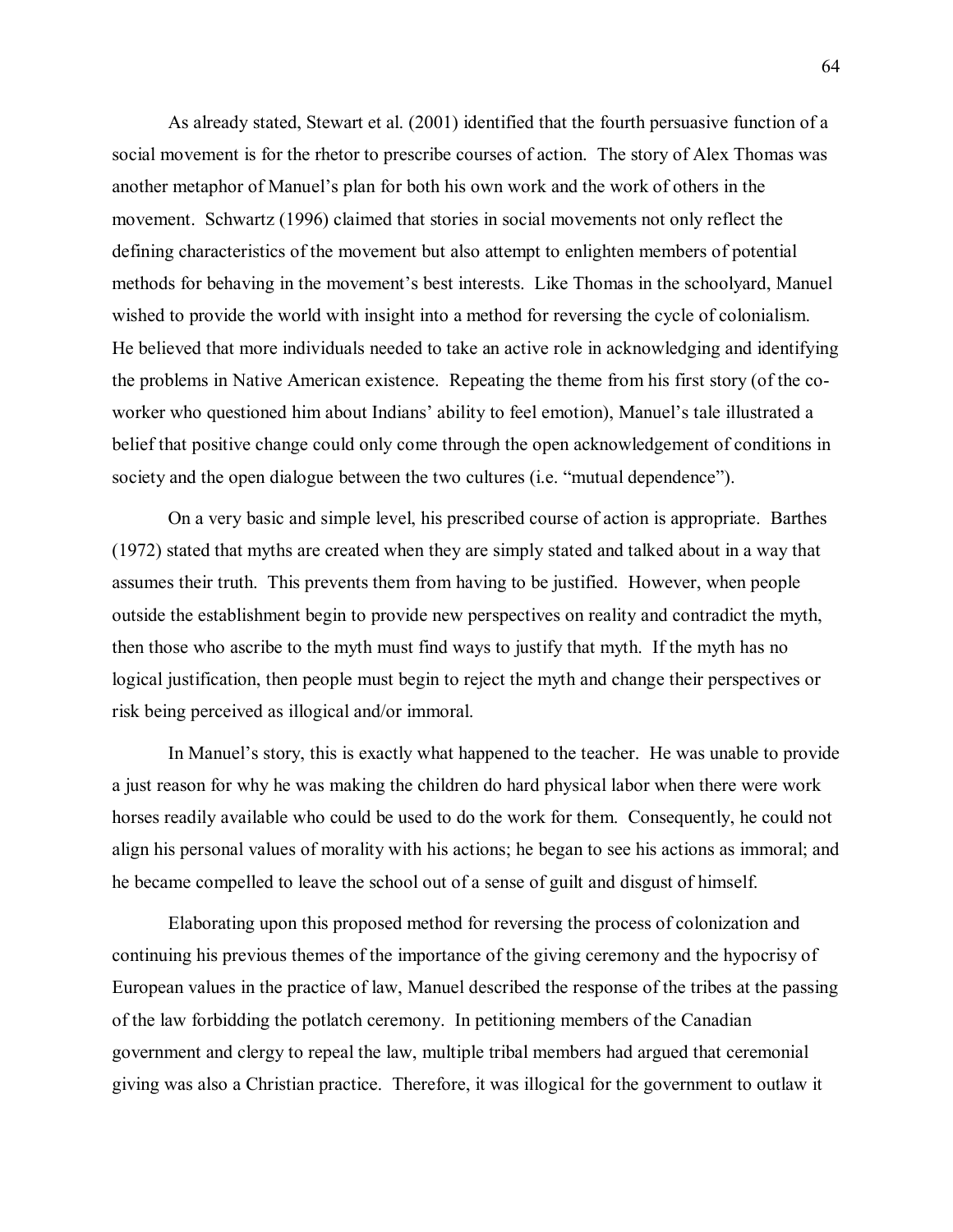As already stated, Stewart et al. (2001) identified that the fourth persuasive function of a social movement is for the rhetor to prescribe courses of action. The story of Alex Thomas was another metaphor of Manuel's plan for both his own work and the work of others in the movement. Schwartz (1996) claimed that stories in social movements not only reflect the defining characteristics of the movement but also attempt to enlighten members of potential methods for behaving in the movement's best interests. Like Thomas in the schoolyard, Manuel wished to provide the world with insight into a method for reversing the cycle of colonialism. He believed that more individuals needed to take an active role in acknowledging and identifying the problems in Native American existence. Repeating the theme from his first story (of the co-worker who questioned him about Indians' ability to feel emotion), Manuel's tale illustrated a belief that positive change could only come through the open acknowledgement of conditions in society and the open dialogue between the two cultures (i.e. "mutual dependence").

On a very basic and simple level, his prescribed course of action is appropriate. Barthes (1972) stated that myths are created when they are simply stated and talked about in a way that assumes their truth. This prevents them from having to be justified. However, when people outside the establishment begin to provide new perspectives on reality and contradict the myth, then those who ascribe to the myth must find ways to justify that myth. If the myth has no logical justification, then people must begin to reject the myth and change their perspectives or risk being perceived as illogical and/or immoral.

In Manuel's story, this is exactly what happened to the teacher. He was unable to provide a just reason for why he was making the children do hard physical labor when there were work horses readily available who could be used to do the work for them. Consequently, he could not align his personal values of morality with his actions; he began to see his actions as immoral; and he became compelled to leave the school out of a sense of guilt and disgust of himself.

Elaborating upon this proposed method for reversing the process of colonization and continuing his previous themes of the importance of the giving ceremony and the hypocrisy of European values in the practice of law, Manuel described the response of the tribes at the passing of the law forbidding the potlatch ceremony. In petitioning members of the Canadian government and clergy to repeal the law, multiple tribal members had argued that ceremonial giving was also a Christian practice. Therefore, it was illogical for the government to outlaw it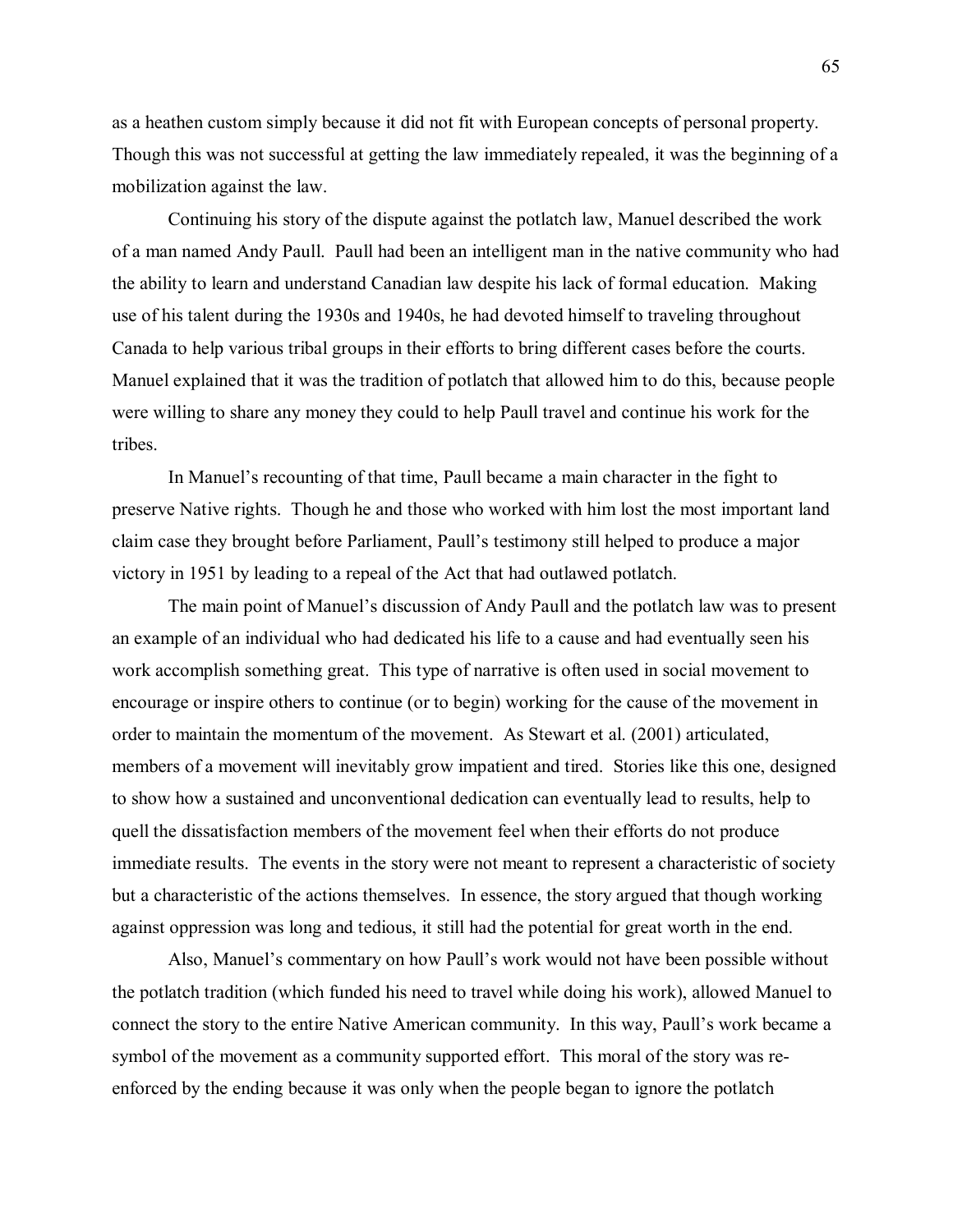as a heathen custom simply because it did not fit with European concepts of personal property. Though this was not successful at getting the law immediately repealed, it was the beginning of a mobilization against the law.

Continuing his story of the dispute against the potlatch law, Manuel described the work of a man named Andy Paull. Paull had been an intelligent man in the native community who had the ability to learn and understand Canadian law despite his lack of formal education. Making use of his talent during the 1930s and 1940s, he had devoted himself to traveling throughout Canada to help various tribal groups in their efforts to bring different cases before the courts. Manuel explained that it was the tradition of potlatch that allowed him to do this, because people were willing to share any money they could to help Paull travel and continue his work for the tribes.

In Manuel's recounting of that time, Paull became a main character in the fight to preserve Native rights. Though he and those who worked with him lost the most important land claim case they brought before Parliament, Paull's testimony still helped to produce a major victory in 1951 by leading to a repeal of the Act that had outlawed potlatch.

The main point of Manuel's discussion of Andy Paull and the potlatch law was to present an example of an individual who had dedicated his life to a cause and had eventually seen his work accomplish something great. This type of narrative is often used in social movement to encourage or inspire others to continue (or to begin) working for the cause of the movement in order to maintain the momentum of the movement. As Stewart et al. (2001) articulated, members of a movement will inevitably grow impatient and tired. Stories like this one, designed to show how a sustained and unconventional dedication can eventually lead to results, help to quell the dissatisfaction members of the movement feel when their efforts do not produce immediate results. The events in the story were not meant to represent a characteristic of society but a characteristic of the actions themselves. In essence, the story argued that though working against oppression was long and tedious, it still had the potential for great worth in the end.

Also, Manuel's commentary on how Paull's work would not have been possible without the potlatch tradition (which funded his need to travel while doing his work), allowed Manuel to connect the story to the entire Native American community. In this way, Paull's work became a symbol of the movement as a community supported effort. This moral of the story was re-enforced by the ending because it was only when the people began to ignore the potlatch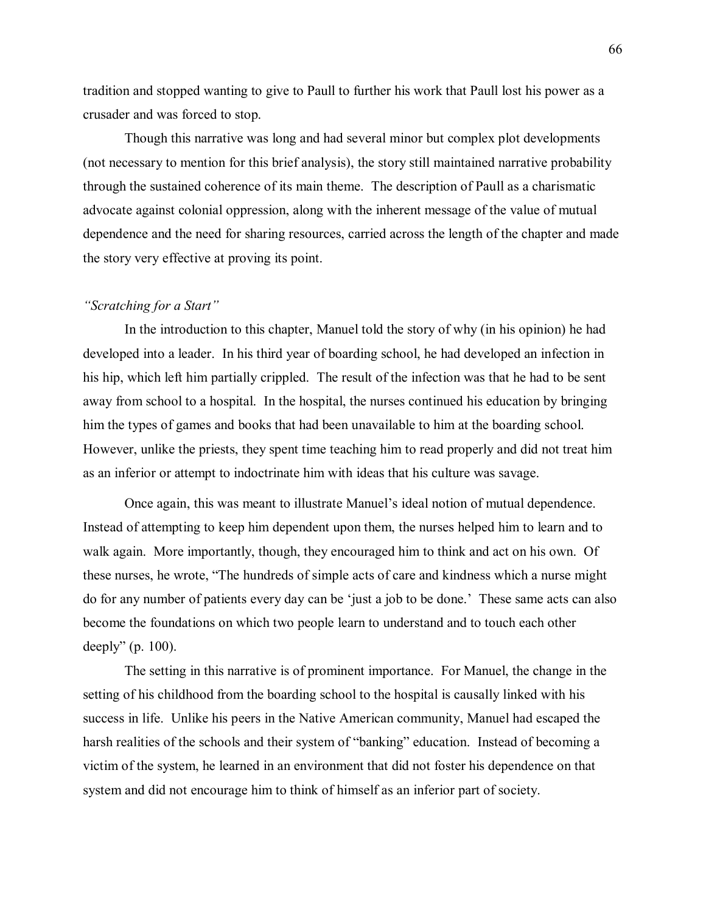tradition and stopped wanting to give to Paull to further his work that Paull lost his power as a crusader and was forced to stop.

Though this narrative was long and had several minor but complex plot developments (not necessary to mention for this brief analysis), the story still maintained narrative probability through the sustained coherence of its main theme. The description of Paull as a charismatic advocate against colonial oppression, along with the inherent message of the value of mutual dependence and the need for sharing resources, carried across the length of the chapter and made the story very effective at proving its point.

*"Scratching for a Start"*

In the introduction to this chapter, Manuel told the story of why (in his opinion) he had developed into a leader. In his third year of boarding school, he had developed an infection in his hip, which left him partially crippled. The result of the infection was that he had to be sent away from school to a hospital. In the hospital, the nurses continued his education by bringing him the types of games and books that had been unavailable to him at the boarding school. However, unlike the priests, they spent time teaching him to read properly and did not treat him as an inferior or attempt to indoctrinate him with ideas that his culture was savage.

Once again, this was meant to illustrate Manuel's ideal notion of mutual dependence. Instead of attempting to keep him dependent upon them, the nurses helped him to learn and to walk again. More importantly, though, they encouraged him to think and act on his own. Of these nurses, he wrote, "The hundreds of simple acts of care and kindness which a nurse might do for any number of patients every day can be 'just a job to be done.' These same acts can also become the foundations on which two people learn to understand and to touch each other deeply" (p. 100).

The setting in this narrative is of prominent importance. For Manuel, the change in the setting of his childhood from the boarding school to the hospital is causally linked with his success in life. Unlike his peers in the Native American community, Manuel had escaped the harsh realities of the schools and their system of "banking" education. Instead of becoming a victim of the system, he learned in an environment that did not foster his dependence on that system and did not encourage him to think of himself as an inferior part of society.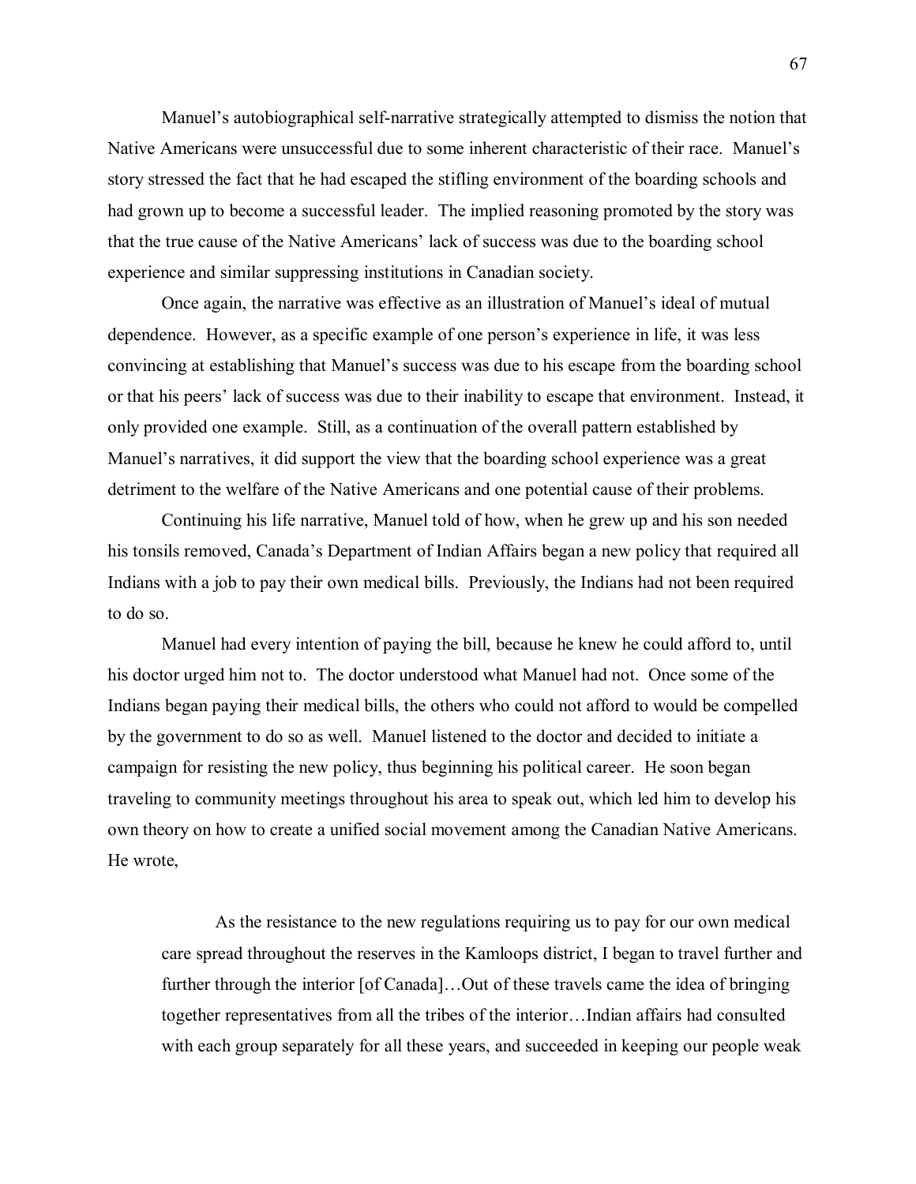Manuel's autobiographical self-narrative strategically attempted to dismiss the notion that Native Americans were unsuccessful due to some inherent characteristic of their race. Manuel's story stressed the fact that he had escaped the stifling environment of the boarding schools and had grown up to become a successful leader. The implied reasoning promoted by the story was that the true cause of the Native Americans' lack of success was due to the boarding school experience and similar suppressing institutions in Canadian society.

Once again, the narrative was effective as an illustration of Manuel's ideal of mutual dependence. However, as a specific example of one person's experience in life, it was less convincing at establishing that Manuel's success was due to his escape from the boarding school or that his peers' lack of success was due to their inability to escape that environment. Instead, it only provided one example. Still, as a continuation of the overall pattern established by Manuel's narratives, it did support the view that the boarding school experience was a great detriment to the welfare of the Native Americans and one potential cause of their problems.

Continuing his life narrative, Manuel told of how, when he grew up and his son needed his tonsils removed, Canada's Department of Indian Affairs began a new policy that required all Indians with a job to pay their own medical bills. Previously, the Indians had not been required to do so.

Manuel had every intention of paying the bill, because he knew he could afford to, until his doctor urged him not to. The doctor understood what Manuel had not. Once some of the Indians began paying their medical bills, the others who could not afford to would be compelled by the government to do so as well. Manuel listened to the doctor and decided to initiate a campaign for resisting the new policy, thus beginning his political career. He soon began traveling to community meetings throughout his area to speak out, which led him to develop his own theory on how to create a unified social movement among the Canadian Native Americans. He wrote,

> As the resistance to the new regulations requiring us to pay for our own medical care spread throughout the reserves in the Kamloops district, I began to travel further and further through the interior [of Canada]…Out of these travels came the idea of bringing together representatives from all the tribes of the interior…Indian affairs had consulted with each group separately for all these years, and succeeded in keeping our people weak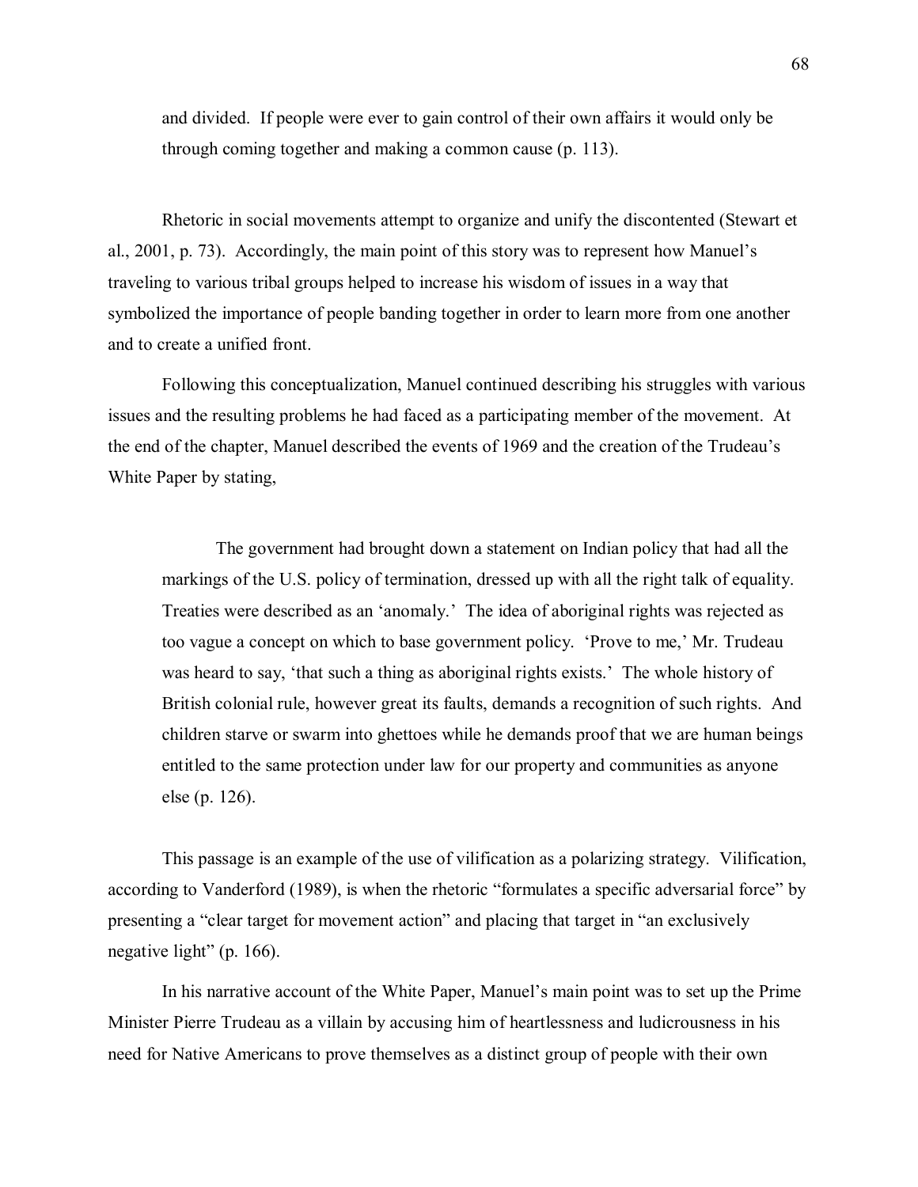> and divided. If people were ever to gain control of their own affairs it would only be through coming together and making a common cause (p. 113).

Rhetoric in social movements attempt to organize and unify the discontented (Stewart et al., 2001, p. 73). Accordingly, the main point of this story was to represent how Manuel's traveling to various tribal groups helped to increase his wisdom of issues in a way that symbolized the importance of people banding together in order to learn more from one another and to create a unified front.

Following this conceptualization, Manuel continued describing his struggles with various issues and the resulting problems he had faced as a participating member of the movement. At the end of the chapter, Manuel described the events of 1969 and the creation of the Trudeau's White Paper by stating,

> The government had brought down a statement on Indian policy that had all the markings of the U.S. policy of termination, dressed up with all the right talk of equality. Treaties were described as an 'anomaly.' The idea of aboriginal rights was rejected as too vague a concept on which to base government policy. 'Prove to me,' Mr. Trudeau was heard to say, 'that such a thing as aboriginal rights exists.' The whole history of British colonial rule, however great its faults, demands a recognition of such rights. And children starve or swarm into ghettoes while he demands proof that we are human beings entitled to the same protection under law for our property and communities as anyone else (p. 126).

This passage is an example of the use of vilification as a polarizing strategy. Vilification, according to Vanderford (1989), is when the rhetoric "formulates a specific adversarial force" by presenting a "clear target for movement action" and placing that target in "an exclusively negative light" (p. 166).

In his narrative account of the White Paper, Manuel's main point was to set up the Prime Minister Pierre Trudeau as a villain by accusing him of heartlessness and ludicrousness in his need for Native Americans to prove themselves as a distinct group of people with their own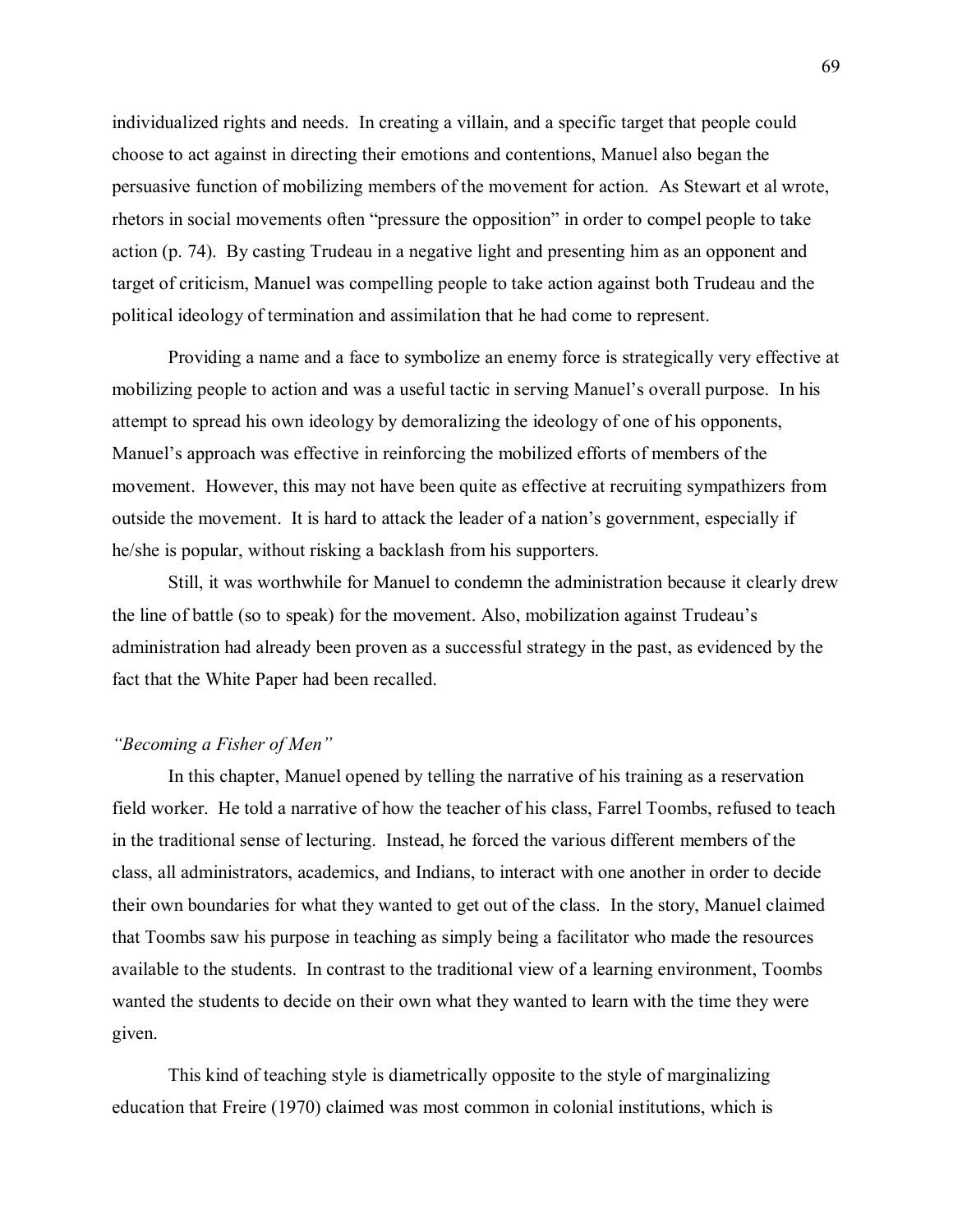individualized rights and needs. In creating a villain, and a specific target that people could choose to act against in directing their emotions and contentions, Manuel also began the persuasive function of mobilizing members of the movement for action. As Stewart et al wrote, rhetors in social movements often "pressure the opposition" in order to compel people to take action (p. 74). By casting Trudeau in a negative light and presenting him as an opponent and target of criticism, Manuel was compelling people to take action against both Trudeau and the political ideology of termination and assimilation that he had come to represent.

Providing a name and a face to symbolize an enemy force is strategically very effective at mobilizing people to action and was a useful tactic in serving Manuel's overall purpose. In his attempt to spread his own ideology by demoralizing the ideology of one of his opponents, Manuel's approach was effective in reinforcing the mobilized efforts of members of the movement. However, this may not have been quite as effective at recruiting sympathizers from outside the movement. It is hard to attack the leader of a nation's government, especially if he/she is popular, without risking a backlash from his supporters.

Still, it was worthwhile for Manuel to condemn the administration because it clearly drew the line of battle (so to speak) for the movement. Also, mobilization against Trudeau's administration had already been proven as a successful strategy in the past, as evidenced by the fact that the White Paper had been recalled.

*"Becoming a Fisher of Men"*

In this chapter, Manuel opened by telling the narrative of his training as a reservation field worker. He told a narrative of how the teacher of his class, Farrel Toombs, refused to teach in the traditional sense of lecturing. Instead, he forced the various different members of the class, all administrators, academics, and Indians, to interact with one another in order to decide their own boundaries for what they wanted to get out of the class. In the story, Manuel claimed that Toombs saw his purpose in teaching as simply being a facilitator who made the resources available to the students. In contrast to the traditional view of a learning environment, Toombs wanted the students to decide on their own what they wanted to learn with the time they were given.

This kind of teaching style is diametrically opposite to the style of marginalizing education that Freire (1970) claimed was most common in colonial institutions, which is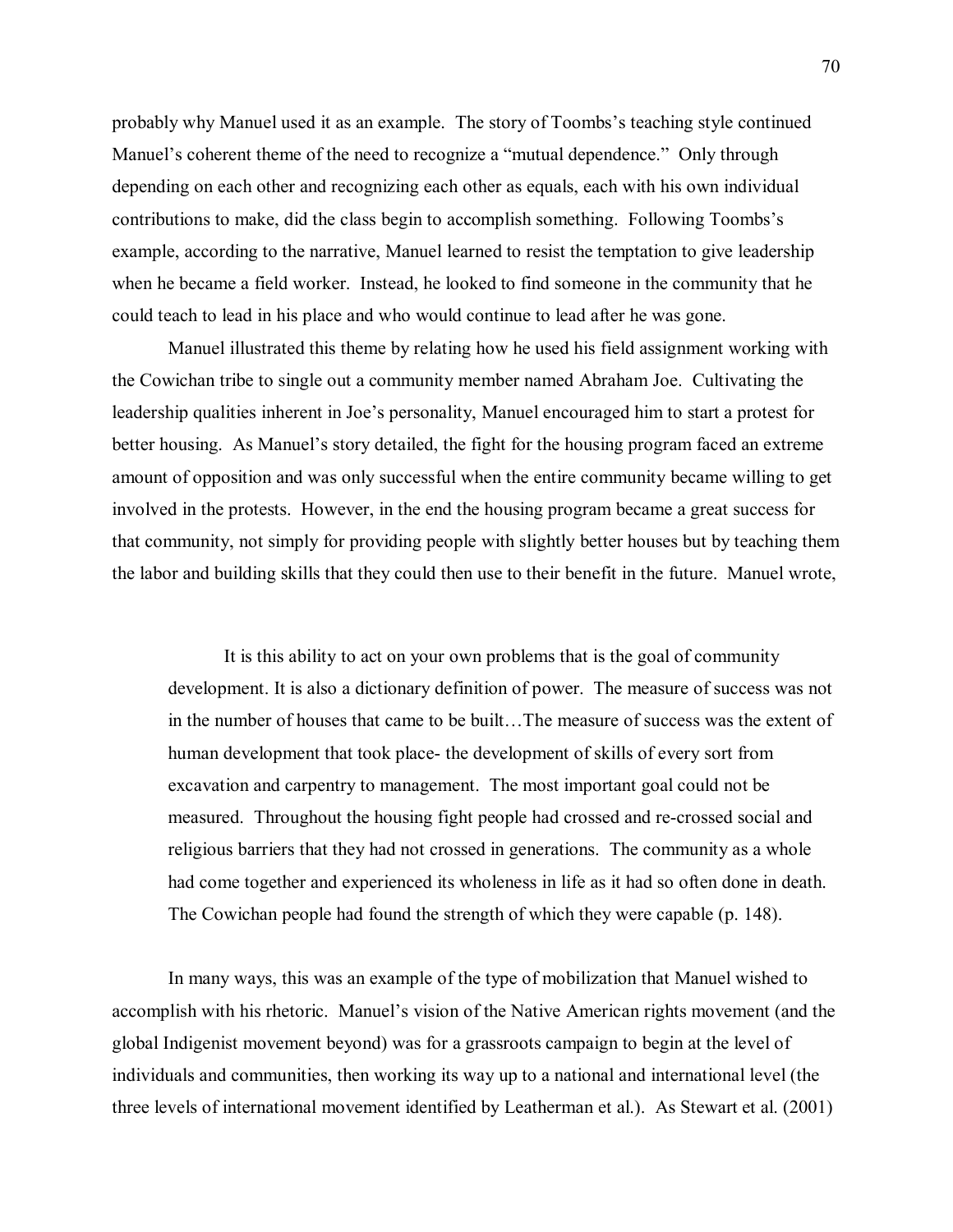probably why Manuel used it as an example. The story of Toombs's teaching style continued Manuel's coherent theme of the need to recognize a "mutual dependence." Only through depending on each other and recognizing each other as equals, each with his own individual contributions to make, did the class begin to accomplish something. Following Toombs's example, according to the narrative, Manuel learned to resist the temptation to give leadership when he became a field worker. Instead, he looked to find someone in the community that he could teach to lead in his place and who would continue to lead after he was gone.

Manuel illustrated this theme by relating how he used his field assignment working with the Cowichan tribe to single out a community member named Abraham Joe. Cultivating the leadership qualities inherent in Joe's personality, Manuel encouraged him to start a protest for better housing. As Manuel's story detailed, the fight for the housing program faced an extreme amount of opposition and was only successful when the entire community became willing to get involved in the protests. However, in the end the housing program became a great success for that community, not simply for providing people with slightly better houses but by teaching them the labor and building skills that they could then use to their benefit in the future. Manuel wrote,

> It is this ability to act on your own problems that is the goal of community development. It is also a dictionary definition of power. The measure of success was not in the number of houses that came to be built…The measure of success was the extent of human development that took place- the development of skills of every sort from excavation and carpentry to management. The most important goal could not be measured. Throughout the housing fight people had crossed and re-crossed social and religious barriers that they had not crossed in generations. The community as a whole had come together and experienced its wholeness in life as it had so often done in death. The Cowichan people had found the strength of which they were capable (p. 148).

In many ways, this was an example of the type of mobilization that Manuel wished to accomplish with his rhetoric. Manuel's vision of the Native American rights movement (and the global Indigenist movement beyond) was for a grassroots campaign to begin at the level of individuals and communities, then working its way up to a national and international level (the three levels of international movement identified by Leatherman et al.). As Stewart et al. (2001)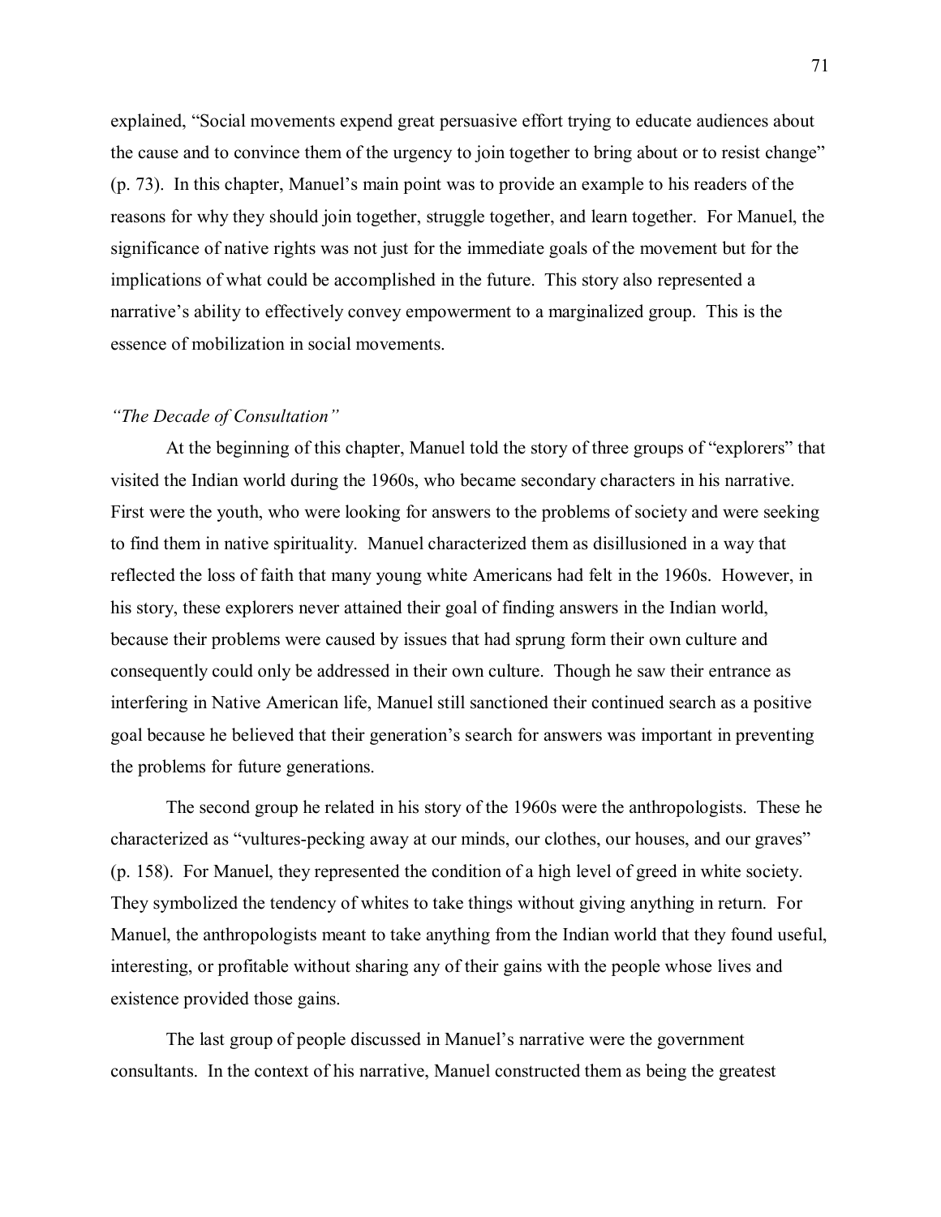explained, "Social movements expend great persuasive effort trying to educate audiences about the cause and to convince them of the urgency to join together to bring about or to resist change" (p. 73). In this chapter, Manuel's main point was to provide an example to his readers of the reasons for why they should join together, struggle together, and learn together. For Manuel, the significance of native rights was not just for the immediate goals of the movement but for the implications of what could be accomplished in the future. This story also represented a narrative's ability to effectively convey empowerment to a marginalized group. This is the essence of mobilization in social movements.

*"The Decade of Consultation"*

At the beginning of this chapter, Manuel told the story of three groups of "explorers" that visited the Indian world during the 1960s, who became secondary characters in his narrative. First were the youth, who were looking for answers to the problems of society and were seeking to find them in native spirituality. Manuel characterized them as disillusioned in a way that reflected the loss of faith that many young white Americans had felt in the 1960s. However, in his story, these explorers never attained their goal of finding answers in the Indian world, because their problems were caused by issues that had sprung form their own culture and consequently could only be addressed in their own culture. Though he saw their entrance as interfering in Native American life, Manuel still sanctioned their continued search as a positive goal because he believed that their generation's search for answers was important in preventing the problems for future generations.

The second group he related in his story of the 1960s were the anthropologists. These he characterized as "vultures-pecking away at our minds, our clothes, our houses, and our graves" (p. 158). For Manuel, they represented the condition of a high level of greed in white society. They symbolized the tendency of whites to take things without giving anything in return. For Manuel, the anthropologists meant to take anything from the Indian world that they found useful, interesting, or profitable without sharing any of their gains with the people whose lives and existence provided those gains.

The last group of people discussed in Manuel's narrative were the government consultants. In the context of his narrative, Manuel constructed them as being the greatest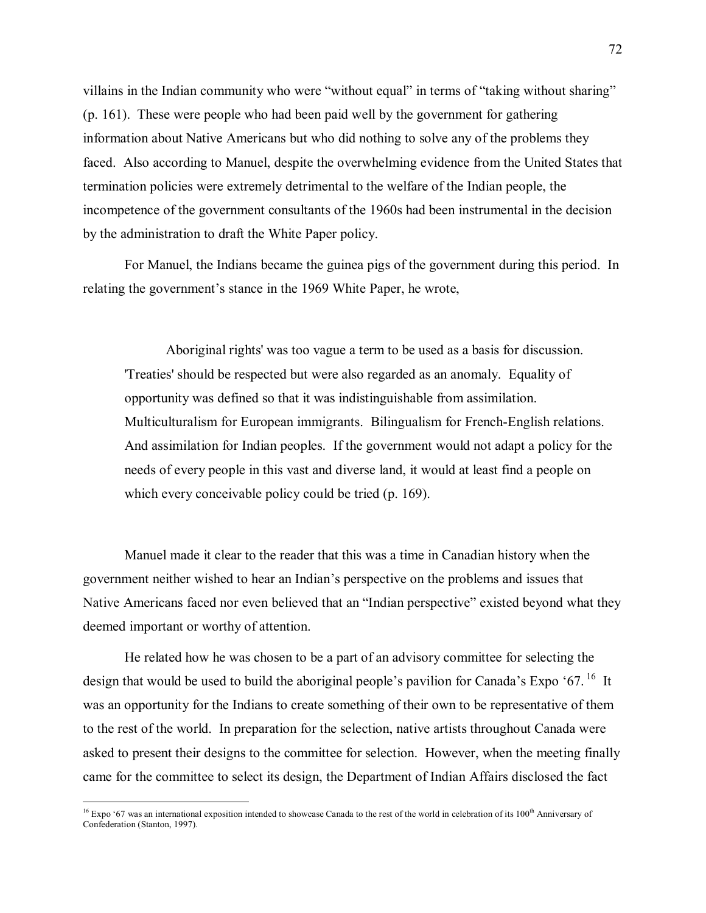villains in the Indian community who were "without equal" in terms of "taking without sharing" (p. 161). These were people who had been paid well by the government for gathering information about Native Americans but who did nothing to solve any of the problems they faced. Also according to Manuel, despite the overwhelming evidence from the United States that termination policies were extremely detrimental to the welfare of the Indian people, the incompetence of the government consultants of the 1960s had been instrumental in the decision by the administration to draft the White Paper policy.

For Manuel, the Indians became the guinea pigs of the government during this period. In relating the government's stance in the 1969 White Paper, he wrote,

> Aboriginal rights' was too vague a term to be used as a basis for discussion. 'Treaties' should be respected but were also regarded as an anomaly. Equality of opportunity was defined so that it was indistinguishable from assimilation. Multiculturalism for European immigrants. Bilingualism for French-English relations. And assimilation for Indian peoples. If the government would not adapt a policy for the needs of every people in this vast and diverse land, it would at least find a people on which every conceivable policy could be tried (p. 169).

Manuel made it clear to the reader that this was a time in Canadian history when the government neither wished to hear an Indian's perspective on the problems and issues that Native Americans faced nor even believed that an "Indian perspective" existed beyond what they deemed important or worthy of attention.

He related how he was chosen to be a part of an advisory committee for selecting the design that would be used to build the aboriginal people's pavilion for Canada's Expo '67.[16] It was an opportunity for the Indians to create something of their own to be representative of them to the rest of the world. In preparation for the selection, native artists throughout Canada were asked to present their designs to the committee for selection. However, when the meeting finally came for the committee to select its design, the Department of Indian Affairs disclosed the fact

[16] Expo '67 was an international exposition intended to showcase Canada to the rest of the world in celebration of its 100th Anniversary of Confederation (Stanton, 1997).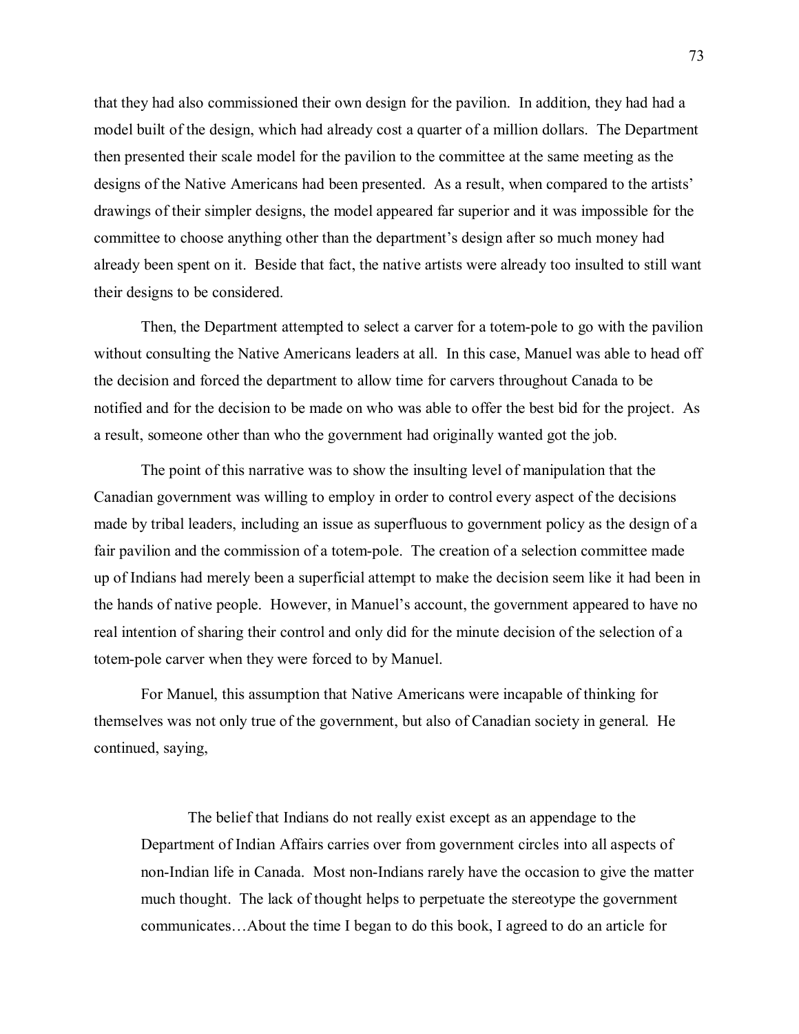that they had also commissioned their own design for the pavilion. In addition, they had had a model built of the design, which had already cost a quarter of a million dollars. The Department then presented their scale model for the pavilion to the committee at the same meeting as the designs of the Native Americans had been presented. As a result, when compared to the artists' drawings of their simpler designs, the model appeared far superior and it was impossible for the committee to choose anything other than the department's design after so much money had already been spent on it. Beside that fact, the native artists were already too insulted to still want their designs to be considered.

Then, the Department attempted to select a carver for a totem-pole to go with the pavilion without consulting the Native Americans leaders at all. In this case, Manuel was able to head off the decision and forced the department to allow time for carvers throughout Canada to be notified and for the decision to be made on who was able to offer the best bid for the project. As a result, someone other than who the government had originally wanted got the job.

The point of this narrative was to show the insulting level of manipulation that the Canadian government was willing to employ in order to control every aspect of the decisions made by tribal leaders, including an issue as superfluous to government policy as the design of a fair pavilion and the commission of a totem-pole. The creation of a selection committee made up of Indians had merely been a superficial attempt to make the decision seem like it had been in the hands of native people. However, in Manuel's account, the government appeared to have no real intention of sharing their control and only did for the minute decision of the selection of a totem-pole carver when they were forced to by Manuel.

For Manuel, this assumption that Native Americans were incapable of thinking for themselves was not only true of the government, but also of Canadian society in general. He continued, saying,

> The belief that Indians do not really exist except as an appendage to the Department of Indian Affairs carries over from government circles into all aspects of non-Indian life in Canada. Most non-Indians rarely have the occasion to give the matter much thought. The lack of thought helps to perpetuate the stereotype the government communicates…About the time I began to do this book, I agreed to do an article for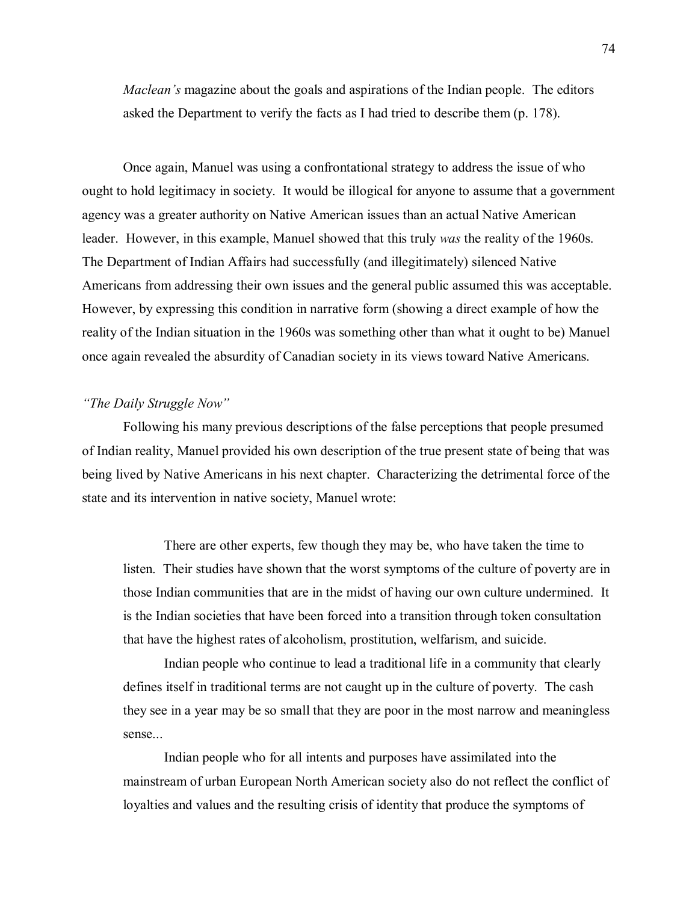> *Maclean's* magazine about the goals and aspirations of the Indian people. The editors asked the Department to verify the facts as I had tried to describe them (p. 178).

Once again, Manuel was using a confrontational strategy to address the issue of who ought to hold legitimacy in society. It would be illogical for anyone to assume that a government agency was a greater authority on Native American issues than an actual Native American leader. However, in this example, Manuel showed that this truly *was* the reality of the 1960s. The Department of Indian Affairs had successfully (and illegitimately) silenced Native Americans from addressing their own issues and the general public assumed this was acceptable. However, by expressing this condition in narrative form (showing a direct example of how the reality of the Indian situation in the 1960s was something other than what it ought to be) Manuel once again revealed the absurdity of Canadian society in its views toward Native Americans.

### *"The Daily Struggle Now"*

Following his many previous descriptions of the false perceptions that people presumed of Indian reality, Manuel provided his own description of the true present state of being that was being lived by Native Americans in his next chapter. Characterizing the detrimental force of the state and its intervention in native society, Manuel wrote:

> There are other experts, few though they may be, who have taken the time to listen. Their studies have shown that the worst symptoms of the culture of poverty are in those Indian communities that are in the midst of having our own culture undermined. It is the Indian societies that have been forced into a transition through token consultation that have the highest rates of alcoholism, prostitution, welfarism, and suicide.
>
> Indian people who continue to lead a traditional life in a community that clearly defines itself in traditional terms are not caught up in the culture of poverty. The cash they see in a year may be so small that they are poor in the most narrow and meaningless sense...
>
> Indian people who for all intents and purposes have assimilated into the mainstream of urban European North American society also do not reflect the conflict of loyalties and values and the resulting crisis of identity that produce the symptoms of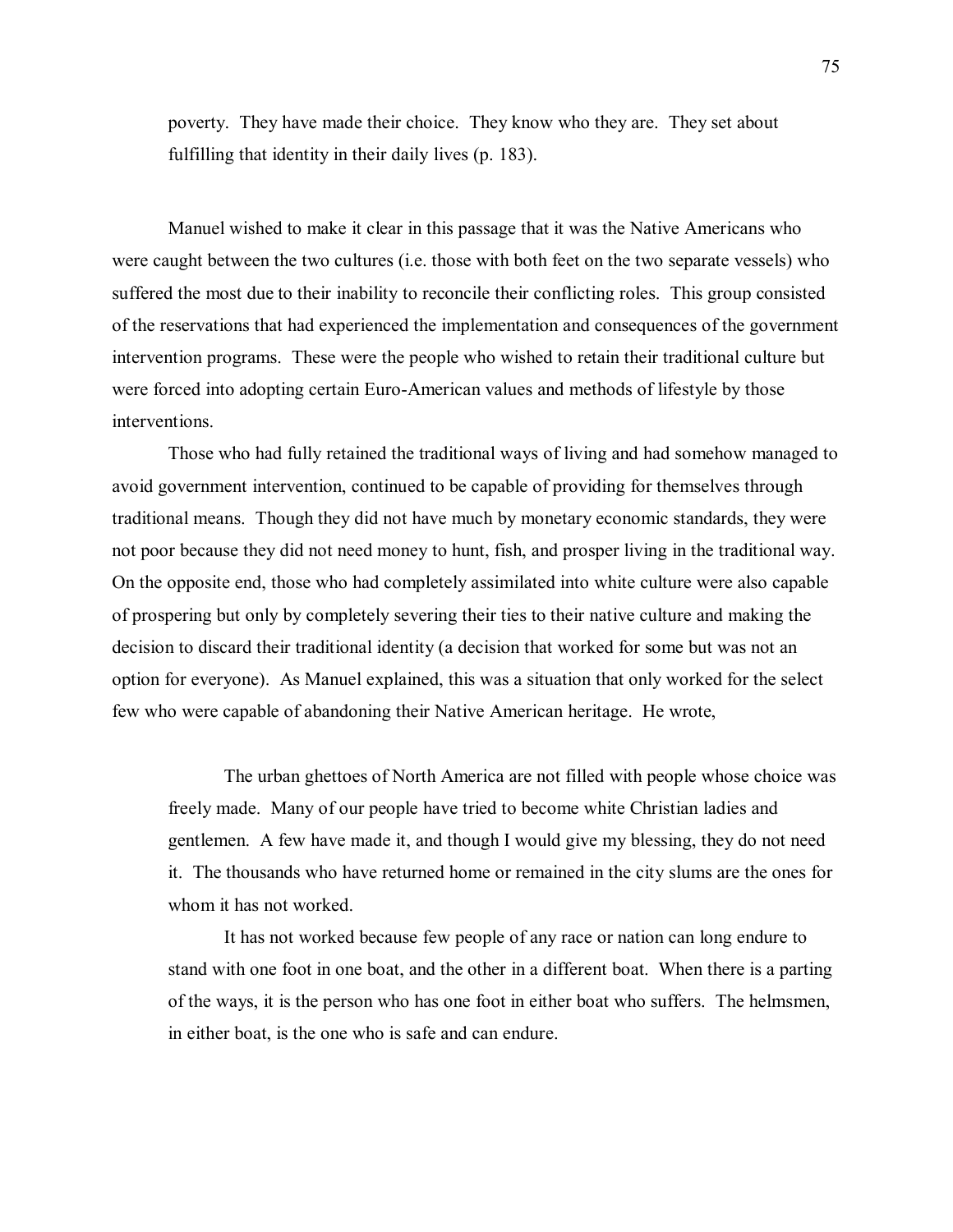> poverty. They have made their choice. They know who they are. They set about fulfilling that identity in their daily lives (p. 183).

Manuel wished to make it clear in this passage that it was the Native Americans who were caught between the two cultures (i.e. those with both feet on the two separate vessels) who suffered the most due to their inability to reconcile their conflicting roles. This group consisted of the reservations that had experienced the implementation and consequences of the government intervention programs. These were the people who wished to retain their traditional culture but were forced into adopting certain Euro-American values and methods of lifestyle by those interventions.

Those who had fully retained the traditional ways of living and had somehow managed to avoid government intervention, continued to be capable of providing for themselves through traditional means. Though they did not have much by monetary economic standards, they were not poor because they did not need money to hunt, fish, and prosper living in the traditional way. On the opposite end, those who had completely assimilated into white culture were also capable of prospering but only by completely severing their ties to their native culture and making the decision to discard their traditional identity (a decision that worked for some but was not an option for everyone). As Manuel explained, this was a situation that only worked for the select few who were capable of abandoning their Native American heritage. He wrote,

> The urban ghettoes of North America are not filled with people whose choice was freely made. Many of our people have tried to become white Christian ladies and gentlemen. A few have made it, and though I would give my blessing, they do not need it. The thousands who have returned home or remained in the city slums are the ones for whom it has not worked.
>
> It has not worked because few people of any race or nation can long endure to stand with one foot in one boat, and the other in a different boat. When there is a parting of the ways, it is the person who has one foot in either boat who suffers. The helmsmen, in either boat, is the one who is safe and can endure.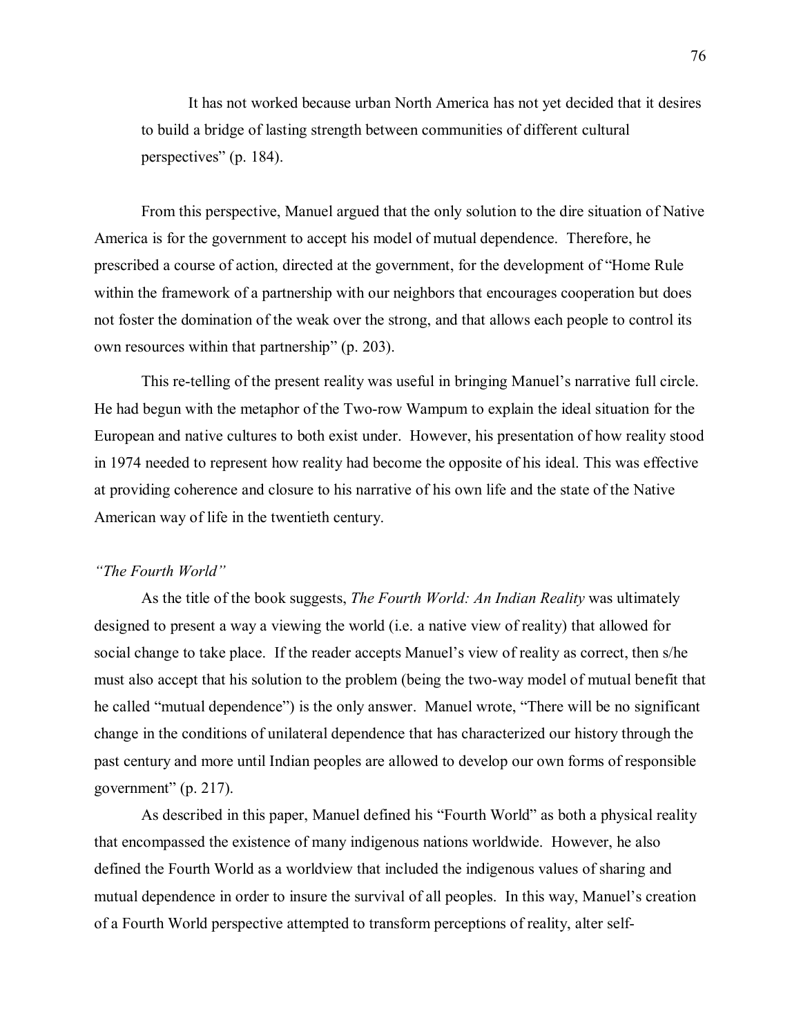It has not worked because urban North America has not yet decided that it desires to build a bridge of lasting strength between communities of different cultural perspectives" (p. 184).

From this perspective, Manuel argued that the only solution to the dire situation of Native America is for the government to accept his model of mutual dependence. Therefore, he prescribed a course of action, directed at the government, for the development of "Home Rule within the framework of a partnership with our neighbors that encourages cooperation but does not foster the domination of the weak over the strong, and that allows each people to control its own resources within that partnership" (p. 203).

This re-telling of the present reality was useful in bringing Manuel's narrative full circle. He had begun with the metaphor of the Two-row Wampum to explain the ideal situation for the European and native cultures to both exist under. However, his presentation of how reality stood in 1974 needed to represent how reality had become the opposite of his ideal. This was effective at providing coherence and closure to his narrative of his own life and the state of the Native American way of life in the twentieth century.

### *"The Fourth World"*

As the title of the book suggests, *The Fourth World: An Indian Reality* was ultimately designed to present a way a viewing the world (i.e. a native view of reality) that allowed for social change to take place. If the reader accepts Manuel's view of reality as correct, then s/he must also accept that his solution to the problem (being the two-way model of mutual benefit that he called "mutual dependence") is the only answer. Manuel wrote, "There will be no significant change in the conditions of unilateral dependence that has characterized our history through the past century and more until Indian peoples are allowed to develop our own forms of responsible government" (p. 217).

As described in this paper, Manuel defined his "Fourth World" as both a physical reality that encompassed the existence of many indigenous nations worldwide. However, he also defined the Fourth World as a worldview that included the indigenous values of sharing and mutual dependence in order to insure the survival of all peoples. In this way, Manuel's creation of a Fourth World perspective attempted to transform perceptions of reality, alter self-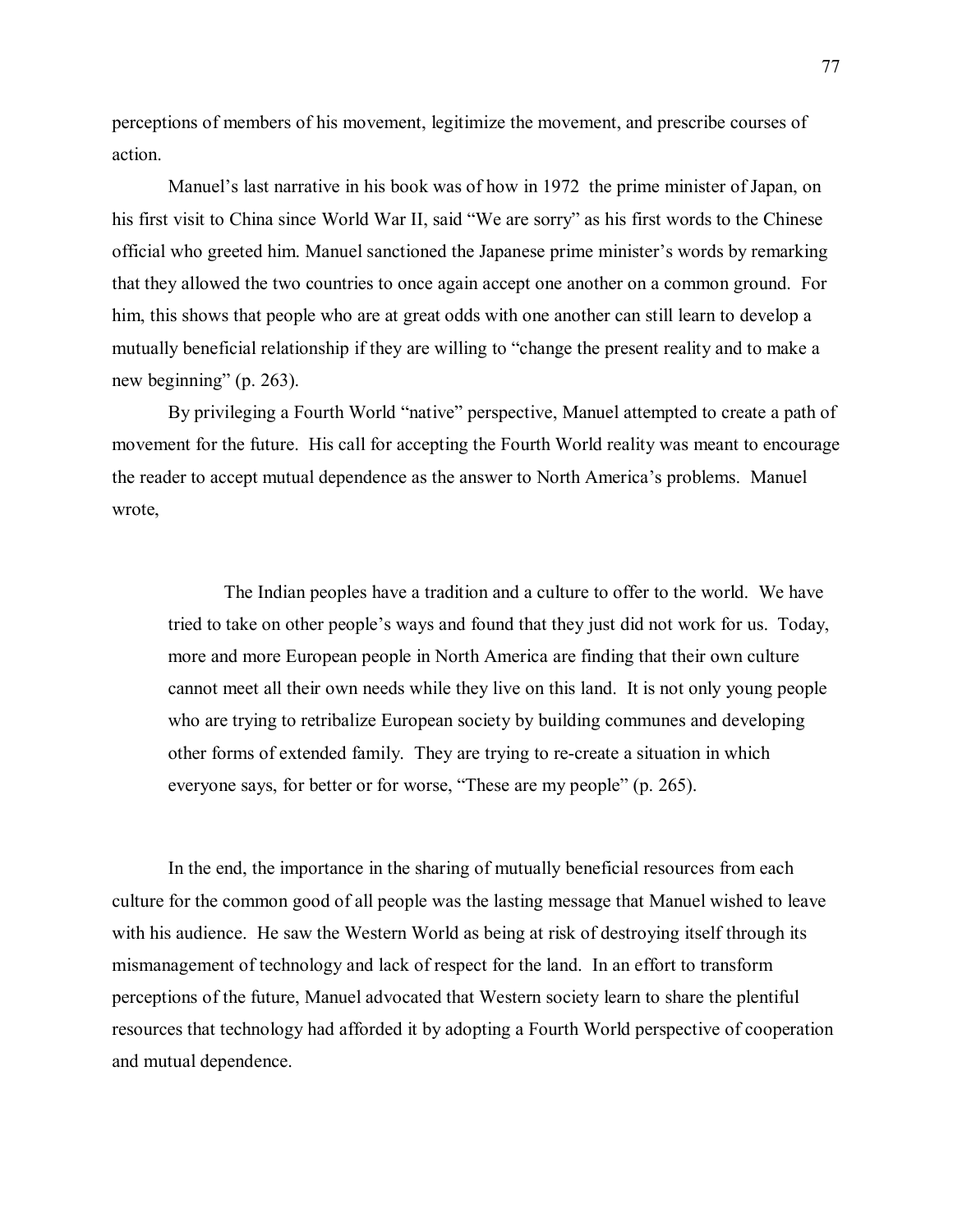perceptions of members of his movement, legitimize the movement, and prescribe courses of action.

Manuel's last narrative in his book was of how in 1972 the prime minister of Japan, on his first visit to China since World War II, said "We are sorry" as his first words to the Chinese official who greeted him. Manuel sanctioned the Japanese prime minister's words by remarking that they allowed the two countries to once again accept one another on a common ground. For him, this shows that people who are at great odds with one another can still learn to develop a mutually beneficial relationship if they are willing to "change the present reality and to make a new beginning" (p. 263).

By privileging a Fourth World "native" perspective, Manuel attempted to create a path of movement for the future. His call for accepting the Fourth World reality was meant to encourage the reader to accept mutual dependence as the answer to North America's problems. Manuel wrote,

> The Indian peoples have a tradition and a culture to offer to the world. We have tried to take on other people's ways and found that they just did not work for us. Today, more and more European people in North America are finding that their own culture cannot meet all their own needs while they live on this land. It is not only young people who are trying to retribalize European society by building communes and developing other forms of extended family. They are trying to re-create a situation in which everyone says, for better or for worse, "These are my people" (p. 265).

In the end, the importance in the sharing of mutually beneficial resources from each culture for the common good of all people was the lasting message that Manuel wished to leave with his audience. He saw the Western World as being at risk of destroying itself through its mismanagement of technology and lack of respect for the land. In an effort to transform perceptions of the future, Manuel advocated that Western society learn to share the plentiful resources that technology had afforded it by adopting a Fourth World perspective of cooperation and mutual dependence.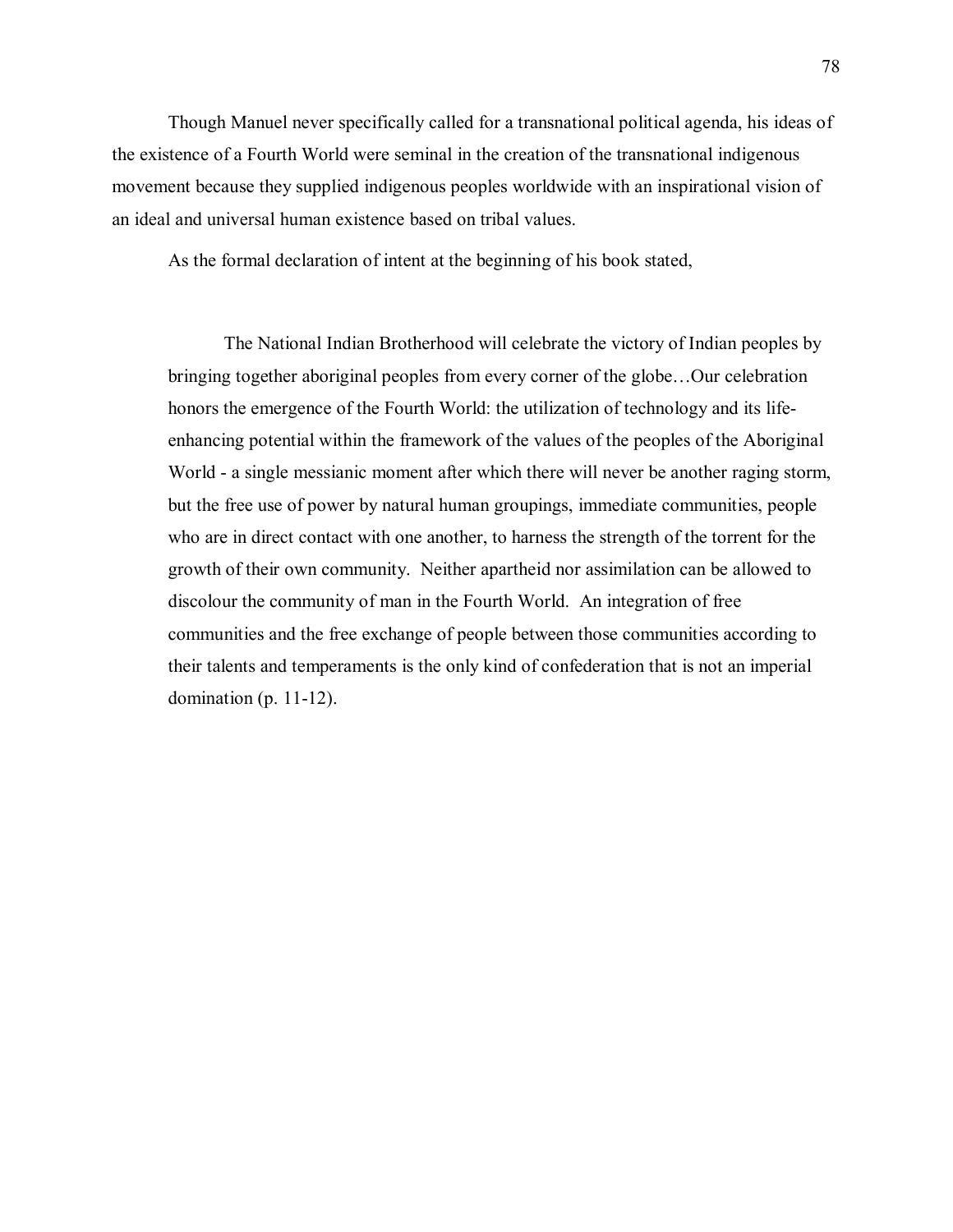Though Manuel never specifically called for a transnational political agenda, his ideas of the existence of a Fourth World were seminal in the creation of the transnational indigenous movement because they supplied indigenous peoples worldwide with an inspirational vision of an ideal and universal human existence based on tribal values.

As the formal declaration of intent at the beginning of his book stated,

> The National Indian Brotherhood will celebrate the victory of Indian peoples by bringing together aboriginal peoples from every corner of the globe…Our celebration honors the emergence of the Fourth World: the utilization of technology and its life-enhancing potential within the framework of the values of the peoples of the Aboriginal World - a single messianic moment after which there will never be another raging storm, but the free use of power by natural human groupings, immediate communities, people who are in direct contact with one another, to harness the strength of the torrent for the growth of their own community. Neither apartheid nor assimilation can be allowed to discolour the community of man in the Fourth World. An integration of free communities and the free exchange of people between those communities according to their talents and temperaments is the only kind of confederation that is not an imperial domination (p. 11-12).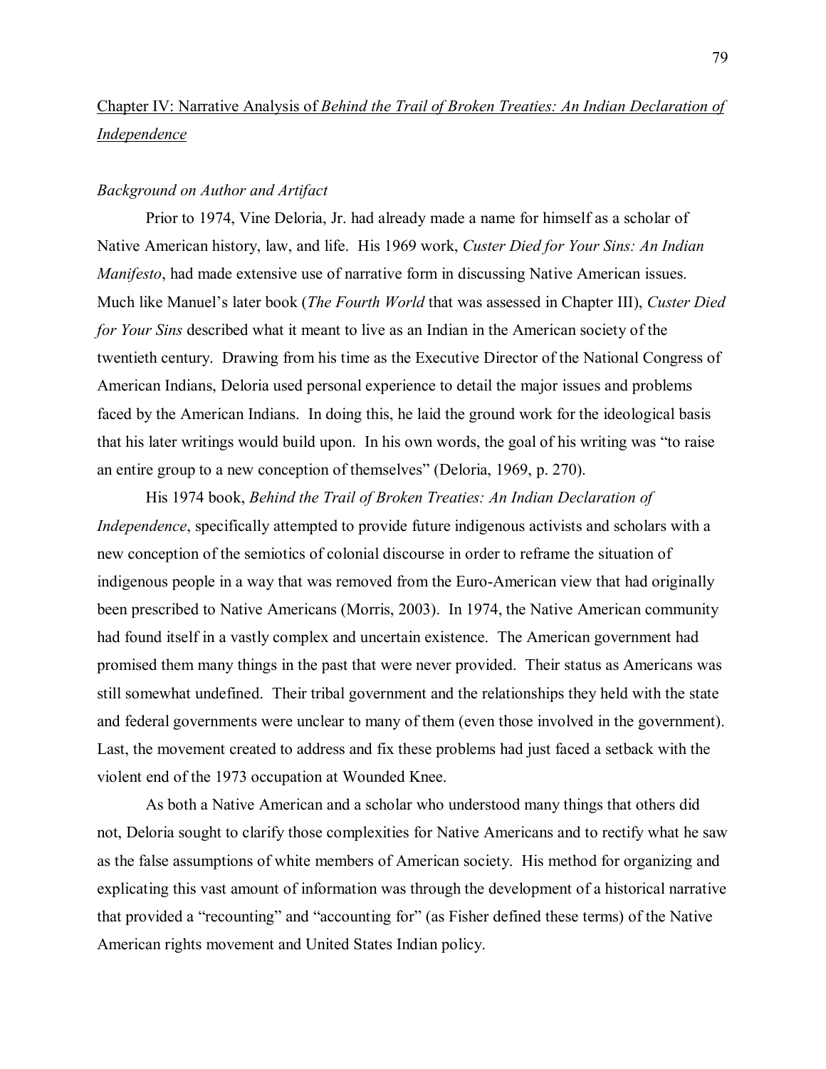## Chapter IV: Narrative Analysis of *Behind the Trail of Broken Treaties: An Indian Declaration of Independence*

### *Background on Author and Artifact*

Prior to 1974, Vine Deloria, Jr. had already made a name for himself as a scholar of Native American history, law, and life. His 1969 work, *Custer Died for Your Sins: An Indian Manifesto*, had made extensive use of narrative form in discussing Native American issues. Much like Manuel's later book (*The Fourth World* that was assessed in Chapter III), *Custer Died for Your Sins* described what it meant to live as an Indian in the American society of the twentieth century. Drawing from his time as the Executive Director of the National Congress of American Indians, Deloria used personal experience to detail the major issues and problems faced by the American Indians. In doing this, he laid the ground work for the ideological basis that his later writings would build upon. In his own words, the goal of his writing was "to raise an entire group to a new conception of themselves" (Deloria, 1969, p. 270).

His 1974 book, *Behind the Trail of Broken Treaties: An Indian Declaration of Independence*, specifically attempted to provide future indigenous activists and scholars with a new conception of the semiotics of colonial discourse in order to reframe the situation of indigenous people in a way that was removed from the Euro-American view that had originally been prescribed to Native Americans (Morris, 2003). In 1974, the Native American community had found itself in a vastly complex and uncertain existence. The American government had promised them many things in the past that were never provided. Their status as Americans was still somewhat undefined. Their tribal government and the relationships they held with the state and federal governments were unclear to many of them (even those involved in the government). Last, the movement created to address and fix these problems had just faced a setback with the violent end of the 1973 occupation at Wounded Knee.

As both a Native American and a scholar who understood many things that others did not, Deloria sought to clarify those complexities for Native Americans and to rectify what he saw as the false assumptions of white members of American society. His method for organizing and explicating this vast amount of information was through the development of a historical narrative that provided a "recounting" and "accounting for" (as Fisher defined these terms) of the Native American rights movement and United States Indian policy.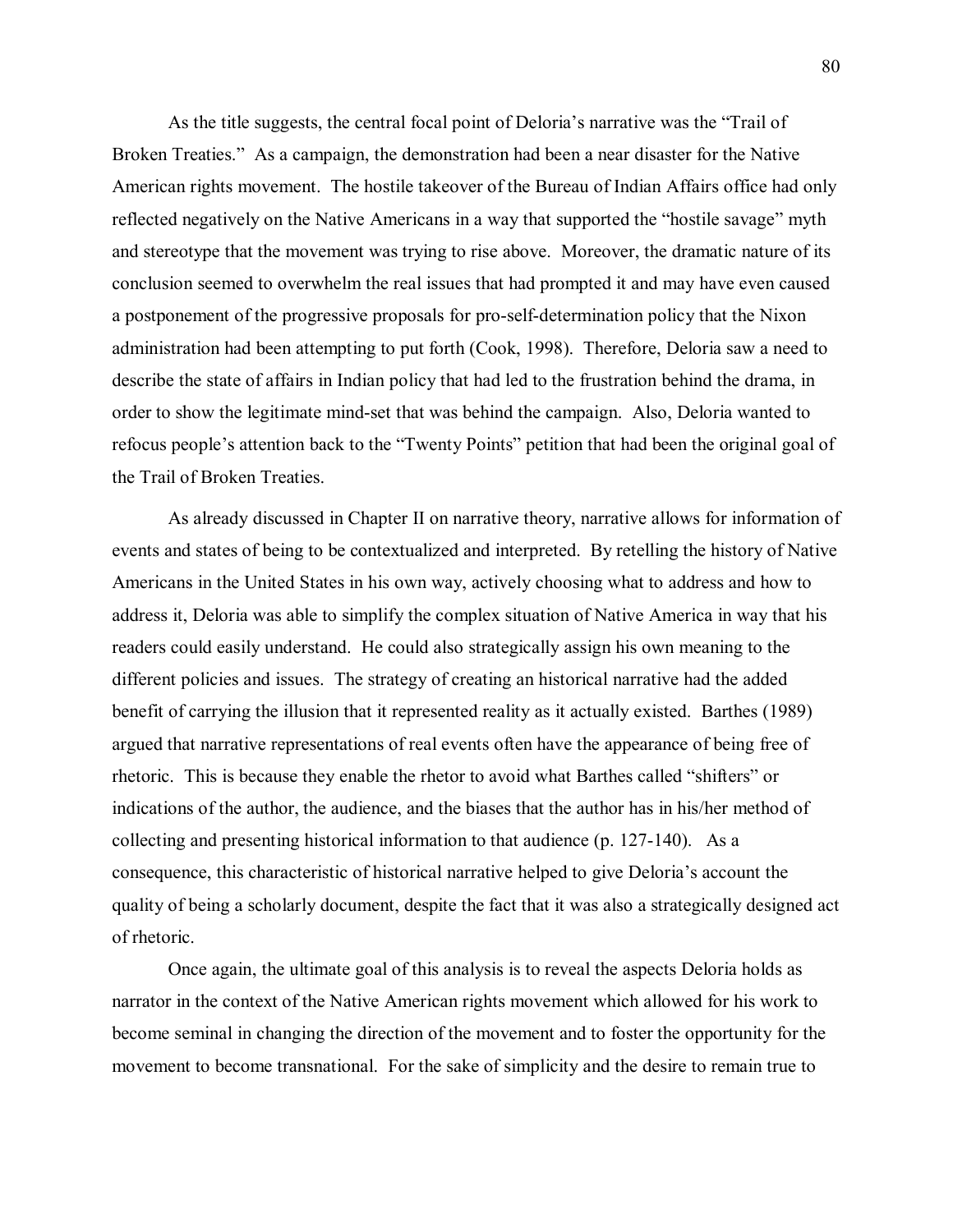As the title suggests, the central focal point of Deloria's narrative was the "Trail of Broken Treaties." As a campaign, the demonstration had been a near disaster for the Native American rights movement. The hostile takeover of the Bureau of Indian Affairs office had only reflected negatively on the Native Americans in a way that supported the "hostile savage" myth and stereotype that the movement was trying to rise above. Moreover, the dramatic nature of its conclusion seemed to overwhelm the real issues that had prompted it and may have even caused a postponement of the progressive proposals for pro-self-determination policy that the Nixon administration had been attempting to put forth (Cook, 1998). Therefore, Deloria saw a need to describe the state of affairs in Indian policy that had led to the frustration behind the drama, in order to show the legitimate mind-set that was behind the campaign. Also, Deloria wanted to refocus people's attention back to the "Twenty Points" petition that had been the original goal of the Trail of Broken Treaties.

As already discussed in Chapter II on narrative theory, narrative allows for information of events and states of being to be contextualized and interpreted. By retelling the history of Native Americans in the United States in his own way, actively choosing what to address and how to address it, Deloria was able to simplify the complex situation of Native America in way that his readers could easily understand. He could also strategically assign his own meaning to the different policies and issues. The strategy of creating an historical narrative had the added benefit of carrying the illusion that it represented reality as it actually existed. Barthes (1989) argued that narrative representations of real events often have the appearance of being free of rhetoric. This is because they enable the rhetor to avoid what Barthes called "shifters" or indications of the author, the audience, and the biases that the author has in his/her method of collecting and presenting historical information to that audience (p. 127-140). As a consequence, this characteristic of historical narrative helped to give Deloria's account the quality of being a scholarly document, despite the fact that it was also a strategically designed act of rhetoric.

Once again, the ultimate goal of this analysis is to reveal the aspects Deloria holds as narrator in the context of the Native American rights movement which allowed for his work to become seminal in changing the direction of the movement and to foster the opportunity for the movement to become transnational. For the sake of simplicity and the desire to remain true to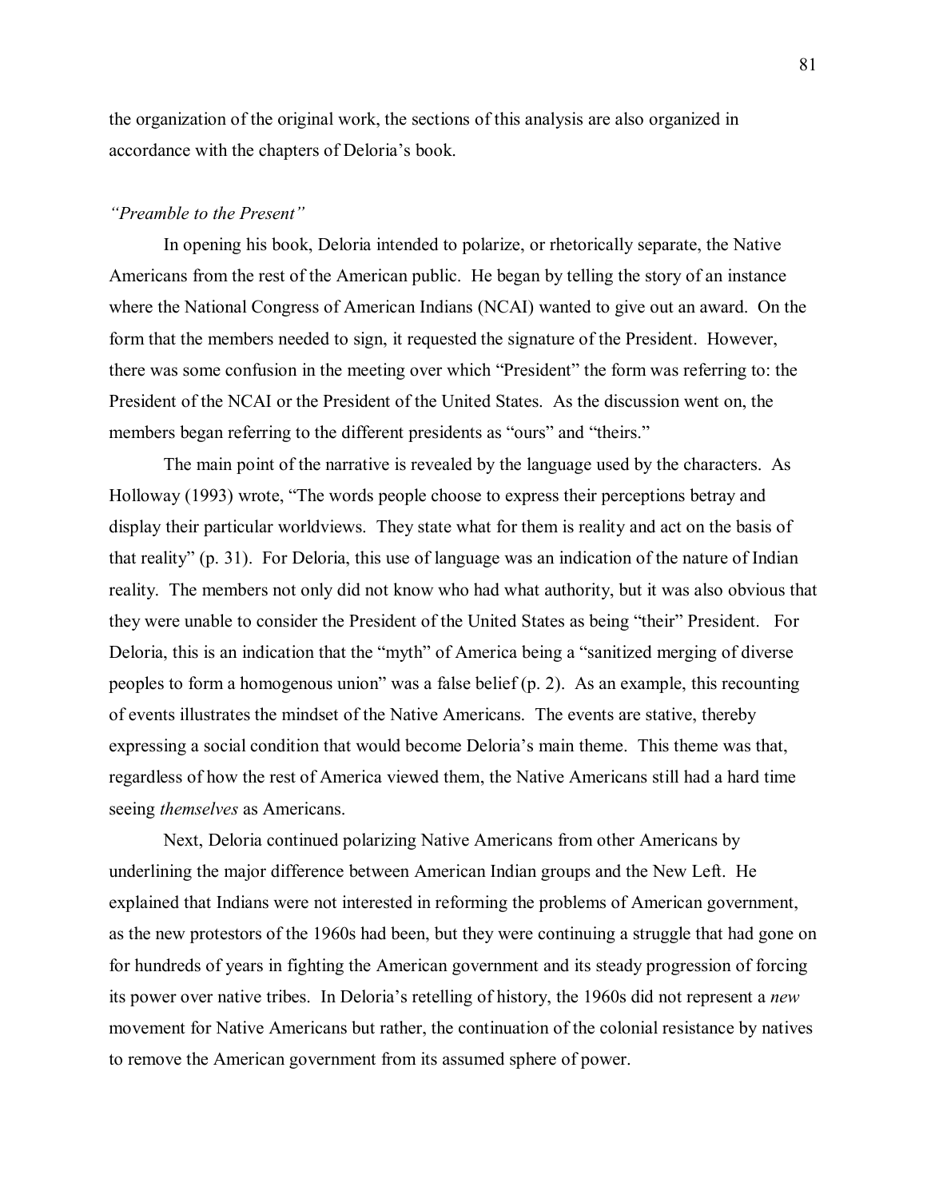the organization of the original work, the sections of this analysis are also organized in accordance with the chapters of Deloria's book.

### *"Preamble to the Present"*

In opening his book, Deloria intended to polarize, or rhetorically separate, the Native Americans from the rest of the American public. He began by telling the story of an instance where the National Congress of American Indians (NCAI) wanted to give out an award. On the form that the members needed to sign, it requested the signature of the President. However, there was some confusion in the meeting over which "President" the form was referring to: the President of the NCAI or the President of the United States. As the discussion went on, the members began referring to the different presidents as "ours" and "theirs."

The main point of the narrative is revealed by the language used by the characters. As Holloway (1993) wrote, "The words people choose to express their perceptions betray and display their particular worldviews. They state what for them is reality and act on the basis of that reality" (p. 31). For Deloria, this use of language was an indication of the nature of Indian reality. The members not only did not know who had what authority, but it was also obvious that they were unable to consider the President of the United States as being "their" President. For Deloria, this is an indication that the "myth" of America being a "sanitized merging of diverse peoples to form a homogenous union" was a false belief (p. 2). As an example, this recounting of events illustrates the mindset of the Native Americans. The events are stative, thereby expressing a social condition that would become Deloria's main theme. This theme was that, regardless of how the rest of America viewed them, the Native Americans still had a hard time seeing *themselves* as Americans.

Next, Deloria continued polarizing Native Americans from other Americans by underlining the major difference between American Indian groups and the New Left. He explained that Indians were not interested in reforming the problems of American government, as the new protestors of the 1960s had been, but they were continuing a struggle that had gone on for hundreds of years in fighting the American government and its steady progression of forcing its power over native tribes. In Deloria's retelling of history, the 1960s did not represent a *new* movement for Native Americans but rather, the continuation of the colonial resistance by natives to remove the American government from its assumed sphere of power.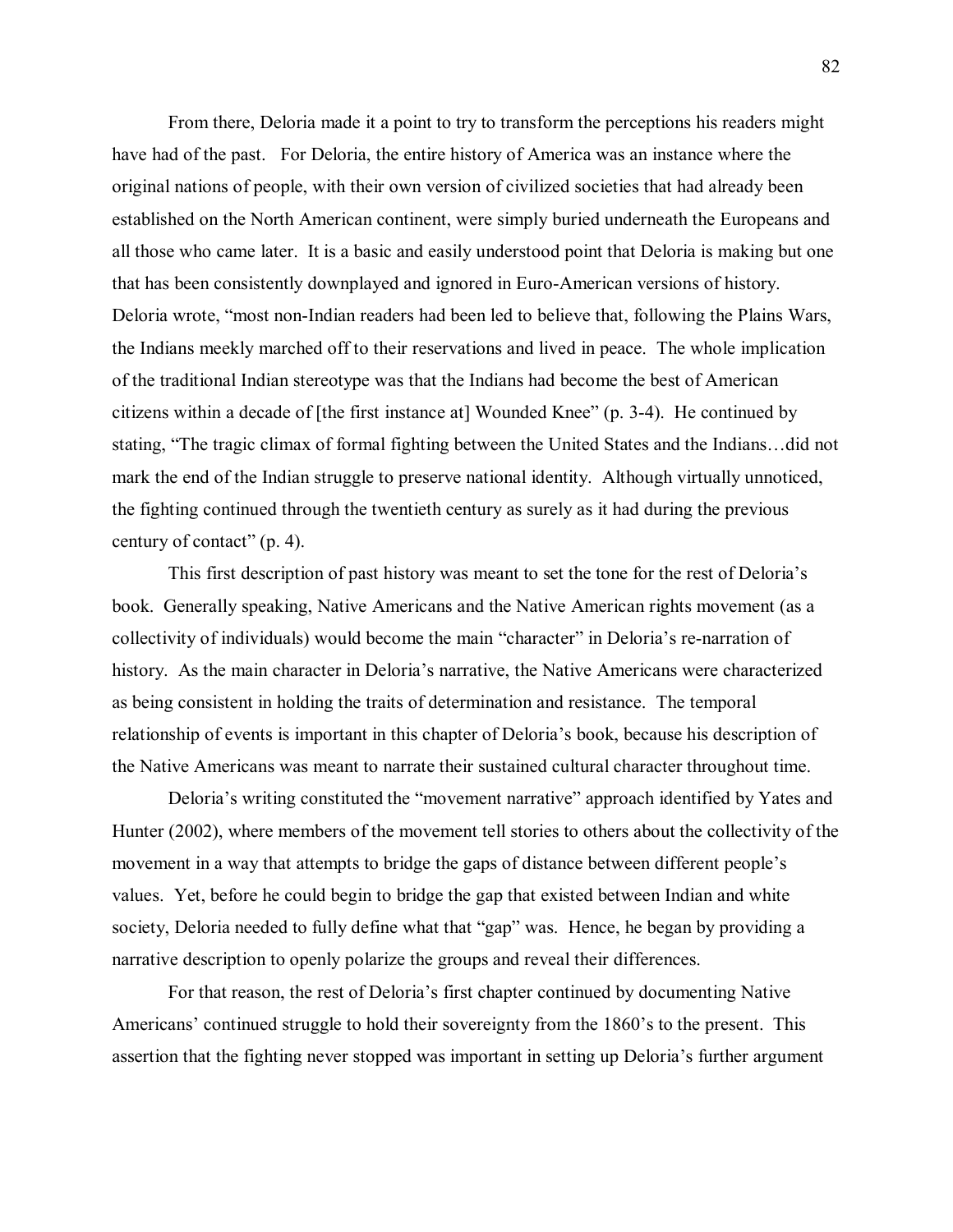From there, Deloria made it a point to try to transform the perceptions his readers might have had of the past. For Deloria, the entire history of America was an instance where the original nations of people, with their own version of civilized societies that had already been established on the North American continent, were simply buried underneath the Europeans and all those who came later. It is a basic and easily understood point that Deloria is making but one that has been consistently downplayed and ignored in Euro-American versions of history. Deloria wrote, "most non-Indian readers had been led to believe that, following the Plains Wars, the Indians meekly marched off to their reservations and lived in peace. The whole implication of the traditional Indian stereotype was that the Indians had become the best of American citizens within a decade of [the first instance at] Wounded Knee" (p. 3-4). He continued by stating, "The tragic climax of formal fighting between the United States and the Indians…did not mark the end of the Indian struggle to preserve national identity. Although virtually unnoticed, the fighting continued through the twentieth century as surely as it had during the previous century of contact" (p. 4).

This first description of past history was meant to set the tone for the rest of Deloria's book. Generally speaking, Native Americans and the Native American rights movement (as a collectivity of individuals) would become the main "character" in Deloria's re-narration of history. As the main character in Deloria's narrative, the Native Americans were characterized as being consistent in holding the traits of determination and resistance. The temporal relationship of events is important in this chapter of Deloria's book, because his description of the Native Americans was meant to narrate their sustained cultural character throughout time.

Deloria's writing constituted the "movement narrative" approach identified by Yates and Hunter (2002), where members of the movement tell stories to others about the collectivity of the movement in a way that attempts to bridge the gaps of distance between different people's values. Yet, before he could begin to bridge the gap that existed between Indian and white society, Deloria needed to fully define what that "gap" was. Hence, he began by providing a narrative description to openly polarize the groups and reveal their differences.

For that reason, the rest of Deloria's first chapter continued by documenting Native Americans' continued struggle to hold their sovereignty from the 1860's to the present. This assertion that the fighting never stopped was important in setting up Deloria's further argument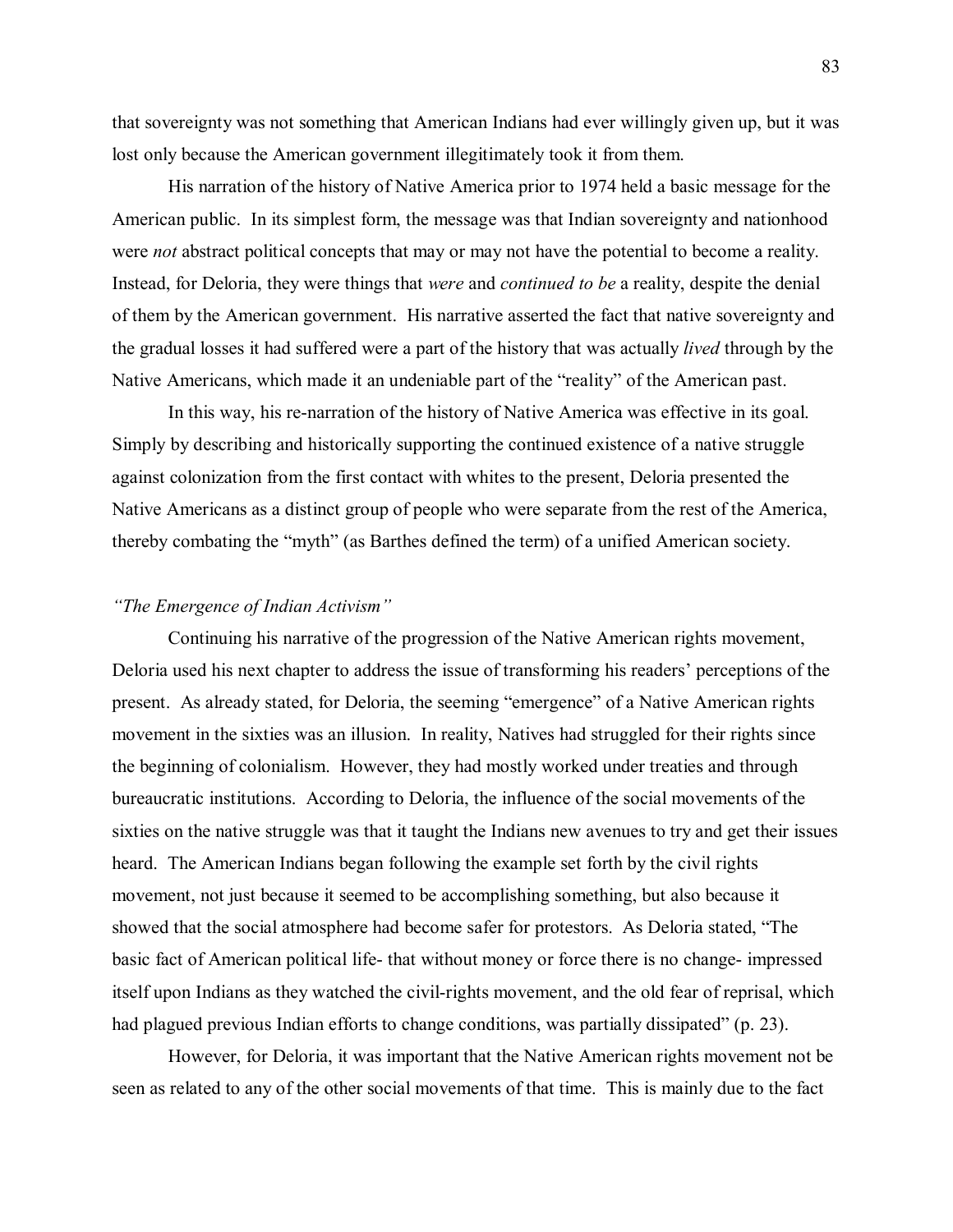that sovereignty was not something that American Indians had ever willingly given up, but it was lost only because the American government illegitimately took it from them.

His narration of the history of Native America prior to 1974 held a basic message for the American public. In its simplest form, the message was that Indian sovereignty and nationhood were *not* abstract political concepts that may or may not have the potential to become a reality. Instead, for Deloria, they were things that *were* and *continued to be* a reality, despite the denial of them by the American government. His narrative asserted the fact that native sovereignty and the gradual losses it had suffered were a part of the history that was actually *lived* through by the Native Americans, which made it an undeniable part of the "reality" of the American past.

In this way, his re-narration of the history of Native America was effective in its goal. Simply by describing and historically supporting the continued existence of a native struggle against colonization from the first contact with whites to the present, Deloria presented the Native Americans as a distinct group of people who were separate from the rest of the America, thereby combating the "myth" (as Barthes defined the term) of a unified American society.

*"The Emergence of Indian Activism"*

Continuing his narrative of the progression of the Native American rights movement, Deloria used his next chapter to address the issue of transforming his readers' perceptions of the present. As already stated, for Deloria, the seeming "emergence" of a Native American rights movement in the sixties was an illusion. In reality, Natives had struggled for their rights since the beginning of colonialism. However, they had mostly worked under treaties and through bureaucratic institutions. According to Deloria, the influence of the social movements of the sixties on the native struggle was that it taught the Indians new avenues to try and get their issues heard. The American Indians began following the example set forth by the civil rights movement, not just because it seemed to be accomplishing something, but also because it showed that the social atmosphere had become safer for protestors. As Deloria stated, "The basic fact of American political life- that without money or force there is no change- impressed itself upon Indians as they watched the civil-rights movement, and the old fear of reprisal, which had plagued previous Indian efforts to change conditions, was partially dissipated" (p. 23).

However, for Deloria, it was important that the Native American rights movement not be seen as related to any of the other social movements of that time. This is mainly due to the fact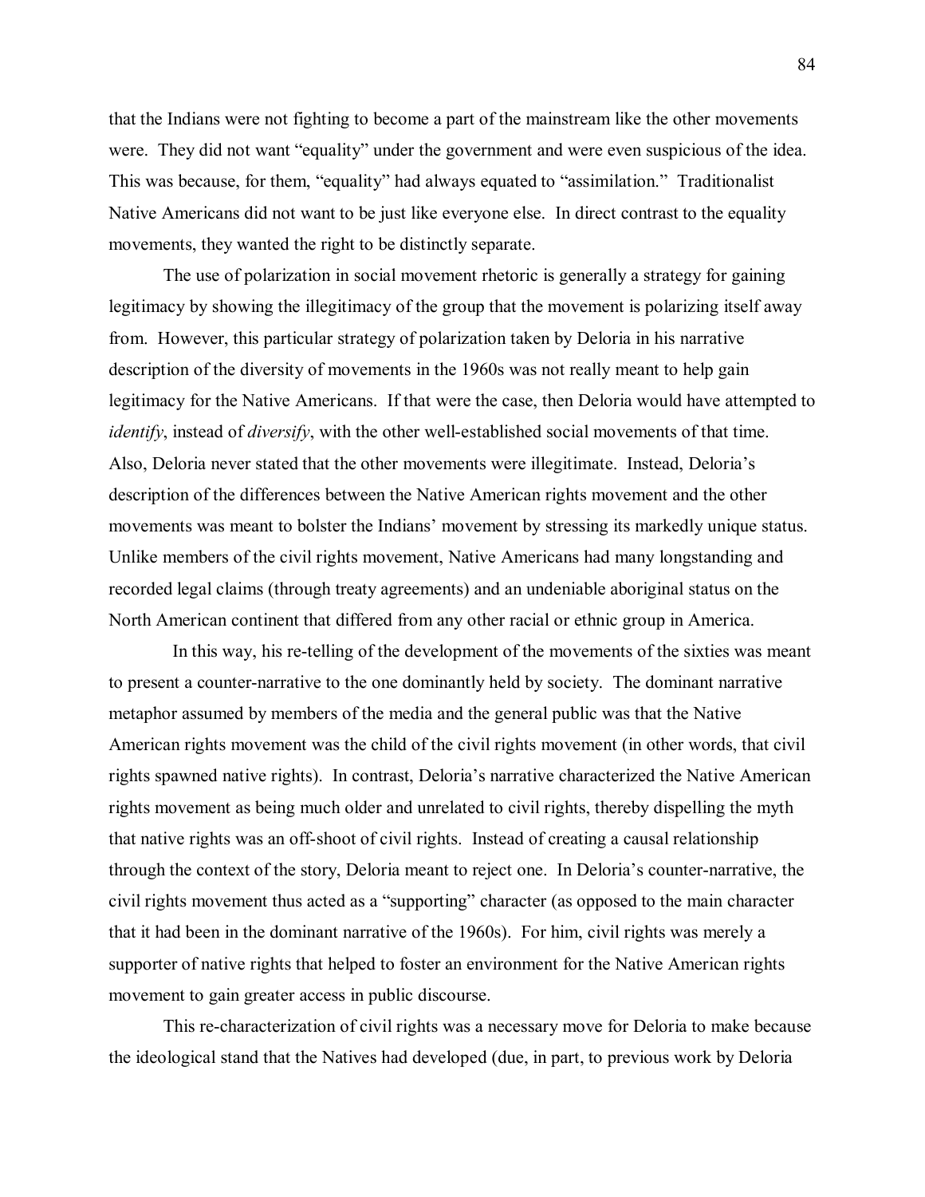that the Indians were not fighting to become a part of the mainstream like the other movements were. They did not want "equality" under the government and were even suspicious of the idea. This was because, for them, "equality" had always equated to "assimilation." Traditionalist Native Americans did not want to be just like everyone else. In direct contrast to the equality movements, they wanted the right to be distinctly separate.

The use of polarization in social movement rhetoric is generally a strategy for gaining legitimacy by showing the illegitimacy of the group that the movement is polarizing itself away from. However, this particular strategy of polarization taken by Deloria in his narrative description of the diversity of movements in the 1960s was not really meant to help gain legitimacy for the Native Americans. If that were the case, then Deloria would have attempted to *identify*, instead of *diversify*, with the other well-established social movements of that time. Also, Deloria never stated that the other movements were illegitimate. Instead, Deloria's description of the differences between the Native American rights movement and the other movements was meant to bolster the Indians' movement by stressing its markedly unique status. Unlike members of the civil rights movement, Native Americans had many longstanding and recorded legal claims (through treaty agreements) and an undeniable aboriginal status on the North American continent that differed from any other racial or ethnic group in America.

In this way, his re-telling of the development of the movements of the sixties was meant to present a counter-narrative to the one dominantly held by society. The dominant narrative metaphor assumed by members of the media and the general public was that the Native American rights movement was the child of the civil rights movement (in other words, that civil rights spawned native rights). In contrast, Deloria's narrative characterized the Native American rights movement as being much older and unrelated to civil rights, thereby dispelling the myth that native rights was an off-shoot of civil rights. Instead of creating a causal relationship through the context of the story, Deloria meant to reject one. In Deloria's counter-narrative, the civil rights movement thus acted as a "supporting" character (as opposed to the main character that it had been in the dominant narrative of the 1960s). For him, civil rights was merely a supporter of native rights that helped to foster an environment for the Native American rights movement to gain greater access in public discourse.

This re-characterization of civil rights was a necessary move for Deloria to make because the ideological stand that the Natives had developed (due, in part, to previous work by Deloria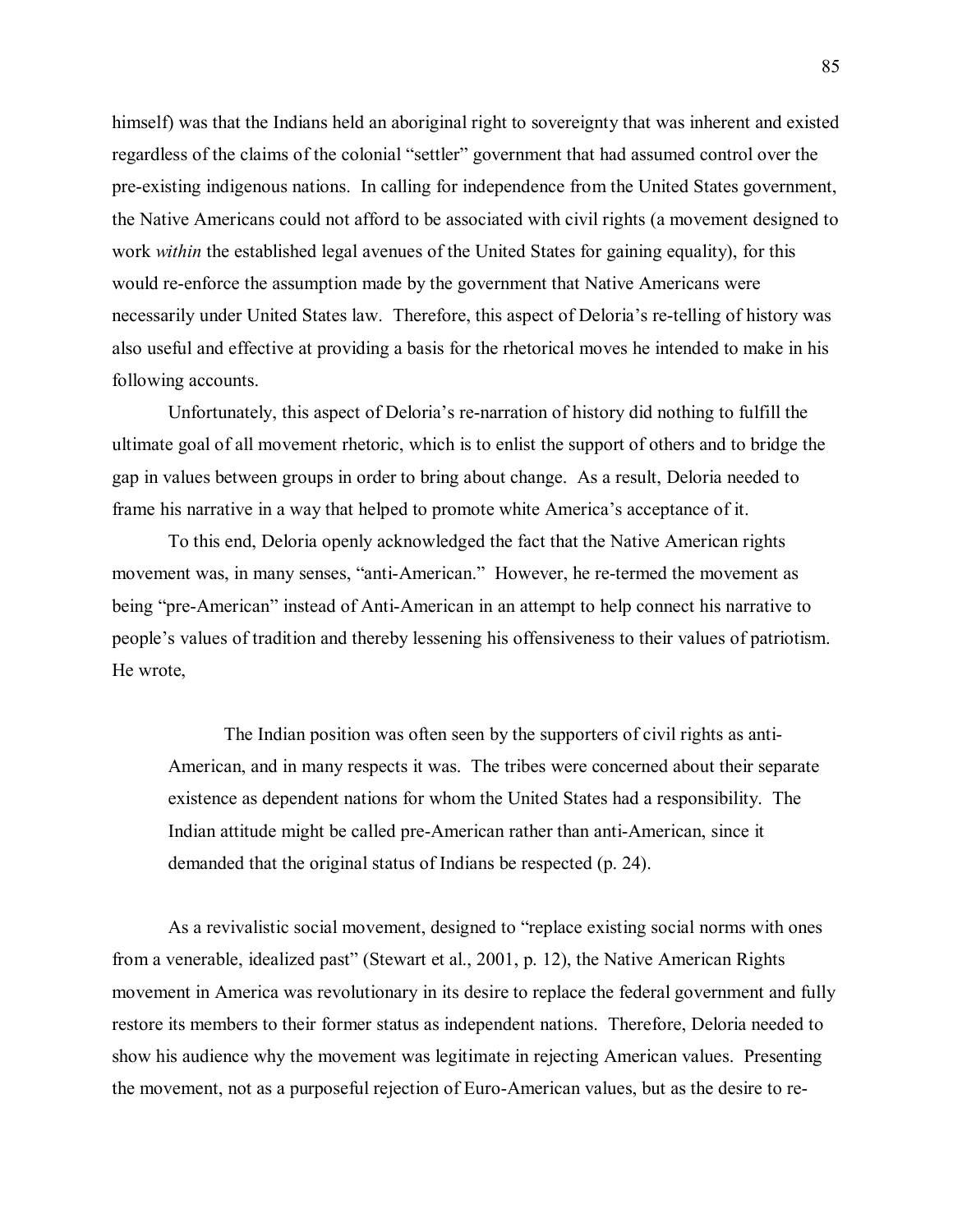himself) was that the Indians held an aboriginal right to sovereignty that was inherent and existed regardless of the claims of the colonial "settler" government that had assumed control over the pre-existing indigenous nations. In calling for independence from the United States government, the Native Americans could not afford to be associated with civil rights (a movement designed to work *within* the established legal avenues of the United States for gaining equality), for this would re-enforce the assumption made by the government that Native Americans were necessarily under United States law. Therefore, this aspect of Deloria's re-telling of history was also useful and effective at providing a basis for the rhetorical moves he intended to make in his following accounts.

Unfortunately, this aspect of Deloria's re-narration of history did nothing to fulfill the ultimate goal of all movement rhetoric, which is to enlist the support of others and to bridge the gap in values between groups in order to bring about change. As a result, Deloria needed to frame his narrative in a way that helped to promote white America's acceptance of it.

To this end, Deloria openly acknowledged the fact that the Native American rights movement was, in many senses, "anti-American." However, he re-termed the movement as being "pre-American" instead of Anti-American in an attempt to help connect his narrative to people's values of tradition and thereby lessening his offensiveness to their values of patriotism. He wrote,

> The Indian position was often seen by the supporters of civil rights as anti-American, and in many respects it was. The tribes were concerned about their separate existence as dependent nations for whom the United States had a responsibility. The Indian attitude might be called pre-American rather than anti-American, since it demanded that the original status of Indians be respected (p. 24).

As a revivalistic social movement, designed to "replace existing social norms with ones from a venerable, idealized past" (Stewart et al., 2001, p. 12), the Native American Rights movement in America was revolutionary in its desire to replace the federal government and fully restore its members to their former status as independent nations. Therefore, Deloria needed to show his audience why the movement was legitimate in rejecting American values. Presenting the movement, not as a purposeful rejection of Euro-American values, but as the desire to re-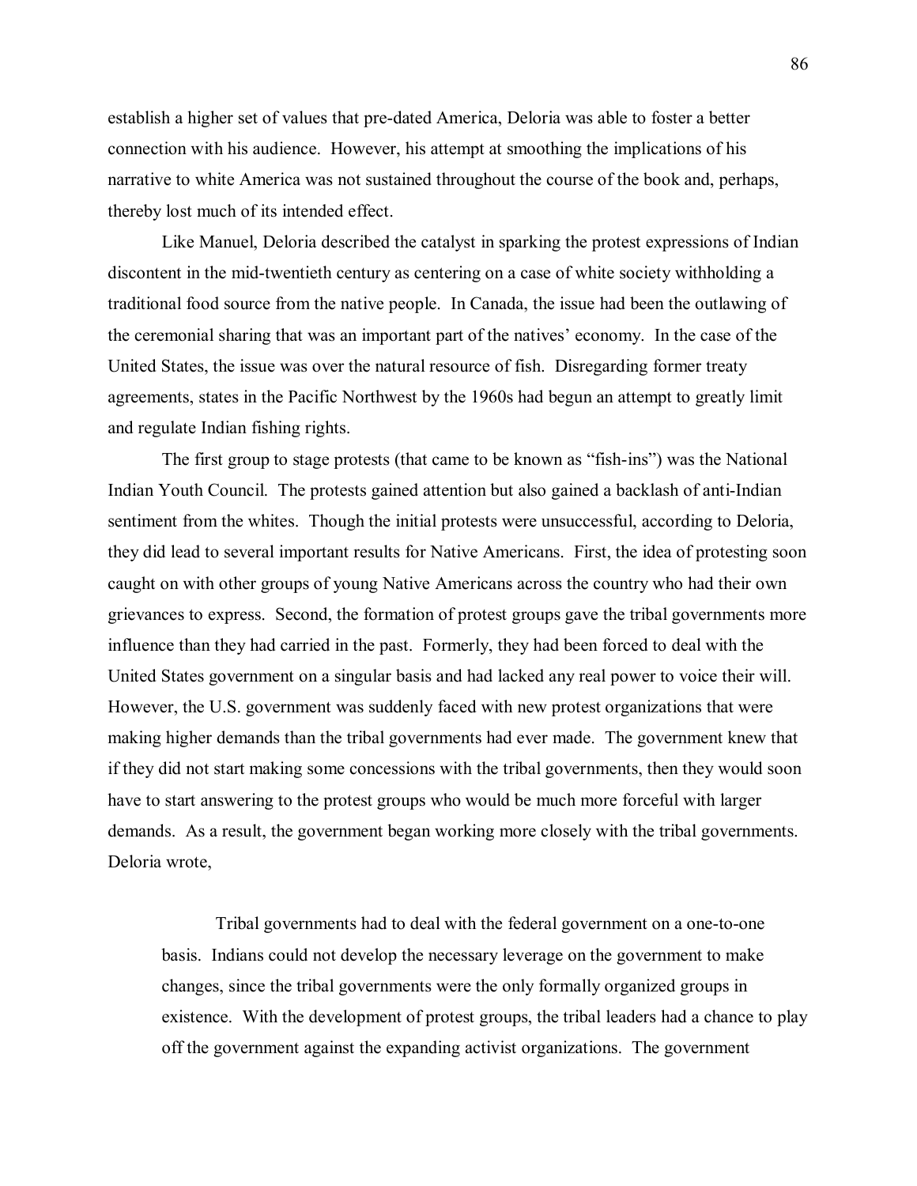establish a higher set of values that pre-dated America, Deloria was able to foster a better connection with his audience. However, his attempt at smoothing the implications of his narrative to white America was not sustained throughout the course of the book and, perhaps, thereby lost much of its intended effect.

Like Manuel, Deloria described the catalyst in sparking the protest expressions of Indian discontent in the mid-twentieth century as centering on a case of white society withholding a traditional food source from the native people. In Canada, the issue had been the outlawing of the ceremonial sharing that was an important part of the natives' economy. In the case of the United States, the issue was over the natural resource of fish. Disregarding former treaty agreements, states in the Pacific Northwest by the 1960s had begun an attempt to greatly limit and regulate Indian fishing rights.

The first group to stage protests (that came to be known as "fish-ins") was the National Indian Youth Council. The protests gained attention but also gained a backlash of anti-Indian sentiment from the whites. Though the initial protests were unsuccessful, according to Deloria, they did lead to several important results for Native Americans. First, the idea of protesting soon caught on with other groups of young Native Americans across the country who had their own grievances to express. Second, the formation of protest groups gave the tribal governments more influence than they had carried in the past. Formerly, they had been forced to deal with the United States government on a singular basis and had lacked any real power to voice their will. However, the U.S. government was suddenly faced with new protest organizations that were making higher demands than the tribal governments had ever made. The government knew that if they did not start making some concessions with the tribal governments, then they would soon have to start answering to the protest groups who would be much more forceful with larger demands. As a result, the government began working more closely with the tribal governments. Deloria wrote,

> Tribal governments had to deal with the federal government on a one-to-one basis. Indians could not develop the necessary leverage on the government to make changes, since the tribal governments were the only formally organized groups in existence. With the development of protest groups, the tribal leaders had a chance to play off the government against the expanding activist organizations. The government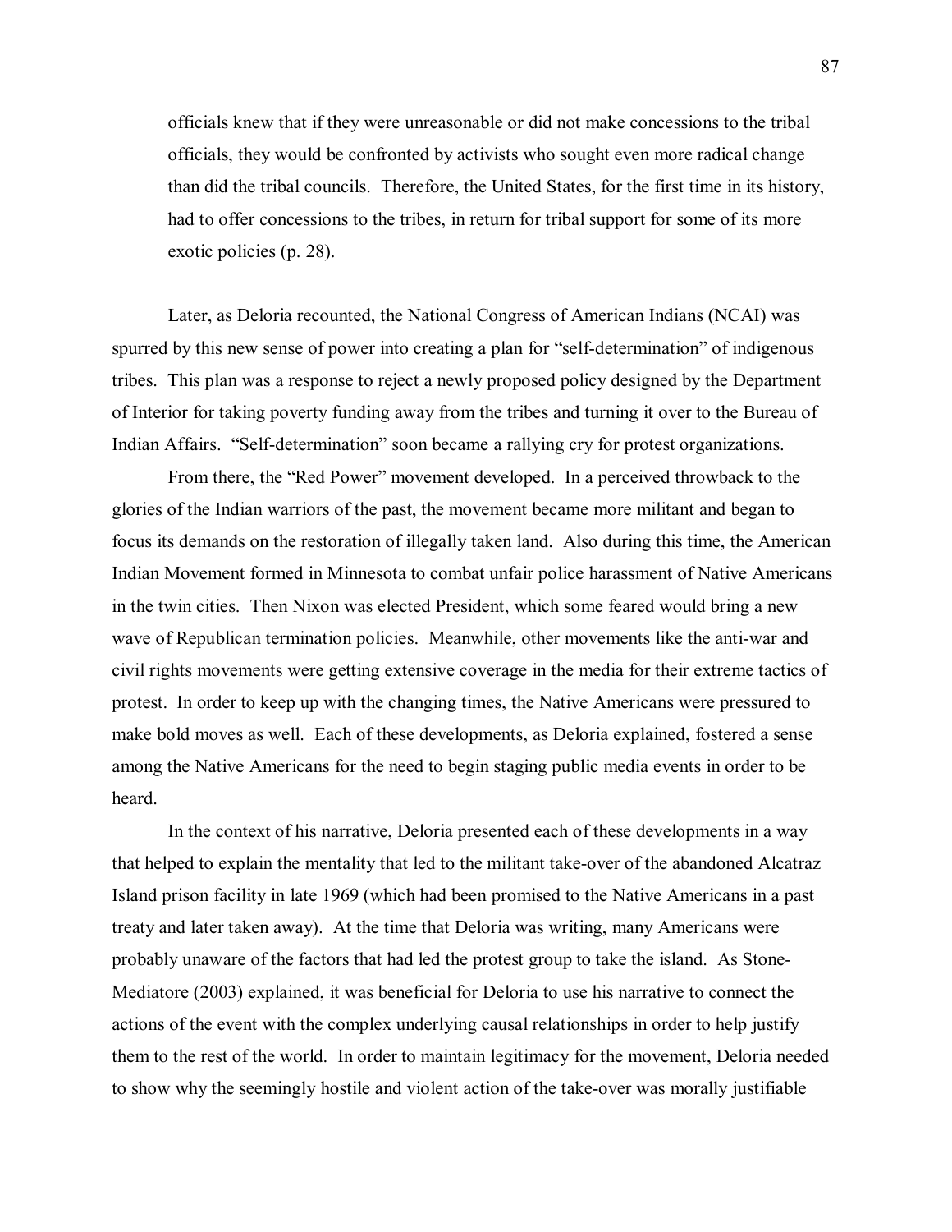> officials knew that if they were unreasonable or did not make concessions to the tribal officials, they would be confronted by activists who sought even more radical change than did the tribal councils. Therefore, the United States, for the first time in its history, had to offer concessions to the tribes, in return for tribal support for some of its more exotic policies (p. 28).

Later, as Deloria recounted, the National Congress of American Indians (NCAI) was spurred by this new sense of power into creating a plan for "self-determination" of indigenous tribes. This plan was a response to reject a newly proposed policy designed by the Department of Interior for taking poverty funding away from the tribes and turning it over to the Bureau of Indian Affairs. "Self-determination" soon became a rallying cry for protest organizations.

From there, the "Red Power" movement developed. In a perceived throwback to the glories of the Indian warriors of the past, the movement became more militant and began to focus its demands on the restoration of illegally taken land. Also during this time, the American Indian Movement formed in Minnesota to combat unfair police harassment of Native Americans in the twin cities. Then Nixon was elected President, which some feared would bring a new wave of Republican termination policies. Meanwhile, other movements like the anti-war and civil rights movements were getting extensive coverage in the media for their extreme tactics of protest. In order to keep up with the changing times, the Native Americans were pressured to make bold moves as well. Each of these developments, as Deloria explained, fostered a sense among the Native Americans for the need to begin staging public media events in order to be heard.

In the context of his narrative, Deloria presented each of these developments in a way that helped to explain the mentality that led to the militant take-over of the abandoned Alcatraz Island prison facility in late 1969 (which had been promised to the Native Americans in a past treaty and later taken away). At the time that Deloria was writing, many Americans were probably unaware of the factors that had led the protest group to take the island. As Stone-Mediatore (2003) explained, it was beneficial for Deloria to use his narrative to connect the actions of the event with the complex underlying causal relationships in order to help justify them to the rest of the world. In order to maintain legitimacy for the movement, Deloria needed to show why the seemingly hostile and violent action of the take-over was morally justifiable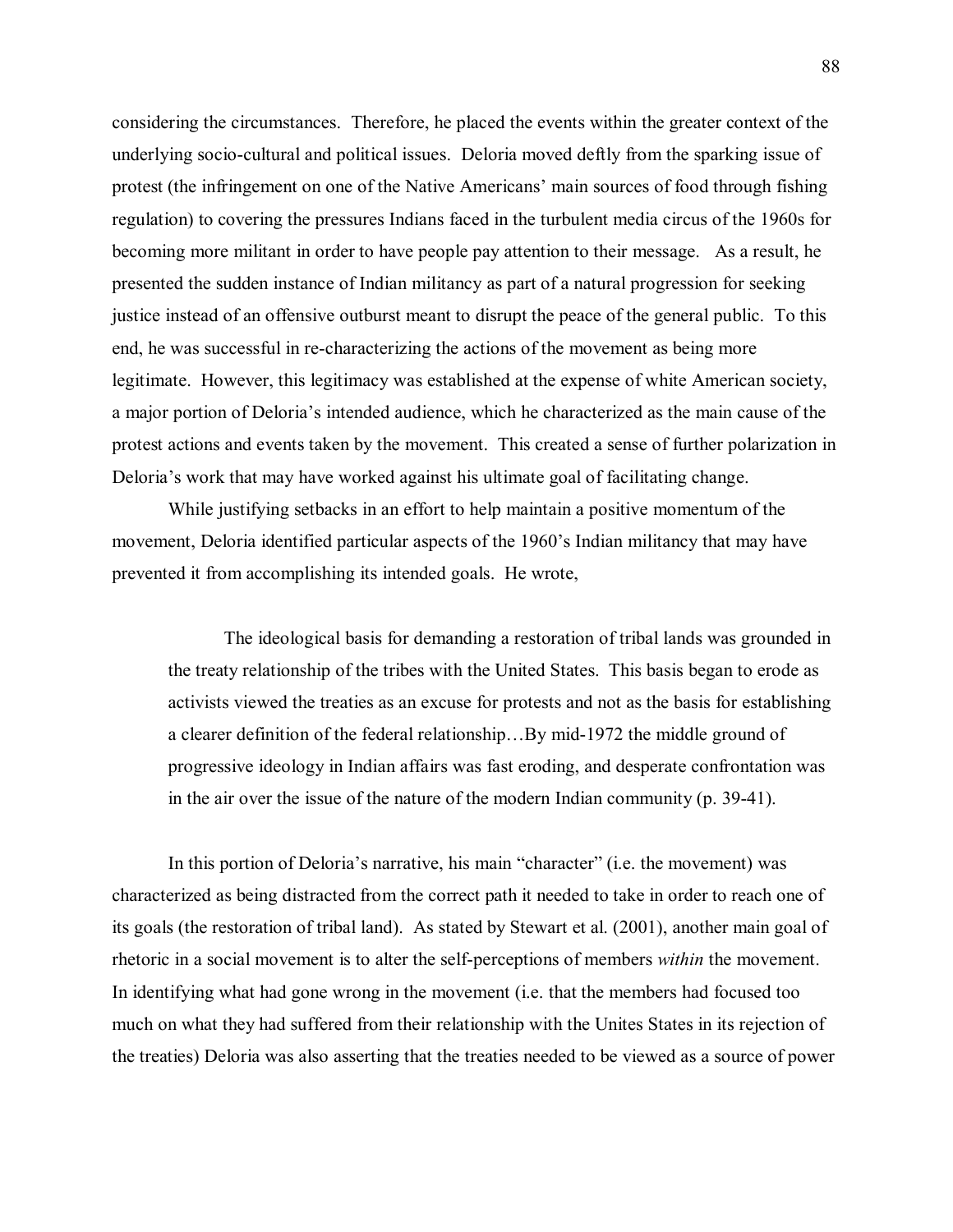considering the circumstances. Therefore, he placed the events within the greater context of the underlying socio-cultural and political issues. Deloria moved deftly from the sparking issue of protest (the infringement on one of the Native Americans' main sources of food through fishing regulation) to covering the pressures Indians faced in the turbulent media circus of the 1960s for becoming more militant in order to have people pay attention to their message. As a result, he presented the sudden instance of Indian militancy as part of a natural progression for seeking justice instead of an offensive outburst meant to disrupt the peace of the general public. To this end, he was successful in re-characterizing the actions of the movement as being more legitimate. However, this legitimacy was established at the expense of white American society, a major portion of Deloria's intended audience, which he characterized as the main cause of the protest actions and events taken by the movement. This created a sense of further polarization in Deloria's work that may have worked against his ultimate goal of facilitating change.

While justifying setbacks in an effort to help maintain a positive momentum of the movement, Deloria identified particular aspects of the 1960's Indian militancy that may have prevented it from accomplishing its intended goals. He wrote,

> The ideological basis for demanding a restoration of tribal lands was grounded in the treaty relationship of the tribes with the United States. This basis began to erode as activists viewed the treaties as an excuse for protests and not as the basis for establishing a clearer definition of the federal relationship…By mid-1972 the middle ground of progressive ideology in Indian affairs was fast eroding, and desperate confrontation was in the air over the issue of the nature of the modern Indian community (p. 39-41).

In this portion of Deloria's narrative, his main "character" (i.e. the movement) was characterized as being distracted from the correct path it needed to take in order to reach one of its goals (the restoration of tribal land). As stated by Stewart et al. (2001), another main goal of rhetoric in a social movement is to alter the self-perceptions of members *within* the movement. In identifying what had gone wrong in the movement (i.e. that the members had focused too much on what they had suffered from their relationship with the Unites States in its rejection of the treaties) Deloria was also asserting that the treaties needed to be viewed as a source of power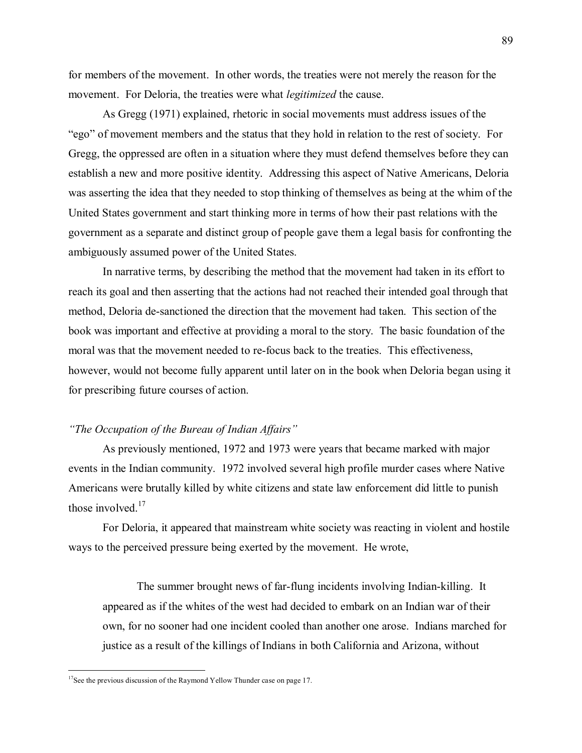for members of the movement. In other words, the treaties were not merely the reason for the movement. For Deloria, the treaties were what *legitimized* the cause.

As Gregg (1971) explained, rhetoric in social movements must address issues of the "ego" of movement members and the status that they hold in relation to the rest of society. For Gregg, the oppressed are often in a situation where they must defend themselves before they can establish a new and more positive identity. Addressing this aspect of Native Americans, Deloria was asserting the idea that they needed to stop thinking of themselves as being at the whim of the United States government and start thinking more in terms of how their past relations with the government as a separate and distinct group of people gave them a legal basis for confronting the ambiguously assumed power of the United States.

In narrative terms, by describing the method that the movement had taken in its effort to reach its goal and then asserting that the actions had not reached their intended goal through that method, Deloria de-sanctioned the direction that the movement had taken. This section of the book was important and effective at providing a moral to the story. The basic foundation of the moral was that the movement needed to re-focus back to the treaties. This effectiveness, however, would not become fully apparent until later on in the book when Deloria began using it for prescribing future courses of action.

*"The Occupation of the Bureau of Indian Affairs"*

As previously mentioned, 1972 and 1973 were years that became marked with major events in the Indian community. 1972 involved several high profile murder cases where Native Americans were brutally killed by white citizens and state law enforcement did little to punish those involved.[17]

For Deloria, it appeared that mainstream white society was reacting in violent and hostile ways to the perceived pressure being exerted by the movement. He wrote,

> The summer brought news of far-flung incidents involving Indian-killing. It appeared as if the whites of the west had decided to embark on an Indian war of their own, for no sooner had one incident cooled than another one arose. Indians marched for justice as a result of the killings of Indians in both California and Arizona, without

[17] See the previous discussion of the Raymond Yellow Thunder case on page 17.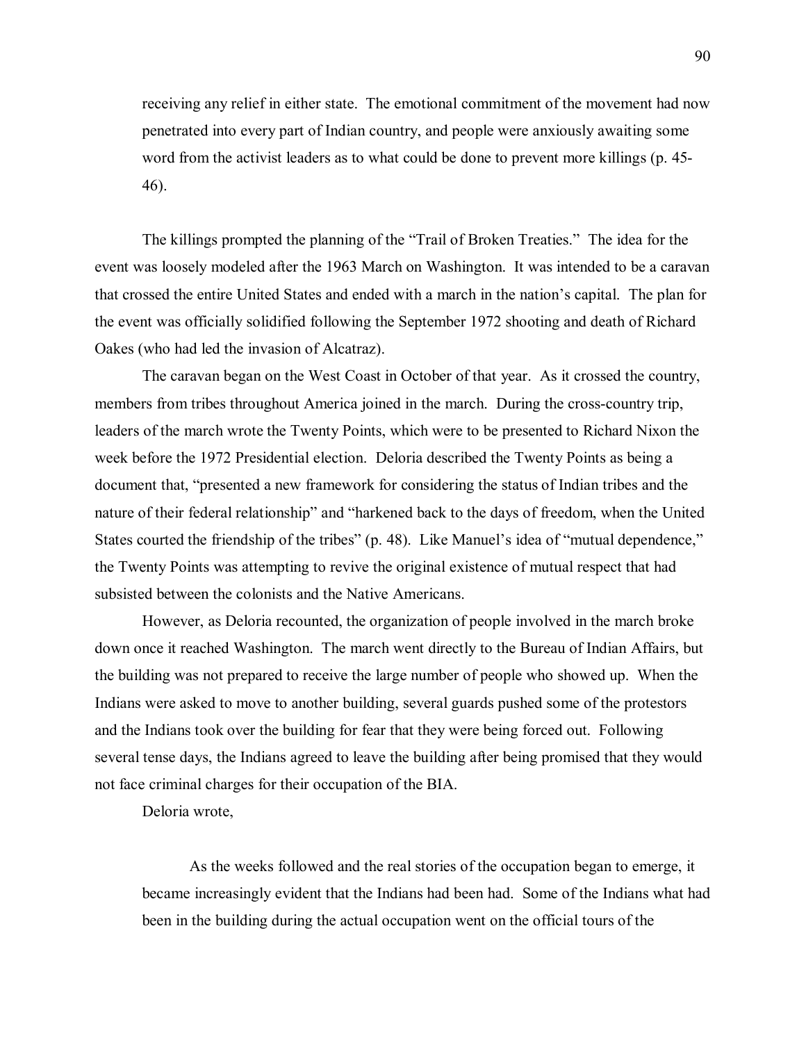> receiving any relief in either state. The emotional commitment of the movement had now penetrated into every part of Indian country, and people were anxiously awaiting some word from the activist leaders as to what could be done to prevent more killings (p. 45-46).

The killings prompted the planning of the "Trail of Broken Treaties." The idea for the event was loosely modeled after the 1963 March on Washington. It was intended to be a caravan that crossed the entire United States and ended with a march in the nation's capital. The plan for the event was officially solidified following the September 1972 shooting and death of Richard Oakes (who had led the invasion of Alcatraz).

The caravan began on the West Coast in October of that year. As it crossed the country, members from tribes throughout America joined in the march. During the cross-country trip, leaders of the march wrote the Twenty Points, which were to be presented to Richard Nixon the week before the 1972 Presidential election. Deloria described the Twenty Points as being a document that, "presented a new framework for considering the status of Indian tribes and the nature of their federal relationship" and "harkened back to the days of freedom, when the United States courted the friendship of the tribes" (p. 48). Like Manuel's idea of "mutual dependence," the Twenty Points was attempting to revive the original existence of mutual respect that had subsisted between the colonists and the Native Americans.

However, as Deloria recounted, the organization of people involved in the march broke down once it reached Washington. The march went directly to the Bureau of Indian Affairs, but the building was not prepared to receive the large number of people who showed up. When the Indians were asked to move to another building, several guards pushed some of the protestors and the Indians took over the building for fear that they were being forced out. Following several tense days, the Indians agreed to leave the building after being promised that they would not face criminal charges for their occupation of the BIA.

Deloria wrote,

> As the weeks followed and the real stories of the occupation began to emerge, it became increasingly evident that the Indians had been had. Some of the Indians what had been in the building during the actual occupation went on the official tours of the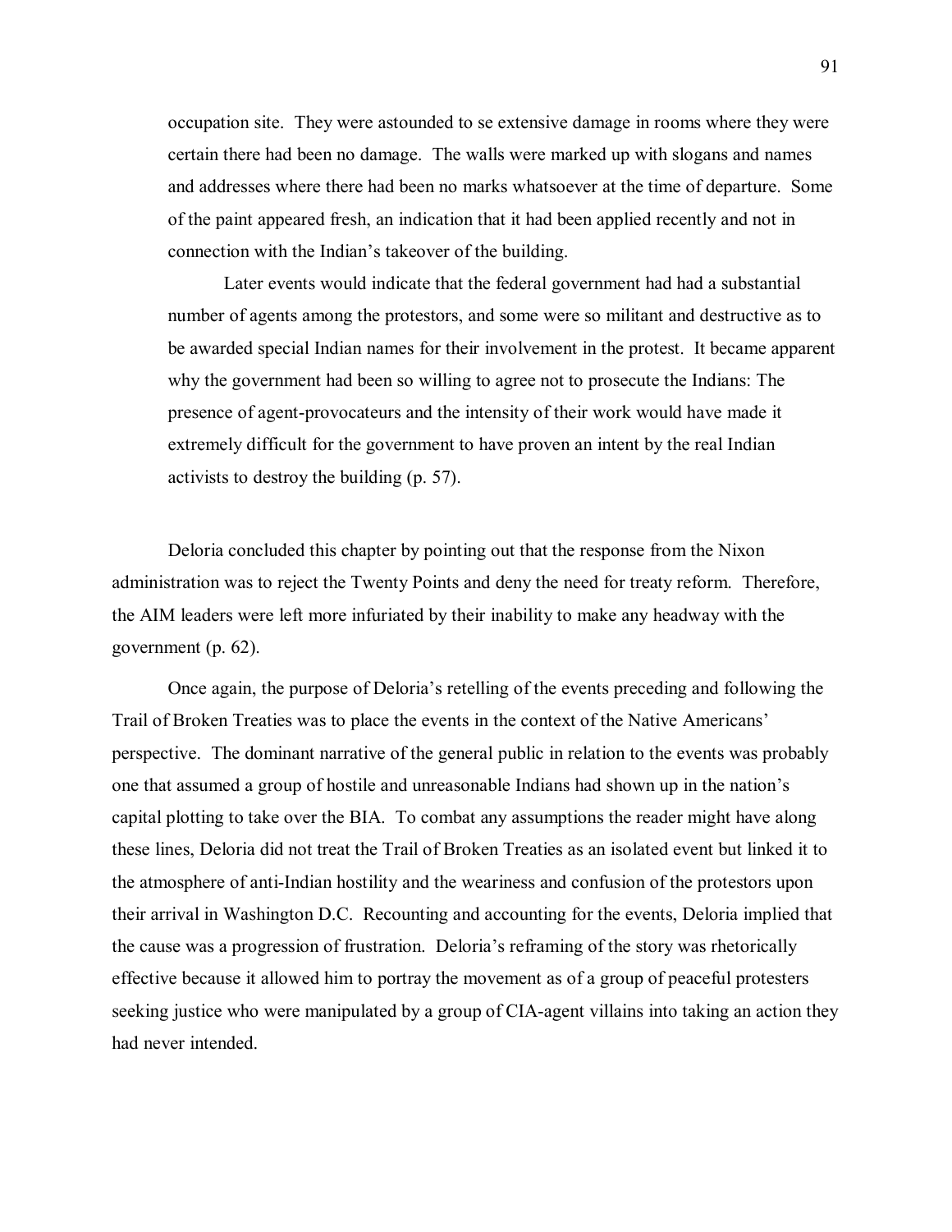occupation site. They were astounded to se extensive damage in rooms where they were certain there had been no damage. The walls were marked up with slogans and names and addresses where there had been no marks whatsoever at the time of departure. Some of the paint appeared fresh, an indication that it had been applied recently and not in connection with the Indian's takeover of the building.

> Later events would indicate that the federal government had had a substantial number of agents among the protestors, and some were so militant and destructive as to be awarded special Indian names for their involvement in the protest. It became apparent why the government had been so willing to agree not to prosecute the Indians: The presence of agent-provocateurs and the intensity of their work would have made it extremely difficult for the government to have proven an intent by the real Indian activists to destroy the building (p. 57).

Deloria concluded this chapter by pointing out that the response from the Nixon administration was to reject the Twenty Points and deny the need for treaty reform. Therefore, the AIM leaders were left more infuriated by their inability to make any headway with the government (p. 62).

Once again, the purpose of Deloria's retelling of the events preceding and following the Trail of Broken Treaties was to place the events in the context of the Native Americans' perspective. The dominant narrative of the general public in relation to the events was probably one that assumed a group of hostile and unreasonable Indians had shown up in the nation's capital plotting to take over the BIA. To combat any assumptions the reader might have along these lines, Deloria did not treat the Trail of Broken Treaties as an isolated event but linked it to the atmosphere of anti-Indian hostility and the weariness and confusion of the protestors upon their arrival in Washington D.C. Recounting and accounting for the events, Deloria implied that the cause was a progression of frustration. Deloria's reframing of the story was rhetorically effective because it allowed him to portray the movement as of a group of peaceful protesters seeking justice who were manipulated by a group of CIA-agent villains into taking an action they had never intended.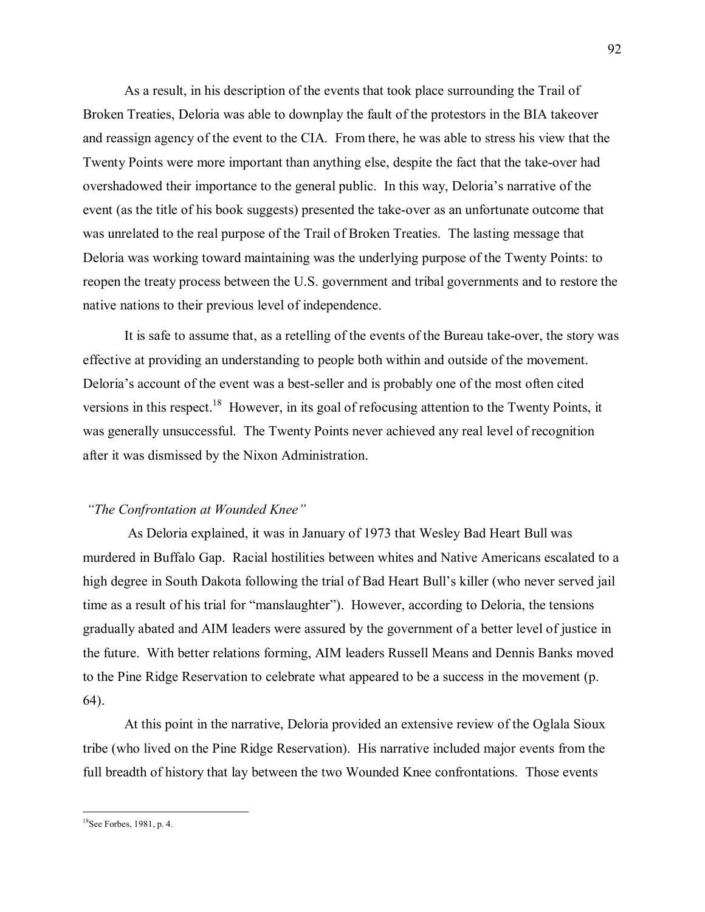As a result, in his description of the events that took place surrounding the Trail of Broken Treaties, Deloria was able to downplay the fault of the protestors in the BIA takeover and reassign agency of the event to the CIA. From there, he was able to stress his view that the Twenty Points were more important than anything else, despite the fact that the take-over had overshadowed their importance to the general public. In this way, Deloria's narrative of the event (as the title of his book suggests) presented the take-over as an unfortunate outcome that was unrelated to the real purpose of the Trail of Broken Treaties. The lasting message that Deloria was working toward maintaining was the underlying purpose of the Twenty Points: to reopen the treaty process between the U.S. government and tribal governments and to restore the native nations to their previous level of independence.

It is safe to assume that, as a retelling of the events of the Bureau take-over, the story was effective at providing an understanding to people both within and outside of the movement. Deloria's account of the event was a best-seller and is probably one of the most often cited versions in this respect.[18] However, in its goal of refocusing attention to the Twenty Points, it was generally unsuccessful. The Twenty Points never achieved any real level of recognition after it was dismissed by the Nixon Administration.

*"The Confrontation at Wounded Knee"*

As Deloria explained, it was in January of 1973 that Wesley Bad Heart Bull was murdered in Buffalo Gap. Racial hostilities between whites and Native Americans escalated to a high degree in South Dakota following the trial of Bad Heart Bull's killer (who never served jail time as a result of his trial for "manslaughter"). However, according to Deloria, the tensions gradually abated and AIM leaders were assured by the government of a better level of justice in the future. With better relations forming, AIM leaders Russell Means and Dennis Banks moved to the Pine Ridge Reservation to celebrate what appeared to be a success in the movement (p. 64).

At this point in the narrative, Deloria provided an extensive review of the Oglala Sioux tribe (who lived on the Pine Ridge Reservation). His narrative included major events from the full breadth of history that lay between the two Wounded Knee confrontations. Those events

---

[18] See Forbes, 1981, p. 4.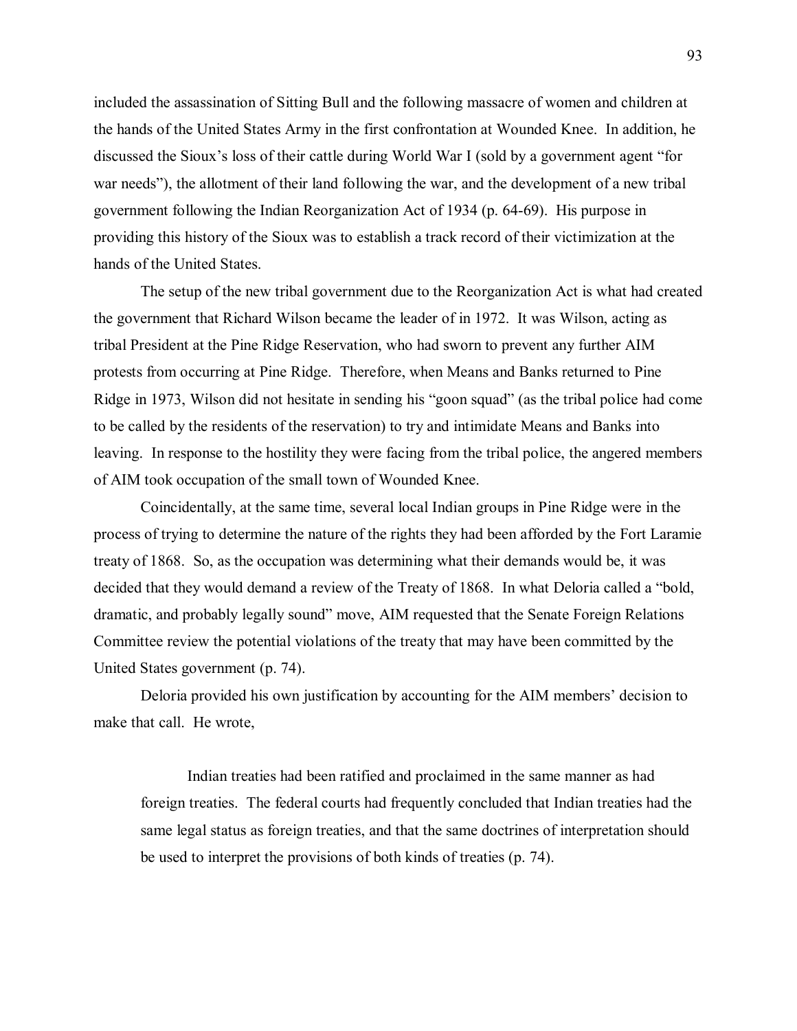included the assassination of Sitting Bull and the following massacre of women and children at the hands of the United States Army in the first confrontation at Wounded Knee. In addition, he discussed the Sioux's loss of their cattle during World War I (sold by a government agent "for war needs"), the allotment of their land following the war, and the development of a new tribal government following the Indian Reorganization Act of 1934 (p. 64-69). His purpose in providing this history of the Sioux was to establish a track record of their victimization at the hands of the United States.

The setup of the new tribal government due to the Reorganization Act is what had created the government that Richard Wilson became the leader of in 1972. It was Wilson, acting as tribal President at the Pine Ridge Reservation, who had sworn to prevent any further AIM protests from occurring at Pine Ridge. Therefore, when Means and Banks returned to Pine Ridge in 1973, Wilson did not hesitate in sending his "goon squad" (as the tribal police had come to be called by the residents of the reservation) to try and intimidate Means and Banks into leaving. In response to the hostility they were facing from the tribal police, the angered members of AIM took occupation of the small town of Wounded Knee.

Coincidentally, at the same time, several local Indian groups in Pine Ridge were in the process of trying to determine the nature of the rights they had been afforded by the Fort Laramie treaty of 1868. So, as the occupation was determining what their demands would be, it was decided that they would demand a review of the Treaty of 1868. In what Deloria called a "bold, dramatic, and probably legally sound" move, AIM requested that the Senate Foreign Relations Committee review the potential violations of the treaty that may have been committed by the United States government (p. 74).

Deloria provided his own justification by accounting for the AIM members' decision to make that call. He wrote,

> Indian treaties had been ratified and proclaimed in the same manner as had foreign treaties. The federal courts had frequently concluded that Indian treaties had the same legal status as foreign treaties, and that the same doctrines of interpretation should be used to interpret the provisions of both kinds of treaties (p. 74).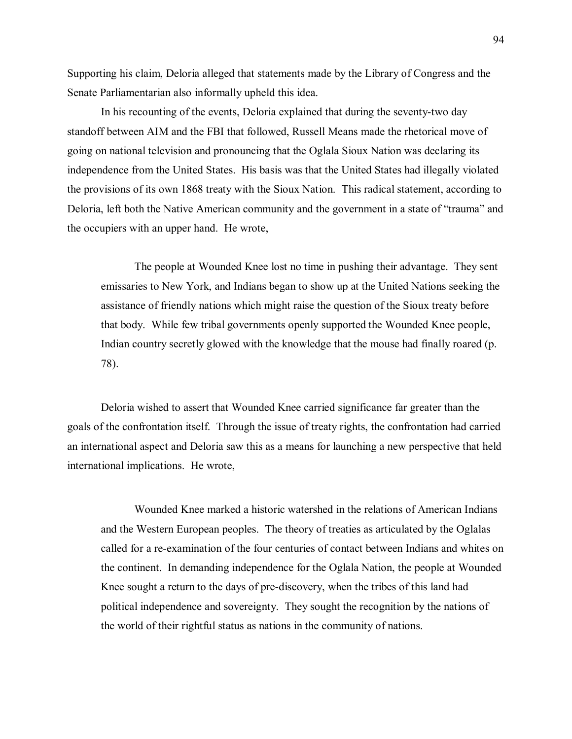Supporting his claim, Deloria alleged that statements made by the Library of Congress and the Senate Parliamentarian also informally upheld this idea.

In his recounting of the events, Deloria explained that during the seventy-two day standoff between AIM and the FBI that followed, Russell Means made the rhetorical move of going on national television and pronouncing that the Oglala Sioux Nation was declaring its independence from the United States. His basis was that the United States had illegally violated the provisions of its own 1868 treaty with the Sioux Nation. This radical statement, according to Deloria, left both the Native American community and the government in a state of "trauma" and the occupiers with an upper hand. He wrote,

> The people at Wounded Knee lost no time in pushing their advantage. They sent emissaries to New York, and Indians began to show up at the United Nations seeking the assistance of friendly nations which might raise the question of the Sioux treaty before that body. While few tribal governments openly supported the Wounded Knee people, Indian country secretly glowed with the knowledge that the mouse had finally roared (p. 78).

Deloria wished to assert that Wounded Knee carried significance far greater than the goals of the confrontation itself. Through the issue of treaty rights, the confrontation had carried an international aspect and Deloria saw this as a means for launching a new perspective that held international implications. He wrote,

> Wounded Knee marked a historic watershed in the relations of American Indians and the Western European peoples. The theory of treaties as articulated by the Oglalas called for a re-examination of the four centuries of contact between Indians and whites on the continent. In demanding independence for the Oglala Nation, the people at Wounded Knee sought a return to the days of pre-discovery, when the tribes of this land had political independence and sovereignty. They sought the recognition by the nations of the world of their rightful status as nations in the community of nations.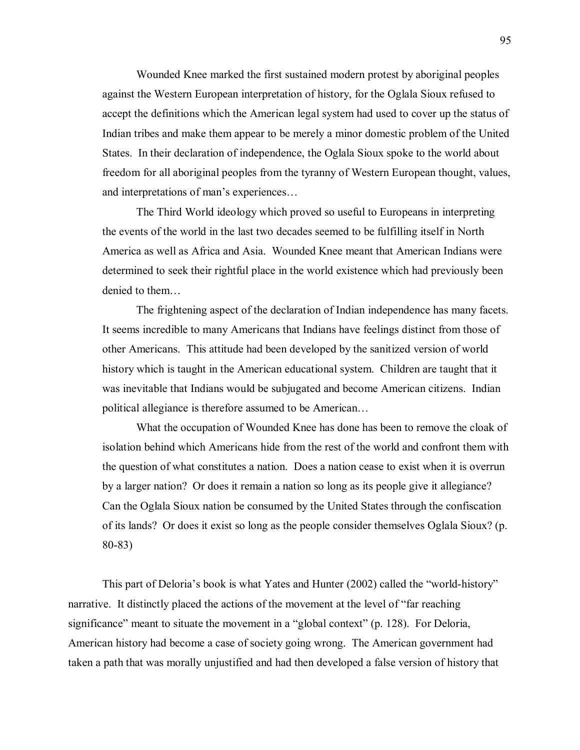> Wounded Knee marked the first sustained modern protest by aboriginal peoples against the Western European interpretation of history, for the Oglala Sioux refused to accept the definitions which the American legal system had used to cover up the status of Indian tribes and make them appear to be merely a minor domestic problem of the United States. In their declaration of independence, the Oglala Sioux spoke to the world about freedom for all aboriginal peoples from the tyranny of Western European thought, values, and interpretations of man's experiences…
>
> The Third World ideology which proved so useful to Europeans in interpreting the events of the world in the last two decades seemed to be fulfilling itself in North America as well as Africa and Asia. Wounded Knee meant that American Indians were determined to seek their rightful place in the world existence which had previously been denied to them…
>
> The frightening aspect of the declaration of Indian independence has many facets. It seems incredible to many Americans that Indians have feelings distinct from those of other Americans. This attitude had been developed by the sanitized version of world history which is taught in the American educational system. Children are taught that it was inevitable that Indians would be subjugated and become American citizens. Indian political allegiance is therefore assumed to be American…
>
> What the occupation of Wounded Knee has done has been to remove the cloak of isolation behind which Americans hide from the rest of the world and confront them with the question of what constitutes a nation. Does a nation cease to exist when it is overrun by a larger nation? Or does it remain a nation so long as its people give it allegiance? Can the Oglala Sioux nation be consumed by the United States through the confiscation of its lands? Or does it exist so long as the people consider themselves Oglala Sioux? (p. 80-83)

This part of Deloria's book is what Yates and Hunter (2002) called the "world-history" narrative. It distinctly placed the actions of the movement at the level of "far reaching significance" meant to situate the movement in a "global context" (p. 128). For Deloria, American history had become a case of society going wrong. The American government had taken a path that was morally unjustified and had then developed a false version of history that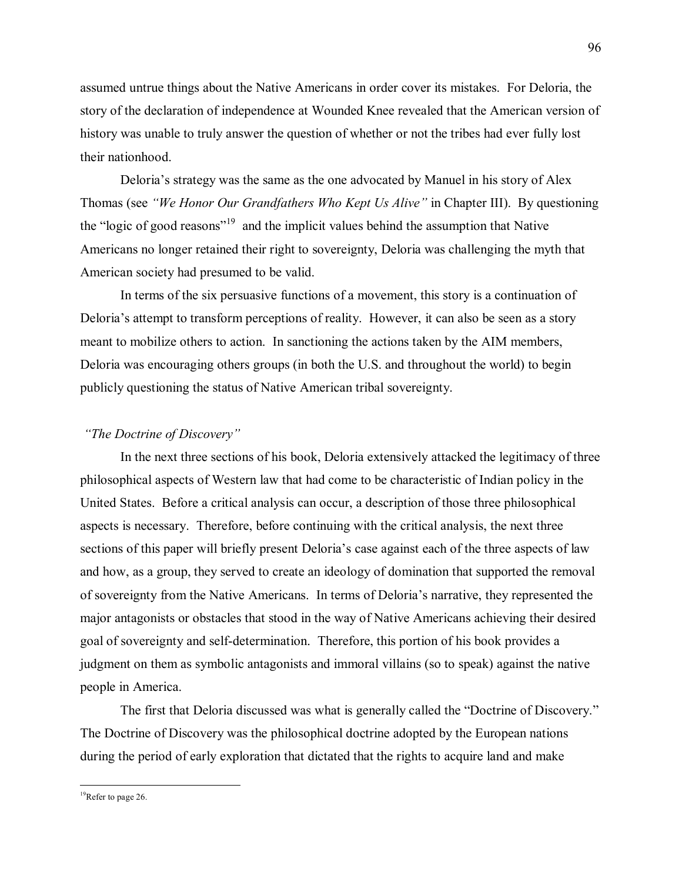assumed untrue things about the Native Americans in order cover its mistakes. For Deloria, the story of the declaration of independence at Wounded Knee revealed that the American version of history was unable to truly answer the question of whether or not the tribes had ever fully lost their nationhood.

Deloria's strategy was the same as the one advocated by Manuel in his story of Alex Thomas (see *"We Honor Our Grandfathers Who Kept Us Alive"* in Chapter III). By questioning the "logic of good reasons"[19] and the implicit values behind the assumption that Native Americans no longer retained their right to sovereignty, Deloria was challenging the myth that American society had presumed to be valid.

In terms of the six persuasive functions of a movement, this story is a continuation of Deloria's attempt to transform perceptions of reality. However, it can also be seen as a story meant to mobilize others to action. In sanctioning the actions taken by the AIM members, Deloria was encouraging others groups (in both the U.S. and throughout the world) to begin publicly questioning the status of Native American tribal sovereignty.

### *"The Doctrine of Discovery"*

In the next three sections of his book, Deloria extensively attacked the legitimacy of three philosophical aspects of Western law that had come to be characteristic of Indian policy in the United States. Before a critical analysis can occur, a description of those three philosophical aspects is necessary. Therefore, before continuing with the critical analysis, the next three sections of this paper will briefly present Deloria's case against each of the three aspects of law and how, as a group, they served to create an ideology of domination that supported the removal of sovereignty from the Native Americans. In terms of Deloria's narrative, they represented the major antagonists or obstacles that stood in the way of Native Americans achieving their desired goal of sovereignty and self-determination. Therefore, this portion of his book provides a judgment on them as symbolic antagonists and immoral villains (so to speak) against the native people in America.

The first that Deloria discussed was what is generally called the "Doctrine of Discovery." The Doctrine of Discovery was the philosophical doctrine adopted by the European nations during the period of early exploration that dictated that the rights to acquire land and make

---

[19] Refer to page 26.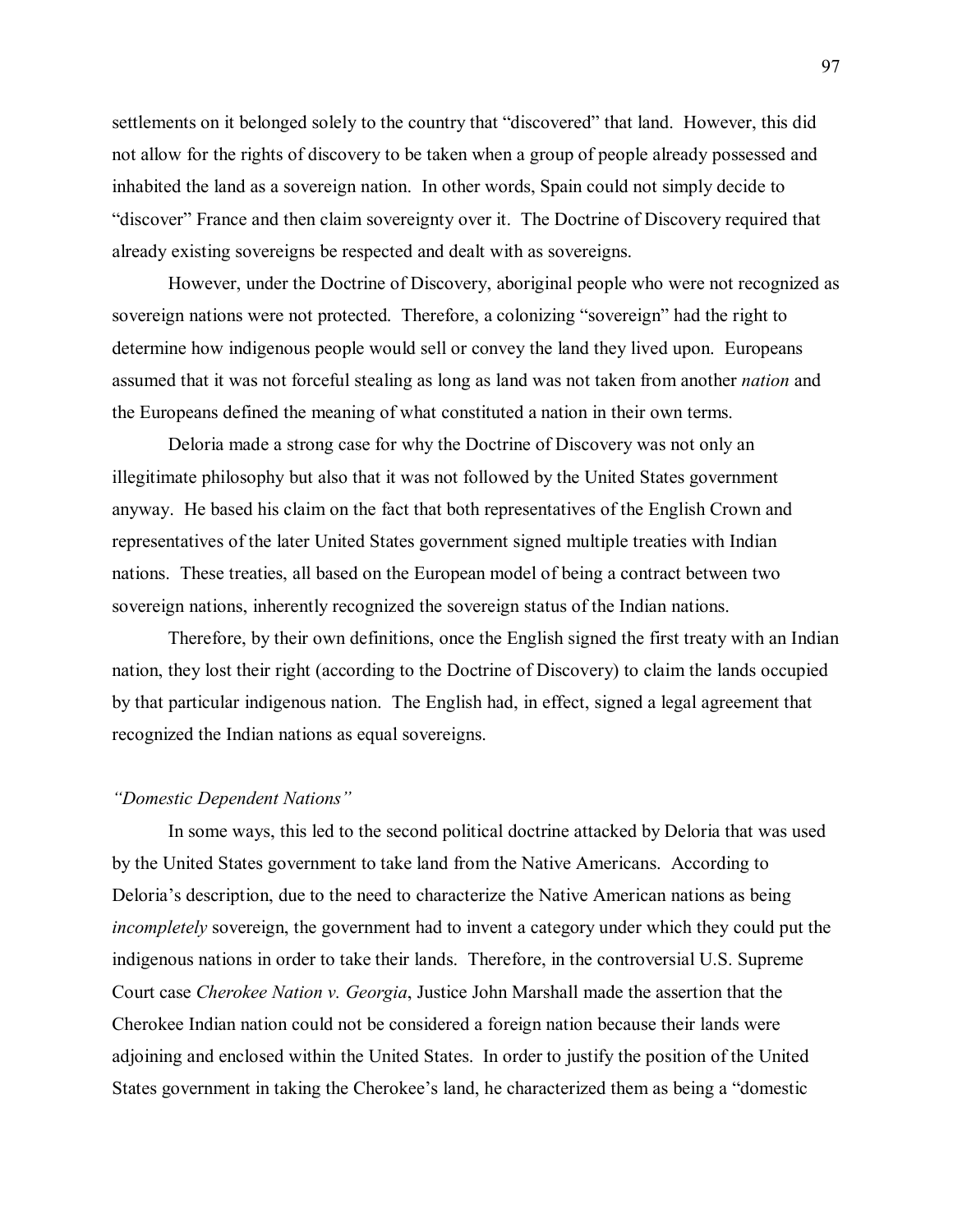settlements on it belonged solely to the country that "discovered" that land. However, this did not allow for the rights of discovery to be taken when a group of people already possessed and inhabited the land as a sovereign nation. In other words, Spain could not simply decide to "discover" France and then claim sovereignty over it. The Doctrine of Discovery required that already existing sovereigns be respected and dealt with as sovereigns.

However, under the Doctrine of Discovery, aboriginal people who were not recognized as sovereign nations were not protected. Therefore, a colonizing "sovereign" had the right to determine how indigenous people would sell or convey the land they lived upon. Europeans assumed that it was not forceful stealing as long as land was not taken from another *nation* and the Europeans defined the meaning of what constituted a nation in their own terms.

Deloria made a strong case for why the Doctrine of Discovery was not only an illegitimate philosophy but also that it was not followed by the United States government anyway. He based his claim on the fact that both representatives of the English Crown and representatives of the later United States government signed multiple treaties with Indian nations. These treaties, all based on the European model of being a contract between two sovereign nations, inherently recognized the sovereign status of the Indian nations.

Therefore, by their own definitions, once the English signed the first treaty with an Indian nation, they lost their right (according to the Doctrine of Discovery) to claim the lands occupied by that particular indigenous nation. The English had, in effect, signed a legal agreement that recognized the Indian nations as equal sovereigns.

### *"Domestic Dependent Nations"*

In some ways, this led to the second political doctrine attacked by Deloria that was used by the United States government to take land from the Native Americans. According to Deloria's description, due to the need to characterize the Native American nations as being *incompletely* sovereign, the government had to invent a category under which they could put the indigenous nations in order to take their lands. Therefore, in the controversial U.S. Supreme Court case *Cherokee Nation v. Georgia*, Justice John Marshall made the assertion that the Cherokee Indian nation could not be considered a foreign nation because their lands were adjoining and enclosed within the United States. In order to justify the position of the United States government in taking the Cherokee's land, he characterized them as being a "domestic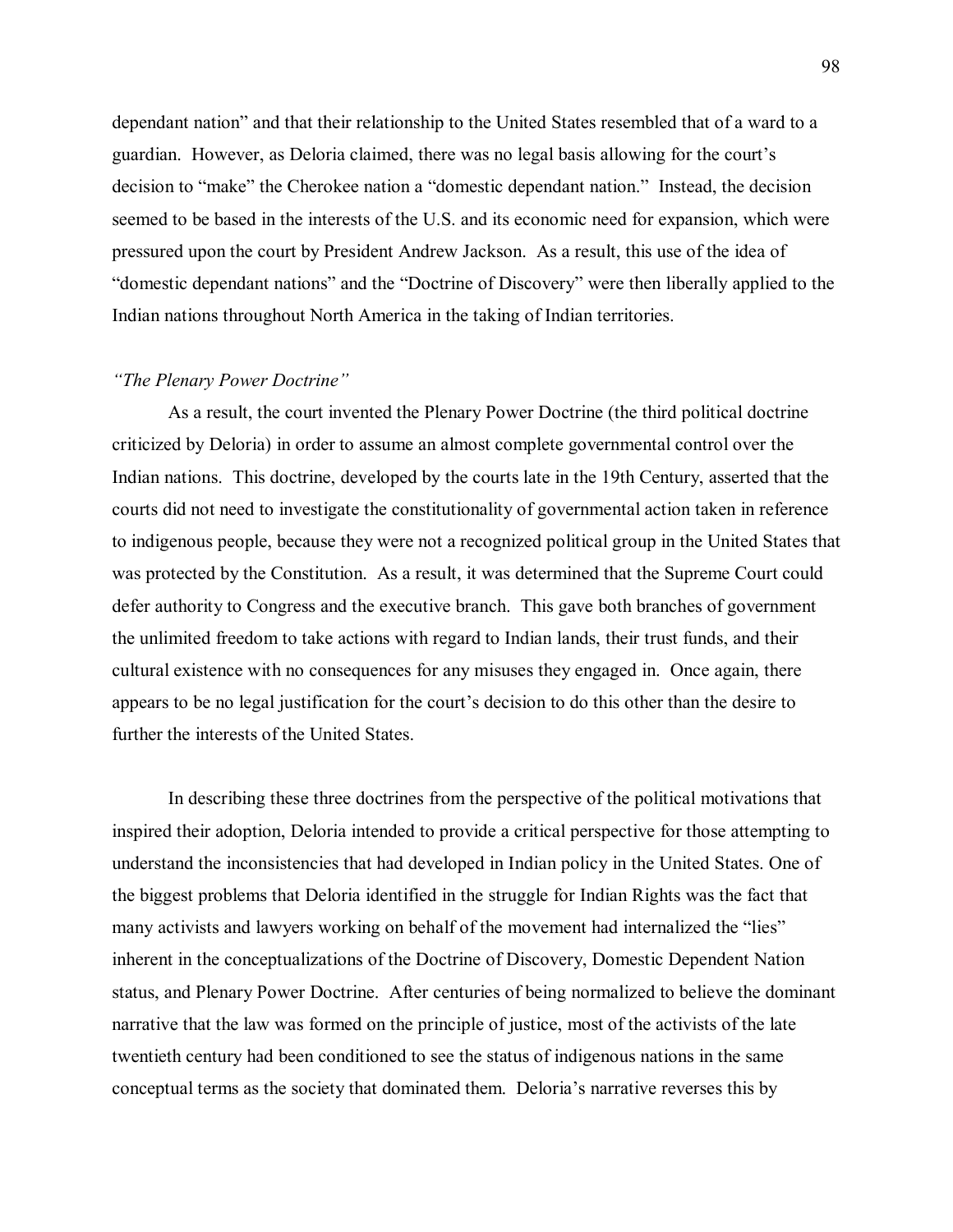dependant nation" and that their relationship to the United States resembled that of a ward to a guardian. However, as Deloria claimed, there was no legal basis allowing for the court's decision to "make" the Cherokee nation a "domestic dependant nation." Instead, the decision seemed to be based in the interests of the U.S. and its economic need for expansion, which were pressured upon the court by President Andrew Jackson. As a result, this use of the idea of "domestic dependant nations" and the "Doctrine of Discovery" were then liberally applied to the Indian nations throughout North America in the taking of Indian territories.

*"The Plenary Power Doctrine"*

As a result, the court invented the Plenary Power Doctrine (the third political doctrine criticized by Deloria) in order to assume an almost complete governmental control over the Indian nations. This doctrine, developed by the courts late in the 19th Century, asserted that the courts did not need to investigate the constitutionality of governmental action taken in reference to indigenous people, because they were not a recognized political group in the United States that was protected by the Constitution. As a result, it was determined that the Supreme Court could defer authority to Congress and the executive branch. This gave both branches of government the unlimited freedom to take actions with regard to Indian lands, their trust funds, and their cultural existence with no consequences for any misuses they engaged in. Once again, there appears to be no legal justification for the court's decision to do this other than the desire to further the interests of the United States.

In describing these three doctrines from the perspective of the political motivations that inspired their adoption, Deloria intended to provide a critical perspective for those attempting to understand the inconsistencies that had developed in Indian policy in the United States. One of the biggest problems that Deloria identified in the struggle for Indian Rights was the fact that many activists and lawyers working on behalf of the movement had internalized the "lies" inherent in the conceptualizations of the Doctrine of Discovery, Domestic Dependent Nation status, and Plenary Power Doctrine. After centuries of being normalized to believe the dominant narrative that the law was formed on the principle of justice, most of the activists of the late twentieth century had been conditioned to see the status of indigenous nations in the same conceptual terms as the society that dominated them. Deloria's narrative reverses this by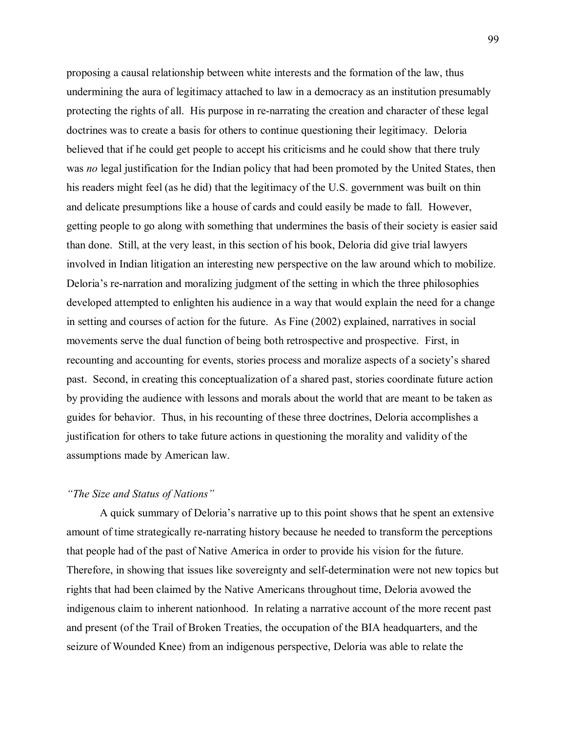proposing a causal relationship between white interests and the formation of the law, thus undermining the aura of legitimacy attached to law in a democracy as an institution presumably protecting the rights of all. His purpose in re-narrating the creation and character of these legal doctrines was to create a basis for others to continue questioning their legitimacy. Deloria believed that if he could get people to accept his criticisms and he could show that there truly was *no* legal justification for the Indian policy that had been promoted by the United States, then his readers might feel (as he did) that the legitimacy of the U.S. government was built on thin and delicate presumptions like a house of cards and could easily be made to fall. However, getting people to go along with something that undermines the basis of their society is easier said than done. Still, at the very least, in this section of his book, Deloria did give trial lawyers involved in Indian litigation an interesting new perspective on the law around which to mobilize. Deloria's re-narration and moralizing judgment of the setting in which the three philosophies developed attempted to enlighten his audience in a way that would explain the need for a change in setting and courses of action for the future. As Fine (2002) explained, narratives in social movements serve the dual function of being both retrospective and prospective. First, in recounting and accounting for events, stories process and moralize aspects of a society's shared past. Second, in creating this conceptualization of a shared past, stories coordinate future action by providing the audience with lessons and morals about the world that are meant to be taken as guides for behavior. Thus, in his recounting of these three doctrines, Deloria accomplishes a justification for others to take future actions in questioning the morality and validity of the assumptions made by American law.

### *"The Size and Status of Nations"*

A quick summary of Deloria's narrative up to this point shows that he spent an extensive amount of time strategically re-narrating history because he needed to transform the perceptions that people had of the past of Native America in order to provide his vision for the future. Therefore, in showing that issues like sovereignty and self-determination were not new topics but rights that had been claimed by the Native Americans throughout time, Deloria avowed the indigenous claim to inherent nationhood. In relating a narrative account of the more recent past and present (of the Trail of Broken Treaties, the occupation of the BIA headquarters, and the seizure of Wounded Knee) from an indigenous perspective, Deloria was able to relate the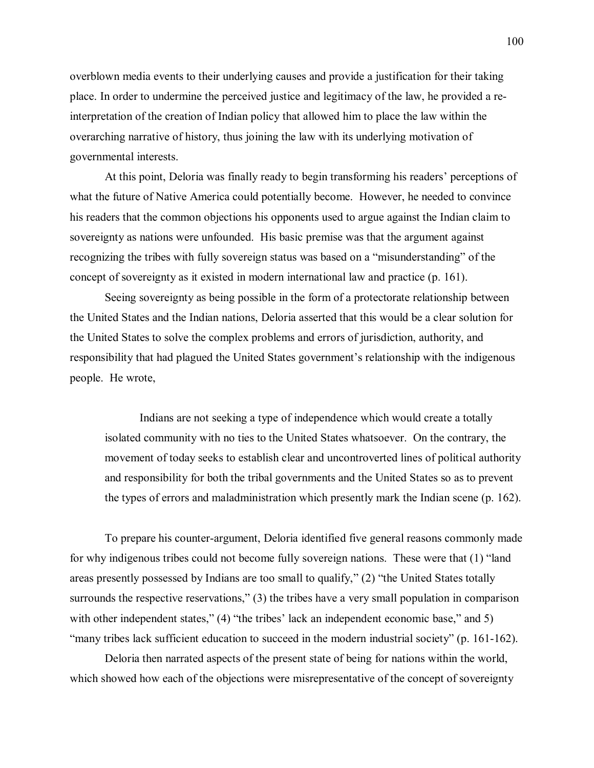overblown media events to their underlying causes and provide a justification for their taking place. In order to undermine the perceived justice and legitimacy of the law, he provided a re-interpretation of the creation of Indian policy that allowed him to place the law within the overarching narrative of history, thus joining the law with its underlying motivation of governmental interests.

At this point, Deloria was finally ready to begin transforming his readers' perceptions of what the future of Native America could potentially become. However, he needed to convince his readers that the common objections his opponents used to argue against the Indian claim to sovereignty as nations were unfounded. His basic premise was that the argument against recognizing the tribes with fully sovereign status was based on a "misunderstanding" of the concept of sovereignty as it existed in modern international law and practice (p. 161).

Seeing sovereignty as being possible in the form of a protectorate relationship between the United States and the Indian nations, Deloria asserted that this would be a clear solution for the United States to solve the complex problems and errors of jurisdiction, authority, and responsibility that had plagued the United States government's relationship with the indigenous people. He wrote,

> Indians are not seeking a type of independence which would create a totally isolated community with no ties to the United States whatsoever. On the contrary, the movement of today seeks to establish clear and uncontroverted lines of political authority and responsibility for both the tribal governments and the United States so as to prevent the types of errors and maladministration which presently mark the Indian scene (p. 162).

To prepare his counter-argument, Deloria identified five general reasons commonly made for why indigenous tribes could not become fully sovereign nations. These were that (1) "land areas presently possessed by Indians are too small to qualify," (2) "the United States totally surrounds the respective reservations," (3) the tribes have a very small population in comparison with other independent states," (4) "the tribes' lack an independent economic base," and 5) "many tribes lack sufficient education to succeed in the modern industrial society" (p. 161-162).

Deloria then narrated aspects of the present state of being for nations within the world, which showed how each of the objections were misrepresentative of the concept of sovereignty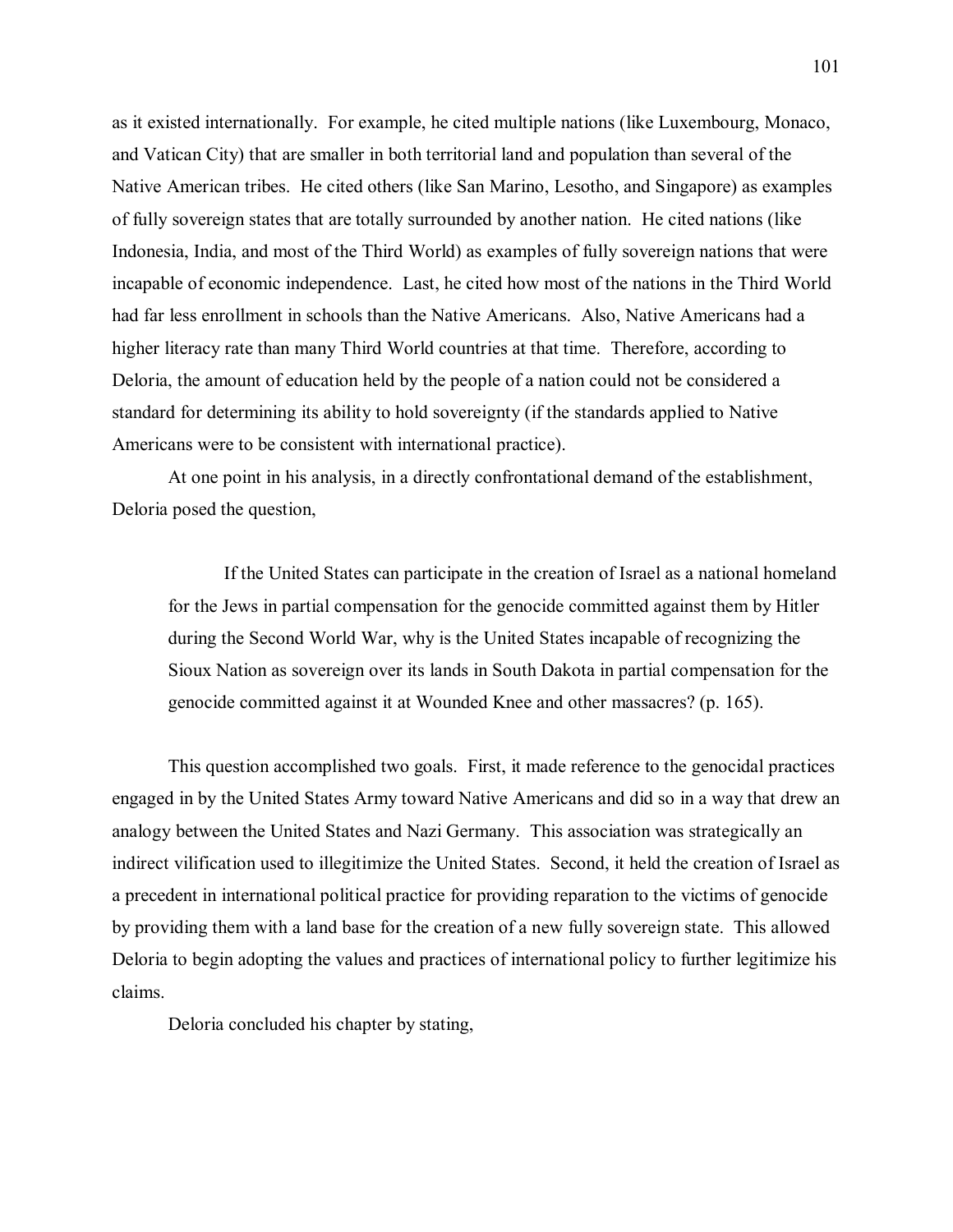as it existed internationally. For example, he cited multiple nations (like Luxembourg, Monaco, and Vatican City) that are smaller in both territorial land and population than several of the Native American tribes. He cited others (like San Marino, Lesotho, and Singapore) as examples of fully sovereign states that are totally surrounded by another nation. He cited nations (like Indonesia, India, and most of the Third World) as examples of fully sovereign nations that were incapable of economic independence. Last, he cited how most of the nations in the Third World had far less enrollment in schools than the Native Americans. Also, Native Americans had a higher literacy rate than many Third World countries at that time. Therefore, according to Deloria, the amount of education held by the people of a nation could not be considered a standard for determining its ability to hold sovereignty (if the standards applied to Native Americans were to be consistent with international practice).

At one point in his analysis, in a directly confrontational demand of the establishment, Deloria posed the question,

> If the United States can participate in the creation of Israel as a national homeland for the Jews in partial compensation for the genocide committed against them by Hitler during the Second World War, why is the United States incapable of recognizing the Sioux Nation as sovereign over its lands in South Dakota in partial compensation for the genocide committed against it at Wounded Knee and other massacres? (p. 165).

This question accomplished two goals. First, it made reference to the genocidal practices engaged in by the United States Army toward Native Americans and did so in a way that drew an analogy between the United States and Nazi Germany. This association was strategically an indirect vilification used to illegitimize the United States. Second, it held the creation of Israel as a precedent in international political practice for providing reparation to the victims of genocide by providing them with a land base for the creation of a new fully sovereign state. This allowed Deloria to begin adopting the values and practices of international policy to further legitimize his claims.

Deloria concluded his chapter by stating,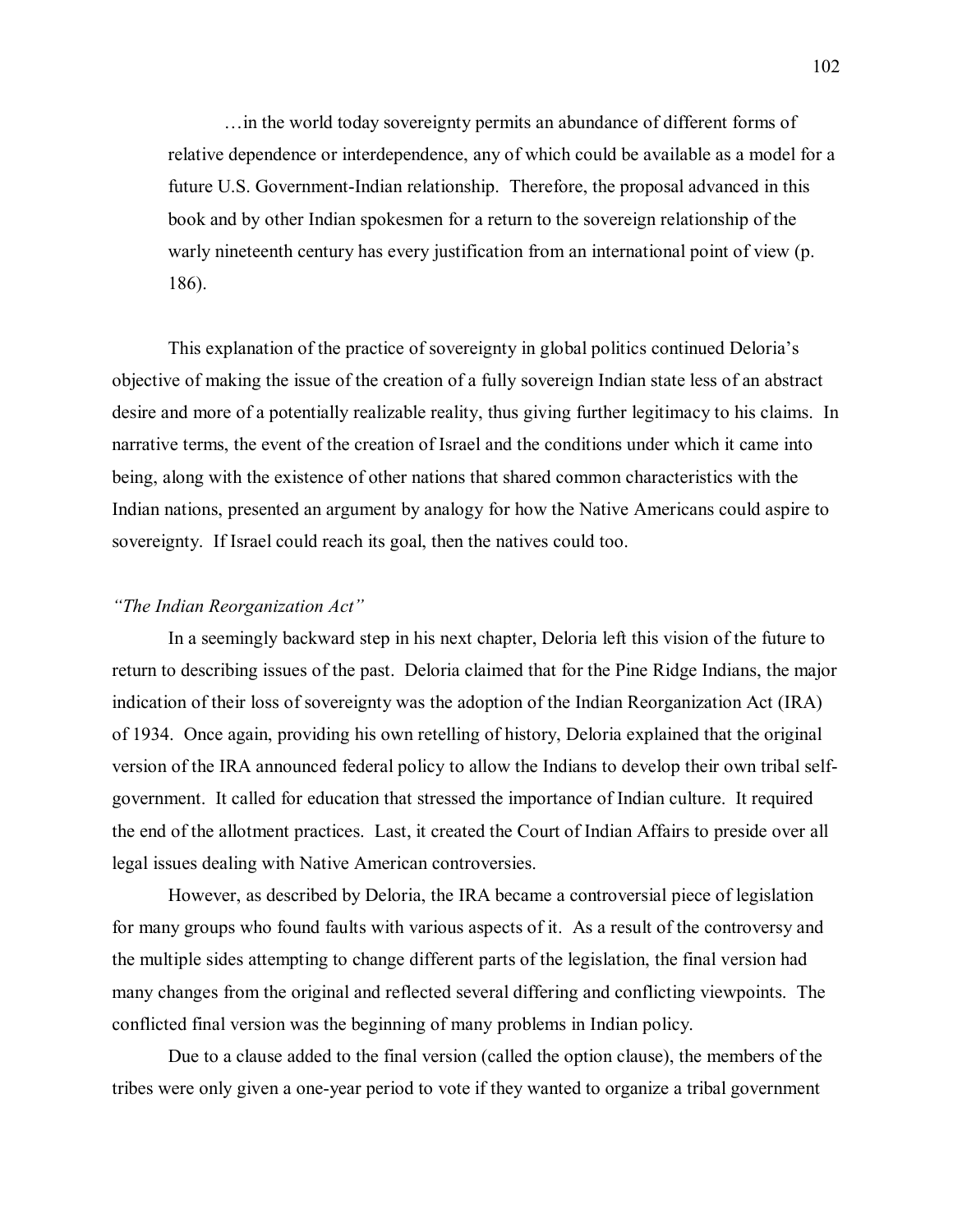> …in the world today sovereignty permits an abundance of different forms of relative dependence or interdependence, any of which could be available as a model for a future U.S. Government-Indian relationship. Therefore, the proposal advanced in this book and by other Indian spokesmen for a return to the sovereign relationship of the warly nineteenth century has every justification from an international point of view (p. 186).

This explanation of the practice of sovereignty in global politics continued Deloria's objective of making the issue of the creation of a fully sovereign Indian state less of an abstract desire and more of a potentially realizable reality, thus giving further legitimacy to his claims. In narrative terms, the event of the creation of Israel and the conditions under which it came into being, along with the existence of other nations that shared common characteristics with the Indian nations, presented an argument by analogy for how the Native Americans could aspire to sovereignty. If Israel could reach its goal, then the natives could too.

*"The Indian Reorganization Act"*

In a seemingly backward step in his next chapter, Deloria left this vision of the future to return to describing issues of the past. Deloria claimed that for the Pine Ridge Indians, the major indication of their loss of sovereignty was the adoption of the Indian Reorganization Act (IRA) of 1934. Once again, providing his own retelling of history, Deloria explained that the original version of the IRA announced federal policy to allow the Indians to develop their own tribal self-government. It called for education that stressed the importance of Indian culture. It required the end of the allotment practices. Last, it created the Court of Indian Affairs to preside over all legal issues dealing with Native American controversies.

However, as described by Deloria, the IRA became a controversial piece of legislation for many groups who found faults with various aspects of it. As a result of the controversy and the multiple sides attempting to change different parts of the legislation, the final version had many changes from the original and reflected several differing and conflicting viewpoints. The conflicted final version was the beginning of many problems in Indian policy.

Due to a clause added to the final version (called the option clause), the members of the tribes were only given a one-year period to vote if they wanted to organize a tribal government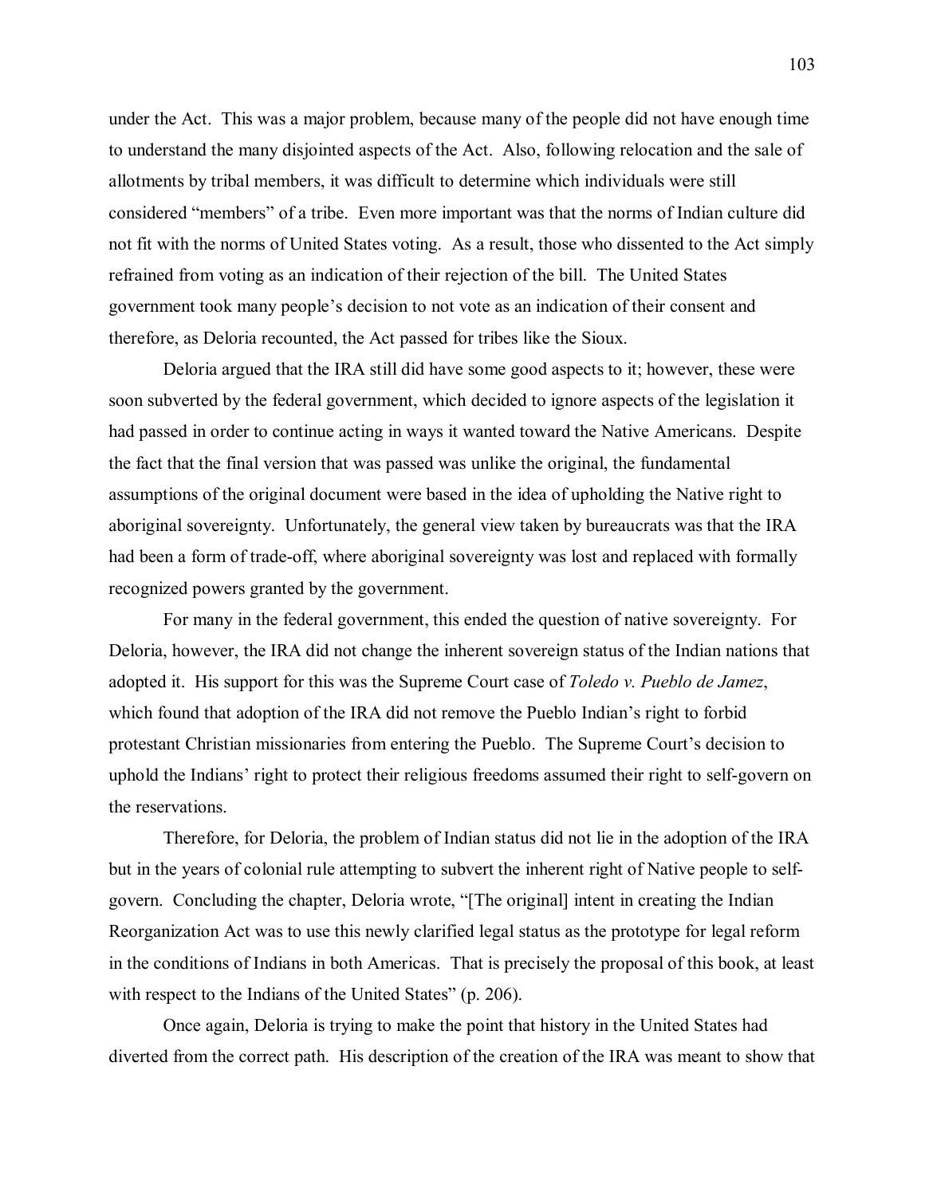under the Act. This was a major problem, because many of the people did not have enough time to understand the many disjointed aspects of the Act. Also, following relocation and the sale of allotments by tribal members, it was difficult to determine which individuals were still considered "members" of a tribe. Even more important was that the norms of Indian culture did not fit with the norms of United States voting. As a result, those who dissented to the Act simply refrained from voting as an indication of their rejection of the bill. The United States government took many people's decision to not vote as an indication of their consent and therefore, as Deloria recounted, the Act passed for tribes like the Sioux.

Deloria argued that the IRA still did have some good aspects to it; however, these were soon subverted by the federal government, which decided to ignore aspects of the legislation it had passed in order to continue acting in ways it wanted toward the Native Americans. Despite the fact that the final version that was passed was unlike the original, the fundamental assumptions of the original document were based in the idea of upholding the Native right to aboriginal sovereignty. Unfortunately, the general view taken by bureaucrats was that the IRA had been a form of trade-off, where aboriginal sovereignty was lost and replaced with formally recognized powers granted by the government.

For many in the federal government, this ended the question of native sovereignty. For Deloria, however, the IRA did not change the inherent sovereign status of the Indian nations that adopted it. His support for this was the Supreme Court case of *Toledo v. Pueblo de Jamez*, which found that adoption of the IRA did not remove the Pueblo Indian's right to forbid protestant Christian missionaries from entering the Pueblo. The Supreme Court's decision to uphold the Indians' right to protect their religious freedoms assumed their right to self-govern on the reservations.

Therefore, for Deloria, the problem of Indian status did not lie in the adoption of the IRA but in the years of colonial rule attempting to subvert the inherent right of Native people to self-govern. Concluding the chapter, Deloria wrote, "[The original] intent in creating the Indian Reorganization Act was to use this newly clarified legal status as the prototype for legal reform in the conditions of Indians in both Americas. That is precisely the proposal of this book, at least with respect to the Indians of the United States" (p. 206).

Once again, Deloria is trying to make the point that history in the United States had diverted from the correct path. His description of the creation of the IRA was meant to show that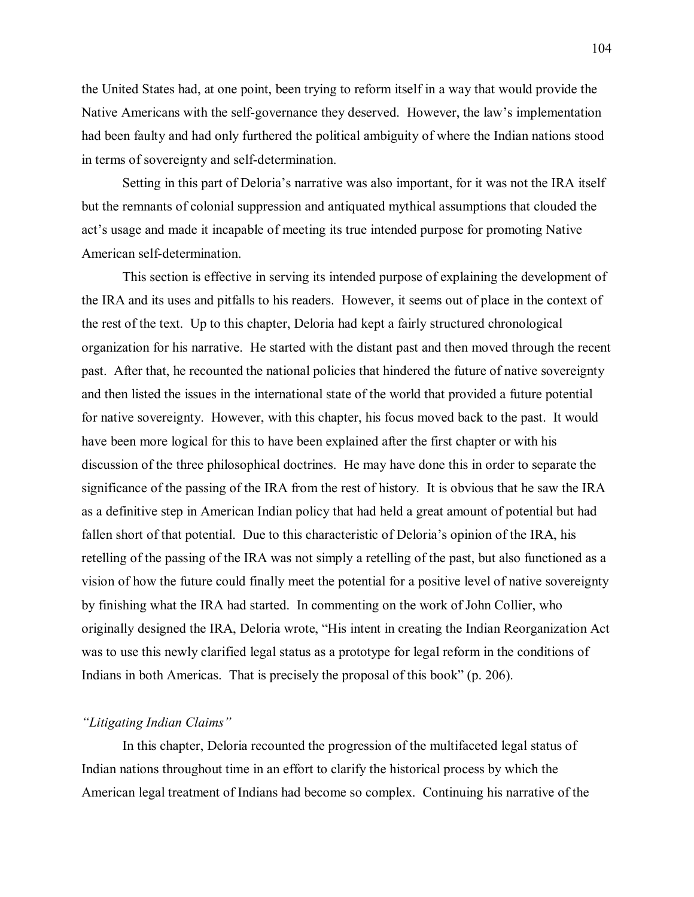the United States had, at one point, been trying to reform itself in a way that would provide the Native Americans with the self-governance they deserved. However, the law's implementation had been faulty and had only furthered the political ambiguity of where the Indian nations stood in terms of sovereignty and self-determination.

Setting in this part of Deloria's narrative was also important, for it was not the IRA itself but the remnants of colonial suppression and antiquated mythical assumptions that clouded the act's usage and made it incapable of meeting its true intended purpose for promoting Native American self-determination.

This section is effective in serving its intended purpose of explaining the development of the IRA and its uses and pitfalls to his readers. However, it seems out of place in the context of the rest of the text. Up to this chapter, Deloria had kept a fairly structured chronological organization for his narrative. He started with the distant past and then moved through the recent past. After that, he recounted the national policies that hindered the future of native sovereignty and then listed the issues in the international state of the world that provided a future potential for native sovereignty. However, with this chapter, his focus moved back to the past. It would have been more logical for this to have been explained after the first chapter or with his discussion of the three philosophical doctrines. He may have done this in order to separate the significance of the passing of the IRA from the rest of history. It is obvious that he saw the IRA as a definitive step in American Indian policy that had held a great amount of potential but had fallen short of that potential. Due to this characteristic of Deloria's opinion of the IRA, his retelling of the passing of the IRA was not simply a retelling of the past, but also functioned as a vision of how the future could finally meet the potential for a positive level of native sovereignty by finishing what the IRA had started. In commenting on the work of John Collier, who originally designed the IRA, Deloria wrote, "His intent in creating the Indian Reorganization Act was to use this newly clarified legal status as a prototype for legal reform in the conditions of Indians in both Americas. That is precisely the proposal of this book" (p. 206).

### *"Litigating Indian Claims"*

In this chapter, Deloria recounted the progression of the multifaceted legal status of Indian nations throughout time in an effort to clarify the historical process by which the American legal treatment of Indians had become so complex. Continuing his narrative of the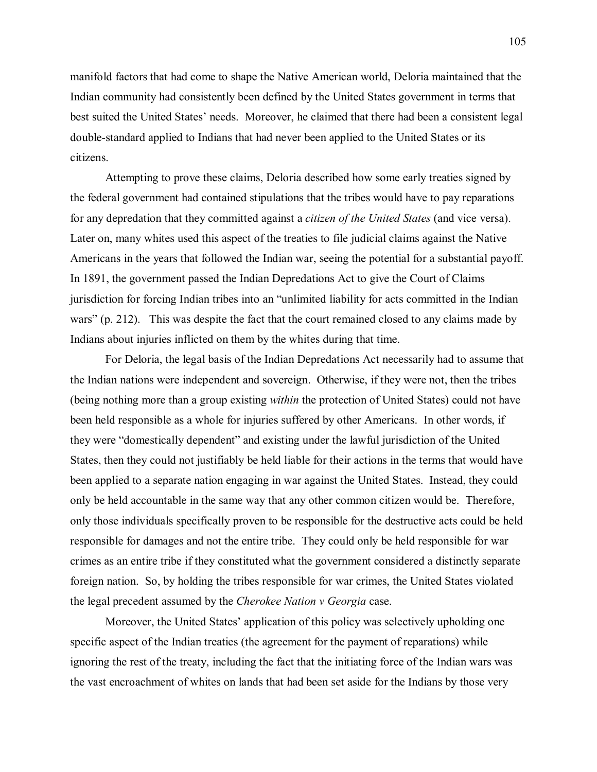manifold factors that had come to shape the Native American world, Deloria maintained that the Indian community had consistently been defined by the United States government in terms that best suited the United States' needs. Moreover, he claimed that there had been a consistent legal double-standard applied to Indians that had never been applied to the United States or its citizens.

Attempting to prove these claims, Deloria described how some early treaties signed by the federal government had contained stipulations that the tribes would have to pay reparations for any depredation that they committed against a *citizen of the United States* (and vice versa). Later on, many whites used this aspect of the treaties to file judicial claims against the Native Americans in the years that followed the Indian war, seeing the potential for a substantial payoff. In 1891, the government passed the Indian Depredations Act to give the Court of Claims jurisdiction for forcing Indian tribes into an "unlimited liability for acts committed in the Indian wars" (p. 212). This was despite the fact that the court remained closed to any claims made by Indians about injuries inflicted on them by the whites during that time.

For Deloria, the legal basis of the Indian Depredations Act necessarily had to assume that the Indian nations were independent and sovereign. Otherwise, if they were not, then the tribes (being nothing more than a group existing *within* the protection of United States) could not have been held responsible as a whole for injuries suffered by other Americans. In other words, if they were "domestically dependent" and existing under the lawful jurisdiction of the United States, then they could not justifiably be held liable for their actions in the terms that would have been applied to a separate nation engaging in war against the United States. Instead, they could only be held accountable in the same way that any other common citizen would be. Therefore, only those individuals specifically proven to be responsible for the destructive acts could be held responsible for damages and not the entire tribe. They could only be held responsible for war crimes as an entire tribe if they constituted what the government considered a distinctly separate foreign nation. So, by holding the tribes responsible for war crimes, the United States violated the legal precedent assumed by the *Cherokee Nation v Georgia* case.

Moreover, the United States' application of this policy was selectively upholding one specific aspect of the Indian treaties (the agreement for the payment of reparations) while ignoring the rest of the treaty, including the fact that the initiating force of the Indian wars was the vast encroachment of whites on lands that had been set aside for the Indians by those very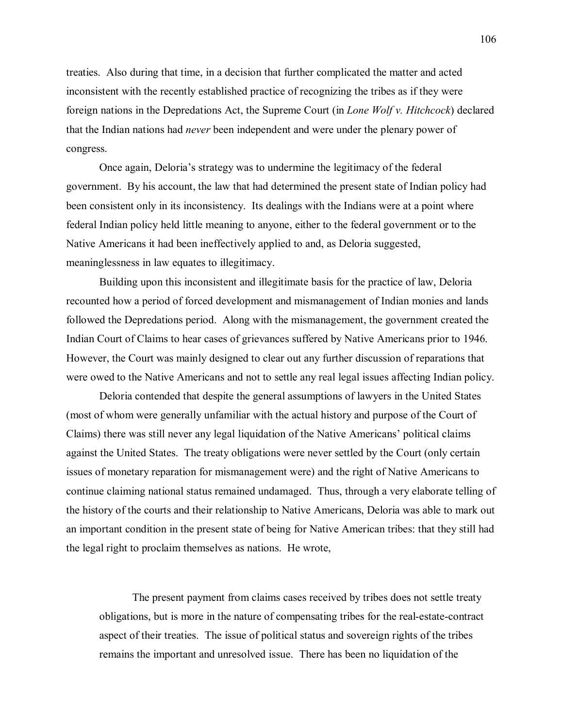treaties. Also during that time, in a decision that further complicated the matter and acted inconsistent with the recently established practice of recognizing the tribes as if they were foreign nations in the Depredations Act, the Supreme Court (in *Lone Wolf v. Hitchcock*) declared that the Indian nations had *never* been independent and were under the plenary power of congress.

Once again, Deloria's strategy was to undermine the legitimacy of the federal government. By his account, the law that had determined the present state of Indian policy had been consistent only in its inconsistency. Its dealings with the Indians were at a point where federal Indian policy held little meaning to anyone, either to the federal government or to the Native Americans it had been ineffectively applied to and, as Deloria suggested, meaninglessness in law equates to illegitimacy.

Building upon this inconsistent and illegitimate basis for the practice of law, Deloria recounted how a period of forced development and mismanagement of Indian monies and lands followed the Depredations period. Along with the mismanagement, the government created the Indian Court of Claims to hear cases of grievances suffered by Native Americans prior to 1946. However, the Court was mainly designed to clear out any further discussion of reparations that were owed to the Native Americans and not to settle any real legal issues affecting Indian policy.

Deloria contended that despite the general assumptions of lawyers in the United States (most of whom were generally unfamiliar with the actual history and purpose of the Court of Claims) there was still never any legal liquidation of the Native Americans' political claims against the United States. The treaty obligations were never settled by the Court (only certain issues of monetary reparation for mismanagement were) and the right of Native Americans to continue claiming national status remained undamaged. Thus, through a very elaborate telling of the history of the courts and their relationship to Native Americans, Deloria was able to mark out an important condition in the present state of being for Native American tribes: that they still had the legal right to proclaim themselves as nations. He wrote,

> The present payment from claims cases received by tribes does not settle treaty obligations, but is more in the nature of compensating tribes for the real-estate-contract aspect of their treaties. The issue of political status and sovereign rights of the tribes remains the important and unresolved issue. There has been no liquidation of the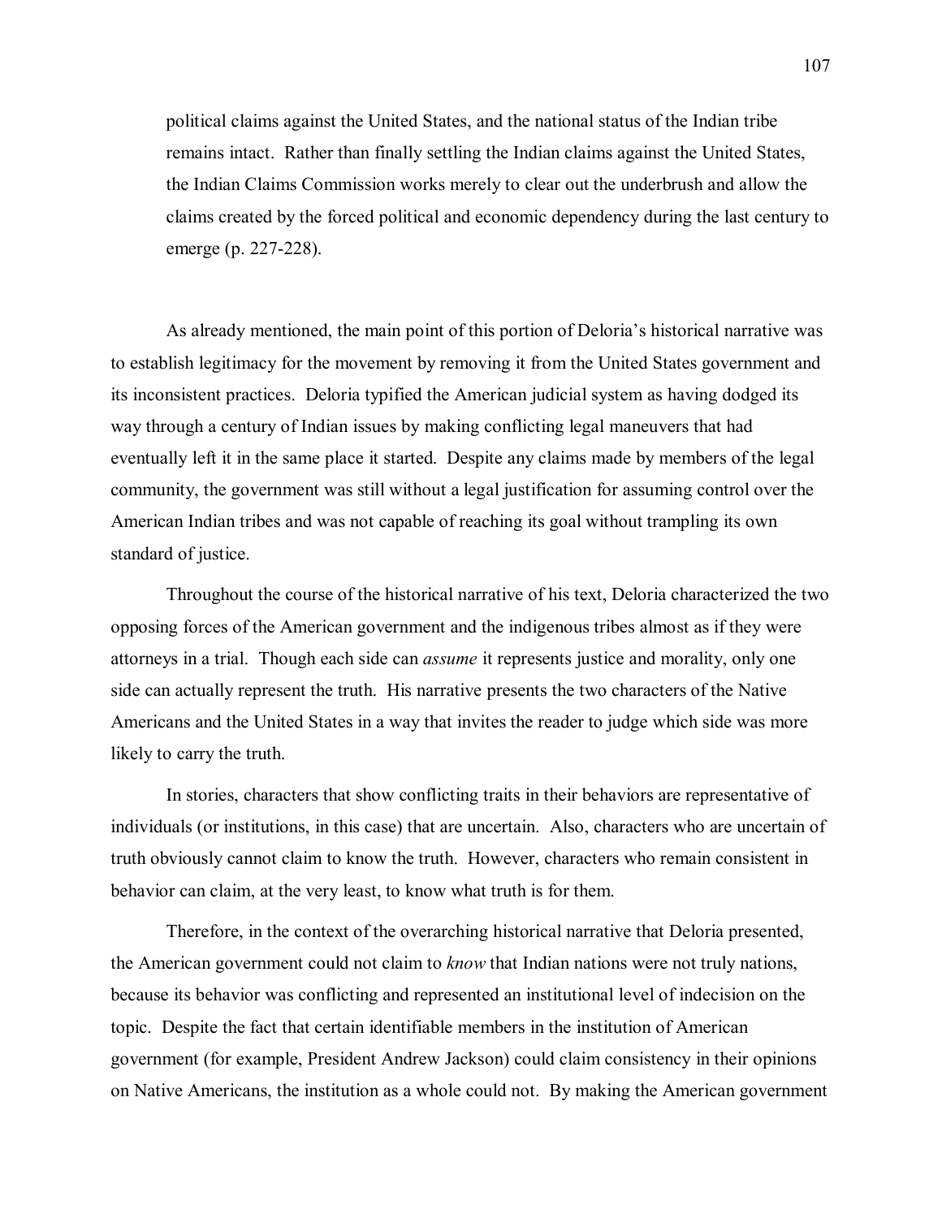> political claims against the United States, and the national status of the Indian tribe remains intact. Rather than finally settling the Indian claims against the United States, the Indian Claims Commission works merely to clear out the underbrush and allow the claims created by the forced political and economic dependency during the last century to emerge (p. 227-228).

As already mentioned, the main point of this portion of Deloria's historical narrative was to establish legitimacy for the movement by removing it from the United States government and its inconsistent practices. Deloria typified the American judicial system as having dodged its way through a century of Indian issues by making conflicting legal maneuvers that had eventually left it in the same place it started. Despite any claims made by members of the legal community, the government was still without a legal justification for assuming control over the American Indian tribes and was not capable of reaching its goal without trampling its own standard of justice.

Throughout the course of the historical narrative of his text, Deloria characterized the two opposing forces of the American government and the indigenous tribes almost as if they were attorneys in a trial. Though each side can *assume* it represents justice and morality, only one side can actually represent the truth. His narrative presents the two characters of the Native Americans and the United States in a way that invites the reader to judge which side was more likely to carry the truth.

In stories, characters that show conflicting traits in their behaviors are representative of individuals (or institutions, in this case) that are uncertain. Also, characters who are uncertain of truth obviously cannot claim to know the truth. However, characters who remain consistent in behavior can claim, at the very least, to know what truth is for them.

Therefore, in the context of the overarching historical narrative that Deloria presented, the American government could not claim to *know* that Indian nations were not truly nations, because its behavior was conflicting and represented an institutional level of indecision on the topic. Despite the fact that certain identifiable members in the institution of American government (for example, President Andrew Jackson) could claim consistency in their opinions on Native Americans, the institution as a whole could not. By making the American government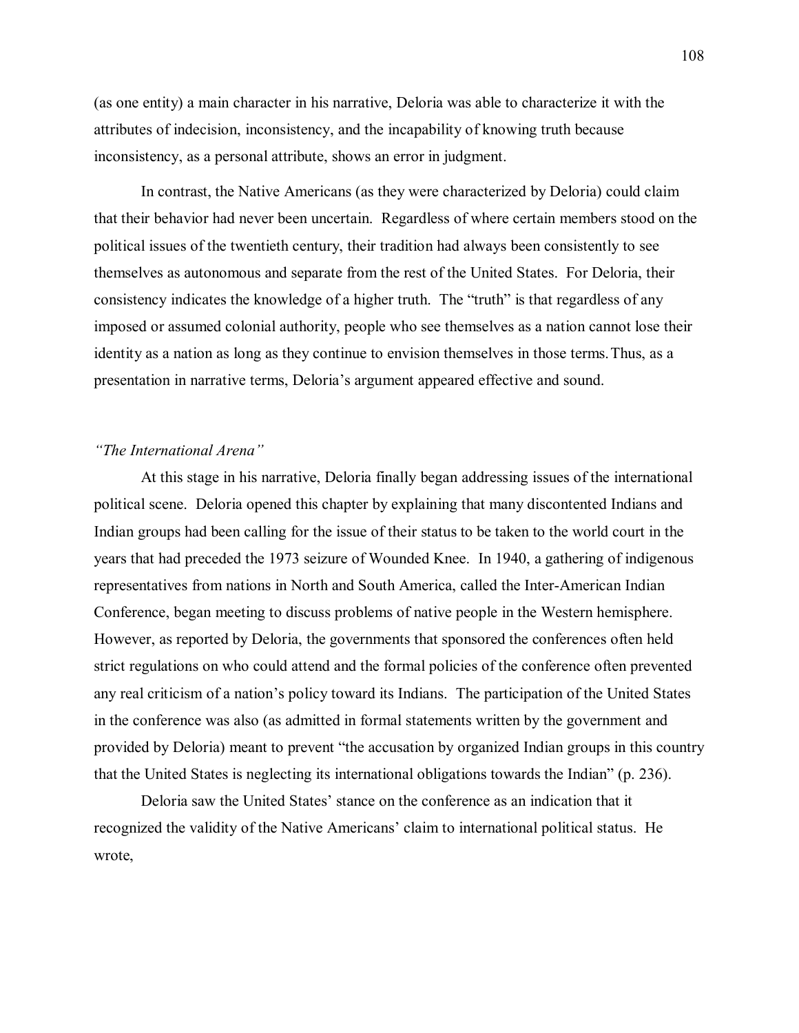(as one entity) a main character in his narrative, Deloria was able to characterize it with the attributes of indecision, inconsistency, and the incapability of knowing truth because inconsistency, as a personal attribute, shows an error in judgment.

In contrast, the Native Americans (as they were characterized by Deloria) could claim that their behavior had never been uncertain. Regardless of where certain members stood on the political issues of the twentieth century, their tradition had always been consistently to see themselves as autonomous and separate from the rest of the United States. For Deloria, their consistency indicates the knowledge of a higher truth. The "truth" is that regardless of any imposed or assumed colonial authority, people who see themselves as a nation cannot lose their identity as a nation as long as they continue to envision themselves in those terms. Thus, as a presentation in narrative terms, Deloria's argument appeared effective and sound.

### *"The International Arena"*

At this stage in his narrative, Deloria finally began addressing issues of the international political scene. Deloria opened this chapter by explaining that many discontented Indians and Indian groups had been calling for the issue of their status to be taken to the world court in the years that had preceded the 1973 seizure of Wounded Knee. In 1940, a gathering of indigenous representatives from nations in North and South America, called the Inter-American Indian Conference, began meeting to discuss problems of native people in the Western hemisphere. However, as reported by Deloria, the governments that sponsored the conferences often held strict regulations on who could attend and the formal policies of the conference often prevented any real criticism of a nation's policy toward its Indians. The participation of the United States in the conference was also (as admitted in formal statements written by the government and provided by Deloria) meant to prevent "the accusation by organized Indian groups in this country that the United States is neglecting its international obligations towards the Indian" (p. 236).

Deloria saw the United States' stance on the conference as an indication that it recognized the validity of the Native Americans' claim to international political status. He wrote,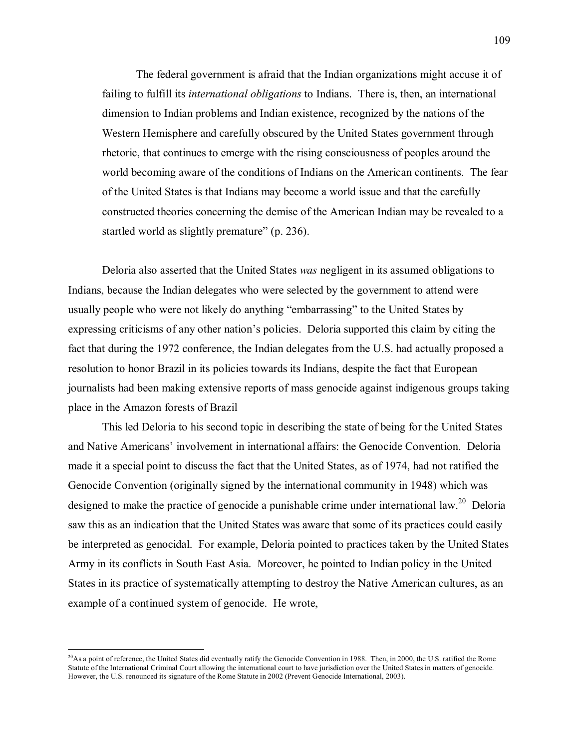> The federal government is afraid that the Indian organizations might accuse it of failing to fulfill its *international obligations* to Indians. There is, then, an international dimension to Indian problems and Indian existence, recognized by the nations of the Western Hemisphere and carefully obscured by the United States government through rhetoric, that continues to emerge with the rising consciousness of peoples around the world becoming aware of the conditions of Indians on the American continents. The fear of the United States is that Indians may become a world issue and that the carefully constructed theories concerning the demise of the American Indian may be revealed to a startled world as slightly premature" (p. 236).

Deloria also asserted that the United States *was* negligent in its assumed obligations to Indians, because the Indian delegates who were selected by the government to attend were usually people who were not likely do anything "embarrassing" to the United States by expressing criticisms of any other nation's policies. Deloria supported this claim by citing the fact that during the 1972 conference, the Indian delegates from the U.S. had actually proposed a resolution to honor Brazil in its policies towards its Indians, despite the fact that European journalists had been making extensive reports of mass genocide against indigenous groups taking place in the Amazon forests of Brazil

This led Deloria to his second topic in describing the state of being for the United States and Native Americans' involvement in international affairs: the Genocide Convention. Deloria made it a special point to discuss the fact that the United States, as of 1974, had not ratified the Genocide Convention (originally signed by the international community in 1948) which was designed to make the practice of genocide a punishable crime under international law.[20] Deloria saw this as an indication that the United States was aware that some of its practices could easily be interpreted as genocidal. For example, Deloria pointed to practices taken by the United States Army in its conflicts in South East Asia. Moreover, he pointed to Indian policy in the United States in its practice of systematically attempting to destroy the Native American cultures, as an example of a continued system of genocide. He wrote,

[20] As a point of reference, the United States did eventually ratify the Genocide Convention in 1988. Then, in 2000, the U.S. ratified the Rome Statute of the International Criminal Court allowing the international court to have jurisdiction over the United States in matters of genocide. However, the U.S. renounced its signature of the Rome Statute in 2002 (Prevent Genocide International, 2003).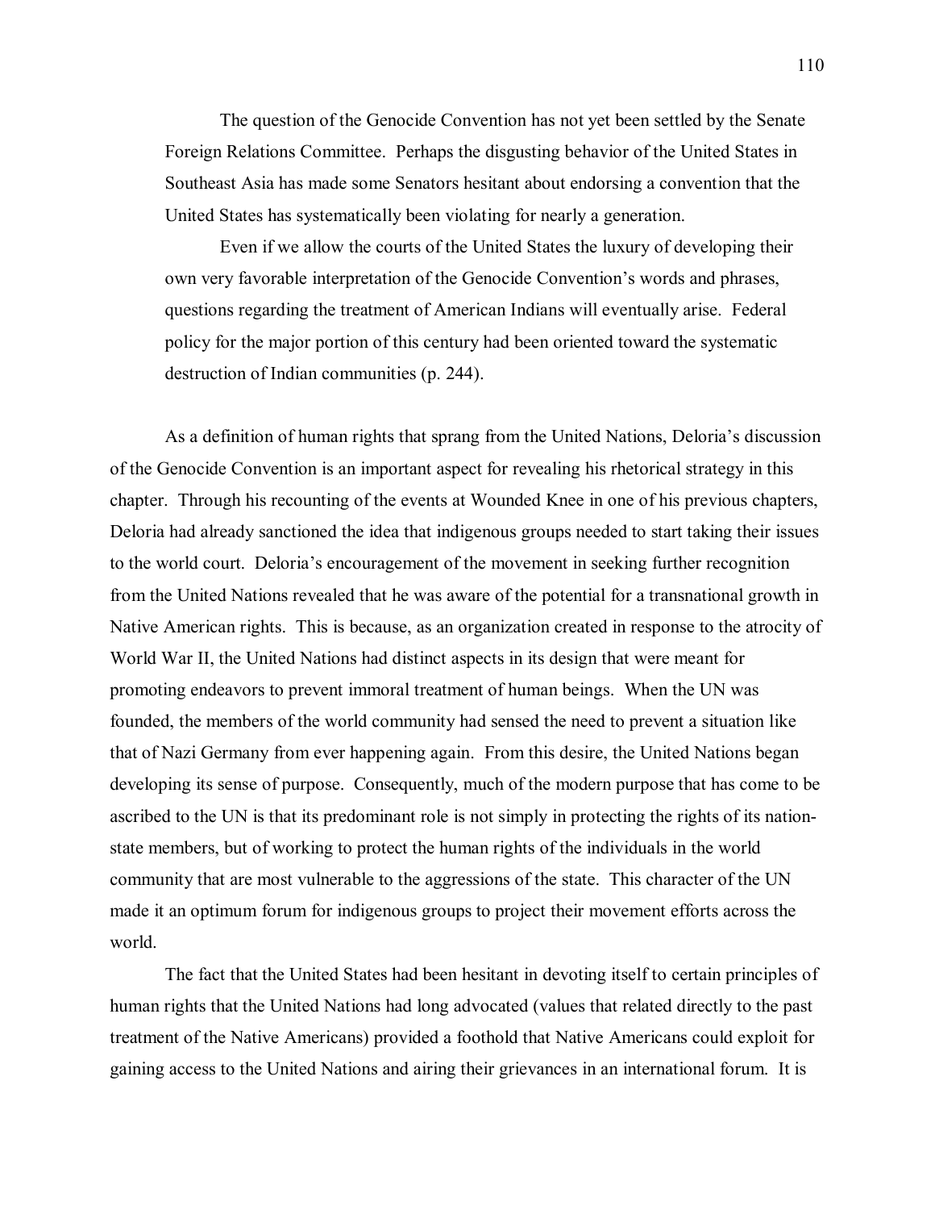> The question of the Genocide Convention has not yet been settled by the Senate Foreign Relations Committee. Perhaps the disgusting behavior of the United States in Southeast Asia has made some Senators hesitant about endorsing a convention that the United States has systematically been violating for nearly a generation.
>
> Even if we allow the courts of the United States the luxury of developing their own very favorable interpretation of the Genocide Convention's words and phrases, questions regarding the treatment of American Indians will eventually arise. Federal policy for the major portion of this century had been oriented toward the systematic destruction of Indian communities (p. 244).

As a definition of human rights that sprang from the United Nations, Deloria's discussion of the Genocide Convention is an important aspect for revealing his rhetorical strategy in this chapter. Through his recounting of the events at Wounded Knee in one of his previous chapters, Deloria had already sanctioned the idea that indigenous groups needed to start taking their issues to the world court. Deloria's encouragement of the movement in seeking further recognition from the United Nations revealed that he was aware of the potential for a transnational growth in Native American rights. This is because, as an organization created in response to the atrocity of World War II, the United Nations had distinct aspects in its design that were meant for promoting endeavors to prevent immoral treatment of human beings. When the UN was founded, the members of the world community had sensed the need to prevent a situation like that of Nazi Germany from ever happening again. From this desire, the United Nations began developing its sense of purpose. Consequently, much of the modern purpose that has come to be ascribed to the UN is that its predominant role is not simply in protecting the rights of its nation-state members, but of working to protect the human rights of the individuals in the world community that are most vulnerable to the aggressions of the state. This character of the UN made it an optimum forum for indigenous groups to project their movement efforts across the world.

The fact that the United States had been hesitant in devoting itself to certain principles of human rights that the United Nations had long advocated (values that related directly to the past treatment of the Native Americans) provided a foothold that Native Americans could exploit for gaining access to the United Nations and airing their grievances in an international forum. It is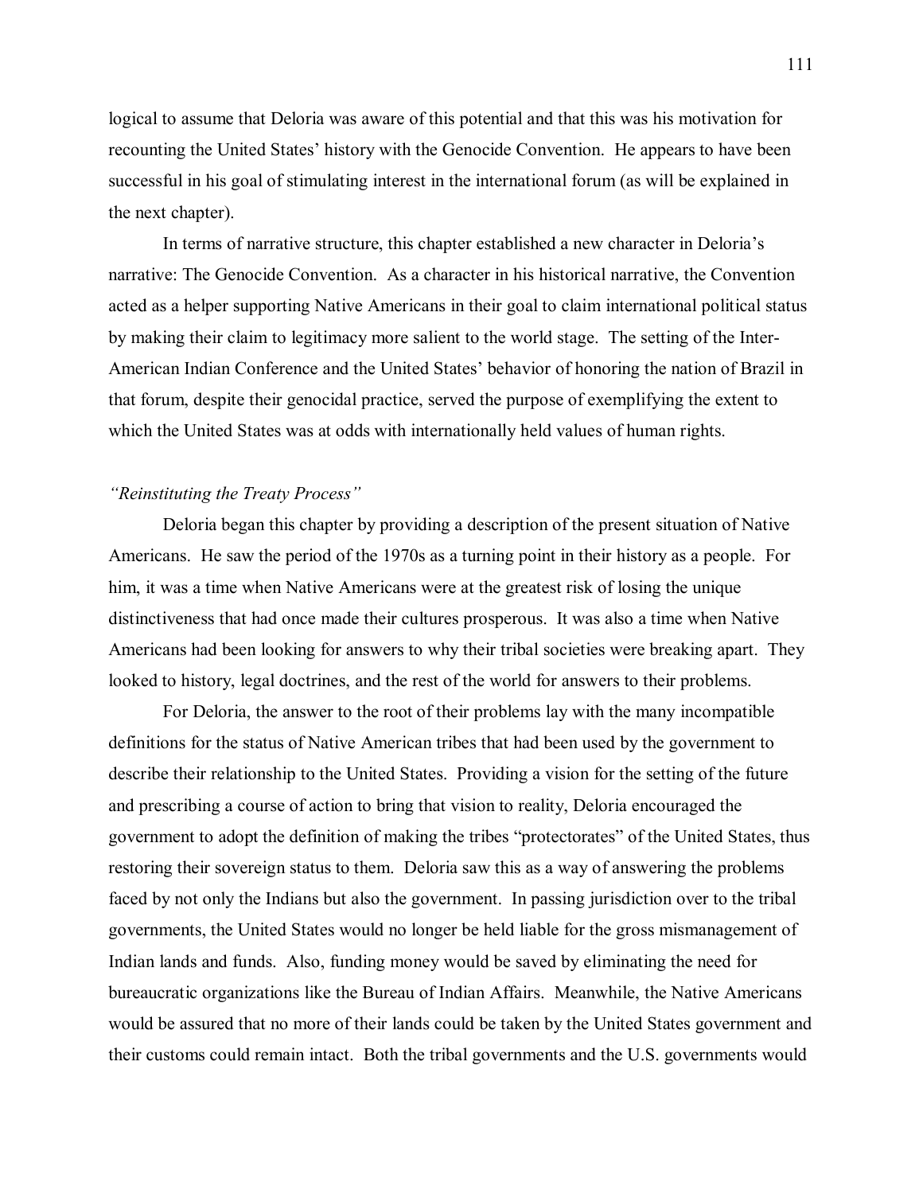logical to assume that Deloria was aware of this potential and that this was his motivation for recounting the United States' history with the Genocide Convention. He appears to have been successful in his goal of stimulating interest in the international forum (as will be explained in the next chapter).

In terms of narrative structure, this chapter established a new character in Deloria's narrative: The Genocide Convention. As a character in his historical narrative, the Convention acted as a helper supporting Native Americans in their goal to claim international political status by making their claim to legitimacy more salient to the world stage. The setting of the Inter-American Indian Conference and the United States' behavior of honoring the nation of Brazil in that forum, despite their genocidal practice, served the purpose of exemplifying the extent to which the United States was at odds with internationally held values of human rights.

*"Reinstituting the Treaty Process"*

Deloria began this chapter by providing a description of the present situation of Native Americans. He saw the period of the 1970s as a turning point in their history as a people. For him, it was a time when Native Americans were at the greatest risk of losing the unique distinctiveness that had once made their cultures prosperous. It was also a time when Native Americans had been looking for answers to why their tribal societies were breaking apart. They looked to history, legal doctrines, and the rest of the world for answers to their problems.

For Deloria, the answer to the root of their problems lay with the many incompatible definitions for the status of Native American tribes that had been used by the government to describe their relationship to the United States. Providing a vision for the setting of the future and prescribing a course of action to bring that vision to reality, Deloria encouraged the government to adopt the definition of making the tribes "protectorates" of the United States, thus restoring their sovereign status to them. Deloria saw this as a way of answering the problems faced by not only the Indians but also the government. In passing jurisdiction over to the tribal governments, the United States would no longer be held liable for the gross mismanagement of Indian lands and funds. Also, funding money would be saved by eliminating the need for bureaucratic organizations like the Bureau of Indian Affairs. Meanwhile, the Native Americans would be assured that no more of their lands could be taken by the United States government and their customs could remain intact. Both the tribal governments and the U.S. governments would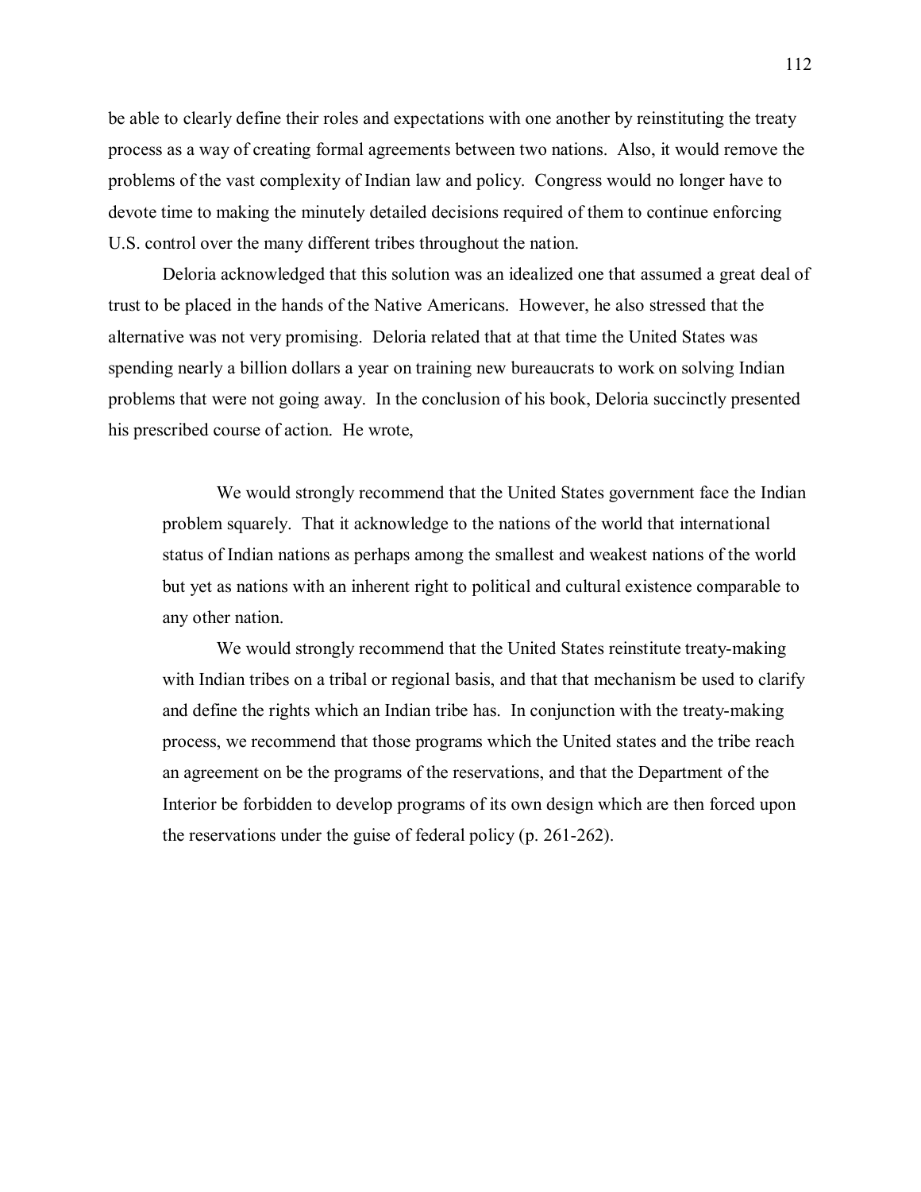be able to clearly define their roles and expectations with one another by reinstituting the treaty process as a way of creating formal agreements between two nations. Also, it would remove the problems of the vast complexity of Indian law and policy. Congress would no longer have to devote time to making the minutely detailed decisions required of them to continue enforcing U.S. control over the many different tribes throughout the nation.

Deloria acknowledged that this solution was an idealized one that assumed a great deal of trust to be placed in the hands of the Native Americans. However, he also stressed that the alternative was not very promising. Deloria related that at that time the United States was spending nearly a billion dollars a year on training new bureaucrats to work on solving Indian problems that were not going away. In the conclusion of his book, Deloria succinctly presented his prescribed course of action. He wrote,

> We would strongly recommend that the United States government face the Indian problem squarely. That it acknowledge to the nations of the world that international status of Indian nations as perhaps among the smallest and weakest nations of the world but yet as nations with an inherent right to political and cultural existence comparable to any other nation.
>
> We would strongly recommend that the United States reinstitute treaty-making with Indian tribes on a tribal or regional basis, and that that mechanism be used to clarify and define the rights which an Indian tribe has. In conjunction with the treaty-making process, we recommend that those programs which the United states and the tribe reach an agreement on be the programs of the reservations, and that the Department of the Interior be forbidden to develop programs of its own design which are then forced upon the reservations under the guise of federal policy (p. 261-262).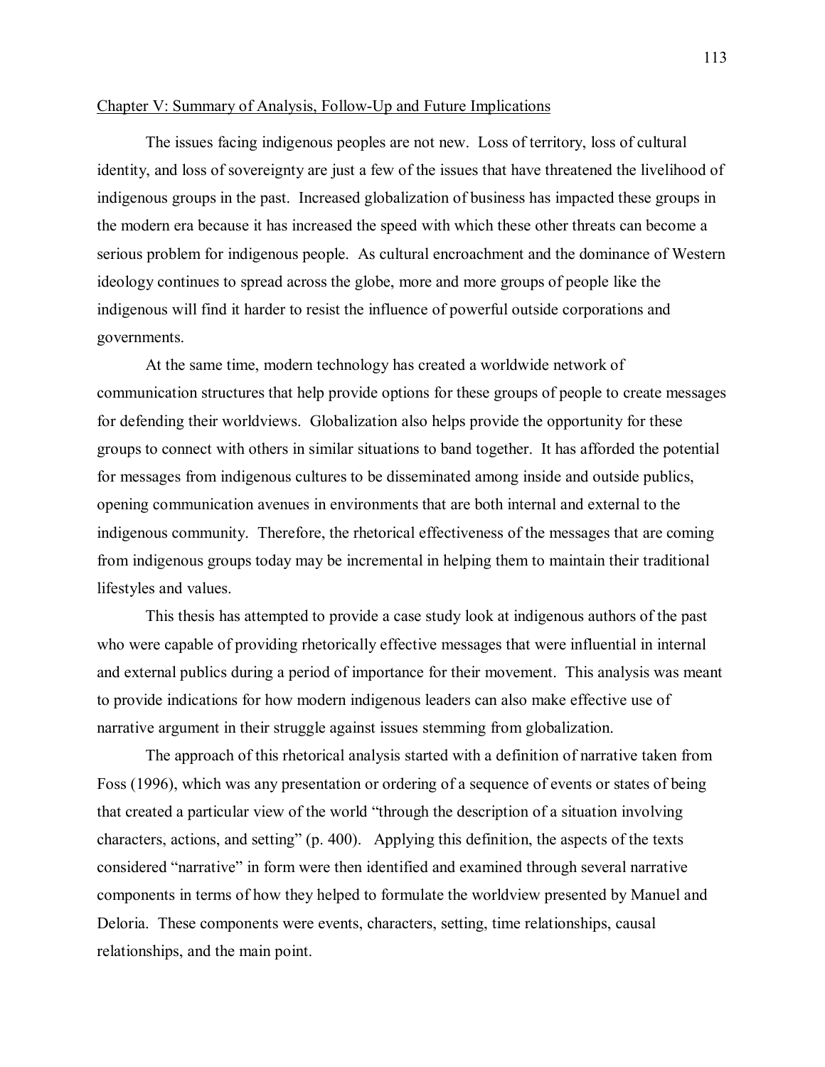## Chapter V: Summary of Analysis, Follow-Up and Future Implications

The issues facing indigenous peoples are not new. Loss of territory, loss of cultural identity, and loss of sovereignty are just a few of the issues that have threatened the livelihood of indigenous groups in the past. Increased globalization of business has impacted these groups in the modern era because it has increased the speed with which these other threats can become a serious problem for indigenous people. As cultural encroachment and the dominance of Western ideology continues to spread across the globe, more and more groups of people like the indigenous will find it harder to resist the influence of powerful outside corporations and governments.

At the same time, modern technology has created a worldwide network of communication structures that help provide options for these groups of people to create messages for defending their worldviews. Globalization also helps provide the opportunity for these groups to connect with others in similar situations to band together. It has afforded the potential for messages from indigenous cultures to be disseminated among inside and outside publics, opening communication avenues in environments that are both internal and external to the indigenous community. Therefore, the rhetorical effectiveness of the messages that are coming from indigenous groups today may be incremental in helping them to maintain their traditional lifestyles and values.

This thesis has attempted to provide a case study look at indigenous authors of the past who were capable of providing rhetorically effective messages that were influential in internal and external publics during a period of importance for their movement. This analysis was meant to provide indications for how modern indigenous leaders can also make effective use of narrative argument in their struggle against issues stemming from globalization.

The approach of this rhetorical analysis started with a definition of narrative taken from Foss (1996), which was any presentation or ordering of a sequence of events or states of being that created a particular view of the world "through the description of a situation involving characters, actions, and setting" (p. 400). Applying this definition, the aspects of the texts considered "narrative" in form were then identified and examined through several narrative components in terms of how they helped to formulate the worldview presented by Manuel and Deloria. These components were events, characters, setting, time relationships, causal relationships, and the main point.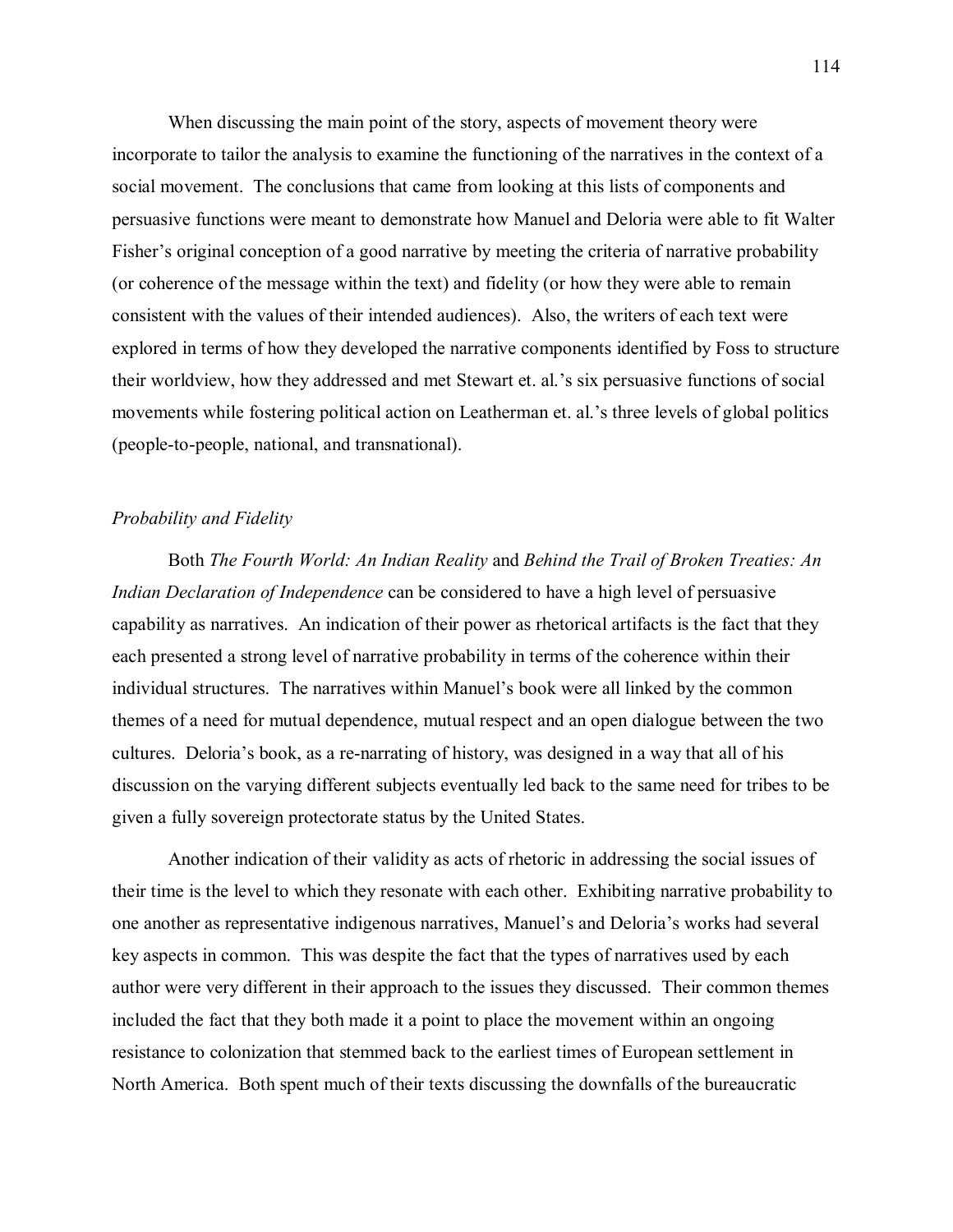When discussing the main point of the story, aspects of movement theory were incorporate to tailor the analysis to examine the functioning of the narratives in the context of a social movement. The conclusions that came from looking at this lists of components and persuasive functions were meant to demonstrate how Manuel and Deloria were able to fit Walter Fisher's original conception of a good narrative by meeting the criteria of narrative probability (or coherence of the message within the text) and fidelity (or how they were able to remain consistent with the values of their intended audiences). Also, the writers of each text were explored in terms of how they developed the narrative components identified by Foss to structure their worldview, how they addressed and met Stewart et. al.'s six persuasive functions of social movements while fostering political action on Leatherman et. al.'s three levels of global politics (people-to-people, national, and transnational).

*Probability and Fidelity*

Both *The Fourth World: An Indian Reality* and *Behind the Trail of Broken Treaties: An Indian Declaration of Independence* can be considered to have a high level of persuasive capability as narratives. An indication of their power as rhetorical artifacts is the fact that they each presented a strong level of narrative probability in terms of the coherence within their individual structures. The narratives within Manuel's book were all linked by the common themes of a need for mutual dependence, mutual respect and an open dialogue between the two cultures. Deloria's book, as a re-narrating of history, was designed in a way that all of his discussion on the varying different subjects eventually led back to the same need for tribes to be given a fully sovereign protectorate status by the United States.

Another indication of their validity as acts of rhetoric in addressing the social issues of their time is the level to which they resonate with each other. Exhibiting narrative probability to one another as representative indigenous narratives, Manuel's and Deloria's works had several key aspects in common. This was despite the fact that the types of narratives used by each author were very different in their approach to the issues they discussed. Their common themes included the fact that they both made it a point to place the movement within an ongoing resistance to colonization that stemmed back to the earliest times of European settlement in North America. Both spent much of their texts discussing the downfalls of the bureaucratic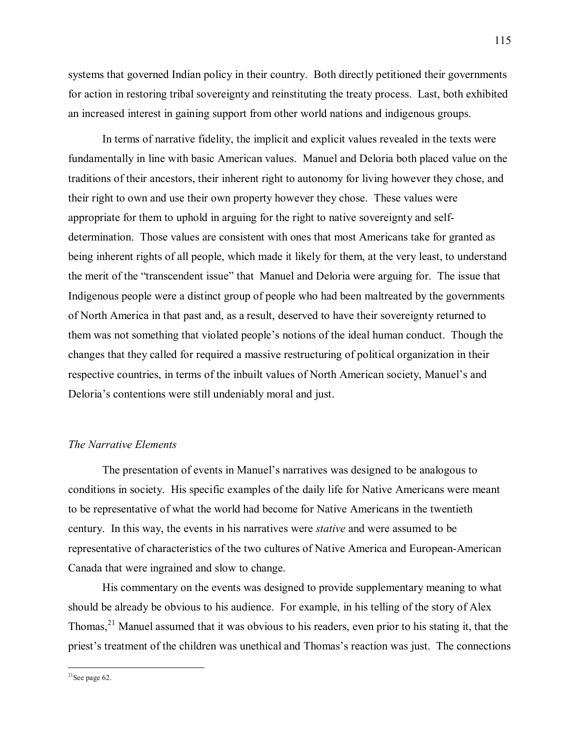systems that governed Indian policy in their country. Both directly petitioned their governments for action in restoring tribal sovereignty and reinstituting the treaty process. Last, both exhibited an increased interest in gaining support from other world nations and indigenous groups.

In terms of narrative fidelity, the implicit and explicit values revealed in the texts were fundamentally in line with basic American values. Manuel and Deloria both placed value on the traditions of their ancestors, their inherent right to autonomy for living however they chose, and their right to own and use their own property however they chose. These values were appropriate for them to uphold in arguing for the right to native sovereignty and self-determination. Those values are consistent with ones that most Americans take for granted as being inherent rights of all people, which made it likely for them, at the very least, to understand the merit of the "transcendent issue" that Manuel and Deloria were arguing for. The issue that Indigenous people were a distinct group of people who had been maltreated by the governments of North America in that past and, as a result, deserved to have their sovereignty returned to them was not something that violated people's notions of the ideal human conduct. Though the changes that they called for required a massive restructuring of political organization in their respective countries, in terms of the inbuilt values of North American society, Manuel's and Deloria's contentions were still undeniably moral and just.

### *The Narrative Elements*

The presentation of events in Manuel's narratives was designed to be analogous to conditions in society. His specific examples of the daily life for Native Americans were meant to be representative of what the world had become for Native Americans in the twentieth century. In this way, the events in his narratives were *stative* and were assumed to be representative of characteristics of the two cultures of Native America and European-American Canada that were ingrained and slow to change.

His commentary on the events was designed to provide supplementary meaning to what should be already be obvious to his audience. For example, in his telling of the story of Alex Thomas,[21] Manuel assumed that it was obvious to his readers, even prior to his stating it, that the priest's treatment of the children was unethical and Thomas's reaction was just. The connections

[21] See page 62.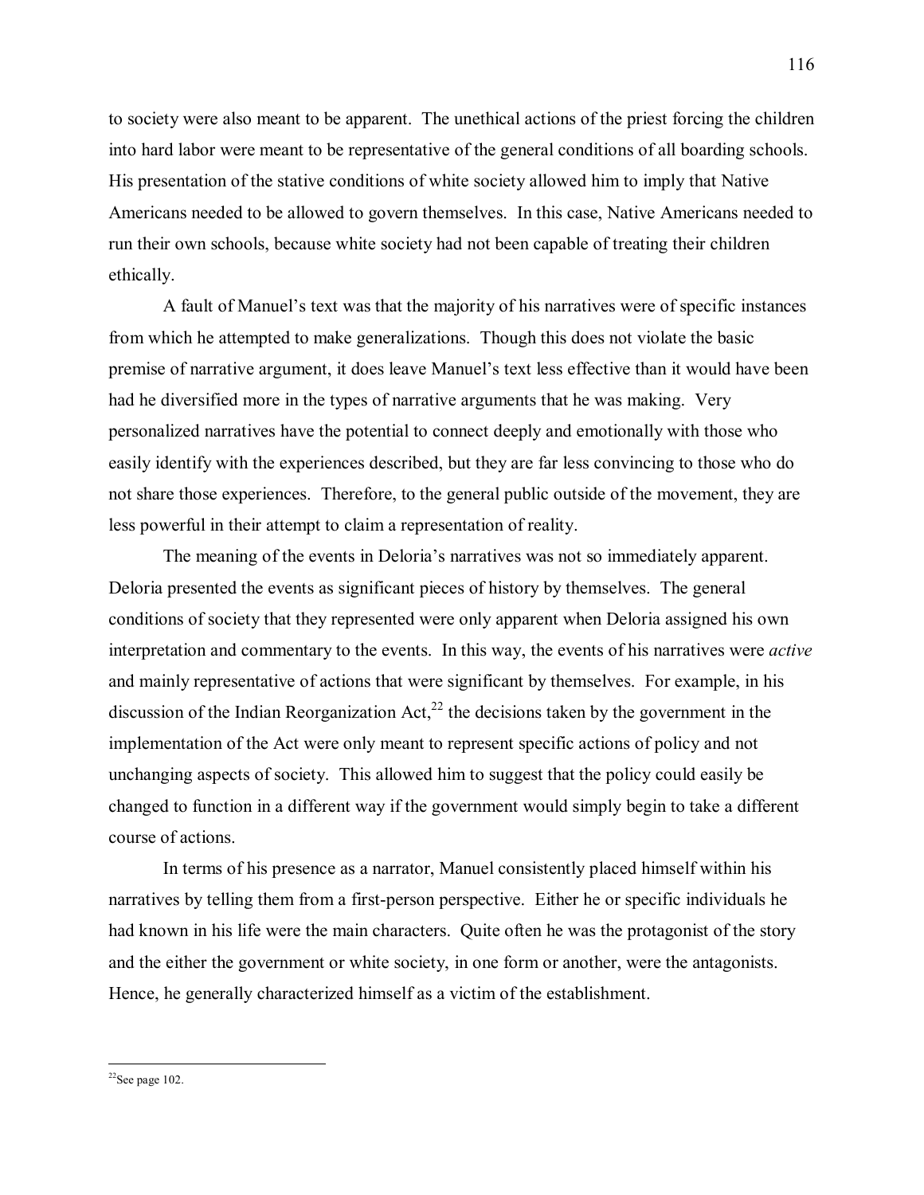to society were also meant to be apparent. The unethical actions of the priest forcing the children into hard labor were meant to be representative of the general conditions of all boarding schools. His presentation of the stative conditions of white society allowed him to imply that Native Americans needed to be allowed to govern themselves. In this case, Native Americans needed to run their own schools, because white society had not been capable of treating their children ethically.

A fault of Manuel's text was that the majority of his narratives were of specific instances from which he attempted to make generalizations. Though this does not violate the basic premise of narrative argument, it does leave Manuel's text less effective than it would have been had he diversified more in the types of narrative arguments that he was making. Very personalized narratives have the potential to connect deeply and emotionally with those who easily identify with the experiences described, but they are far less convincing to those who do not share those experiences. Therefore, to the general public outside of the movement, they are less powerful in their attempt to claim a representation of reality.

The meaning of the events in Deloria's narratives was not so immediately apparent. Deloria presented the events as significant pieces of history by themselves. The general conditions of society that they represented were only apparent when Deloria assigned his own interpretation and commentary to the events. In this way, the events of his narratives were *active* and mainly representative of actions that were significant by themselves. For example, in his discussion of the Indian Reorganization Act,[22] the decisions taken by the government in the implementation of the Act were only meant to represent specific actions of policy and not unchanging aspects of society. This allowed him to suggest that the policy could easily be changed to function in a different way if the government would simply begin to take a different course of actions.

In terms of his presence as a narrator, Manuel consistently placed himself within his narratives by telling them from a first-person perspective. Either he or specific individuals he had known in his life were the main characters. Quite often he was the protagonist of the story and the either the government or white society, in one form or another, were the antagonists. Hence, he generally characterized himself as a victim of the establishment.

---

[22]See page 102.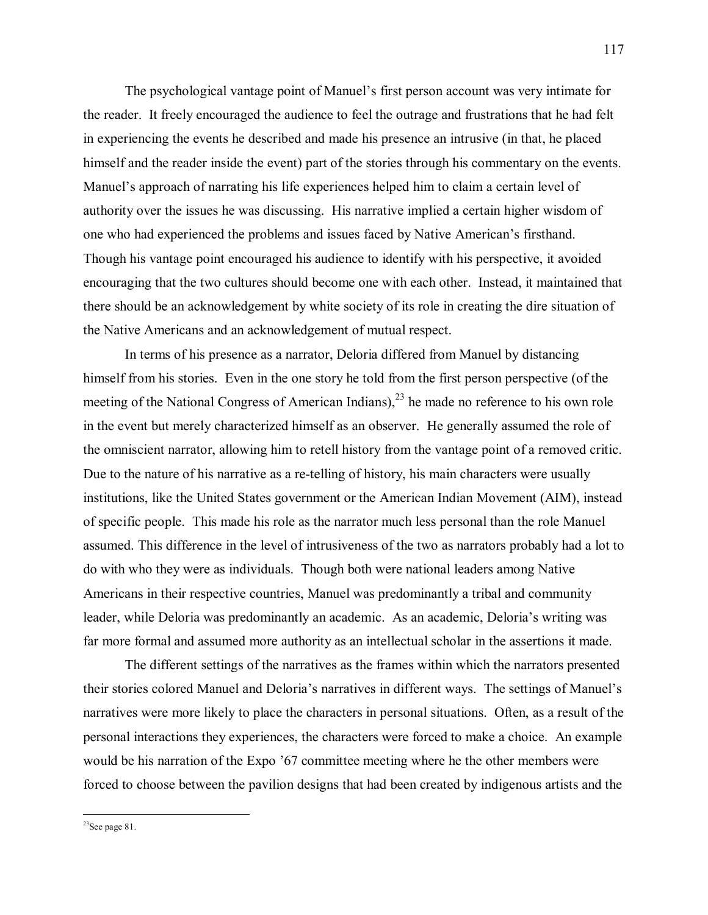The psychological vantage point of Manuel's first person account was very intimate for the reader. It freely encouraged the audience to feel the outrage and frustrations that he had felt in experiencing the events he described and made his presence an intrusive (in that, he placed himself and the reader inside the event) part of the stories through his commentary on the events. Manuel's approach of narrating his life experiences helped him to claim a certain level of authority over the issues he was discussing. His narrative implied a certain higher wisdom of one who had experienced the problems and issues faced by Native American's firsthand. Though his vantage point encouraged his audience to identify with his perspective, it avoided encouraging that the two cultures should become one with each other. Instead, it maintained that there should be an acknowledgement by white society of its role in creating the dire situation of the Native Americans and an acknowledgement of mutual respect.

In terms of his presence as a narrator, Deloria differed from Manuel by distancing himself from his stories. Even in the one story he told from the first person perspective (of the meeting of the National Congress of American Indians),[23] he made no reference to his own role in the event but merely characterized himself as an observer. He generally assumed the role of the omniscient narrator, allowing him to retell history from the vantage point of a removed critic. Due to the nature of his narrative as a re-telling of history, his main characters were usually institutions, like the United States government or the American Indian Movement (AIM), instead of specific people. This made his role as the narrator much less personal than the role Manuel assumed. This difference in the level of intrusiveness of the two as narrators probably had a lot to do with who they were as individuals. Though both were national leaders among Native Americans in their respective countries, Manuel was predominantly a tribal and community leader, while Deloria was predominantly an academic. As an academic, Deloria's writing was far more formal and assumed more authority as an intellectual scholar in the assertions it made.

The different settings of the narratives as the frames within which the narrators presented their stories colored Manuel and Deloria's narratives in different ways. The settings of Manuel's narratives were more likely to place the characters in personal situations. Often, as a result of the personal interactions they experiences, the characters were forced to make a choice. An example would be his narration of the Expo '67 committee meeting where he the other members were forced to choose between the pavilion designs that had been created by indigenous artists and the

[23] See page 81.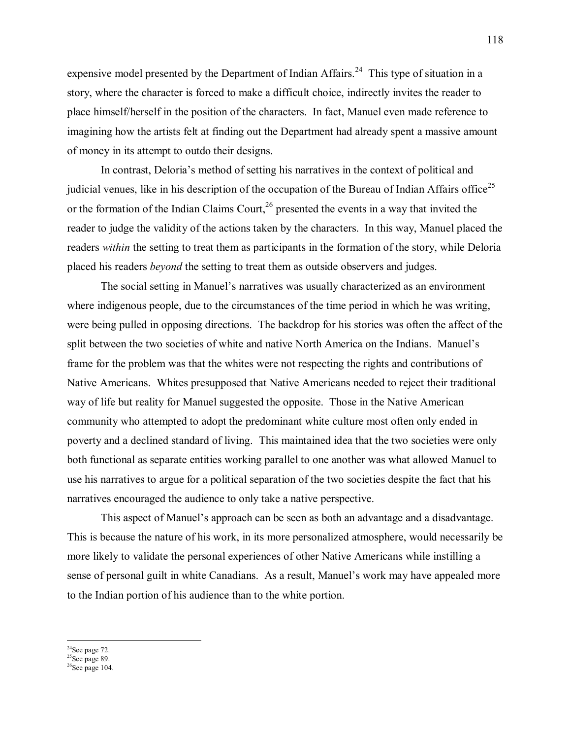expensive model presented by the Department of Indian Affairs.[24] This type of situation in a story, where the character is forced to make a difficult choice, indirectly invites the reader to place himself/herself in the position of the characters. In fact, Manuel even made reference to imagining how the artists felt at finding out the Department had already spent a massive amount of money in its attempt to outdo their designs.

In contrast, Deloria's method of setting his narratives in the context of political and judicial venues, like in his description of the occupation of the Bureau of Indian Affairs office[25] or the formation of the Indian Claims Court,[26] presented the events in a way that invited the reader to judge the validity of the actions taken by the characters. In this way, Manuel placed the readers *within* the setting to treat them as participants in the formation of the story, while Deloria placed his readers *beyond* the setting to treat them as outside observers and judges.

The social setting in Manuel's narratives was usually characterized as an environment where indigenous people, due to the circumstances of the time period in which he was writing, were being pulled in opposing directions. The backdrop for his stories was often the affect of the split between the two societies of white and native North America on the Indians. Manuel's frame for the problem was that the whites were not respecting the rights and contributions of Native Americans. Whites presupposed that Native Americans needed to reject their traditional way of life but reality for Manuel suggested the opposite. Those in the Native American community who attempted to adopt the predominant white culture most often only ended in poverty and a declined standard of living. This maintained idea that the two societies were only both functional as separate entities working parallel to one another was what allowed Manuel to use his narratives to argue for a political separation of the two societies despite the fact that his narratives encouraged the audience to only take a native perspective.

This aspect of Manuel's approach can be seen as both an advantage and a disadvantage. This is because the nature of his work, in its more personalized atmosphere, would necessarily be more likely to validate the personal experiences of other Native Americans while instilling a sense of personal guilt in white Canadians. As a result, Manuel's work may have appealed more to the Indian portion of his audience than to the white portion.

---

[24]See page 72.
[25]See page 89.
[26]See page 104.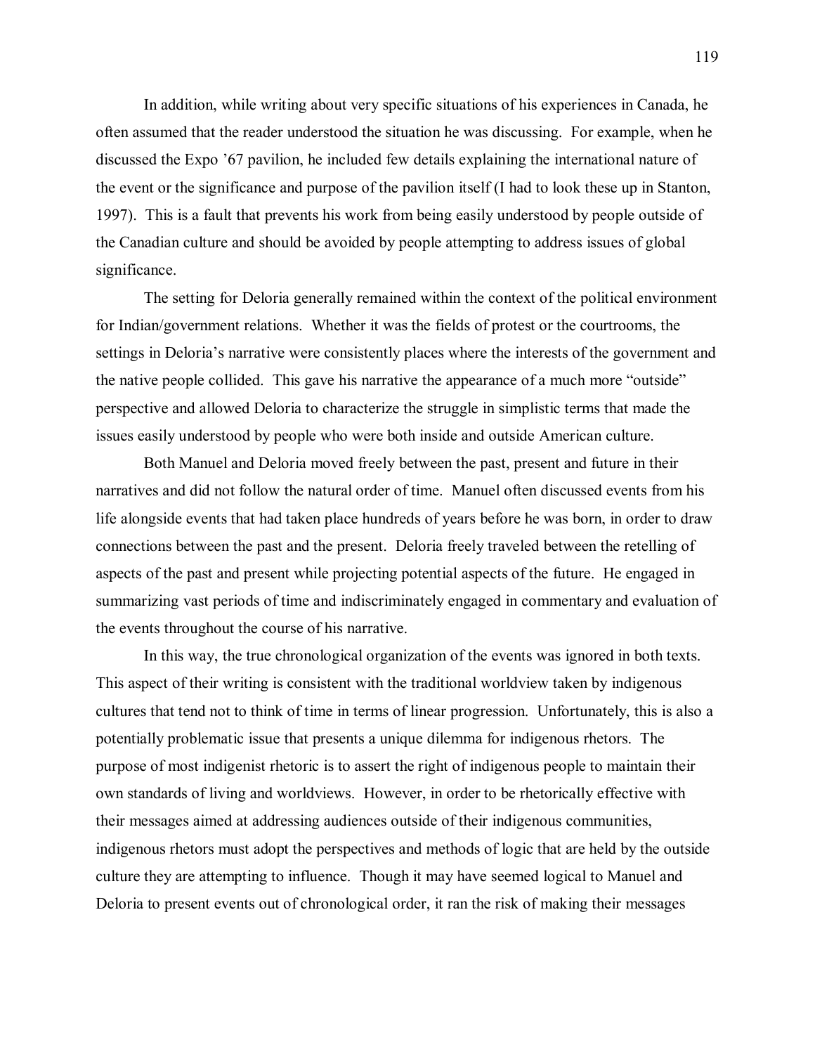In addition, while writing about very specific situations of his experiences in Canada, he often assumed that the reader understood the situation he was discussing. For example, when he discussed the Expo '67 pavilion, he included few details explaining the international nature of the event or the significance and purpose of the pavilion itself (I had to look these up in Stanton, 1997). This is a fault that prevents his work from being easily understood by people outside of the Canadian culture and should be avoided by people attempting to address issues of global significance.

The setting for Deloria generally remained within the context of the political environment for Indian/government relations. Whether it was the fields of protest or the courtrooms, the settings in Deloria's narrative were consistently places where the interests of the government and the native people collided. This gave his narrative the appearance of a much more "outside" perspective and allowed Deloria to characterize the struggle in simplistic terms that made the issues easily understood by people who were both inside and outside American culture.

Both Manuel and Deloria moved freely between the past, present and future in their narratives and did not follow the natural order of time. Manuel often discussed events from his life alongside events that had taken place hundreds of years before he was born, in order to draw connections between the past and the present. Deloria freely traveled between the retelling of aspects of the past and present while projecting potential aspects of the future. He engaged in summarizing vast periods of time and indiscriminately engaged in commentary and evaluation of the events throughout the course of his narrative.

In this way, the true chronological organization of the events was ignored in both texts. This aspect of their writing is consistent with the traditional worldview taken by indigenous cultures that tend not to think of time in terms of linear progression. Unfortunately, this is also a potentially problematic issue that presents a unique dilemma for indigenous rhetors. The purpose of most indigenist rhetoric is to assert the right of indigenous people to maintain their own standards of living and worldviews. However, in order to be rhetorically effective with their messages aimed at addressing audiences outside of their indigenous communities, indigenous rhetors must adopt the perspectives and methods of logic that are held by the outside culture they are attempting to influence. Though it may have seemed logical to Manuel and Deloria to present events out of chronological order, it ran the risk of making their messages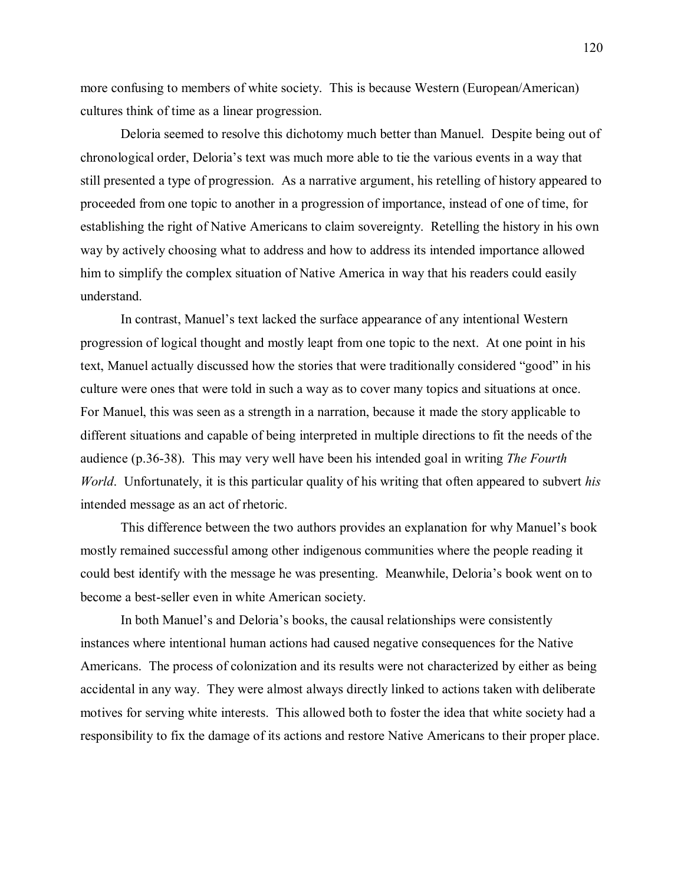more confusing to members of white society. This is because Western (European/American) cultures think of time as a linear progression.

Deloria seemed to resolve this dichotomy much better than Manuel. Despite being out of chronological order, Deloria's text was much more able to tie the various events in a way that still presented a type of progression. As a narrative argument, his retelling of history appeared to proceeded from one topic to another in a progression of importance, instead of one of time, for establishing the right of Native Americans to claim sovereignty. Retelling the history in his own way by actively choosing what to address and how to address its intended importance allowed him to simplify the complex situation of Native America in way that his readers could easily understand.

In contrast, Manuel's text lacked the surface appearance of any intentional Western progression of logical thought and mostly leapt from one topic to the next. At one point in his text, Manuel actually discussed how the stories that were traditionally considered "good" in his culture were ones that were told in such a way as to cover many topics and situations at once. For Manuel, this was seen as a strength in a narration, because it made the story applicable to different situations and capable of being interpreted in multiple directions to fit the needs of the audience (p.36-38). This may very well have been his intended goal in writing *The Fourth World*. Unfortunately, it is this particular quality of his writing that often appeared to subvert *his* intended message as an act of rhetoric.

This difference between the two authors provides an explanation for why Manuel's book mostly remained successful among other indigenous communities where the people reading it could best identify with the message he was presenting. Meanwhile, Deloria's book went on to become a best-seller even in white American society.

In both Manuel's and Deloria's books, the causal relationships were consistently instances where intentional human actions had caused negative consequences for the Native Americans. The process of colonization and its results were not characterized by either as being accidental in any way. They were almost always directly linked to actions taken with deliberate motives for serving white interests. This allowed both to foster the idea that white society had a responsibility to fix the damage of its actions and restore Native Americans to their proper place.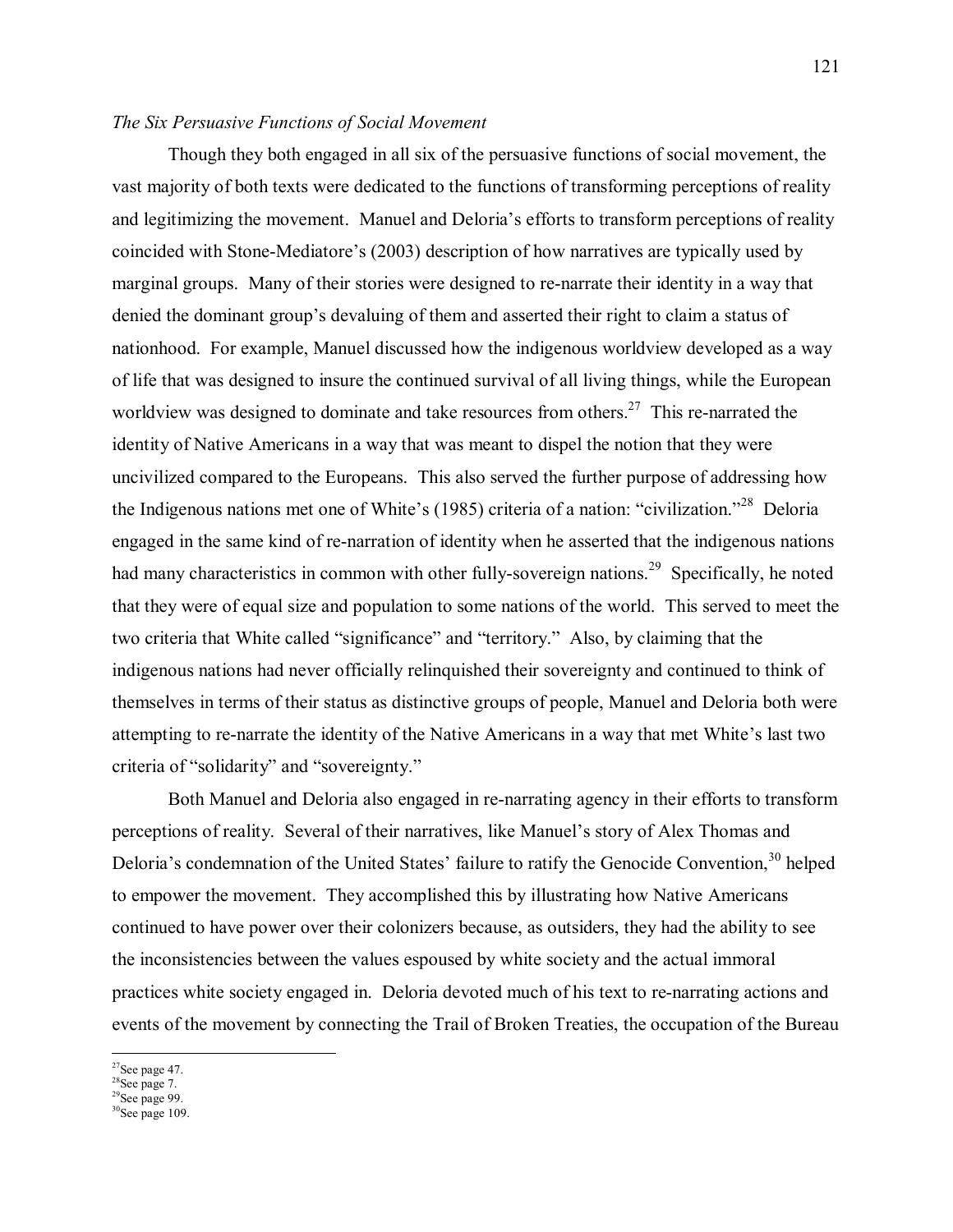*The Six Persuasive Functions of Social Movement*

Though they both engaged in all six of the persuasive functions of social movement, the vast majority of both texts were dedicated to the functions of transforming perceptions of reality and legitimizing the movement. Manuel and Deloria's efforts to transform perceptions of reality coincided with Stone-Mediatore's (2003) description of how narratives are typically used by marginal groups. Many of their stories were designed to re-narrate their identity in a way that denied the dominant group's devaluing of them and asserted their right to claim a status of nationhood. For example, Manuel discussed how the indigenous worldview developed as a way of life that was designed to insure the continued survival of all living things, while the European worldview was designed to dominate and take resources from others.[27] This re-narrated the identity of Native Americans in a way that was meant to dispel the notion that they were uncivilized compared to the Europeans. This also served the further purpose of addressing how the Indigenous nations met one of White's (1985) criteria of a nation: "civilization."[28] Deloria engaged in the same kind of re-narration of identity when he asserted that the indigenous nations had many characteristics in common with other fully-sovereign nations.[29] Specifically, he noted that they were of equal size and population to some nations of the world. This served to meet the two criteria that White called "significance" and "territory." Also, by claiming that the indigenous nations had never officially relinquished their sovereignty and continued to think of themselves in terms of their status as distinctive groups of people, Manuel and Deloria both were attempting to re-narrate the identity of the Native Americans in a way that met White's last two criteria of "solidarity" and "sovereignty."

Both Manuel and Deloria also engaged in re-narrating agency in their efforts to transform perceptions of reality. Several of their narratives, like Manuel's story of Alex Thomas and Deloria's condemnation of the United States' failure to ratify the Genocide Convention,[30] helped to empower the movement. They accomplished this by illustrating how Native Americans continued to have power over their colonizers because, as outsiders, they had the ability to see the inconsistencies between the values espoused by white society and the actual immoral practices white society engaged in. Deloria devoted much of his text to re-narrating actions and events of the movement by connecting the Trail of Broken Treaties, the occupation of the Bureau

---

[27] See page 47.
[28] See page 7.
[29] See page 99.
[30] See page 109.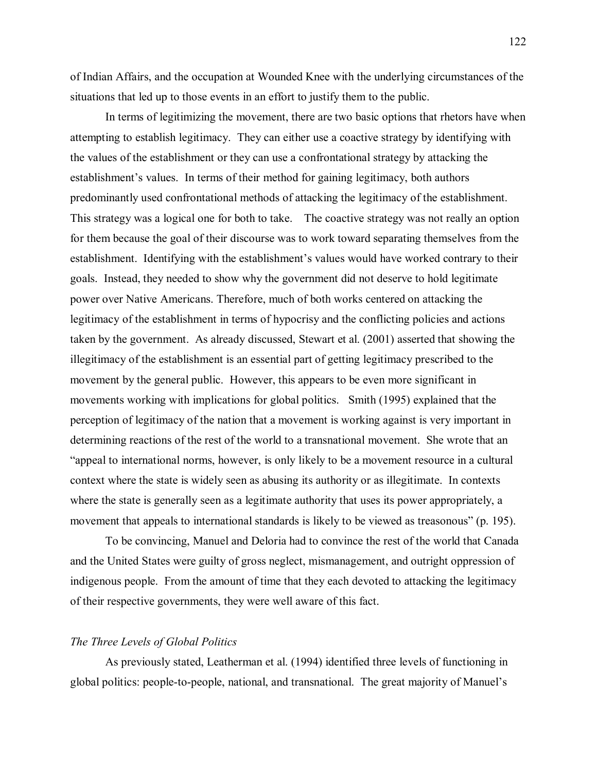of Indian Affairs, and the occupation at Wounded Knee with the underlying circumstances of the situations that led up to those events in an effort to justify them to the public.

In terms of legitimizing the movement, there are two basic options that rhetors have when attempting to establish legitimacy. They can either use a coactive strategy by identifying with the values of the establishment or they can use a confrontational strategy by attacking the establishment's values. In terms of their method for gaining legitimacy, both authors predominantly used confrontational methods of attacking the legitimacy of the establishment. This strategy was a logical one for both to take. The coactive strategy was not really an option for them because the goal of their discourse was to work toward separating themselves from the establishment. Identifying with the establishment's values would have worked contrary to their goals. Instead, they needed to show why the government did not deserve to hold legitimate power over Native Americans. Therefore, much of both works centered on attacking the legitimacy of the establishment in terms of hypocrisy and the conflicting policies and actions taken by the government. As already discussed, Stewart et al. (2001) asserted that showing the illegitimacy of the establishment is an essential part of getting legitimacy prescribed to the movement by the general public. However, this appears to be even more significant in movements working with implications for global politics. Smith (1995) explained that the perception of legitimacy of the nation that a movement is working against is very important in determining reactions of the rest of the world to a transnational movement. She wrote that an "appeal to international norms, however, is only likely to be a movement resource in a cultural context where the state is widely seen as abusing its authority or as illegitimate. In contexts where the state is generally seen as a legitimate authority that uses its power appropriately, a movement that appeals to international standards is likely to be viewed as treasonous" (p. 195).

To be convincing, Manuel and Deloria had to convince the rest of the world that Canada and the United States were guilty of gross neglect, mismanagement, and outright oppression of indigenous people. From the amount of time that they each devoted to attacking the legitimacy of their respective governments, they were well aware of this fact.

### *The Three Levels of Global Politics*

As previously stated, Leatherman et al. (1994) identified three levels of functioning in global politics: people-to-people, national, and transnational. The great majority of Manuel's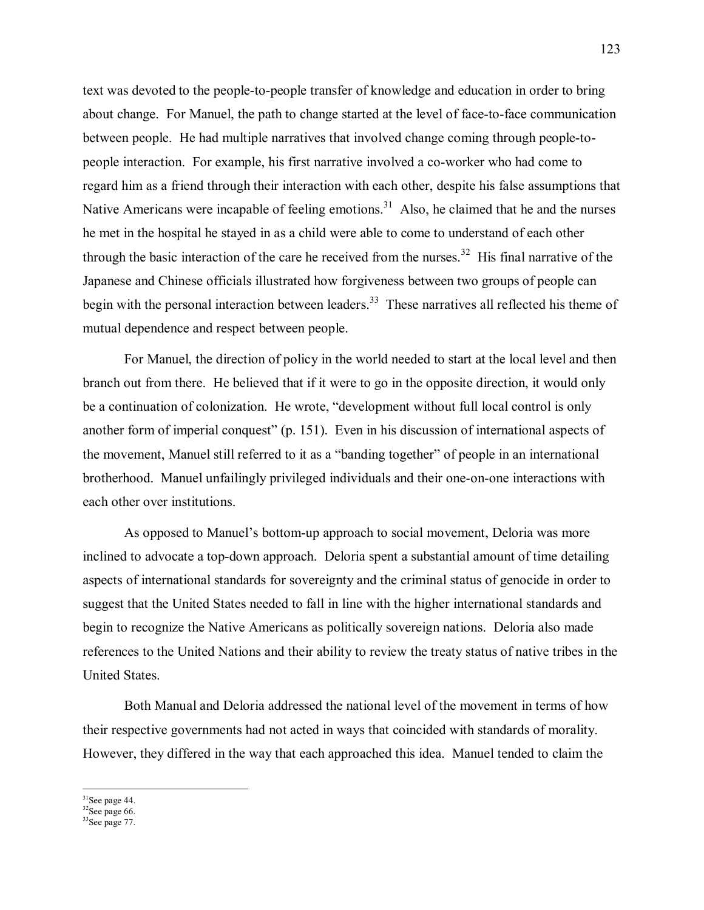text was devoted to the people-to-people transfer of knowledge and education in order to bring about change. For Manuel, the path to change started at the level of face-to-face communication between people. He had multiple narratives that involved change coming through people-to-people interaction. For example, his first narrative involved a co-worker who had come to regard him as a friend through their interaction with each other, despite his false assumptions that Native Americans were incapable of feeling emotions.[31] Also, he claimed that he and the nurses he met in the hospital he stayed in as a child were able to come to understand of each other through the basic interaction of the care he received from the nurses.[32] His final narrative of the Japanese and Chinese officials illustrated how forgiveness between two groups of people can begin with the personal interaction between leaders.[33] These narratives all reflected his theme of mutual dependence and respect between people.

For Manuel, the direction of policy in the world needed to start at the local level and then branch out from there. He believed that if it were to go in the opposite direction, it would only be a continuation of colonization. He wrote, "development without full local control is only another form of imperial conquest" (p. 151). Even in his discussion of international aspects of the movement, Manuel still referred to it as a "banding together" of people in an international brotherhood. Manuel unfailingly privileged individuals and their one-on-one interactions with each other over institutions.

As opposed to Manuel's bottom-up approach to social movement, Deloria was more inclined to advocate a top-down approach. Deloria spent a substantial amount of time detailing aspects of international standards for sovereignty and the criminal status of genocide in order to suggest that the United States needed to fall in line with the higher international standards and begin to recognize the Native Americans as politically sovereign nations. Deloria also made references to the United Nations and their ability to review the treaty status of native tribes in the United States.

Both Manual and Deloria addressed the national level of the movement in terms of how their respective governments had not acted in ways that coincided with standards of morality. However, they differed in the way that each approached this idea. Manuel tended to claim the

[31] See page 44.
[32] See page 66.
[33] See page 77.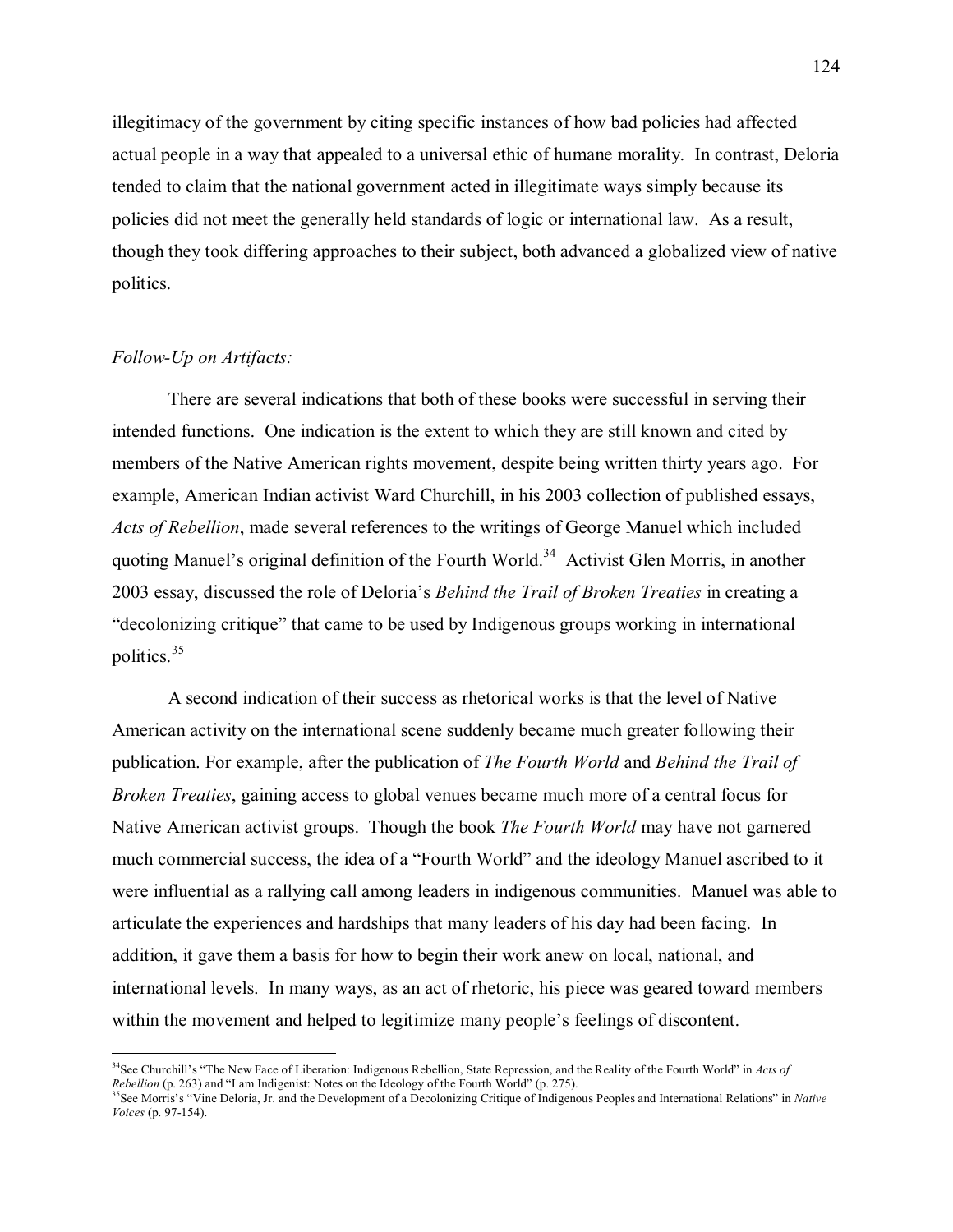illegitimacy of the government by citing specific instances of how bad policies had affected actual people in a way that appealed to a universal ethic of humane morality. In contrast, Deloria tended to claim that the national government acted in illegitimate ways simply because its policies did not meet the generally held standards of logic or international law. As a result, though they took differing approaches to their subject, both advanced a globalized view of native politics.

*Follow-Up on Artifacts:*

There are several indications that both of these books were successful in serving their intended functions. One indication is the extent to which they are still known and cited by members of the Native American rights movement, despite being written thirty years ago. For example, American Indian activist Ward Churchill, in his 2003 collection of published essays, *Acts of Rebellion*, made several references to the writings of George Manuel which included quoting Manuel's original definition of the Fourth World.[34] Activist Glen Morris, in another 2003 essay, discussed the role of Deloria's *Behind the Trail of Broken Treaties* in creating a "decolonizing critique" that came to be used by Indigenous groups working in international politics.[35]

A second indication of their success as rhetorical works is that the level of Native American activity on the international scene suddenly became much greater following their publication. For example, after the publication of *The Fourth World* and *Behind the Trail of Broken Treaties*, gaining access to global venues became much more of a central focus for Native American activist groups. Though the book *The Fourth World* may have not garnered much commercial success, the idea of a "Fourth World" and the ideology Manuel ascribed to it were influential as a rallying call among leaders in indigenous communities. Manuel was able to articulate the experiences and hardships that many leaders of his day had been facing. In addition, it gave them a basis for how to begin their work anew on local, national, and international levels. In many ways, as an act of rhetoric, his piece was geared toward members within the movement and helped to legitimize many people's feelings of discontent.

---

[34]See Churchill's "The New Face of Liberation: Indigenous Rebellion, State Repression, and the Reality of the Fourth World" in *Acts of Rebellion* (p. 263) and "I am Indigenist: Notes on the Ideology of the Fourth World" (p. 275).

[35]See Morris's "Vine Deloria, Jr. and the Development of a Decolonizing Critique of Indigenous Peoples and International Relations" in *Native Voices* (p. 97-154).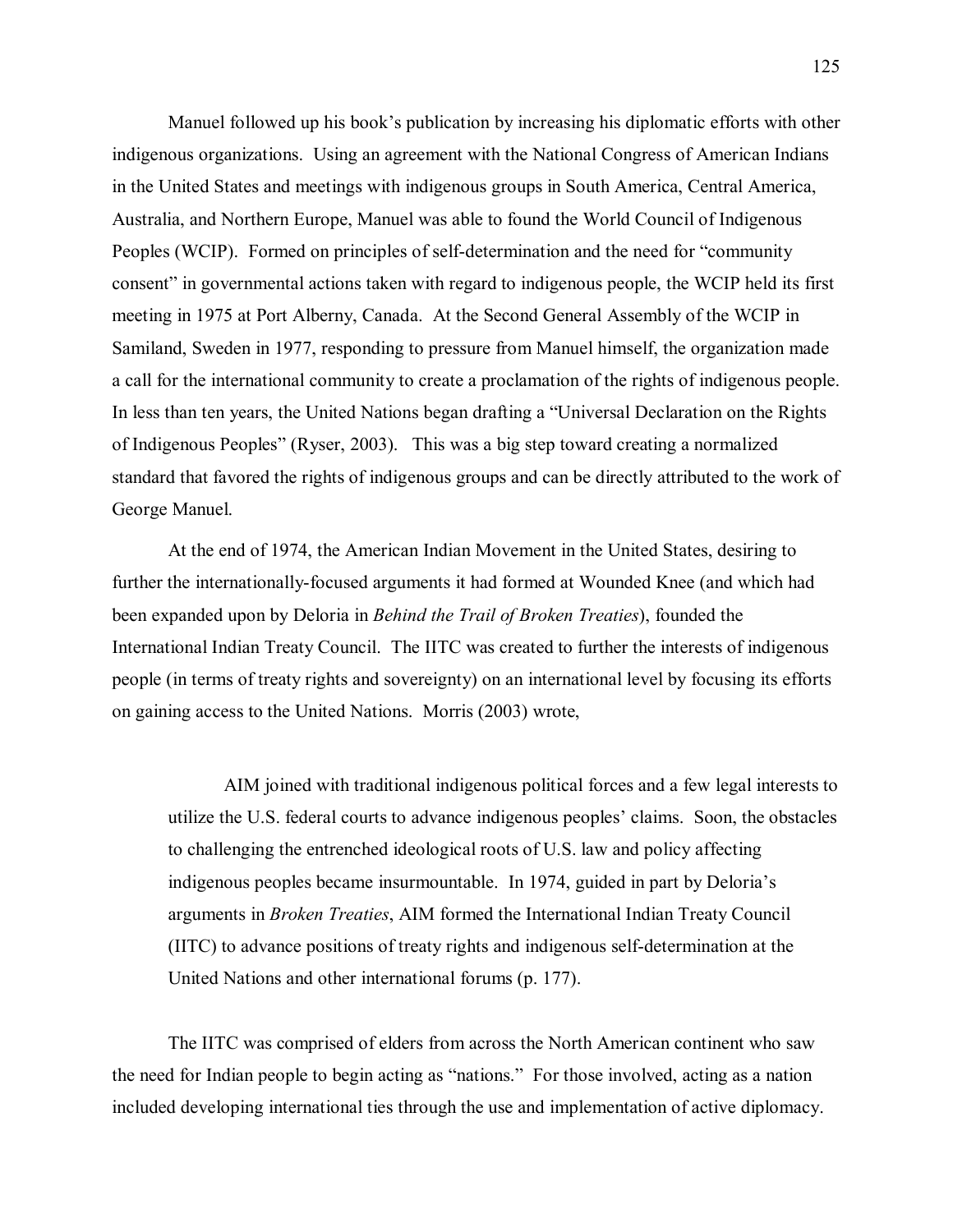Manuel followed up his book's publication by increasing his diplomatic efforts with other indigenous organizations. Using an agreement with the National Congress of American Indians in the United States and meetings with indigenous groups in South America, Central America, Australia, and Northern Europe, Manuel was able to found the World Council of Indigenous Peoples (WCIP). Formed on principles of self-determination and the need for "community consent" in governmental actions taken with regard to indigenous people, the WCIP held its first meeting in 1975 at Port Alberny, Canada. At the Second General Assembly of the WCIP in Samiland, Sweden in 1977, responding to pressure from Manuel himself, the organization made a call for the international community to create a proclamation of the rights of indigenous people. In less than ten years, the United Nations began drafting a "Universal Declaration on the Rights of Indigenous Peoples" (Ryser, 2003). This was a big step toward creating a normalized standard that favored the rights of indigenous groups and can be directly attributed to the work of George Manuel.

At the end of 1974, the American Indian Movement in the United States, desiring to further the internationally-focused arguments it had formed at Wounded Knee (and which had been expanded upon by Deloria in *Behind the Trail of Broken Treaties*), founded the International Indian Treaty Council. The IITC was created to further the interests of indigenous people (in terms of treaty rights and sovereignty) on an international level by focusing its efforts on gaining access to the United Nations. Morris (2003) wrote,

> AIM joined with traditional indigenous political forces and a few legal interests to utilize the U.S. federal courts to advance indigenous peoples' claims. Soon, the obstacles to challenging the entrenched ideological roots of U.S. law and policy affecting indigenous peoples became insurmountable. In 1974, guided in part by Deloria's arguments in *Broken Treaties*, AIM formed the International Indian Treaty Council (IITC) to advance positions of treaty rights and indigenous self-determination at the United Nations and other international forums (p. 177).

The IITC was comprised of elders from across the North American continent who saw the need for Indian people to begin acting as "nations." For those involved, acting as a nation included developing international ties through the use and implementation of active diplomacy.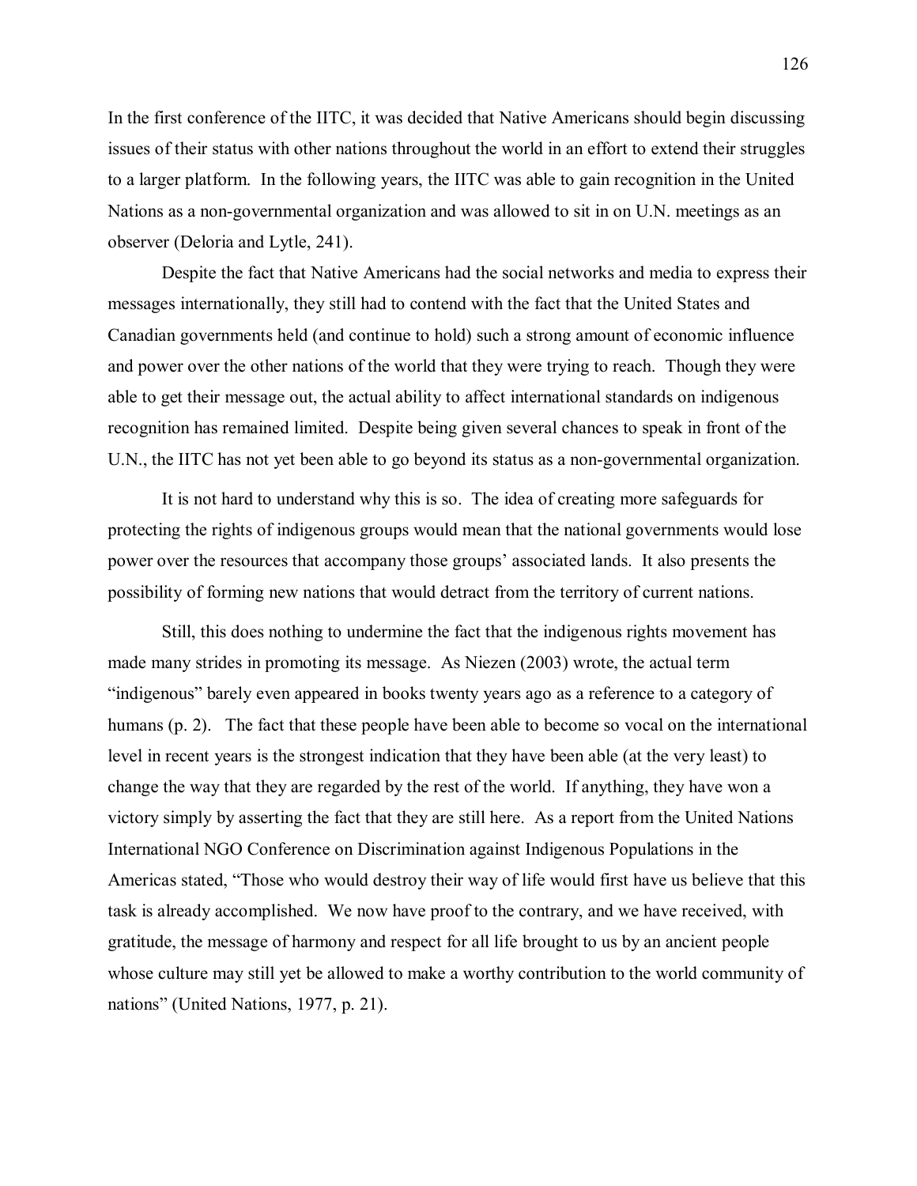In the first conference of the IITC, it was decided that Native Americans should begin discussing issues of their status with other nations throughout the world in an effort to extend their struggles to a larger platform. In the following years, the IITC was able to gain recognition in the United Nations as a non-governmental organization and was allowed to sit in on U.N. meetings as an observer (Deloria and Lytle, 241).

Despite the fact that Native Americans had the social networks and media to express their messages internationally, they still had to contend with the fact that the United States and Canadian governments held (and continue to hold) such a strong amount of economic influence and power over the other nations of the world that they were trying to reach. Though they were able to get their message out, the actual ability to affect international standards on indigenous recognition has remained limited. Despite being given several chances to speak in front of the U.N., the IITC has not yet been able to go beyond its status as a non-governmental organization.

It is not hard to understand why this is so. The idea of creating more safeguards for protecting the rights of indigenous groups would mean that the national governments would lose power over the resources that accompany those groups' associated lands. It also presents the possibility of forming new nations that would detract from the territory of current nations.

Still, this does nothing to undermine the fact that the indigenous rights movement has made many strides in promoting its message. As Niezen (2003) wrote, the actual term "indigenous" barely even appeared in books twenty years ago as a reference to a category of humans (p. 2). The fact that these people have been able to become so vocal on the international level in recent years is the strongest indication that they have been able (at the very least) to change the way that they are regarded by the rest of the world. If anything, they have won a victory simply by asserting the fact that they are still here. As a report from the United Nations International NGO Conference on Discrimination against Indigenous Populations in the Americas stated, "Those who would destroy their way of life would first have us believe that this task is already accomplished. We now have proof to the contrary, and we have received, with gratitude, the message of harmony and respect for all life brought to us by an ancient people whose culture may still yet be allowed to make a worthy contribution to the world community of nations" (United Nations, 1977, p. 21).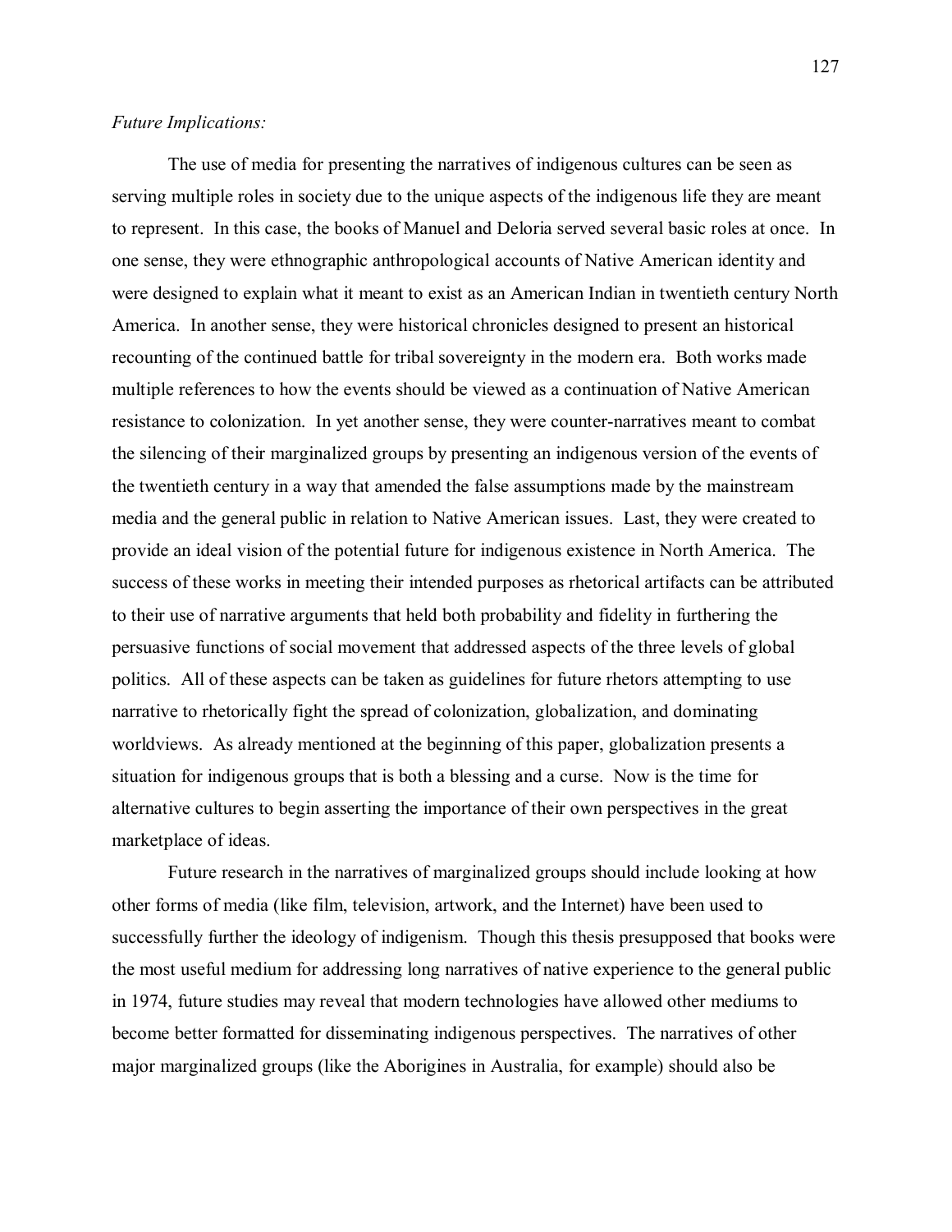*Future Implications:*

The use of media for presenting the narratives of indigenous cultures can be seen as serving multiple roles in society due to the unique aspects of the indigenous life they are meant to represent. In this case, the books of Manuel and Deloria served several basic roles at once. In one sense, they were ethnographic anthropological accounts of Native American identity and were designed to explain what it meant to exist as an American Indian in twentieth century North America. In another sense, they were historical chronicles designed to present an historical recounting of the continued battle for tribal sovereignty in the modern era. Both works made multiple references to how the events should be viewed as a continuation of Native American resistance to colonization. In yet another sense, they were counter-narratives meant to combat the silencing of their marginalized groups by presenting an indigenous version of the events of the twentieth century in a way that amended the false assumptions made by the mainstream media and the general public in relation to Native American issues. Last, they were created to provide an ideal vision of the potential future for indigenous existence in North America. The success of these works in meeting their intended purposes as rhetorical artifacts can be attributed to their use of narrative arguments that held both probability and fidelity in furthering the persuasive functions of social movement that addressed aspects of the three levels of global politics. All of these aspects can be taken as guidelines for future rhetors attempting to use narrative to rhetorically fight the spread of colonization, globalization, and dominating worldviews. As already mentioned at the beginning of this paper, globalization presents a situation for indigenous groups that is both a blessing and a curse. Now is the time for alternative cultures to begin asserting the importance of their own perspectives in the great marketplace of ideas.

Future research in the narratives of marginalized groups should include looking at how other forms of media (like film, television, artwork, and the Internet) have been used to successfully further the ideology of indigenism. Though this thesis presupposed that books were the most useful medium for addressing long narratives of native experience to the general public in 1974, future studies may reveal that modern technologies have allowed other mediums to become better formatted for disseminating indigenous perspectives. The narratives of other major marginalized groups (like the Aborigines in Australia, for example) should also be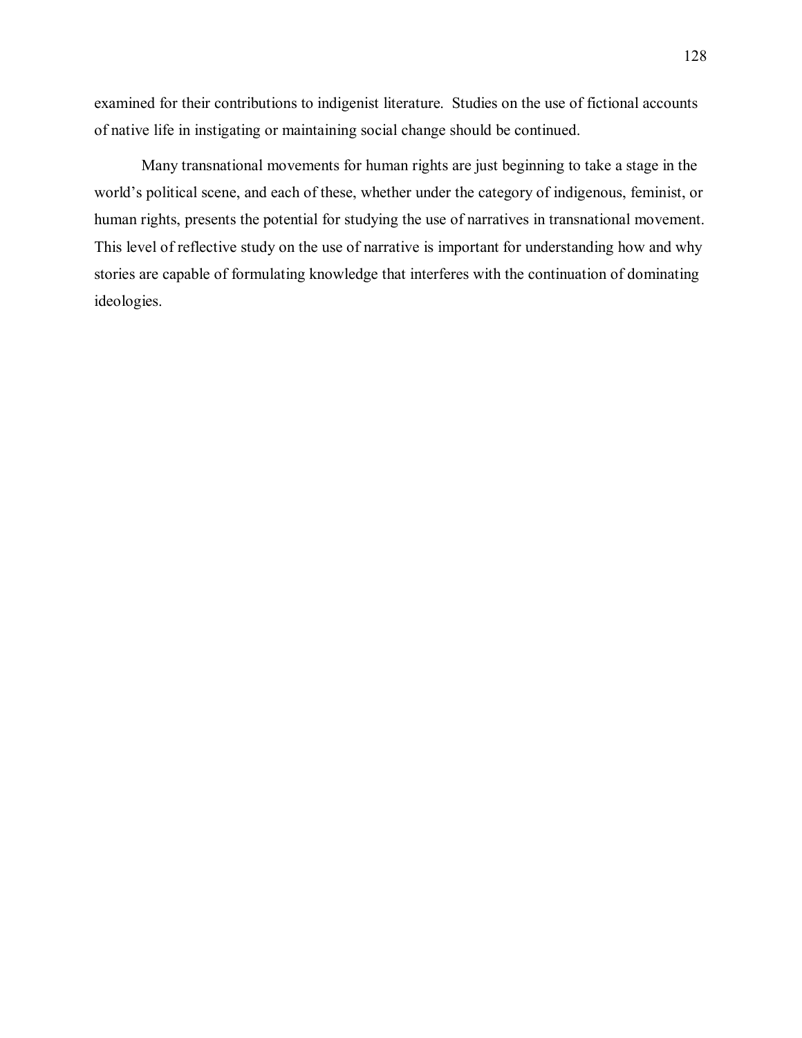examined for their contributions to indigenist literature. Studies on the use of fictional accounts of native life in instigating or maintaining social change should be continued.

Many transnational movements for human rights are just beginning to take a stage in the world's political scene, and each of these, whether under the category of indigenous, feminist, or human rights, presents the potential for studying the use of narratives in transnational movement. This level of reflective study on the use of narrative is important for understanding how and why stories are capable of formulating knowledge that interferes with the continuation of dominating ideologies.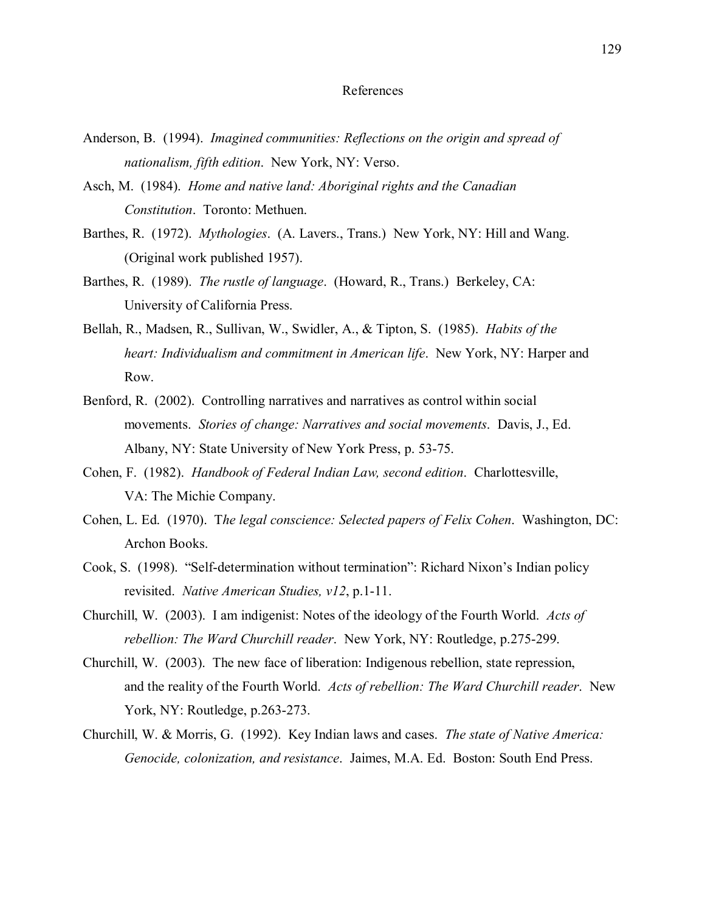# References

Anderson, B. (1994). *Imagined communities: Reflections on the origin and spread of nationalism, fifth edition*. New York, NY: Verso.

Asch, M. (1984). *Home and native land: Aboriginal rights and the Canadian Constitution*. Toronto: Methuen.

Barthes, R. (1972). *Mythologies*. (A. Lavers., Trans.) New York, NY: Hill and Wang. (Original work published 1957).

Barthes, R. (1989). *The rustle of language*. (Howard, R., Trans.) Berkeley, CA: University of California Press.

Bellah, R., Madsen, R., Sullivan, W., Swidler, A., & Tipton, S. (1985). *Habits of the heart: Individualism and commitment in American life*. New York, NY: Harper and Row.

Benford, R. (2002). Controlling narratives and narratives as control within social movements. *Stories of change: Narratives and social movements*. Davis, J., Ed. Albany, NY: State University of New York Press, p. 53-75.

Cohen, F. (1982). *Handbook of Federal Indian Law, second edition*. Charlottesville, VA: The Michie Company.

Cohen, L. Ed. (1970). T*he legal conscience: Selected papers of Felix Cohen*. Washington, DC: Archon Books.

Cook, S. (1998). "Self-determination without termination": Richard Nixon's Indian policy revisited. *Native American Studies, v12*, p.1-11.

Churchill, W. (2003). I am indigenist: Notes of the ideology of the Fourth World. *Acts of rebellion: The Ward Churchill reader*. New York, NY: Routledge, p.275-299.

Churchill, W. (2003). The new face of liberation: Indigenous rebellion, state repression, and the reality of the Fourth World. *Acts of rebellion: The Ward Churchill reader*. New York, NY: Routledge, p.263-273.

Churchill, W. & Morris, G. (1992). Key Indian laws and cases. *The state of Native America: Genocide, colonization, and resistance*. Jaimes, M.A. Ed. Boston: South End Press.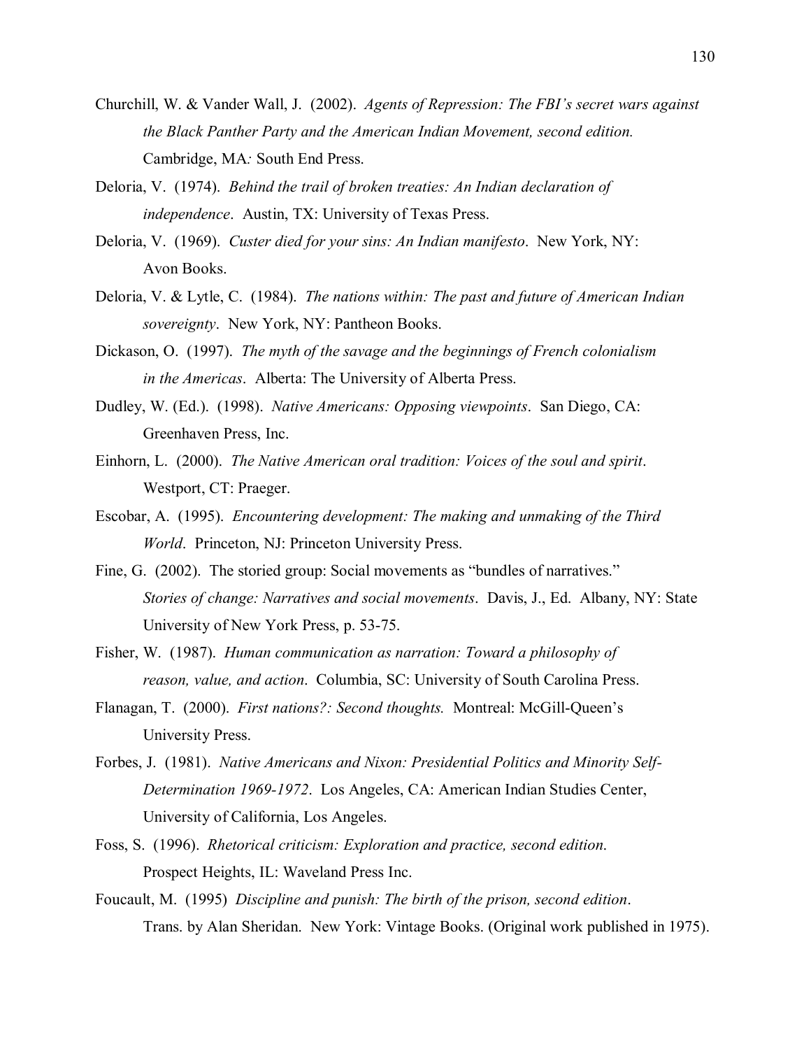Churchill, W. & Vander Wall, J. (2002). *Agents of Repression: The FBI's secret wars against the Black Panther Party and the American Indian Movement, second edition.* Cambridge, MA: South End Press.

Deloria, V. (1974). *Behind the trail of broken treaties: An Indian declaration of independence*. Austin, TX: University of Texas Press.

Deloria, V. (1969). *Custer died for your sins: An Indian manifesto*. New York, NY: Avon Books.

Deloria, V. & Lytle, C. (1984). *The nations within: The past and future of American Indian sovereignty*. New York, NY: Pantheon Books.

Dickason, O. (1997). *The myth of the savage and the beginnings of French colonialism in the Americas*. Alberta: The University of Alberta Press.

Dudley, W. (Ed.). (1998). *Native Americans: Opposing viewpoints*. San Diego, CA: Greenhaven Press, Inc.

Einhorn, L. (2000). *The Native American oral tradition: Voices of the soul and spirit*. Westport, CT: Praeger.

Escobar, A. (1995). *Encountering development: The making and unmaking of the Third World*. Princeton, NJ: Princeton University Press.

Fine, G. (2002). The storied group: Social movements as "bundles of narratives." *Stories of change: Narratives and social movements*. Davis, J., Ed. Albany, NY: State University of New York Press, p. 53-75.

Fisher, W. (1987). *Human communication as narration: Toward a philosophy of reason, value, and action*. Columbia, SC: University of South Carolina Press.

Flanagan, T. (2000). *First nations?: Second thoughts.* Montreal: McGill-Queen's University Press.

Forbes, J. (1981). *Native Americans and Nixon: Presidential Politics and Minority Self-Determination 1969-1972*. Los Angeles, CA: American Indian Studies Center, University of California, Los Angeles.

Foss, S. (1996). *Rhetorical criticism: Exploration and practice, second edition*. Prospect Heights, IL: Waveland Press Inc.

Foucault, M. (1995) *Discipline and punish: The birth of the prison, second edition*. Trans. by Alan Sheridan. New York: Vintage Books. (Original work published in 1975).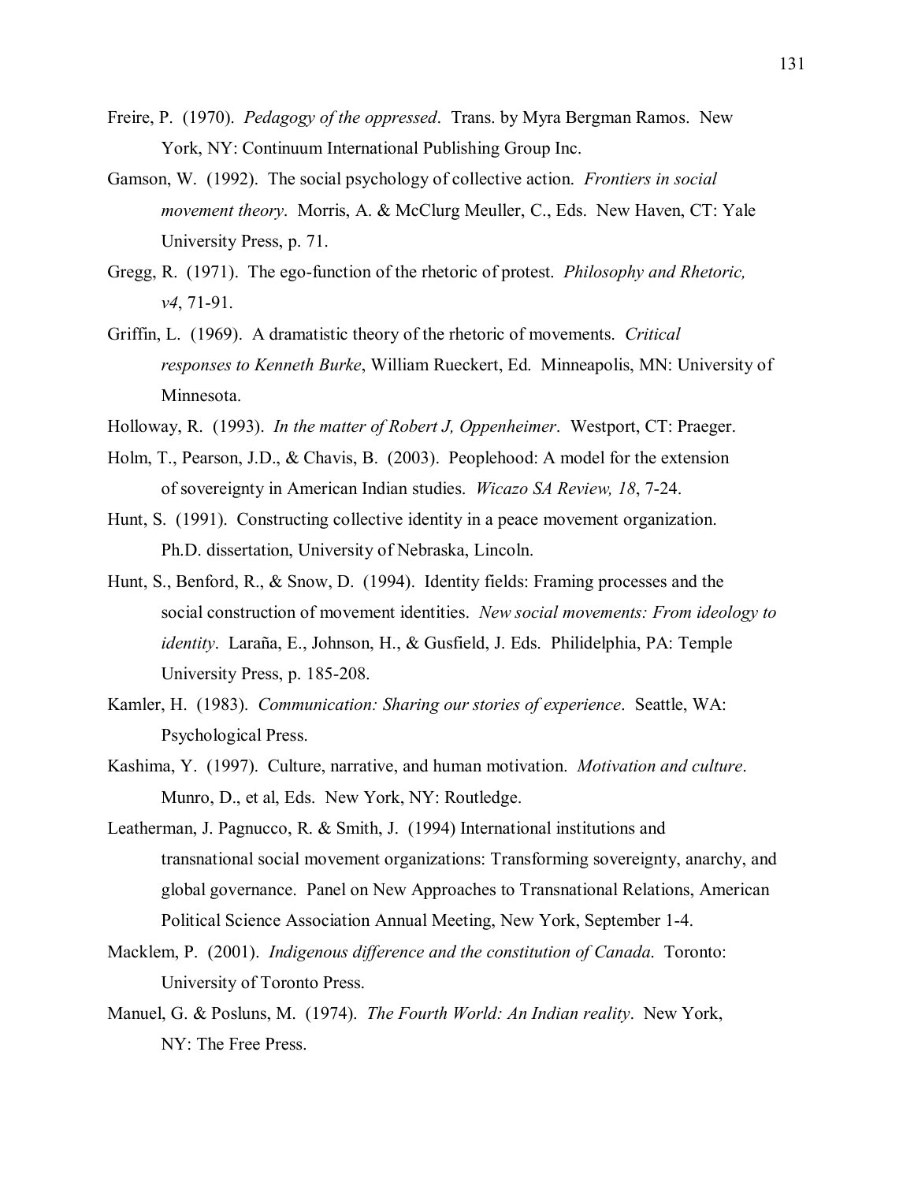Freire, P. (1970). *Pedagogy of the oppressed*. Trans. by Myra Bergman Ramos. New York, NY: Continuum International Publishing Group Inc.

Gamson, W. (1992). The social psychology of collective action. *Frontiers in social movement theory*. Morris, A. & McClurg Meuller, C., Eds. New Haven, CT: Yale University Press, p. 71.

Gregg, R. (1971). The ego-function of the rhetoric of protest. *Philosophy and Rhetoric, v4*, 71-91.

Griffin, L. (1969). A dramatistic theory of the rhetoric of movements. *Critical responses to Kenneth Burke*, William Rueckert, Ed. Minneapolis, MN: University of Minnesota.

Holloway, R. (1993). *In the matter of Robert J, Oppenheimer*. Westport, CT: Praeger.

Holm, T., Pearson, J.D., & Chavis, B. (2003). Peoplehood: A model for the extension of sovereignty in American Indian studies. *Wicazo SA Review, 18*, 7-24.

Hunt, S. (1991). Constructing collective identity in a peace movement organization. Ph.D. dissertation, University of Nebraska, Lincoln.

Hunt, S., Benford, R., & Snow, D. (1994). Identity fields: Framing processes and the social construction of movement identities. *New social movements: From ideology to identity*. Laraña, E., Johnson, H., & Gusfield, J. Eds. Philidelphia, PA: Temple University Press, p. 185-208.

Kamler, H. (1983). *Communication: Sharing our stories of experience*. Seattle, WA: Psychological Press.

Kashima, Y. (1997). Culture, narrative, and human motivation. *Motivation and culture*. Munro, D., et al, Eds. New York, NY: Routledge.

Leatherman, J. Pagnucco, R. & Smith, J. (1994) International institutions and transnational social movement organizations: Transforming sovereignty, anarchy, and global governance. Panel on New Approaches to Transnational Relations, American Political Science Association Annual Meeting, New York, September 1-4.

Macklem, P. (2001). *Indigenous difference and the constitution of Canada*. Toronto: University of Toronto Press.

Manuel, G. & Posluns, M. (1974). *The Fourth World: An Indian reality*. New York, NY: The Free Press.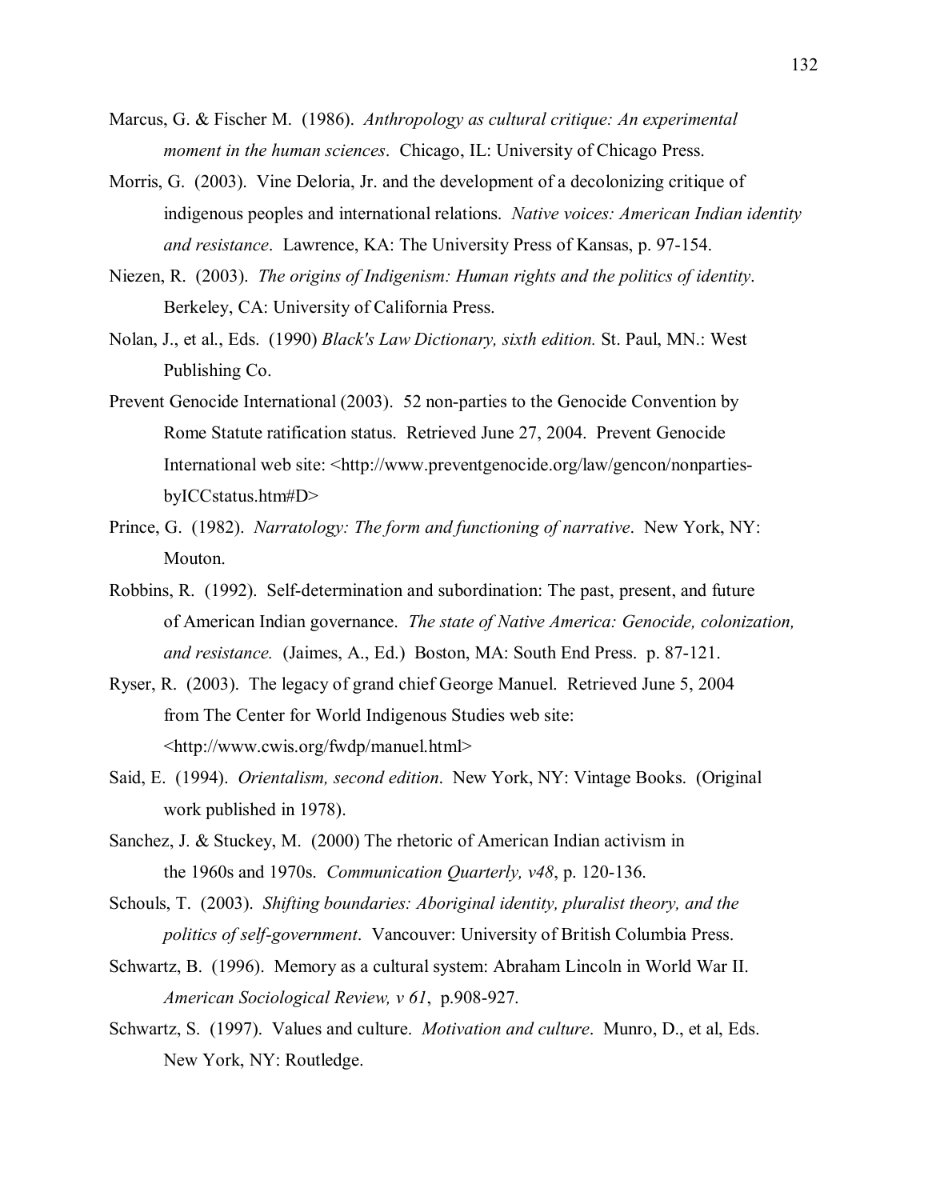Marcus, G. & Fischer M. (1986). *Anthropology as cultural critique: An experimental moment in the human sciences*. Chicago, IL: University of Chicago Press.

Morris, G. (2003). Vine Deloria, Jr. and the development of a decolonizing critique of indigenous peoples and international relations. *Native voices: American Indian identity and resistance*. Lawrence, KA: The University Press of Kansas, p. 97-154.

Niezen, R. (2003). *The origins of Indigenism: Human rights and the politics of identity*. Berkeley, CA: University of California Press.

Nolan, J., et al., Eds. (1990) *Black's Law Dictionary, sixth edition.* St. Paul, MN.: West Publishing Co.

Prevent Genocide International (2003). 52 non-parties to the Genocide Convention by Rome Statute ratification status. Retrieved June 27, 2004. Prevent Genocide International web site: <http://www.preventgenocide.org/law/gencon/nonparties-byICCstatus.htm#D>

Prince, G. (1982). *Narratology: The form and functioning of narrative*. New York, NY: Mouton.

Robbins, R. (1992). Self-determination and subordination: The past, present, and future of American Indian governance. *The state of Native America: Genocide, colonization, and resistance.* (Jaimes, A., Ed.) Boston, MA: South End Press. p. 87-121.

Ryser, R. (2003). The legacy of grand chief George Manuel. Retrieved June 5, 2004 from The Center for World Indigenous Studies web site: <http://www.cwis.org/fwdp/manuel.html>

Said, E. (1994). *Orientalism, second edition*. New York, NY: Vintage Books. (Original work published in 1978).

Sanchez, J. & Stuckey, M. (2000) The rhetoric of American Indian activism in the 1960s and 1970s. *Communication Quarterly, v48*, p. 120-136.

Schouls, T. (2003). *Shifting boundaries: Aboriginal identity, pluralist theory, and the politics of self-government*. Vancouver: University of British Columbia Press.

Schwartz, B. (1996). Memory as a cultural system: Abraham Lincoln in World War II. *American Sociological Review, v 61*, p.908-927.

Schwartz, S. (1997). Values and culture. *Motivation and culture*. Munro, D., et al, Eds. New York, NY: Routledge.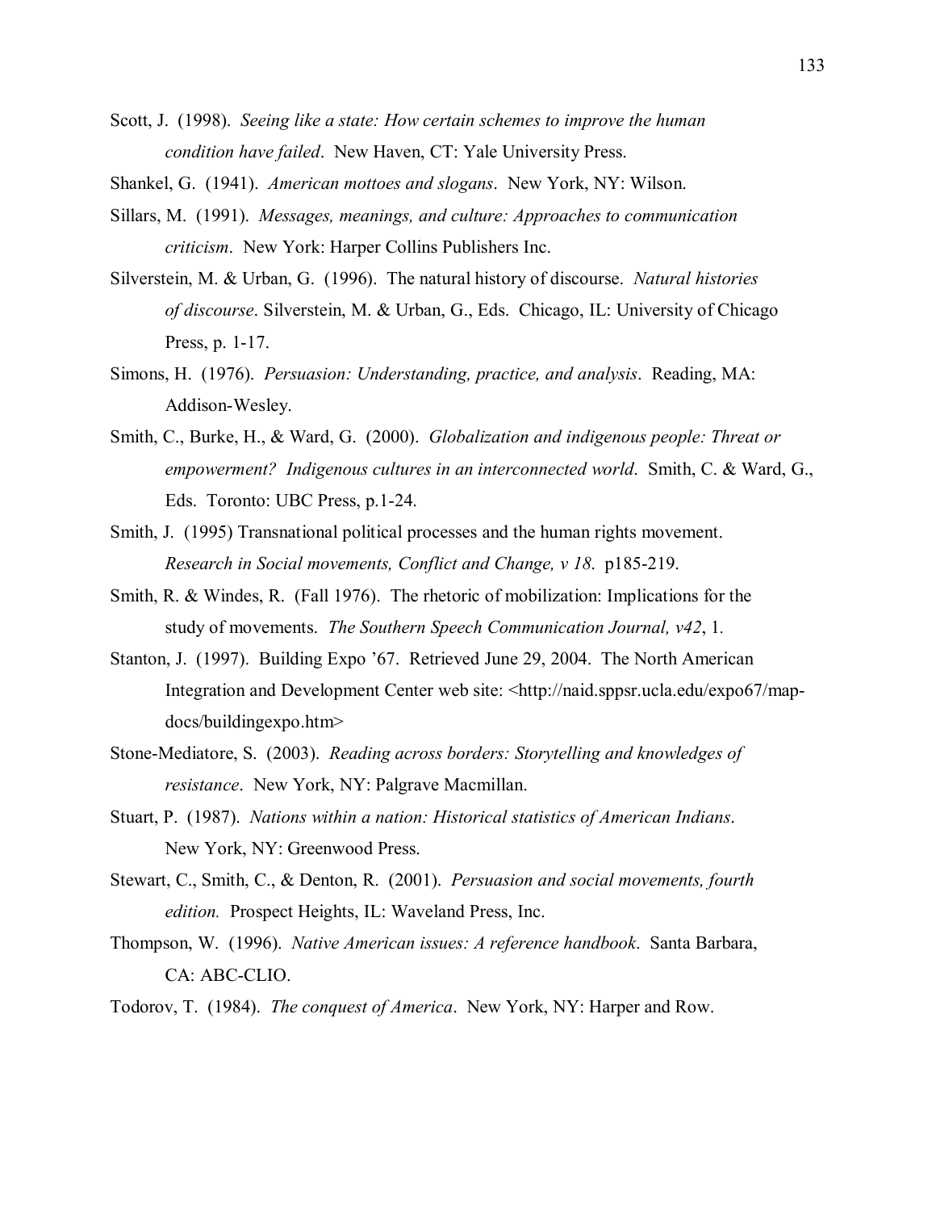Scott, J. (1998). *Seeing like a state: How certain schemes to improve the human condition have failed*. New Haven, CT: Yale University Press.

Shankel, G. (1941). *American mottoes and slogans*. New York, NY: Wilson.

Sillars, M. (1991). *Messages, meanings, and culture: Approaches to communication criticism*. New York: Harper Collins Publishers Inc.

Silverstein, M. & Urban, G. (1996). The natural history of discourse. *Natural histories of discourse*. Silverstein, M. & Urban, G., Eds. Chicago, IL: University of Chicago Press, p. 1-17.

Simons, H. (1976). *Persuasion: Understanding, practice, and analysis*. Reading, MA: Addison-Wesley.

Smith, C., Burke, H., & Ward, G. (2000). *Globalization and indigenous people: Threat or empowerment? Indigenous cultures in an interconnected world*. Smith, C. & Ward, G., Eds. Toronto: UBC Press, p.1-24.

Smith, J. (1995) Transnational political processes and the human rights movement. *Research in Social movements, Conflict and Change, v 18*. p185-219.

Smith, R. & Windes, R. (Fall 1976). The rhetoric of mobilization: Implications for the study of movements. *The Southern Speech Communication Journal, v42*, 1.

Stanton, J. (1997). Building Expo '67. Retrieved June 29, 2004. The North American Integration and Development Center web site: <http://naid.sppsr.ucla.edu/expo67/map-docs/buildingexpo.htm>

Stone-Mediatore, S. (2003). *Reading across borders: Storytelling and knowledges of resistance*. New York, NY: Palgrave Macmillan.

Stuart, P. (1987). *Nations within a nation: Historical statistics of American Indians*. New York, NY: Greenwood Press.

Stewart, C., Smith, C., & Denton, R. (2001). *Persuasion and social movements, fourth edition.* Prospect Heights, IL: Waveland Press, Inc.

Thompson, W. (1996). *Native American issues: A reference handbook*. Santa Barbara, CA: ABC-CLIO.

Todorov, T. (1984). *The conquest of America*. New York, NY: Harper and Row.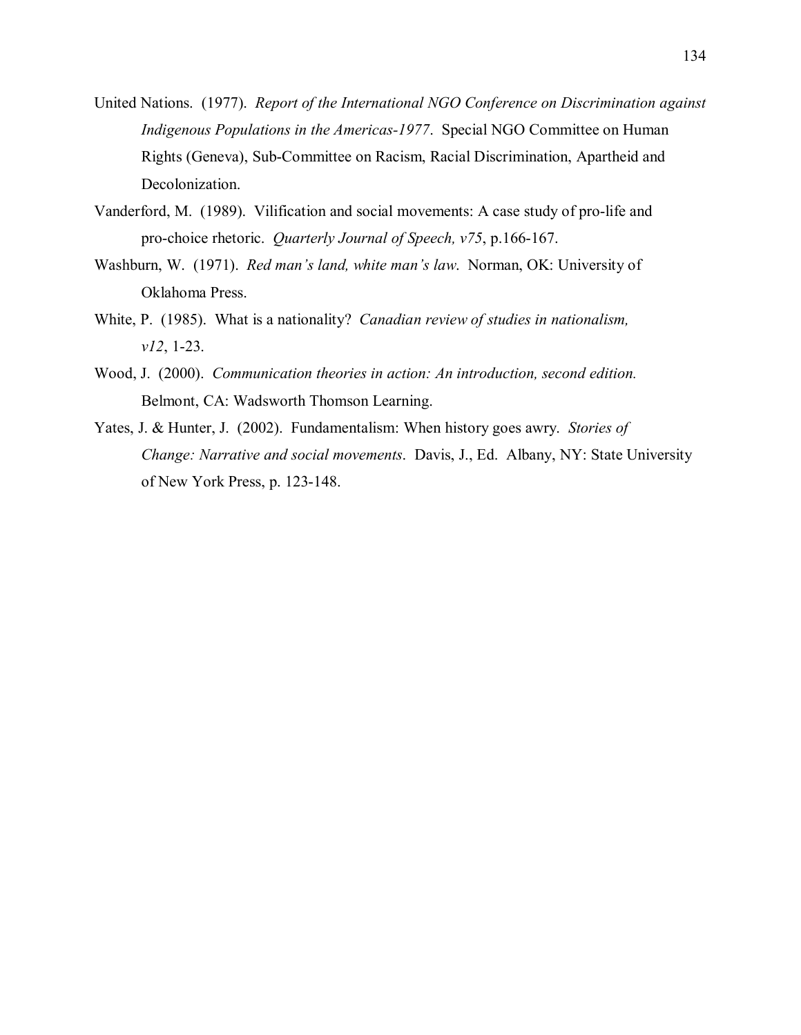United Nations. (1977). *Report of the International NGO Conference on Discrimination against Indigenous Populations in the Americas-1977*. Special NGO Committee on Human Rights (Geneva), Sub-Committee on Racism, Racial Discrimination, Apartheid and Decolonization.

Vanderford, M. (1989). Vilification and social movements: A case study of pro-life and pro-choice rhetoric. *Quarterly Journal of Speech, v75*, p.166-167.

Washburn, W. (1971). *Red man's land, white man's law*. Norman, OK: University of Oklahoma Press.

White, P. (1985). What is a nationality? *Canadian review of studies in nationalism, v12*, 1-23.

Wood, J. (2000). *Communication theories in action: An introduction, second edition.* Belmont, CA: Wadsworth Thomson Learning.

Yates, J. & Hunter, J. (2002). Fundamentalism: When history goes awry. *Stories of Change: Narrative and social movements*. Davis, J., Ed. Albany, NY: State University of New York Press, p. 123-148.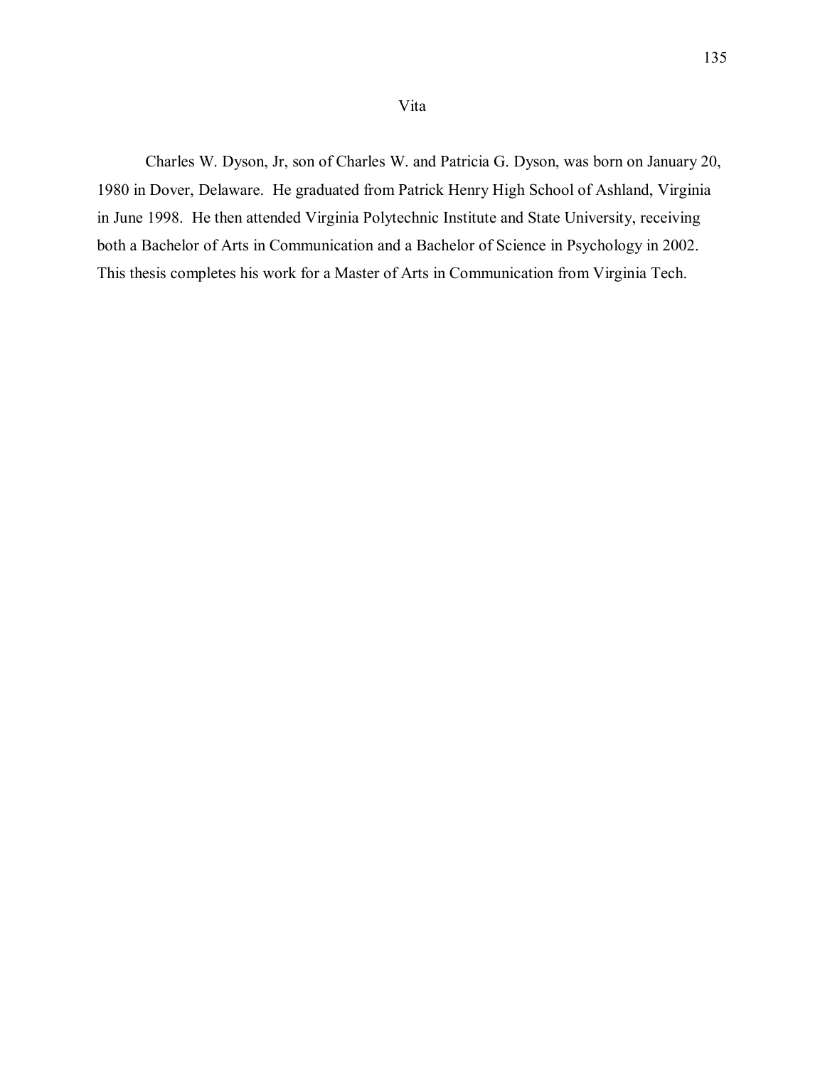# Vita

Charles W. Dyson, Jr, son of Charles W. and Patricia G. Dyson, was born on January 20, 1980 in Dover, Delaware. He graduated from Patrick Henry High School of Ashland, Virginia in June 1998. He then attended Virginia Polytechnic Institute and State University, receiving both a Bachelor of Arts in Communication and a Bachelor of Science in Psychology in 2002. This thesis completes his work for a Master of Arts in Communication from Virginia Tech.